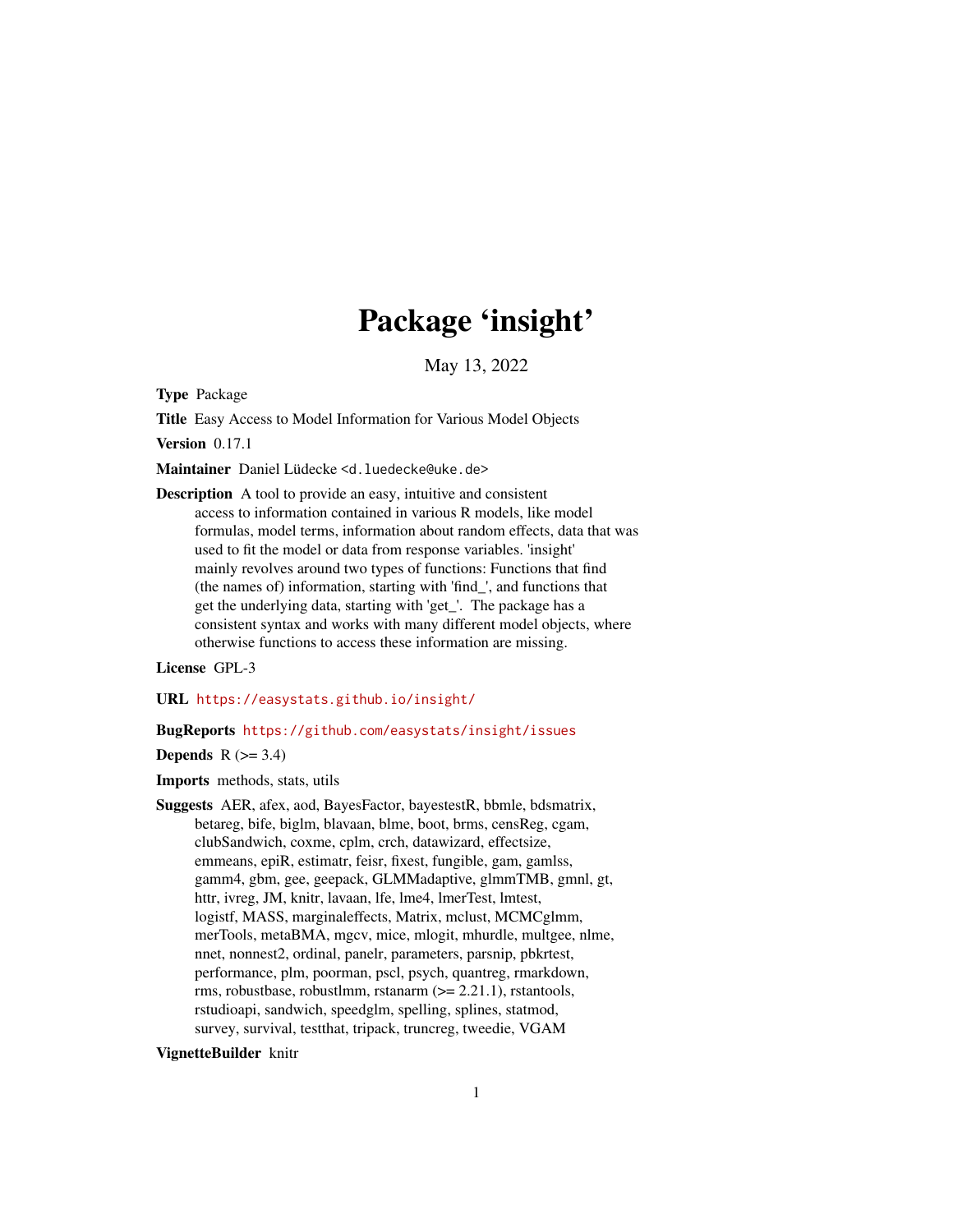# Package 'insight'

May 13, 2022

**Type** Package

**Title** Easy Access to Model Information for Various Model Objects

**Version** 0.17.1

**Maintainer** Daniel Lüdecke <d.luedecke@uke.de>

**Description** A tool to provide an easy, intuitive and consistent access to information contained in various R models, like model formulas, model terms, information about random effects, data that was used to fit the model or data from response variables. 'insight' mainly revolves around two types of functions: Functions that find (the names of) information, starting with 'find_', and functions that get the underlying data, starting with 'get_'. The package has a consistent syntax and works with many different model objects, where otherwise functions to access these information are missing.

**License** GPL-3

**URL** https://easystats.github.io/insight/

**BugReports** https://github.com/easystats/insight/issues

**Depends** R (>= 3.4)

**Imports** methods, stats, utils

**Suggests** AER, afex, aod, BayesFactor, bayestestR, bbmle, bdsmatrix, betareg, bife, biglm, blavaan, blme, boot, brms, censReg, cgam, clubSandwich, coxme, cplm, crch, datawizard, effectsize, emmeans, epiR, estimatr, feisr, fixest, fungible, gam, gamlss, gamm4, gbm, gee, geepack, GLMMadaptive, glmmTMB, gmnl, gt, httr, ivreg, JM, knitr, lavaan, lfe, lme4, lmerTest, lmtest, logistf, MASS, marginaleffects, Matrix, mclust, MCMCglmm, merTools, metaBMA, mgcv, mice, mlogit, mhurdle, multgee, nlme, nnet, nonnest2, ordinal, panelr, parameters, parsnip, pbkrtest, performance, plm, poorman, pscl, psych, quantreg, rmarkdown, rms, robustbase, robustlmm, rstanarm (>= 2.21.1), rstantools, rstudioapi, sandwich, speedglm, spelling, splines, statmod, survey, survival, testthat, tripack, truncreg, tweedie, VGAM

**VignetteBuilder** knitr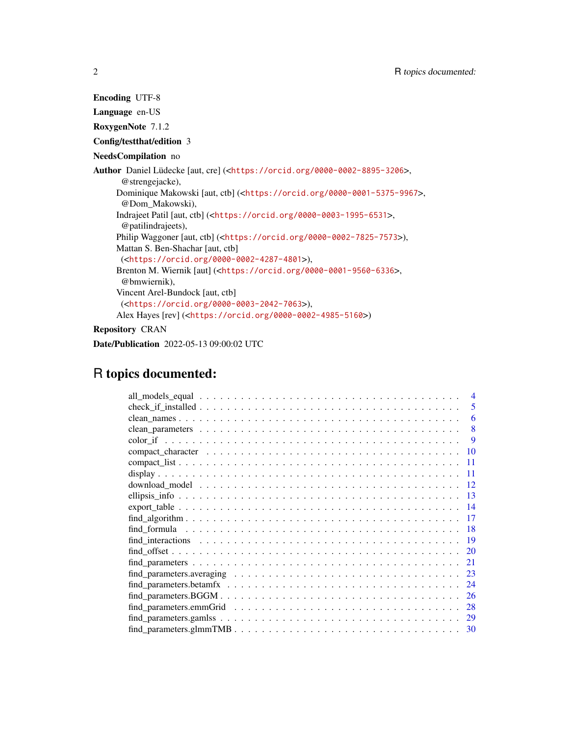**Encoding** UTF-8

**Language** en-US

**RoxygenNote** 7.1.2

**Config/testthat/edition** 3

**NeedsCompilation** no

**Author** Daniel Lüdecke [aut, cre] (<https://orcid.org/0000-0002-8895-3206>, @strengejacke), Dominique Makowski [aut, ctb] (<https://orcid.org/0000-0001-5375-9967>, @Dom_Makowski), Indrajeet Patil [aut, ctb] (<https://orcid.org/0000-0003-1995-6531>, @patilindrajeets), Philip Waggoner [aut, ctb] (<https://orcid.org/0000-0002-7825-7573>), Mattan S. Ben-Shachar [aut, ctb] (<https://orcid.org/0000-0002-4287-4801>), Brenton M. Wiernik [aut] (<https://orcid.org/0000-0001-9560-6336>, @bmwiernik), Vincent Arel-Bundock [aut, ctb] (<https://orcid.org/0000-0003-2042-7063>), Alex Hayes [rev] (<https://orcid.org/0000-0002-4985-5160>)

**Repository** CRAN

**Date/Publication** 2022-05-13 09:00:02 UTC

# R topics documented:

| | |
|---|---|
| all_models_equal | 4 |
| check_if_installed | 5 |
| clean_names | 6 |
| clean_parameters | 8 |
| color_if | 9 |
| compact_character | 10 |
| compact_list | 11 |
| display | 11 |
| download_model | 12 |
| ellipsis_info | 13 |
| export_table | 14 |
| find_algorithm | 17 |
| find_formula | 18 |
| find_interactions | 19 |
| find_offset | 20 |
| find_parameters | 21 |
| find_parameters.averaging | 23 |
| find_parameters.betamfx | 24 |
| find_parameters.BGGM | 26 |
| find_parameters.emmGrid | 28 |
| find_parameters.gamlss | 29 |
| find_parameters.glmmTMB | 30 |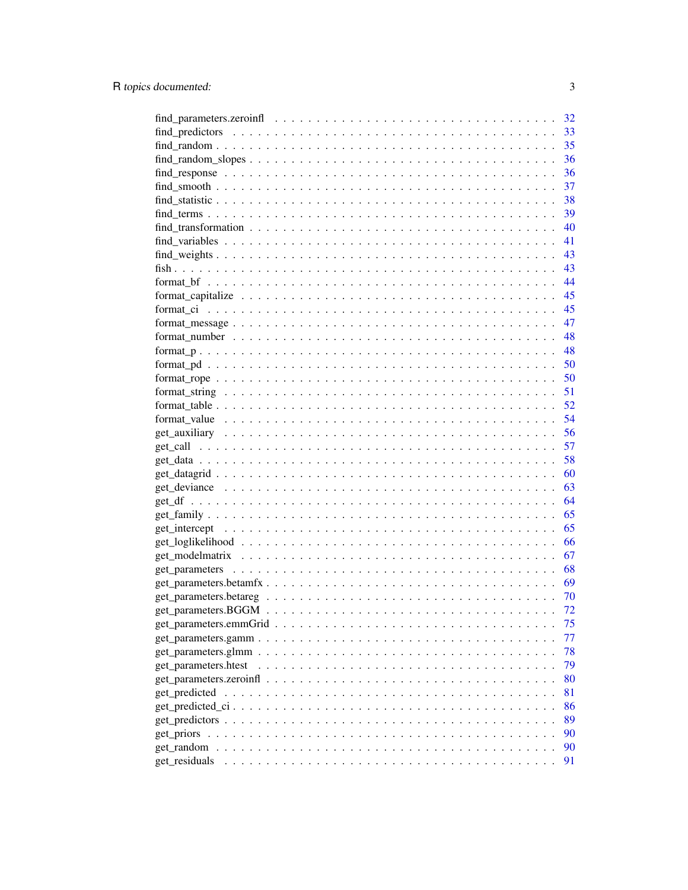find_parameters.zeroinfl . . . . . . . . . . . . . . . . . . . . . . . . . . . . . . 32
find_predictors . . . . . . . . . . . . . . . . . . . . . . . . . . . . . . . . . . 33
find_random . . . . . . . . . . . . . . . . . . . . . . . . . . . . . . . . . . . . 35
find_random_slopes . . . . . . . . . . . . . . . . . . . . . . . . . . . . . . . . 36
find_response . . . . . . . . . . . . . . . . . . . . . . . . . . . . . . . . . . . 36
find_smooth . . . . . . . . . . . . . . . . . . . . . . . . . . . . . . . . . . . . 37
find_statistic . . . . . . . . . . . . . . . . . . . . . . . . . . . . . . . . . . . 38
find_terms . . . . . . . . . . . . . . . . . . . . . . . . . . . . . . . . . . . . . 39
find_transformation . . . . . . . . . . . . . . . . . . . . . . . . . . . . . . . . 40
find_variables . . . . . . . . . . . . . . . . . . . . . . . . . . . . . . . . . . . 41
find_weights . . . . . . . . . . . . . . . . . . . . . . . . . . . . . . . . . . . . 43
fish . . . . . . . . . . . . . . . . . . . . . . . . . . . . . . . . . . . . . . . . . 43
format_bf . . . . . . . . . . . . . . . . . . . . . . . . . . . . . . . . . . . . . . 44
format_capitalize . . . . . . . . . . . . . . . . . . . . . . . . . . . . . . . . . 45
format_ci . . . . . . . . . . . . . . . . . . . . . . . . . . . . . . . . . . . . . . 45
format_message . . . . . . . . . . . . . . . . . . . . . . . . . . . . . . . . . . 47
format_number . . . . . . . . . . . . . . . . . . . . . . . . . . . . . . . . . . . 48
format_p . . . . . . . . . . . . . . . . . . . . . . . . . . . . . . . . . . . . . . 48
format_pd . . . . . . . . . . . . . . . . . . . . . . . . . . . . . . . . . . . . . . 50
format_rope . . . . . . . . . . . . . . . . . . . . . . . . . . . . . . . . . . . . . 50
format_string . . . . . . . . . . . . . . . . . . . . . . . . . . . . . . . . . . . . 51
format_table . . . . . . . . . . . . . . . . . . . . . . . . . . . . . . . . . . . . 52
format_value . . . . . . . . . . . . . . . . . . . . . . . . . . . . . . . . . . . . 54
get_auxiliary . . . . . . . . . . . . . . . . . . . . . . . . . . . . . . . . . . . . 56
get_call . . . . . . . . . . . . . . . . . . . . . . . . . . . . . . . . . . . . . . . 57
get_data . . . . . . . . . . . . . . . . . . . . . . . . . . . . . . . . . . . . . . . 58
get_datagrid . . . . . . . . . . . . . . . . . . . . . . . . . . . . . . . . . . . . 60
get_deviance . . . . . . . . . . . . . . . . . . . . . . . . . . . . . . . . . . . . 63
get_df . . . . . . . . . . . . . . . . . . . . . . . . . . . . . . . . . . . . . . . . 64
get_family . . . . . . . . . . . . . . . . . . . . . . . . . . . . . . . . . . . . . 65
get_intercept . . . . . . . . . . . . . . . . . . . . . . . . . . . . . . . . . . . . 65
get_loglikelihood . . . . . . . . . . . . . . . . . . . . . . . . . . . . . . . . . . 66
get_modelmatrix . . . . . . . . . . . . . . . . . . . . . . . . . . . . . . . . . . 67
get_parameters . . . . . . . . . . . . . . . . . . . . . . . . . . . . . . . . . . . 68
get_parameters.betamfx . . . . . . . . . . . . . . . . . . . . . . . . . . . . . . 69
get_parameters.betareg . . . . . . . . . . . . . . . . . . . . . . . . . . . . . . 70
get_parameters.BGGM . . . . . . . . . . . . . . . . . . . . . . . . . . . . . . . 72
get_parameters.emmGrid . . . . . . . . . . . . . . . . . . . . . . . . . . . . . . 75
get_parameters.gamm . . . . . . . . . . . . . . . . . . . . . . . . . . . . . . . 77
get_parameters.glmm . . . . . . . . . . . . . . . . . . . . . . . . . . . . . . . 78
get_parameters.htest . . . . . . . . . . . . . . . . . . . . . . . . . . . . . . . 79
get_parameters.zeroinfl . . . . . . . . . . . . . . . . . . . . . . . . . . . . . . 80
get_predicted . . . . . . . . . . . . . . . . . . . . . . . . . . . . . . . . . . . . 81
get_predicted_ci . . . . . . . . . . . . . . . . . . . . . . . . . . . . . . . . . . 86
get_predictors . . . . . . . . . . . . . . . . . . . . . . . . . . . . . . . . . . . 89
get_priors . . . . . . . . . . . . . . . . . . . . . . . . . . . . . . . . . . . . . . 90
get_random . . . . . . . . . . . . . . . . . . . . . . . . . . . . . . . . . . . . . 90
get_residuals . . . . . . . . . . . . . . . . . . . . . . . . . . . . . . . . . . . . 91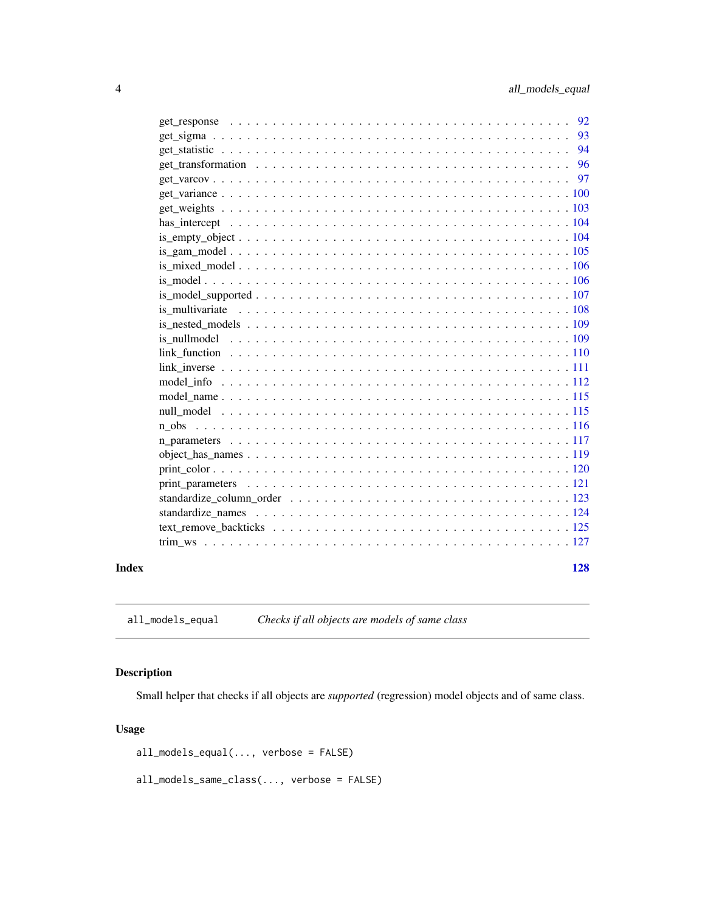get_response . . . . . . . . . . . . . . . . . . . . . . . . . . . . . . . . . . . . . . 92
get_sigma . . . . . . . . . . . . . . . . . . . . . . . . . . . . . . . . . . . . . . . 93
get_statistic . . . . . . . . . . . . . . . . . . . . . . . . . . . . . . . . . . . . . . 94
get_transformation . . . . . . . . . . . . . . . . . . . . . . . . . . . . . . . . . . . 96
get_varcov . . . . . . . . . . . . . . . . . . . . . . . . . . . . . . . . . . . . . . . 97
get_variance . . . . . . . . . . . . . . . . . . . . . . . . . . . . . . . . . . . . . . 100
get_weights . . . . . . . . . . . . . . . . . . . . . . . . . . . . . . . . . . . . . . 103
has_intercept . . . . . . . . . . . . . . . . . . . . . . . . . . . . . . . . . . . . . 104
is_empty_object . . . . . . . . . . . . . . . . . . . . . . . . . . . . . . . . . . . . 104
is_gam_model . . . . . . . . . . . . . . . . . . . . . . . . . . . . . . . . . . . . . 105
is_mixed_model . . . . . . . . . . . . . . . . . . . . . . . . . . . . . . . . . . . . 106
is_model . . . . . . . . . . . . . . . . . . . . . . . . . . . . . . . . . . . . . . . . 106
is_model_supported . . . . . . . . . . . . . . . . . . . . . . . . . . . . . . . . . . 107
is_multivariate . . . . . . . . . . . . . . . . . . . . . . . . . . . . . . . . . . . . 108
is_nested_models . . . . . . . . . . . . . . . . . . . . . . . . . . . . . . . . . . . 109
is_nullmodel . . . . . . . . . . . . . . . . . . . . . . . . . . . . . . . . . . . . . 109
link_function . . . . . . . . . . . . . . . . . . . . . . . . . . . . . . . . . . . . . 110
link_inverse . . . . . . . . . . . . . . . . . . . . . . . . . . . . . . . . . . . . . . 111
model_info . . . . . . . . . . . . . . . . . . . . . . . . . . . . . . . . . . . . . . . 112
model_name . . . . . . . . . . . . . . . . . . . . . . . . . . . . . . . . . . . . . . 115
null_model . . . . . . . . . . . . . . . . . . . . . . . . . . . . . . . . . . . . . . . 115
n_obs . . . . . . . . . . . . . . . . . . . . . . . . . . . . . . . . . . . . . . . . . . 116
n_parameters . . . . . . . . . . . . . . . . . . . . . . . . . . . . . . . . . . . . . 117
object_has_names . . . . . . . . . . . . . . . . . . . . . . . . . . . . . . . . . . . 119
print_color . . . . . . . . . . . . . . . . . . . . . . . . . . . . . . . . . . . . . . . 120
print_parameters . . . . . . . . . . . . . . . . . . . . . . . . . . . . . . . . . . . . 121
standardize_column_order . . . . . . . . . . . . . . . . . . . . . . . . . . . . . . . 123
standardize_names . . . . . . . . . . . . . . . . . . . . . . . . . . . . . . . . . . . 124
text_remove_backticks . . . . . . . . . . . . . . . . . . . . . . . . . . . . . . . . . 125
trim_ws . . . . . . . . . . . . . . . . . . . . . . . . . . . . . . . . . . . . . . . . . 127

**Index** **128**

---

`all_models_equal` *Checks if all objects are models of same class*

---

## Description

Small helper that checks if all objects are *supported* (regression) model objects and of same class.

## Usage

```
all_models_equal(..., verbose = FALSE)

all_models_same_class(..., verbose = FALSE)
```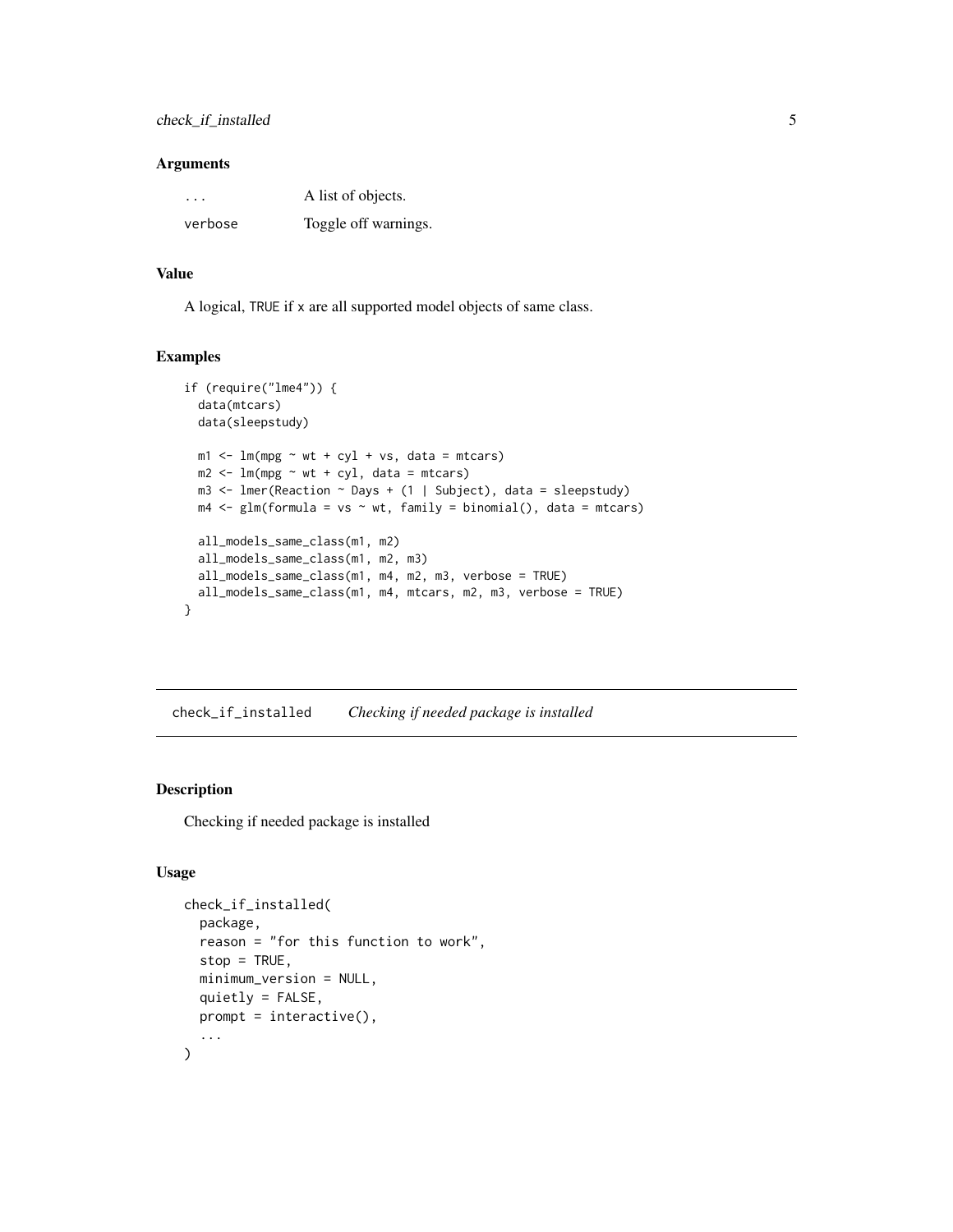### Arguments

| | |
|---|---|
| `...` | A list of objects. |
| `verbose` | Toggle off warnings. |

### Value

A logical, `TRUE` if `x` are all supported model objects of same class.

### Examples

```
if (require("lme4")) {
  data(mtcars)
  data(sleepstudy)

  m1 <- lm(mpg ~ wt + cyl + vs, data = mtcars)
  m2 <- lm(mpg ~ wt + cyl, data = mtcars)
  m3 <- lmer(Reaction ~ Days + (1 | Subject), data = sleepstudy)
  m4 <- glm(formula = vs ~ wt, family = binomial(), data = mtcars)

  all_models_same_class(m1, m2)
  all_models_same_class(m1, m2, m3)
  all_models_same_class(m1, m4, m2, m3, verbose = TRUE)
  all_models_same_class(m1, m4, mtcars, m2, m3, verbose = TRUE)
}
```

---

## check_if_installed *Checking if needed package is installed*

---

### Description

Checking if needed package is installed

### Usage

```
check_if_installed(
  package,
  reason = "for this function to work",
  stop = TRUE,
  minimum_version = NULL,
  quietly = FALSE,
  prompt = interactive(),
  ...
)
```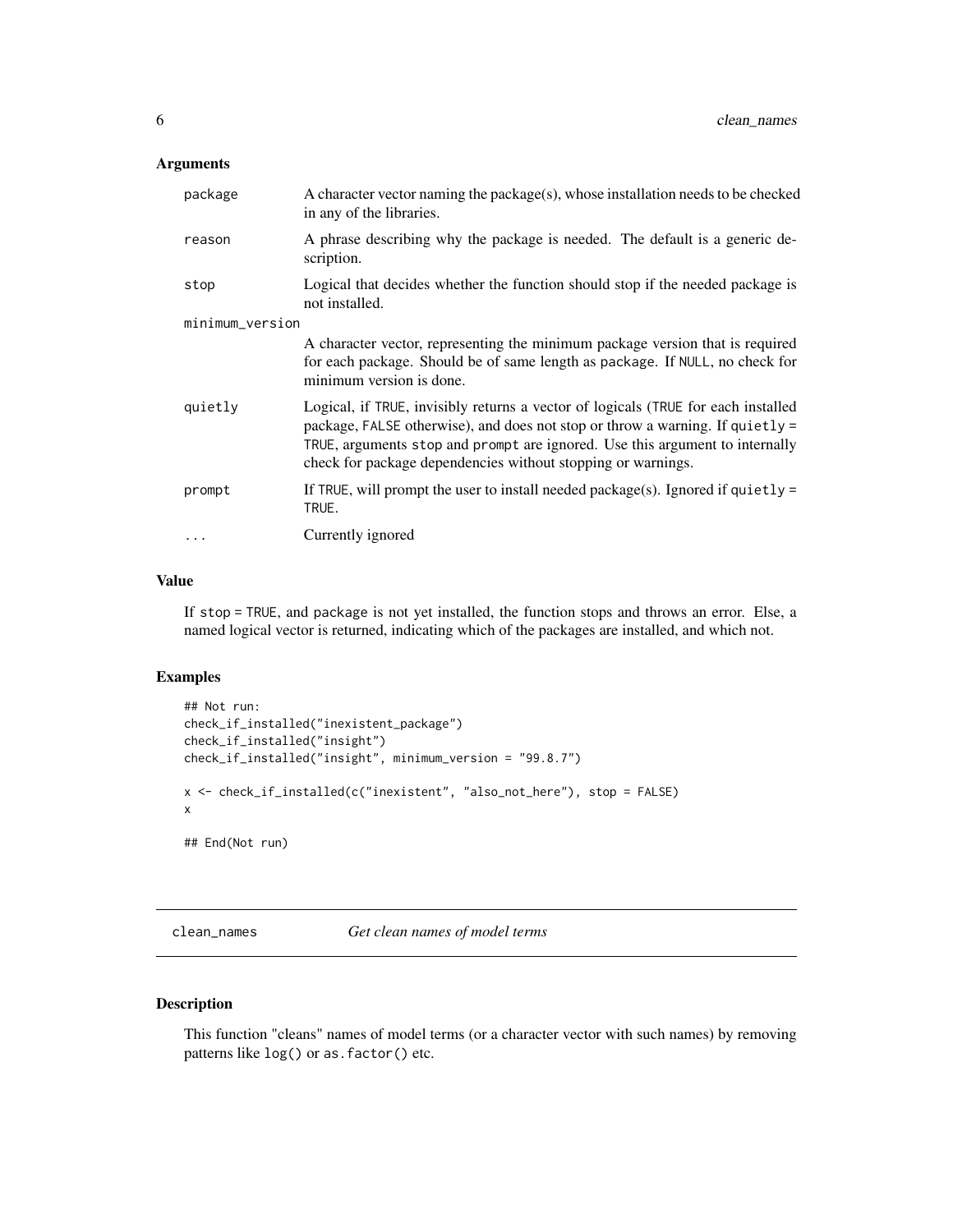### Arguments

| | |
|---|---|
| package | A character vector naming the package(s), whose installation needs to be checked in any of the libraries. |
| reason | A phrase describing why the package is needed. The default is a generic description. |
| stop | Logical that decides whether the function should stop if the needed package is not installed. |
| minimum_version | A character vector, representing the minimum package version that is required for each package. Should be of same length as package. If NULL, no check for minimum version is done. |
| quietly | Logical, if TRUE, invisibly returns a vector of logicals (TRUE for each installed package, FALSE otherwise), and does not stop or throw a warning. If quietly = TRUE, arguments stop and prompt are ignored. Use this argument to internally check for package dependencies without stopping or warnings. |
| prompt | If TRUE, will prompt the user to install needed package(s). Ignored if quietly = TRUE. |
| ... | Currently ignored |

### Value

If stop = TRUE, and package is not yet installed, the function stops and throws an error. Else, a named logical vector is returned, indicating which of the packages are installed, and which not.

### Examples

```
## Not run:
check_if_installed("inexistent_package")
check_if_installed("insight")
check_if_installed("insight", minimum_version = "99.8.7")

x <- check_if_installed(c("inexistent", "also_not_here"), stop = FALSE)
x

## End(Not run)
```

---

## clean_names *Get clean names of model terms*

### Description

This function "cleans" names of model terms (or a character vector with such names) by removing patterns like log() or as.factor() etc.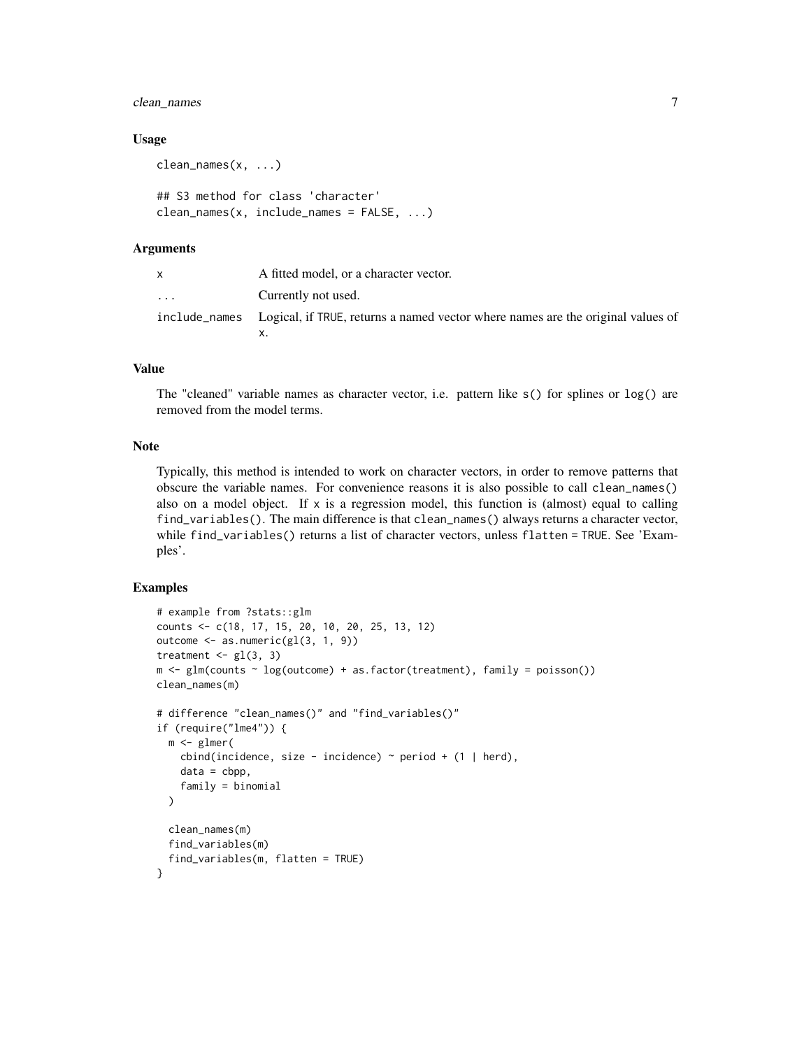### Usage

```
clean_names(x, ...)

## S3 method for class 'character'
clean_names(x, include_names = FALSE, ...)
```

### Arguments

| | |
|---|---|
| x | A fitted model, or a character vector. |
| ... | Currently not used. |
| include_names | Logical, if TRUE, returns a named vector where names are the original values of x. |

### Value

The "cleaned" variable names as character vector, i.e. pattern like s() for splines or log() are removed from the model terms.

### Note

Typically, this method is intended to work on character vectors, in order to remove patterns that obscure the variable names. For convenience reasons it is also possible to call clean_names() also on a model object. If x is a regression model, this function is (almost) equal to calling find_variables(). The main difference is that clean_names() always returns a character vector, while find_variables() returns a list of character vectors, unless flatten = TRUE. See 'Examples'.

### Examples

```
# example from ?stats::glm
counts <- c(18, 17, 15, 20, 10, 20, 25, 13, 12)
outcome <- as.numeric(gl(3, 1, 9))
treatment <- gl(3, 3)
m <- glm(counts ~ log(outcome) + as.factor(treatment), family = poisson())
clean_names(m)

# difference "clean_names()" and "find_variables()"
if (require("lme4")) {
  m <- glmer(
    cbind(incidence, size - incidence) ~ period + (1 | herd),
    data = cbpp,
    family = binomial
  )

  clean_names(m)
  find_variables(m)
  find_variables(m, flatten = TRUE)
}
```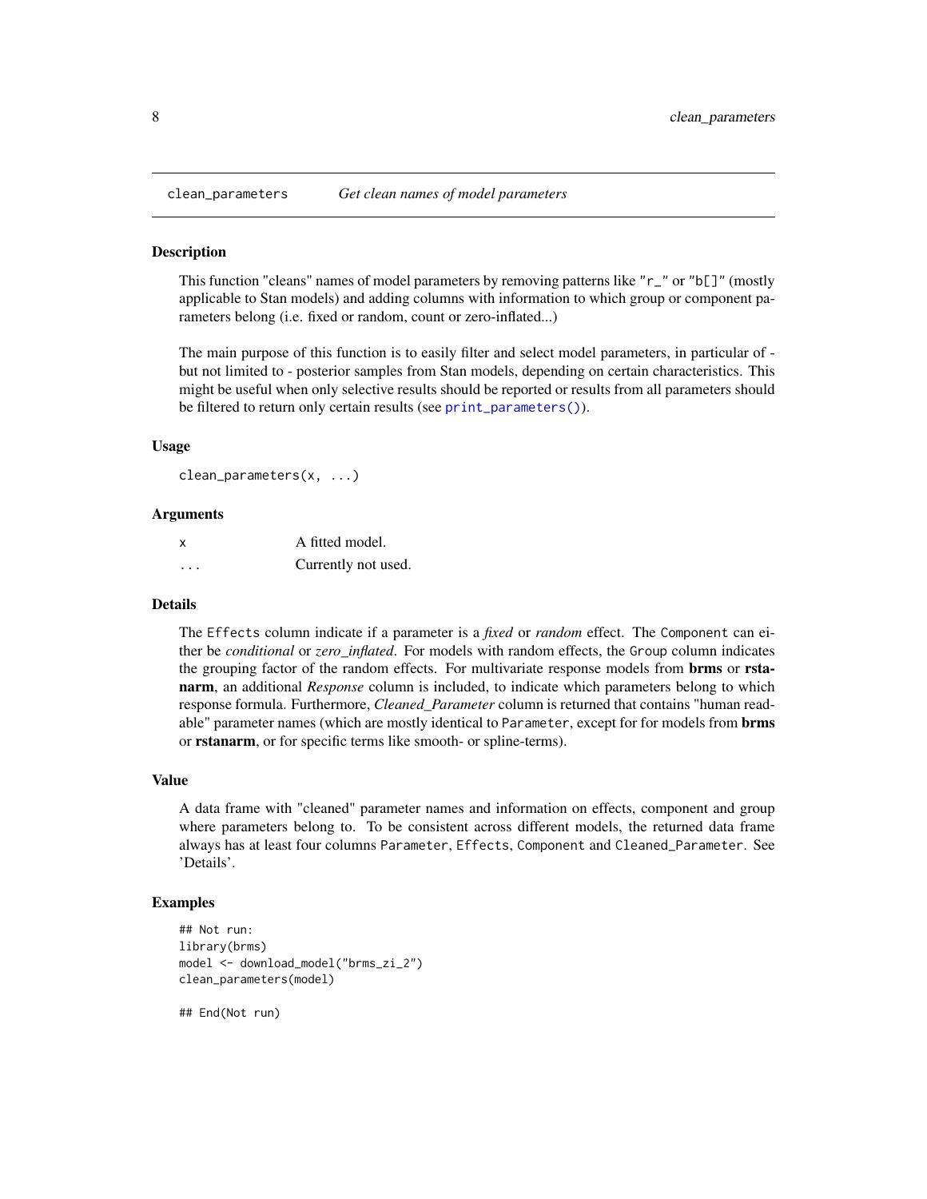# clean_parameters — *Get clean names of model parameters*

## Description

This function "cleans" names of model parameters by removing patterns like "r_" or "b[]" (mostly applicable to Stan models) and adding columns with information to which group or component parameters belong (i.e. fixed or random, count or zero-inflated...)

The main purpose of this function is to easily filter and select model parameters, in particular of - but not limited to - posterior samples from Stan models, depending on certain characteristics. This might be useful when only selective results should be reported or results from all parameters should be filtered to return only certain results (see `print_parameters()`).

## Usage

```
clean_parameters(x, ...)
```

## Arguments

| | |
|---|---|
| `x` | A fitted model. |
| `...` | Currently not used. |

## Details

The `Effects` column indicate if a parameter is a *fixed* or *random* effect. The `Component` can either be *conditional* or *zero_inflated*. For models with random effects, the `Group` column indicates the grouping factor of the random effects. For multivariate response models from **brms** or **rstanarm**, an additional *Response* column is included, to indicate which parameters belong to which response formula. Furthermore, *Cleaned_Parameter* column is returned that contains "human readable" parameter names (which are mostly identical to `Parameter`, except for for models from **brms** or **rstanarm**, or for specific terms like smooth- or spline-terms).

## Value

A data frame with "cleaned" parameter names and information on effects, component and group where parameters belong to. To be consistent across different models, the returned data frame always has at least four columns `Parameter`, `Effects`, `Component` and `Cleaned_Parameter`. See 'Details'.

## Examples

```
## Not run:
library(brms)
model <- download_model("brms_zi_2")
clean_parameters(model)

## End(Not run)
```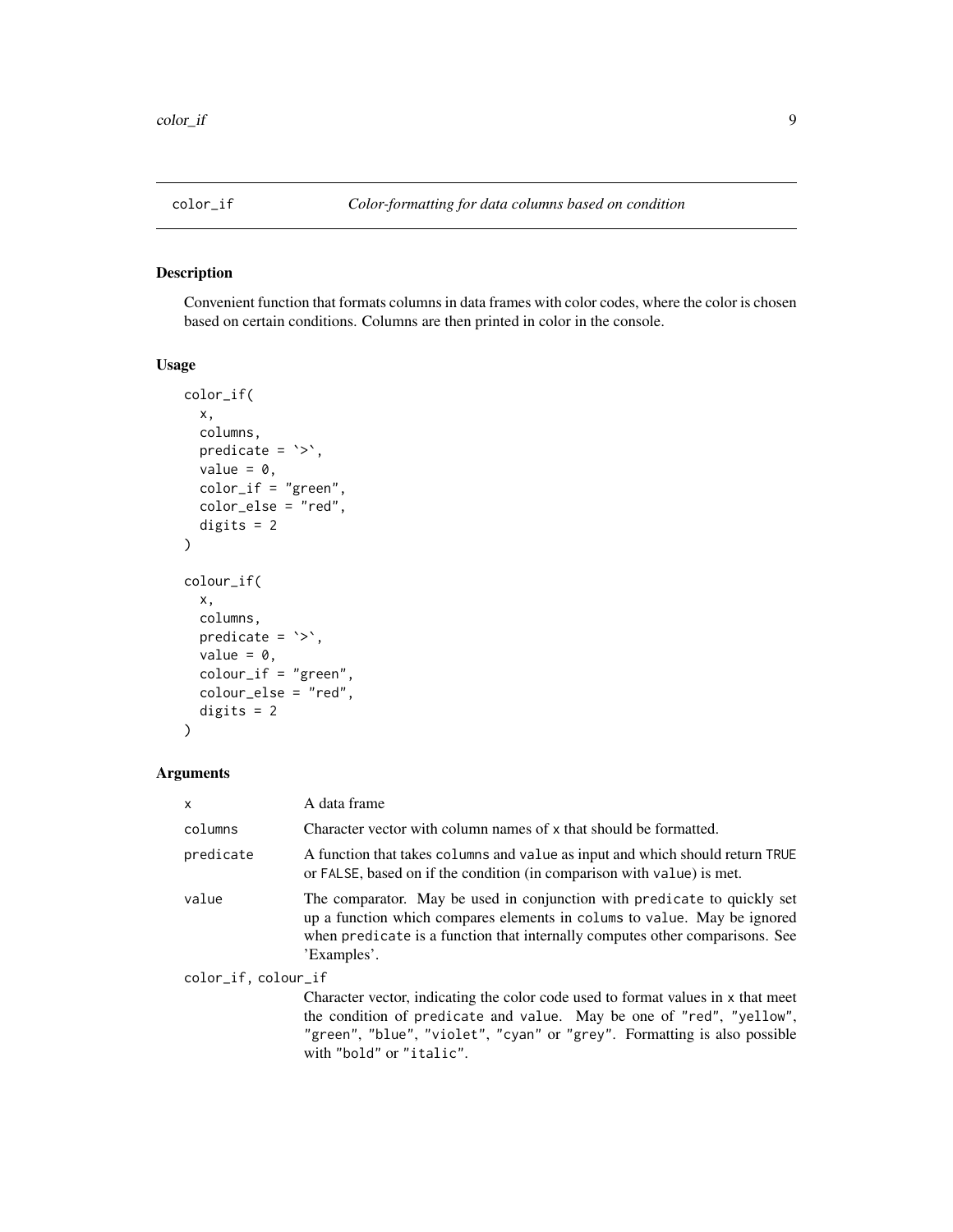# color_if — *Color-formatting for data columns based on condition*

## Description

Convenient function that formats columns in data frames with color codes, where the color is chosen based on certain conditions. Columns are then printed in color in the console.

## Usage

```
color_if(
  x,
  columns,
  predicate = `>`,
  value = 0,
  color_if = "green",
  color_else = "red",
  digits = 2
)

colour_if(
  x,
  columns,
  predicate = `>`,
  value = 0,
  colour_if = "green",
  colour_else = "red",
  digits = 2
)
```

## Arguments

| | |
|---|---|
| `x` | A data frame |
| `columns` | Character vector with column names of `x` that should be formatted. |
| `predicate` | A function that takes `columns` and `value` as input and which should return `TRUE` or `FALSE`, based on if the condition (in comparison with `value`) is met. |
| `value` | The comparator. May be used in conjunction with `predicate` to quickly set up a function which compares elements in `colums` to `value`. May be ignored when `predicate` is a function that internally computes other comparisons. See 'Examples'. |
| `color_if, colour_if` | Character vector, indicating the color code used to format values in `x` that meet the condition of `predicate` and `value`. May be one of `"red"`, `"yellow"`, `"green"`, `"blue"`, `"violet"`, `"cyan"` or `"grey"`. Formatting is also possible with `"bold"` or `"italic"`. |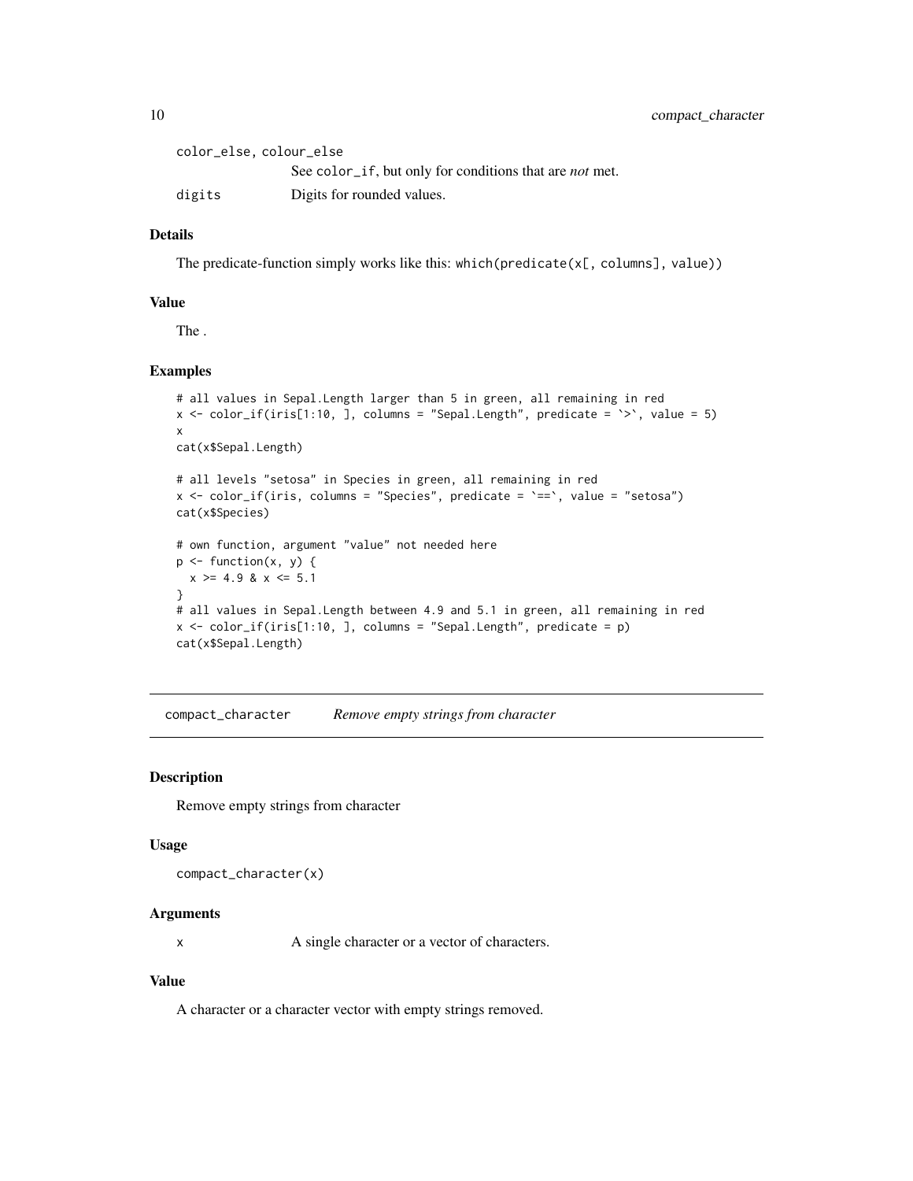color_else, colour_else
: See `color_if`, but only for conditions that are *not* met.

digits
: Digits for rounded values.

### Details

The predicate-function simply works like this: `which(predicate(x[, columns], value))`

### Value

The .

### Examples

```
# all values in Sepal.Length larger than 5 in green, all remaining in red
x <- color_if(iris[1:10, ], columns = "Sepal.Length", predicate = `>`, value = 5)
x
cat(x$Sepal.Length)

# all levels "setosa" in Species in green, all remaining in red
x <- color_if(iris, columns = "Species", predicate = `==`, value = "setosa")
cat(x$Species)

# own function, argument "value" not needed here
p <- function(x, y) {
  x >= 4.9 & x <= 5.1
}
# all values in Sepal.Length between 4.9 and 5.1 in green, all remaining in red
x <- color_if(iris[1:10, ], columns = "Sepal.Length", predicate = p)
cat(x$Sepal.Length)
```

## compact_character — *Remove empty strings from character*

### Description

Remove empty strings from character

### Usage

```
compact_character(x)
```

### Arguments

x
: A single character or a vector of characters.

### Value

A character or a character vector with empty strings removed.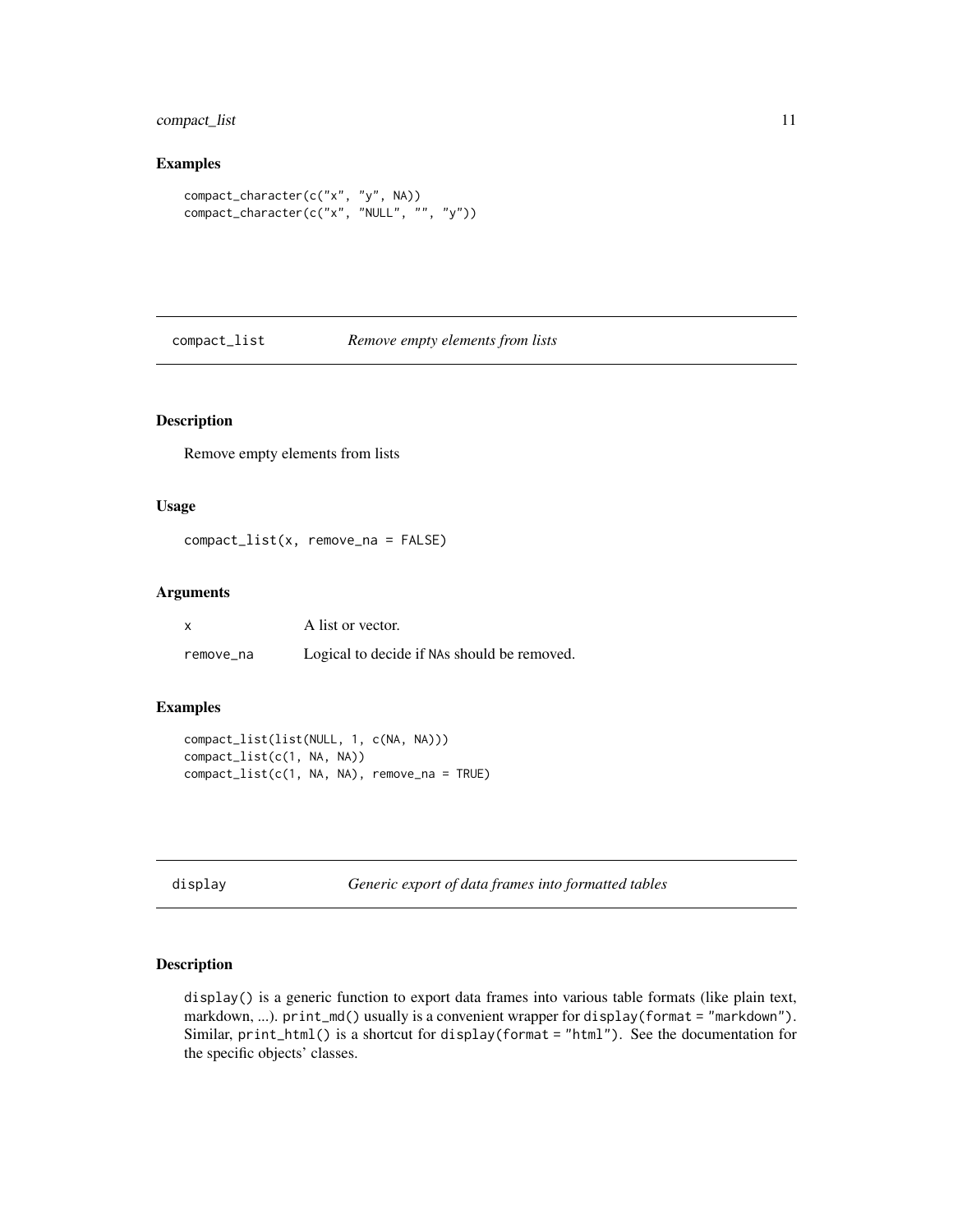### Examples

```
compact_character(c("x", "y", NA))
compact_character(c("x", "NULL", "", "y"))
```

## compact_list — *Remove empty elements from lists*

### Description

Remove empty elements from lists

### Usage

```
compact_list(x, remove_na = FALSE)
```

### Arguments

| | |
|---|---|
| `x` | A list or vector. |
| `remove_na` | Logical to decide if `NA`s should be removed. |

### Examples

```
compact_list(list(NULL, 1, c(NA, NA)))
compact_list(c(1, NA, NA))
compact_list(c(1, NA, NA), remove_na = TRUE)
```

## display — *Generic export of data frames into formatted tables*

### Description

`display()` is a generic function to export data frames into various table formats (like plain text, markdown, ...). `print_md()` usually is a convenient wrapper for `display(format = "markdown")`. Similar, `print_html()` is a shortcut for `display(format = "html")`. See the documentation for the specific objects' classes.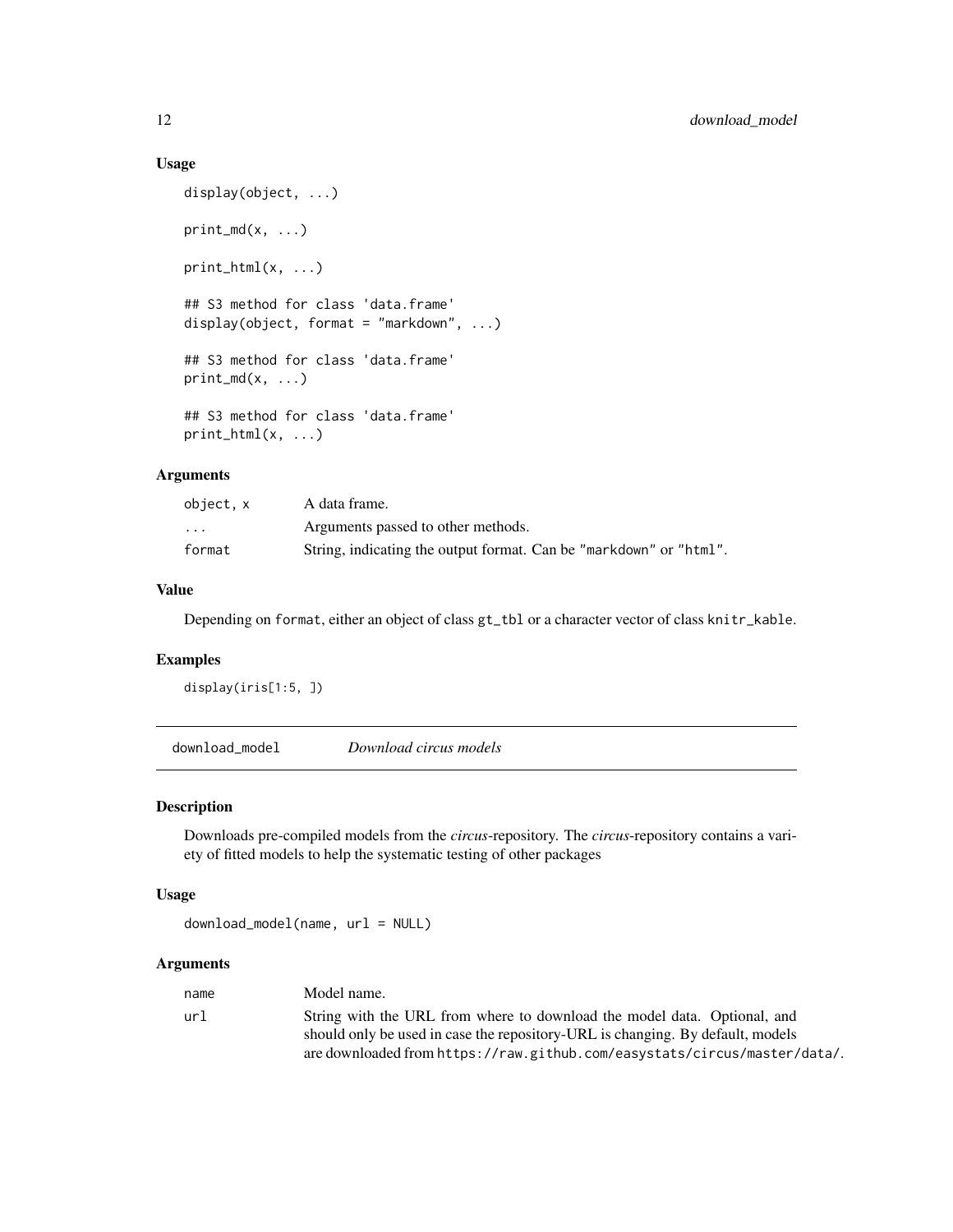### Usage

```
display(object, ...)

print_md(x, ...)

print_html(x, ...)

## S3 method for class 'data.frame'
display(object, format = "markdown", ...)

## S3 method for class 'data.frame'
print_md(x, ...)

## S3 method for class 'data.frame'
print_html(x, ...)
```

### Arguments

| | |
|---|---|
| `object, x` | A data frame. |
| `...` | Arguments passed to other methods. |
| `format` | String, indicating the output format. Can be `"markdown"` or `"html"`. |

### Value

Depending on `format`, either an object of class `gt_tbl` or a character vector of class `knitr_kable`.

### Examples

```
display(iris[1:5, ])
```

## `download_model` *Download circus models*

### Description

Downloads pre-compiled models from the *circus*-repository. The *circus*-repository contains a variety of fitted models to help the systematic testing of other packages

### Usage

```
download_model(name, url = NULL)
```

### Arguments

| | |
|---|---|
| `name` | Model name. |
| `url` | String with the URL from where to download the model data. Optional, and should only be used in case the repository-URL is changing. By default, models are downloaded from `https://raw.github.com/easystats/circus/master/data/`. |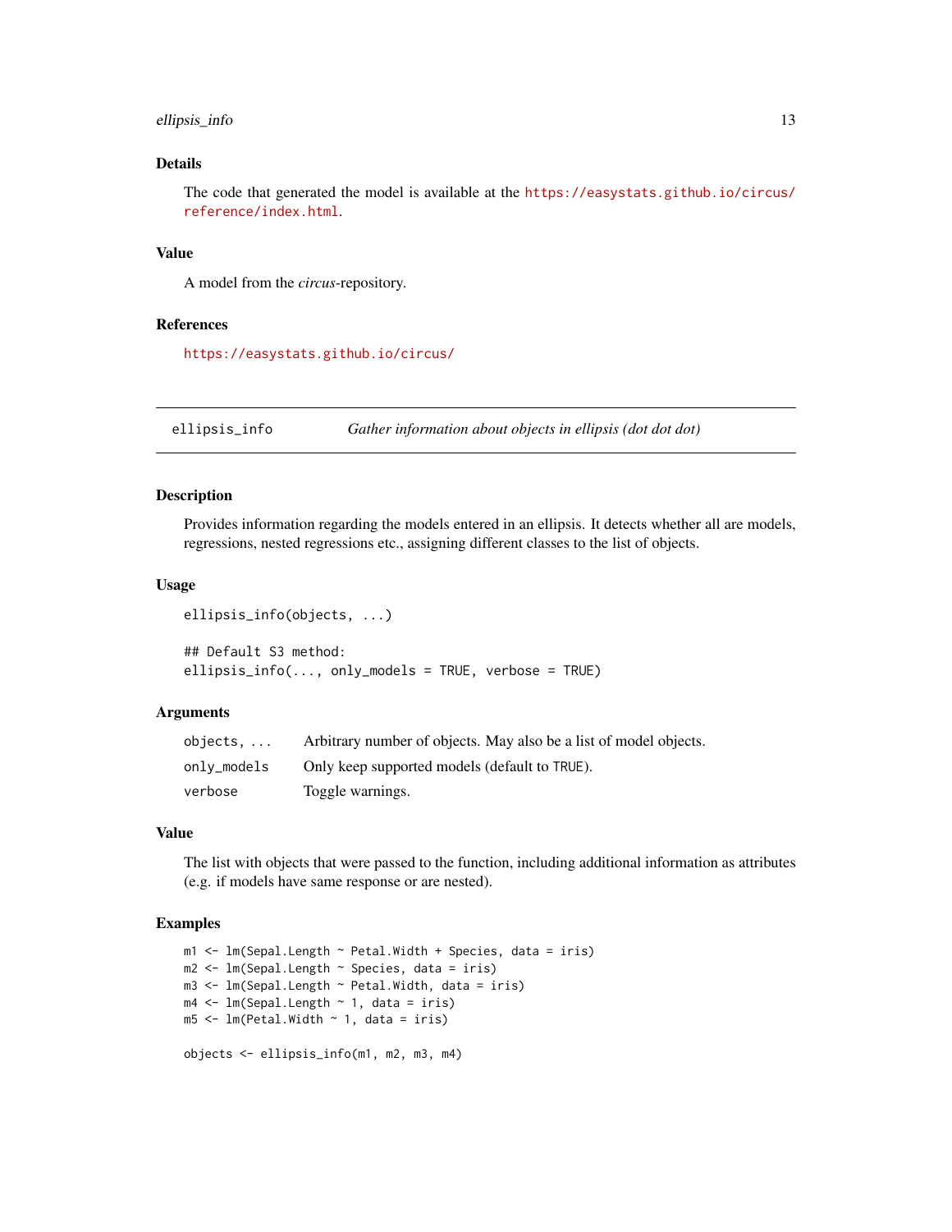### Details

The code that generated the model is available at the https://easystats.github.io/circus/reference/index.html.

### Value

A model from the *circus*-repository.

### References

https://easystats.github.io/circus/

---

## ellipsis_info — *Gather information about objects in ellipsis (dot dot dot)*

---

### Description

Provides information regarding the models entered in an ellipsis. It detects whether all are models, regressions, nested regressions etc., assigning different classes to the list of objects.

### Usage

```
ellipsis_info(objects, ...)

## Default S3 method:
ellipsis_info(..., only_models = TRUE, verbose = TRUE)
```

### Arguments

| | |
|---|---|
| `objects, ...` | Arbitrary number of objects. May also be a list of model objects. |
| `only_models` | Only keep supported models (default to `TRUE`). |
| `verbose` | Toggle warnings. |

### Value

The list with objects that were passed to the function, including additional information as attributes (e.g. if models have same response or are nested).

### Examples

```
m1 <- lm(Sepal.Length ~ Petal.Width + Species, data = iris)
m2 <- lm(Sepal.Length ~ Species, data = iris)
m3 <- lm(Sepal.Length ~ Petal.Width, data = iris)
m4 <- lm(Sepal.Length ~ 1, data = iris)
m5 <- lm(Petal.Width ~ 1, data = iris)

objects <- ellipsis_info(m1, m2, m3, m4)
```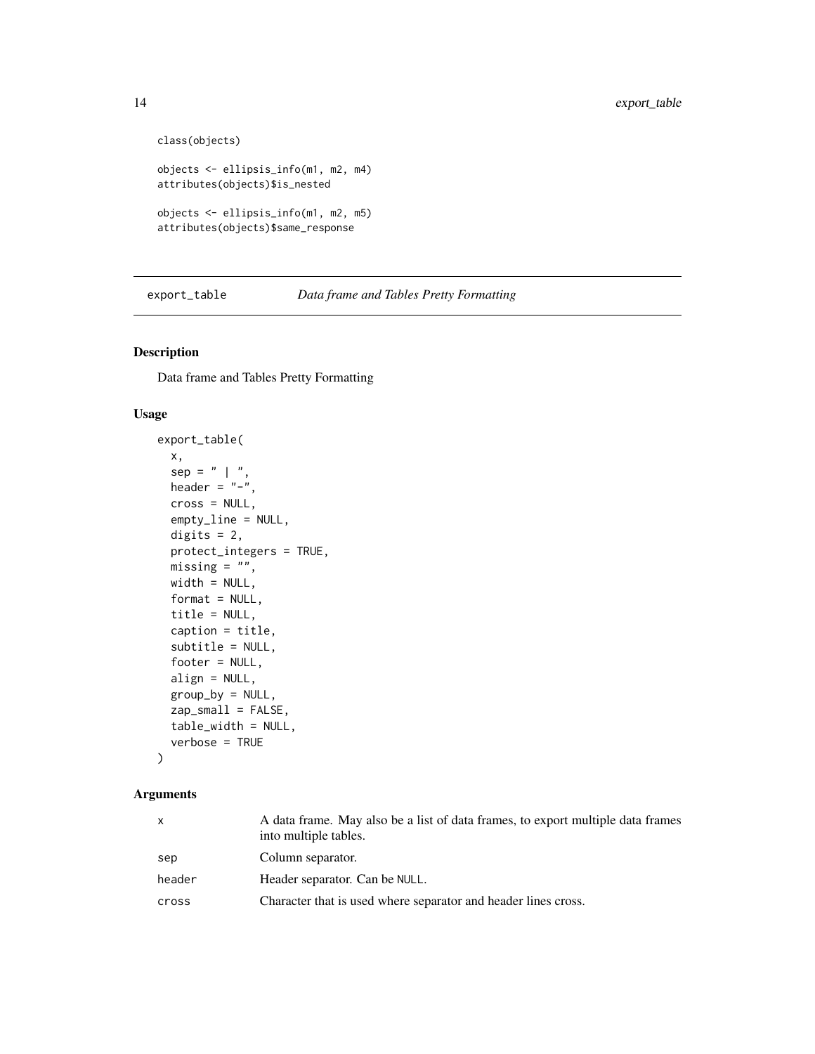```
class(objects)

objects <- ellipsis_info(m1, m2, m4)
attributes(objects)$is_nested

objects <- ellipsis_info(m1, m2, m5)
attributes(objects)$same_response
```

## export_table *Data frame and Tables Pretty Formatting*

### Description

Data frame and Tables Pretty Formatting

### Usage

```
export_table(
  x,
  sep = " | ",
  header = "-",
  cross = NULL,
  empty_line = NULL,
  digits = 2,
  protect_integers = TRUE,
  missing = "",
  width = NULL,
  format = NULL,
  title = NULL,
  caption = title,
  subtitle = NULL,
  footer = NULL,
  align = NULL,
  group_by = NULL,
  zap_small = FALSE,
  table_width = NULL,
  verbose = TRUE
)
```

### Arguments

| | |
|---|---|
| x | A data frame. May also be a list of data frames, to export multiple data frames into multiple tables. |
| sep | Column separator. |
| header | Header separator. Can be NULL. |
| cross | Character that is used where separator and header lines cross. |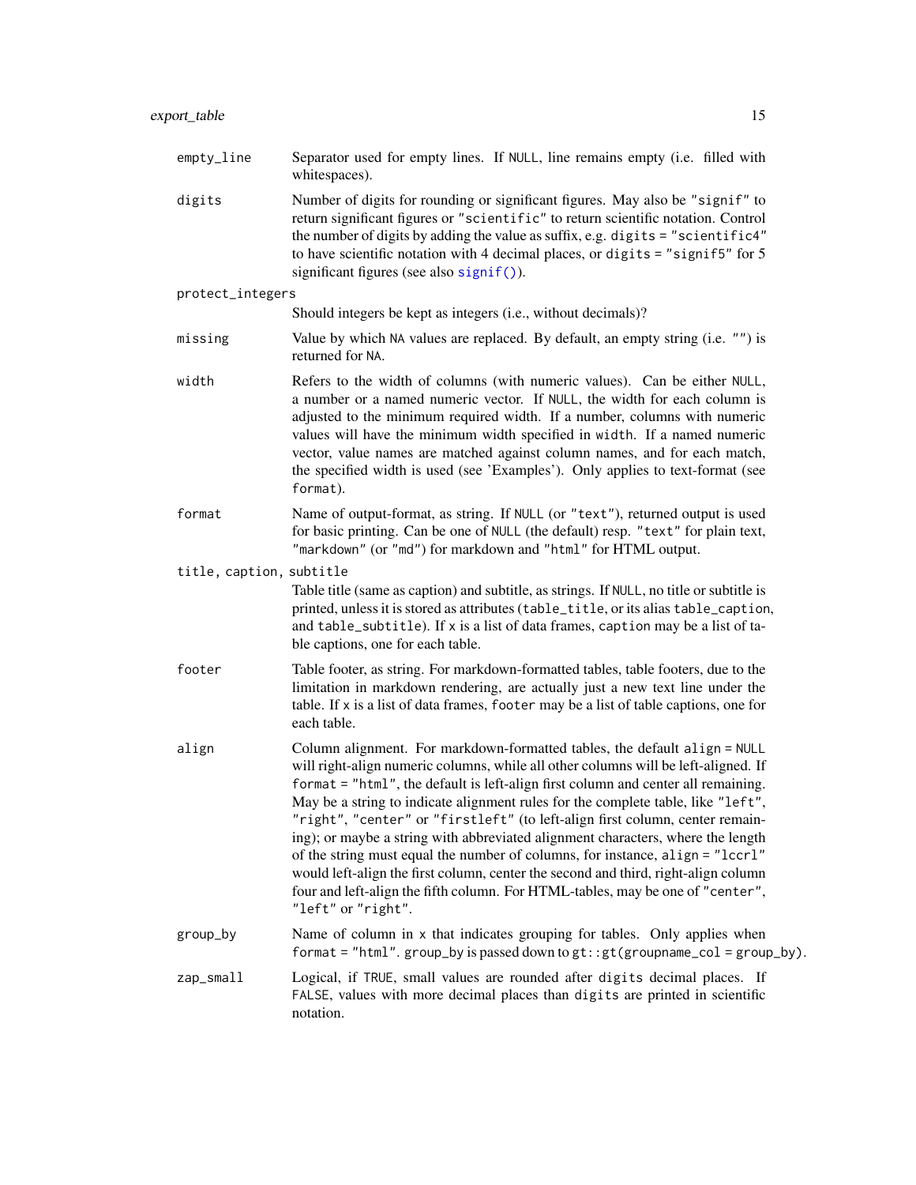`empty_line`
: Separator used for empty lines. If `NULL`, line remains empty (i.e. filled with whitespaces).

`digits`
: Number of digits for rounding or significant figures. May also be `"signif"` to return significant figures or `"scientific"` to return scientific notation. Control the number of digits by adding the value as suffix, e.g. `digits = "scientific4"` to have scientific notation with 4 decimal places, or `digits = "signif5"` for 5 significant figures (see also `signif()`).

`protect_integers`
: Should integers be kept as integers (i.e., without decimals)?

`missing`
: Value by which `NA` values are replaced. By default, an empty string (i.e. `""`) is returned for `NA`.

`width`
: Refers to the width of columns (with numeric values). Can be either `NULL`, a number or a named numeric vector. If `NULL`, the width for each column is adjusted to the minimum required width. If a number, columns with numeric values will have the minimum width specified in `width`. If a named numeric vector, value names are matched against column names, and for each match, the specified width is used (see 'Examples'). Only applies to text-format (see `format`).

`format`
: Name of output-format, as string. If `NULL` (or `"text"`), returned output is used for basic printing. Can be one of `NULL` (the default) resp. `"text"` for plain text, `"markdown"` (or `"md"`) for markdown and `"html"` for HTML output.

`title, caption, subtitle`
: Table title (same as caption) and subtitle, as strings. If `NULL`, no title or subtitle is printed, unless it is stored as attributes (`table_title`, or its alias `table_caption`, and `table_subtitle`). If `x` is a list of data frames, `caption` may be a list of table captions, one for each table.

`footer`
: Table footer, as string. For markdown-formatted tables, table footers, due to the limitation in markdown rendering, are actually just a new text line under the table. If `x` is a list of data frames, `footer` may be a list of table captions, one for each table.

`align`
: Column alignment. For markdown-formatted tables, the default `align = NULL` will right-align numeric columns, while all other columns will be left-aligned. If `format = "html"`, the default is left-align first column and center all remaining. May be a string to indicate alignment rules for the complete table, like `"left"`, `"right"`, `"center"` or `"firstleft"` (to left-align first column, center remaining); or maybe a string with abbreviated alignment characters, where the length of the string must equal the number of columns, for instance, `align = "lccrl"` would left-align the first column, center the second and third, right-align column four and left-align the fifth column. For HTML-tables, may be one of `"center"`, `"left"` or `"right"`.

`group_by`
: Name of column in `x` that indicates grouping for tables. Only applies when `format = "html"`. `group_by` is passed down to `gt::gt(groupname_col = group_by)`.

`zap_small`
: Logical, if `TRUE`, small values are rounded after `digits` decimal places. If `FALSE`, values with more decimal places than `digits` are printed in scientific notation.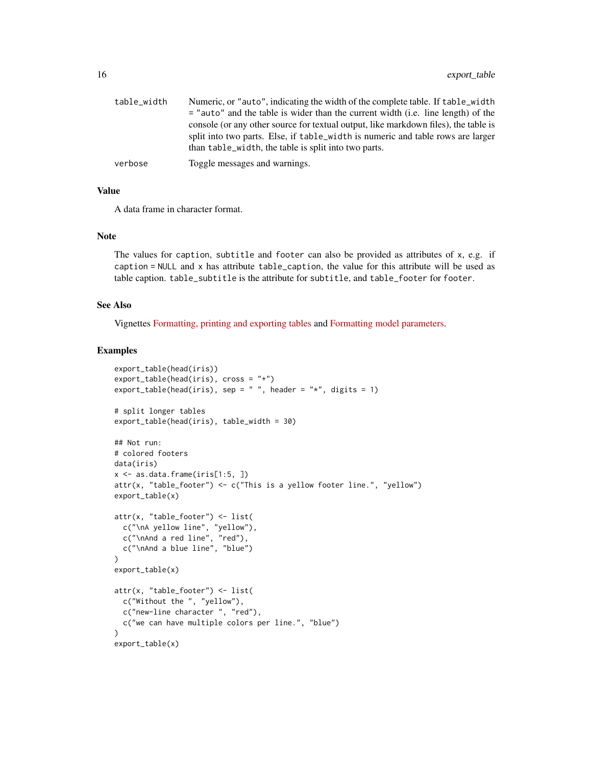| | |
|---|---|
| table_width | Numeric, or "auto", indicating the width of the complete table. If table_width = "auto" and the table is wider than the current width (i.e. line length) of the console (or any other source for textual output, like markdown files), the table is split into two parts. Else, if table_width is numeric and table rows are larger than table_width, the table is split into two parts. |
| verbose | Toggle messages and warnings. |

## Value

A data frame in character format.

## Note

The values for caption, subtitle and footer can also be provided as attributes of x, e.g. if caption = NULL and x has attribute table_caption, the value for this attribute will be used as table caption. table_subtitle is the attribute for subtitle, and table_footer for footer.

## See Also

Vignettes Formatting, printing and exporting tables and Formatting model parameters.

## Examples

```
export_table(head(iris))
export_table(head(iris), cross = "+")
export_table(head(iris), sep = " ", header = "*", digits = 1)

# split longer tables
export_table(head(iris), table_width = 30)

## Not run:
# colored footers
data(iris)
x <- as.data.frame(iris[1:5, ])
attr(x, "table_footer") <- c("This is a yellow footer line.", "yellow")
export_table(x)

attr(x, "table_footer") <- list(
  c("\nA yellow line", "yellow"),
  c("\nAnd a red line", "red"),
  c("\nAnd a blue line", "blue")
)
export_table(x)

attr(x, "table_footer") <- list(
  c("Without the ", "yellow"),
  c("new-line character ", "red"),
  c("we can have multiple colors per line.", "blue")
)
export_table(x)
```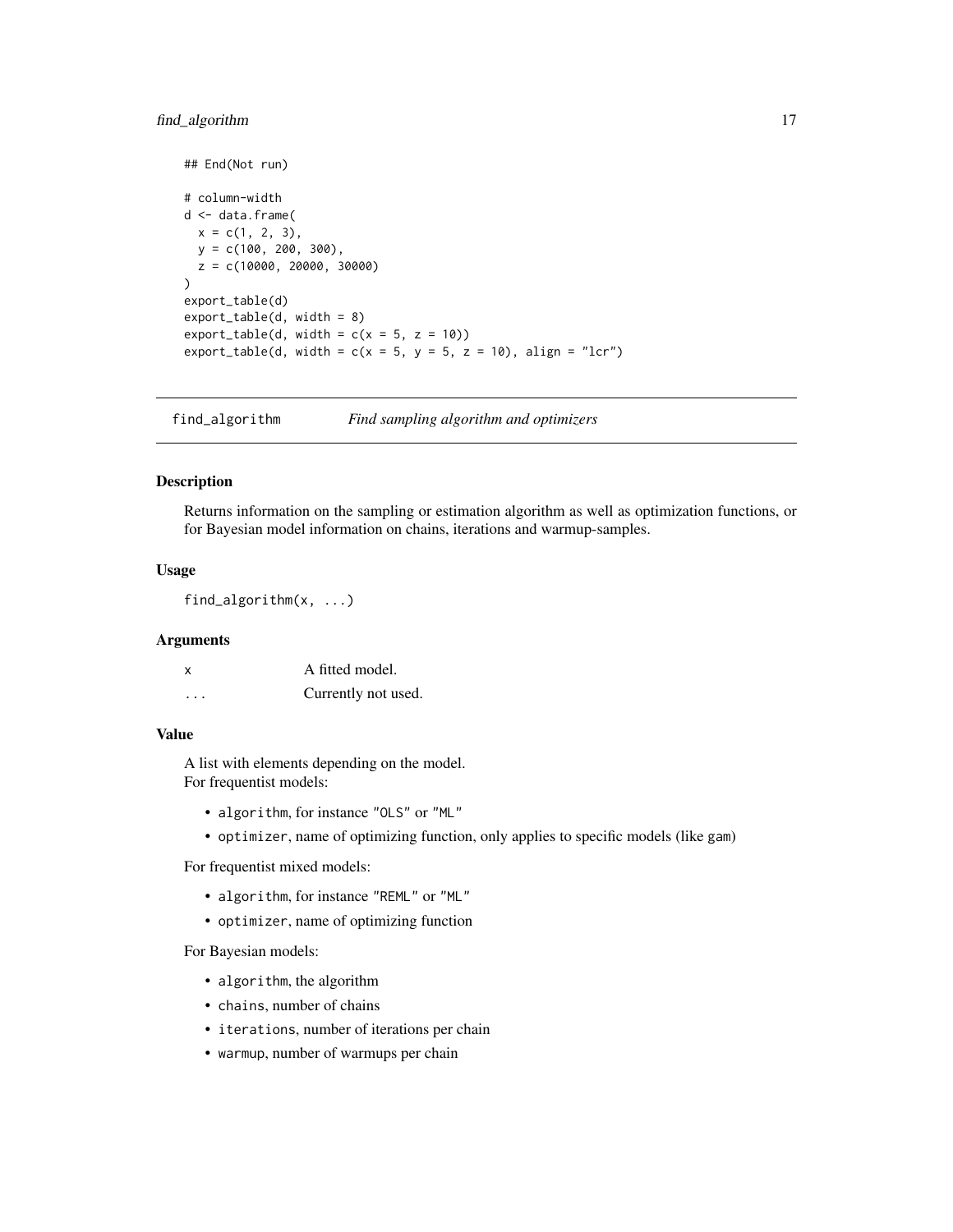```
## End(Not run)

# column-width
d <- data.frame(
  x = c(1, 2, 3),
  y = c(100, 200, 300),
  z = c(10000, 20000, 30000)
)
export_table(d)
export_table(d, width = 8)
export_table(d, width = c(x = 5, z = 10))
export_table(d, width = c(x = 5, y = 5, z = 10), align = "lcr")
```

## find_algorithm — *Find sampling algorithm and optimizers*

### Description

Returns information on the sampling or estimation algorithm as well as optimization functions, or for Bayesian model information on chains, iterations and warmup-samples.

### Usage

```
find_algorithm(x, ...)
```

### Arguments

| | |
|---|---|
| x | A fitted model. |
| ... | Currently not used. |

### Value

A list with elements depending on the model.
For frequentist models:

- `algorithm`, for instance `"OLS"` or `"ML"`
- `optimizer`, name of optimizing function, only applies to specific models (like `gam`)

For frequentist mixed models:

- `algorithm`, for instance `"REML"` or `"ML"`
- `optimizer`, name of optimizing function

For Bayesian models:

- `algorithm`, the algorithm
- `chains`, number of chains
- `iterations`, number of iterations per chain
- `warmup`, number of warmups per chain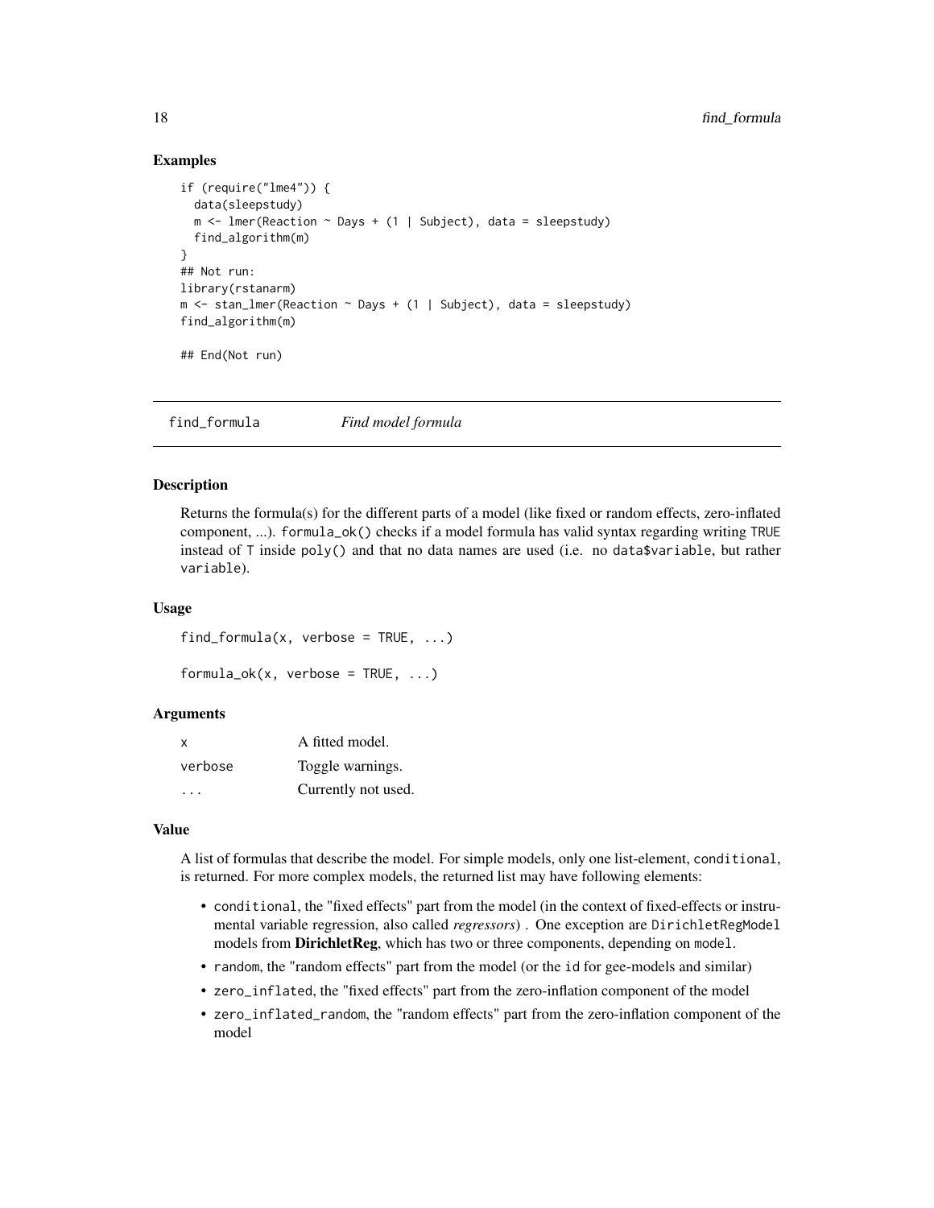### Examples

```
if (require("lme4")) {
  data(sleepstudy)
  m <- lmer(Reaction ~ Days + (1 | Subject), data = sleepstudy)
  find_algorithm(m)
}
## Not run:
library(rstanarm)
m <- stan_lmer(Reaction ~ Days + (1 | Subject), data = sleepstudy)
find_algorithm(m)

## End(Not run)
```

---

## find_formula *Find model formula*

### Description

Returns the formula(s) for the different parts of a model (like fixed or random effects, zero-inflated component, ...). `formula_ok()` checks if a model formula has valid syntax regarding writing `TRUE` instead of `T` inside `poly()` and that no data names are used (i.e. no `data$variable`, but rather `variable`).

### Usage

```
find_formula(x, verbose = TRUE, ...)

formula_ok(x, verbose = TRUE, ...)
```

### Arguments

| | |
|---|---|
| `x` | A fitted model. |
| `verbose` | Toggle warnings. |
| `...` | Currently not used. |

### Value

A list of formulas that describe the model. For simple models, only one list-element, `conditional`, is returned. For more complex models, the returned list may have following elements:

- `conditional`, the "fixed effects" part from the model (in the context of fixed-effects or instrumental variable regression, also called *regressors*) . One exception are `DirichletRegModel` models from **DirichletReg**, which has two or three components, depending on `model`.
- `random`, the "random effects" part from the model (or the `id` for gee-models and similar)
- `zero_inflated`, the "fixed effects" part from the zero-inflation component of the model
- `zero_inflated_random`, the "random effects" part from the zero-inflation component of the model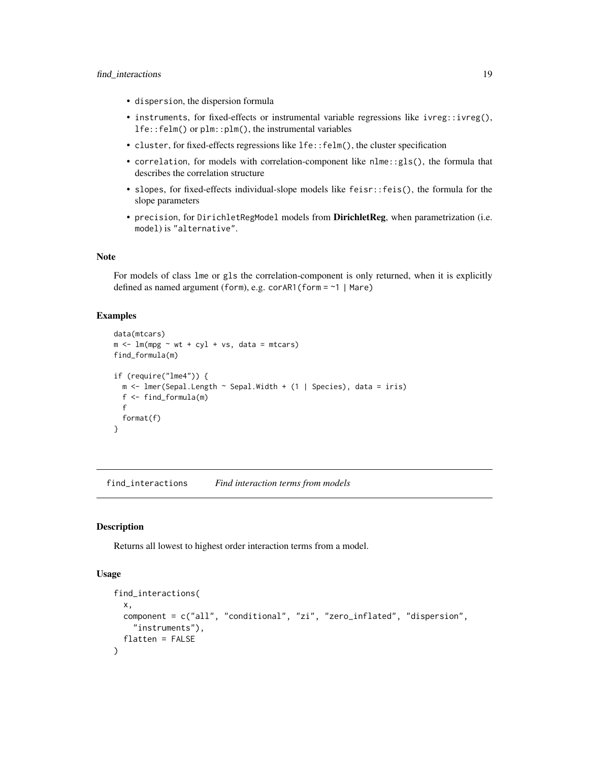- `dispersion`, the dispersion formula
- `instruments`, for fixed-effects or instrumental variable regressions like `ivreg::ivreg()`, `lfe::felm()` or `plm::plm()`, the instrumental variables
- `cluster`, for fixed-effects regressions like `lfe::felm()`, the cluster specification
- `correlation`, for models with correlation-component like `nlme::gls()`, the formula that describes the correlation structure
- `slopes`, for fixed-effects individual-slope models like `feisr::feis()`, the formula for the slope parameters
- `precision`, for `DirichletRegModel` models from **DirichletReg**, when parametrization (i.e. `model`) is `"alternative"`.

### Note

For models of class `lme` or `gls` the correlation-component is only returned, when it is explicitly defined as named argument (`form`), e.g. `corAR1(form = ~1 | Mare)`

### Examples

```
data(mtcars)
m <- lm(mpg ~ wt + cyl + vs, data = mtcars)
find_formula(m)

if (require("lme4")) {
  m <- lmer(Sepal.Length ~ Sepal.Width + (1 | Species), data = iris)
  f <- find_formula(m)
  f
  format(f)
}
```

---

## find_interactions — *Find interaction terms from models*

### Description

Returns all lowest to highest order interaction terms from a model.

### Usage

```
find_interactions(
  x,
  component = c("all", "conditional", "zi", "zero_inflated", "dispersion",
    "instruments"),
  flatten = FALSE
)
```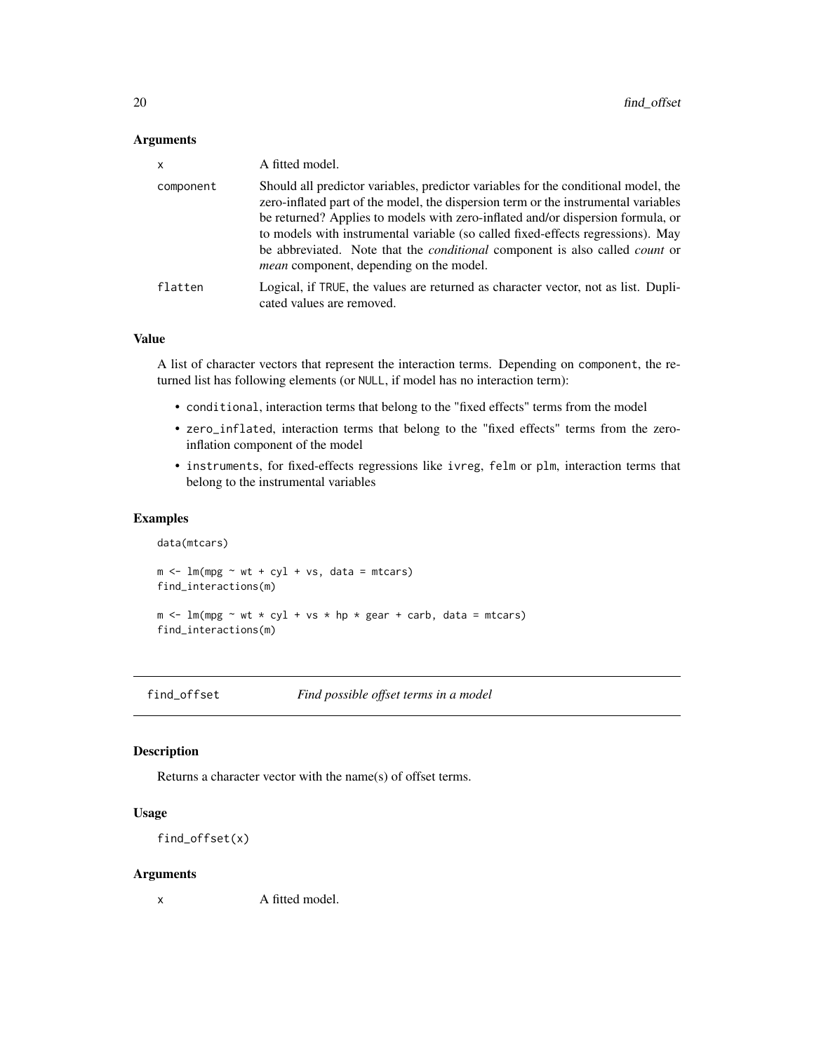### Arguments

| | |
|---|---|
| `x` | A fitted model. |
| `component` | Should all predictor variables, predictor variables for the conditional model, the zero-inflated part of the model, the dispersion term or the instrumental variables be returned? Applies to models with zero-inflated and/or dispersion formula, or to models with instrumental variable (so called fixed-effects regressions). May be abbreviated. Note that the *conditional* component is also called *count* or *mean* component, depending on the model. |
| `flatten` | Logical, if `TRUE`, the values are returned as character vector, not as list. Duplicated values are removed. |

### Value

A list of character vectors that represent the interaction terms. Depending on `component`, the returned list has following elements (or `NULL`, if model has no interaction term):

- `conditional`, interaction terms that belong to the "fixed effects" terms from the model
- `zero_inflated`, interaction terms that belong to the "fixed effects" terms from the zero-inflation component of the model
- `instruments`, for fixed-effects regressions like `ivreg`, `felm` or `plm`, interaction terms that belong to the instrumental variables

### Examples

```
data(mtcars)

m <- lm(mpg ~ wt + cyl + vs, data = mtcars)
find_interactions(m)

m <- lm(mpg ~ wt * cyl + vs * hp * gear + carb, data = mtcars)
find_interactions(m)
```

---

## find_offset — *Find possible offset terms in a model*

---

### Description

Returns a character vector with the name(s) of offset terms.

### Usage

```
find_offset(x)
```

### Arguments

| | |
|---|---|
| `x` | A fitted model. |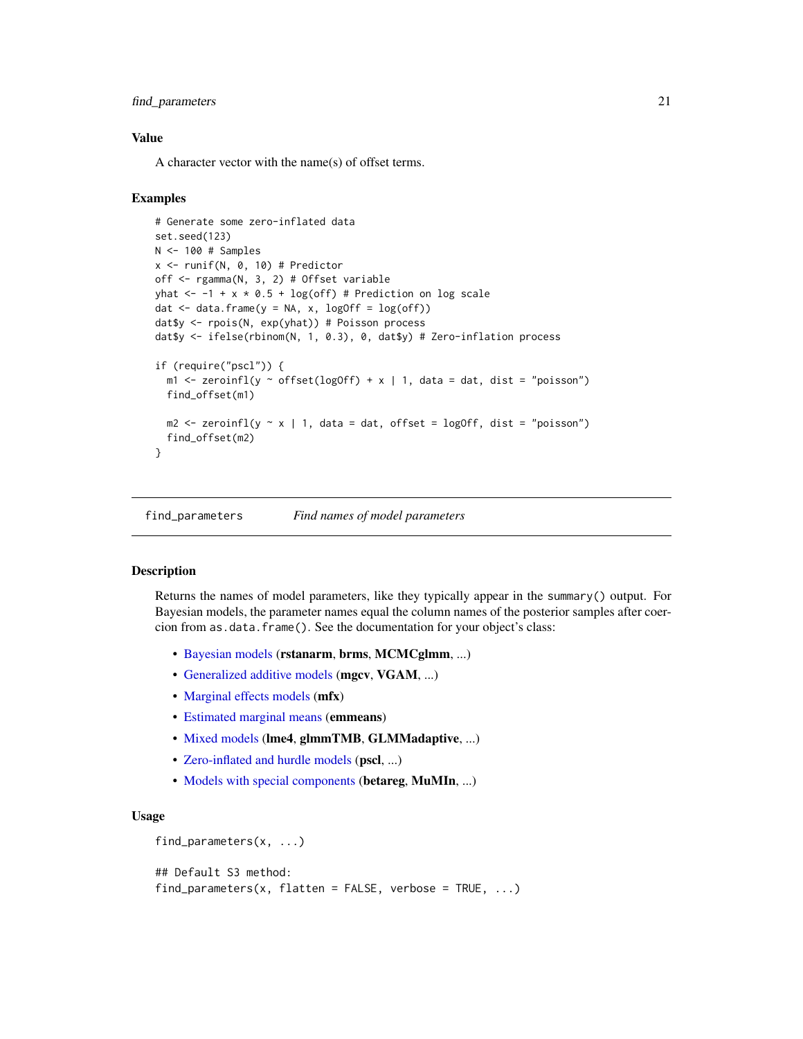## Value

A character vector with the name(s) of offset terms.

## Examples

```
# Generate some zero-inflated data
set.seed(123)
N <- 100 # Samples
x <- runif(N, 0, 10) # Predictor
off <- rgamma(N, 3, 2) # Offset variable
yhat <- -1 + x * 0.5 + log(off) # Prediction on log scale
dat <- data.frame(y = NA, x, logOff = log(off))
dat$y <- rpois(N, exp(yhat)) # Poisson process
dat$y <- ifelse(rbinom(N, 1, 0.3), 0, dat$y) # Zero-inflation process

if (require("pscl")) {
  m1 <- zeroinfl(y ~ offset(logOff) + x | 1, data = dat, dist = "poisson")
  find_offset(m1)

  m2 <- zeroinfl(y ~ x | 1, data = dat, offset = logOff, dist = "poisson")
  find_offset(m2)
}
```

---

# find_parameters *Find names of model parameters*

## Description

Returns the names of model parameters, like they typically appear in the `summary()` output. For Bayesian models, the parameter names equal the column names of the posterior samples after coercion from `as.data.frame()`. See the documentation for your object's class:

- Bayesian models (**rstanarm**, **brms**, **MCMCglmm**, ...)
- Generalized additive models (**mgcv**, **VGAM**, ...)
- Marginal effects models (**mfx**)
- Estimated marginal means (**emmeans**)
- Mixed models (**lme4**, **glmmTMB**, **GLMMadaptive**, ...)
- Zero-inflated and hurdle models (**pscl**, ...)
- Models with special components (**betareg**, **MuMIn**, ...)

## Usage

```
find_parameters(x, ...)

## Default S3 method:
find_parameters(x, flatten = FALSE, verbose = TRUE, ...)
```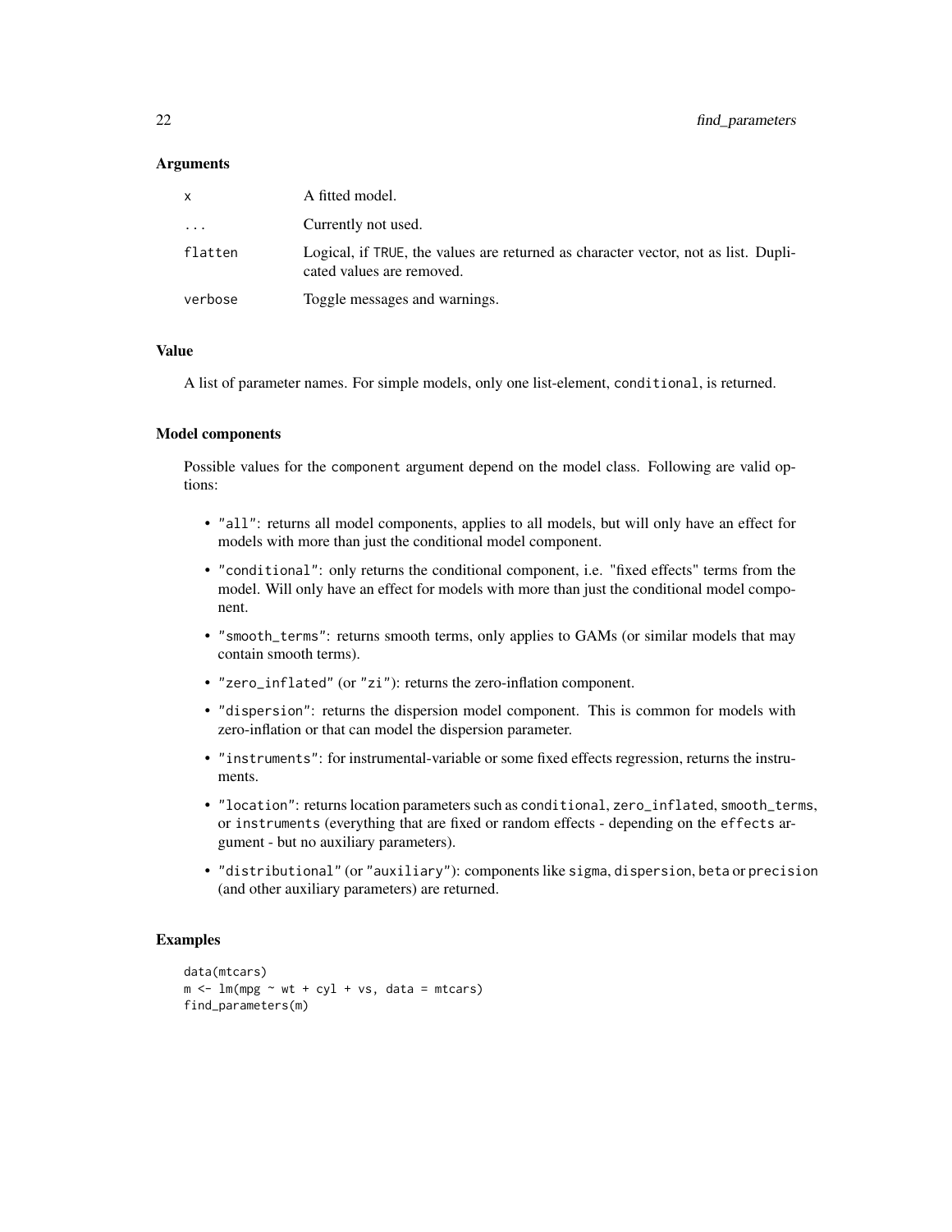## Arguments

| | |
|---|---|
| `x` | A fitted model. |
| `...` | Currently not used. |
| `flatten` | Logical, if `TRUE`, the values are returned as character vector, not as list. Duplicated values are removed. |
| `verbose` | Toggle messages and warnings. |

## Value

A list of parameter names. For simple models, only one list-element, `conditional`, is returned.

## Model components

Possible values for the `component` argument depend on the model class. Following are valid options:

- `"all"`: returns all model components, applies to all models, but will only have an effect for models with more than just the conditional model component.
- `"conditional"`: only returns the conditional component, i.e. "fixed effects" terms from the model. Will only have an effect for models with more than just the conditional model component.
- `"smooth_terms"`: returns smooth terms, only applies to GAMs (or similar models that may contain smooth terms).
- `"zero_inflated"` (or `"zi"`): returns the zero-inflation component.
- `"dispersion"`: returns the dispersion model component. This is common for models with zero-inflation or that can model the dispersion parameter.
- `"instruments"`: for instrumental-variable or some fixed effects regression, returns the instruments.
- `"location"`: returns location parameters such as `conditional`, `zero_inflated`, `smooth_terms`, or `instruments` (everything that are fixed or random effects - depending on the `effects` argument - but no auxiliary parameters).
- `"distributional"` (or `"auxiliary"`): components like `sigma`, `dispersion`, `beta` or `precision` (and other auxiliary parameters) are returned.

## Examples

```
data(mtcars)
m <- lm(mpg ~ wt + cyl + vs, data = mtcars)
find_parameters(m)
```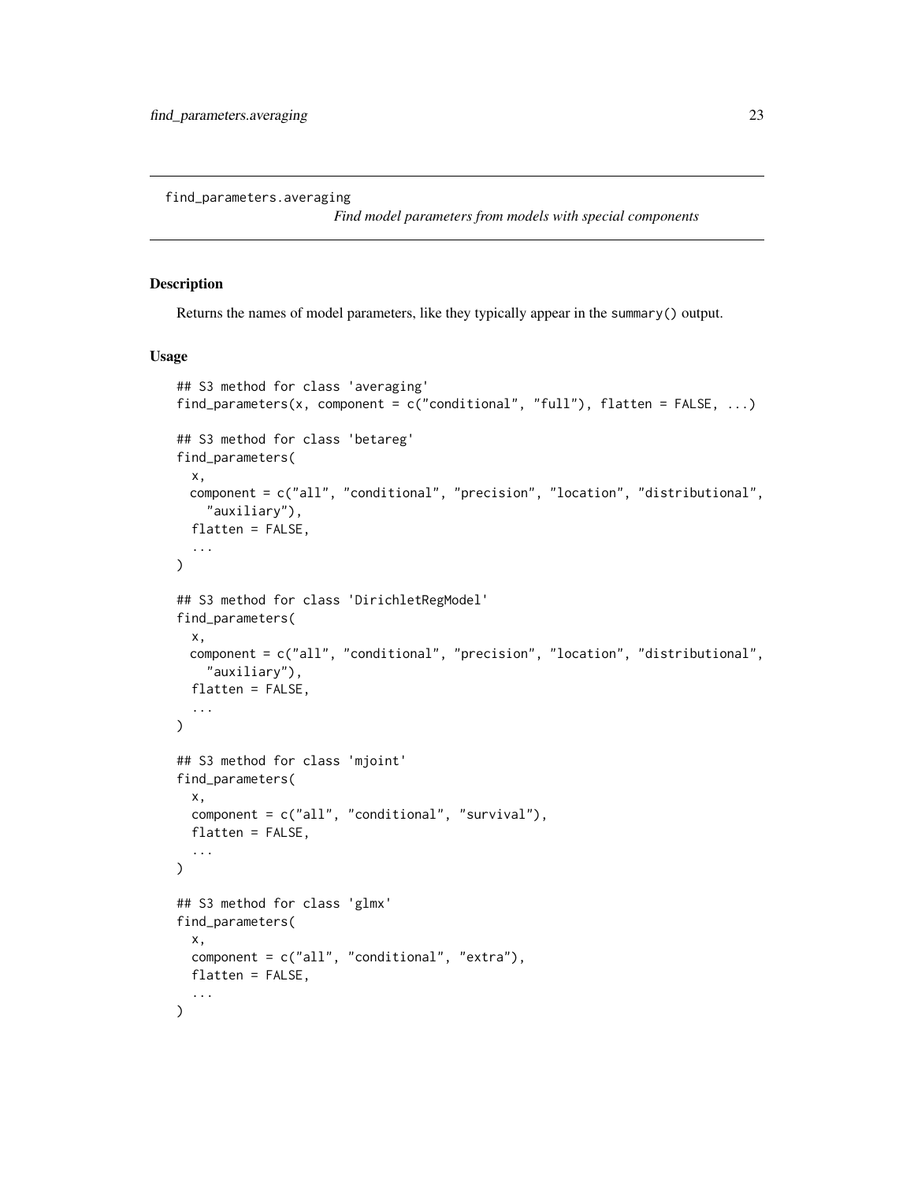# find_parameters.averaging

*Find model parameters from models with special components*

## Description

Returns the names of model parameters, like they typically appear in the `summary()` output.

## Usage

```
## S3 method for class 'averaging'
find_parameters(x, component = c("conditional", "full"), flatten = FALSE, ...)

## S3 method for class 'betareg'
find_parameters(
  x,
  component = c("all", "conditional", "precision", "location", "distributional",
    "auxiliary"),
  flatten = FALSE,
  ...
)

## S3 method for class 'DirichletRegModel'
find_parameters(
  x,
  component = c("all", "conditional", "precision", "location", "distributional",
    "auxiliary"),
  flatten = FALSE,
  ...
)

## S3 method for class 'mjoint'
find_parameters(
  x,
  component = c("all", "conditional", "survival"),
  flatten = FALSE,
  ...
)

## S3 method for class 'glmx'
find_parameters(
  x,
  component = c("all", "conditional", "extra"),
  flatten = FALSE,
  ...
)
```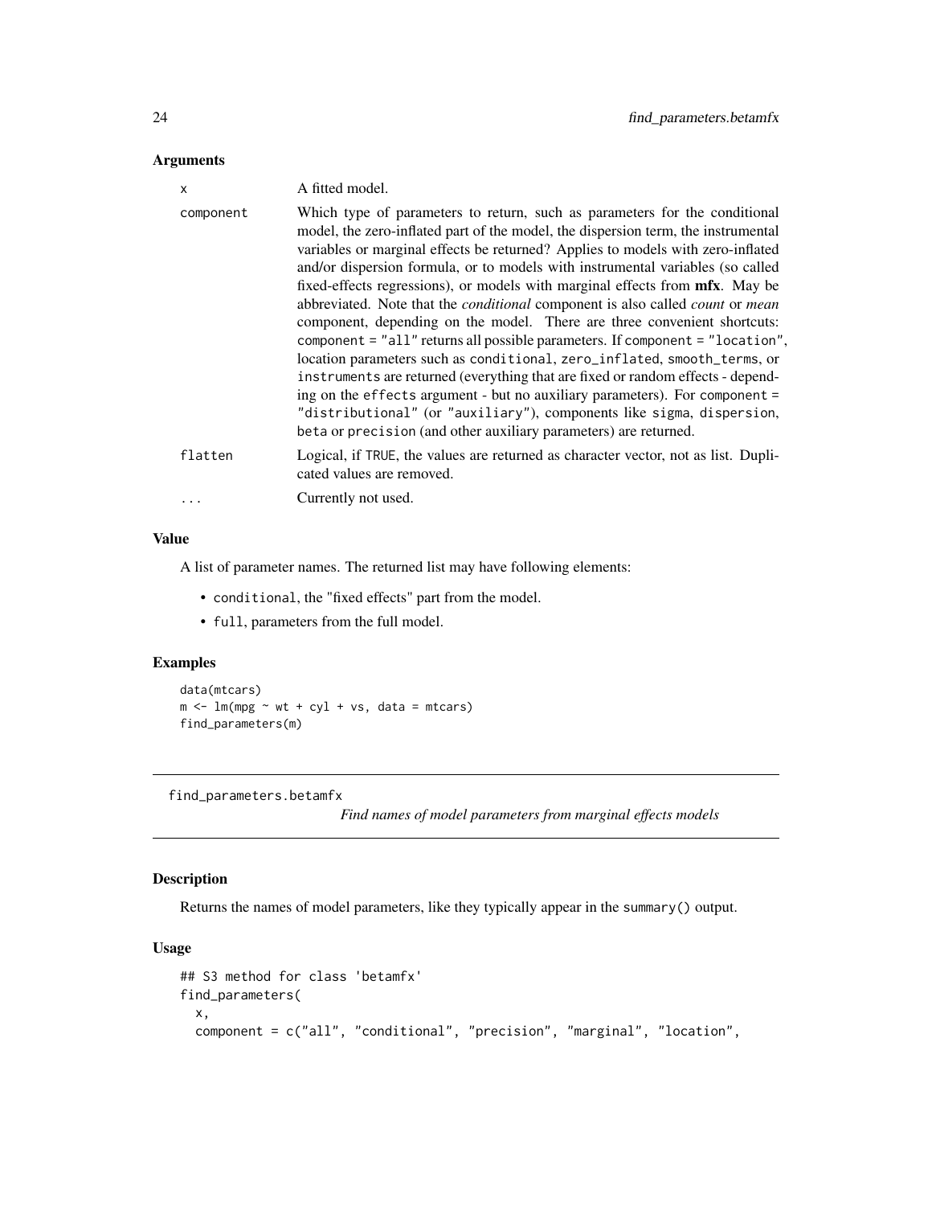### Arguments

| | |
|---|---|
| `x` | A fitted model. |
| `component` | Which type of parameters to return, such as parameters for the conditional model, the zero-inflated part of the model, the dispersion term, the instrumental variables or marginal effects be returned? Applies to models with zero-inflated and/or dispersion formula, or to models with instrumental variables (so called fixed-effects regressions), or models with marginal effects from **mfx**. May be abbreviated. Note that the *conditional* component is also called *count* or *mean* component, depending on the model. There are three convenient shortcuts: `component = "all"` returns all possible parameters. If `component = "location"`, location parameters such as `conditional`, `zero_inflated`, `smooth_terms`, or `instruments` are returned (everything that are fixed or random effects - depending on the `effects` argument - but no auxiliary parameters). For `component = "distributional"` (or `"auxiliary"`), components like `sigma`, `dispersion`, `beta` or `precision` (and other auxiliary parameters) are returned. |
| `flatten` | Logical, if `TRUE`, the values are returned as character vector, not as list. Duplicated values are removed. |
| `...` | Currently not used. |

### Value

A list of parameter names. The returned list may have following elements:

- `conditional`, the "fixed effects" part from the model.
- `full`, parameters from the full model.

### Examples

```
data(mtcars)
m <- lm(mpg ~ wt + cyl + vs, data = mtcars)
find_parameters(m)
```

---

## find_parameters.betamfx

*Find names of model parameters from marginal effects models*

### Description

Returns the names of model parameters, like they typically appear in the `summary()` output.

### Usage

```
## S3 method for class 'betamfx'
find_parameters(
  x,
  component = c("all", "conditional", "precision", "marginal", "location",
```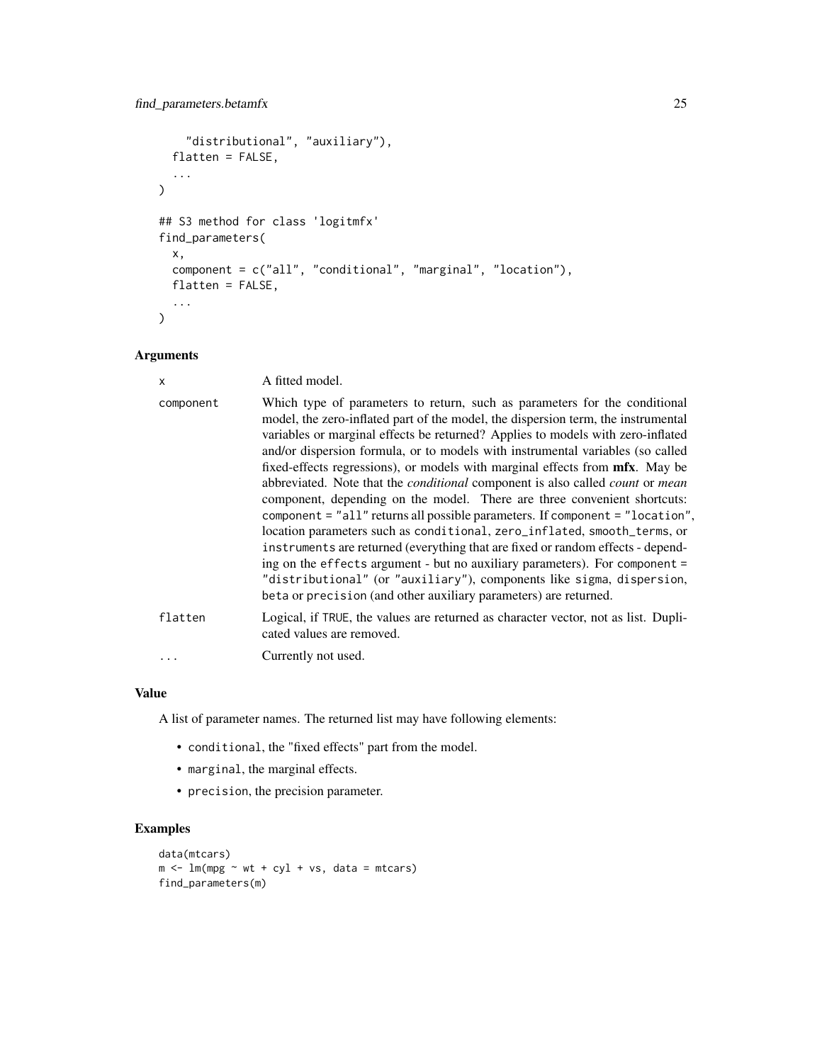```
    "distributional", "auxiliary"),
  flatten = FALSE,
  ...
)

## S3 method for class 'logitmfx'
find_parameters(
  x,
  component = c("all", "conditional", "marginal", "location"),
  flatten = FALSE,
  ...
)
```

### Arguments

| | |
|---|---|
| `x` | A fitted model. |
| `component` | Which type of parameters to return, such as parameters for the conditional model, the zero-inflated part of the model, the dispersion term, the instrumental variables or marginal effects be returned? Applies to models with zero-inflated and/or dispersion formula, or to models with instrumental variables (so called fixed-effects regressions), or models with marginal effects from **mfx**. May be abbreviated. Note that the *conditional* component is also called *count* or *mean* component, depending on the model. There are three convenient shortcuts: `component = "all"` returns all possible parameters. If `component = "location"`, location parameters such as `conditional`, `zero_inflated`, `smooth_terms`, or `instruments` are returned (everything that are fixed or random effects - depending on the `effects` argument - but no auxiliary parameters). For `component = "distributional"` (or `"auxiliary"`), components like `sigma`, `dispersion`, `beta` or `precision` (and other auxiliary parameters) are returned. |
| `flatten` | Logical, if `TRUE`, the values are returned as character vector, not as list. Duplicated values are removed. |
| `...` | Currently not used. |

### Value

A list of parameter names. The returned list may have following elements:

- `conditional`, the "fixed effects" part from the model.
- `marginal`, the marginal effects.
- `precision`, the precision parameter.

### Examples

```
data(mtcars)
m <- lm(mpg ~ wt + cyl + vs, data = mtcars)
find_parameters(m)
```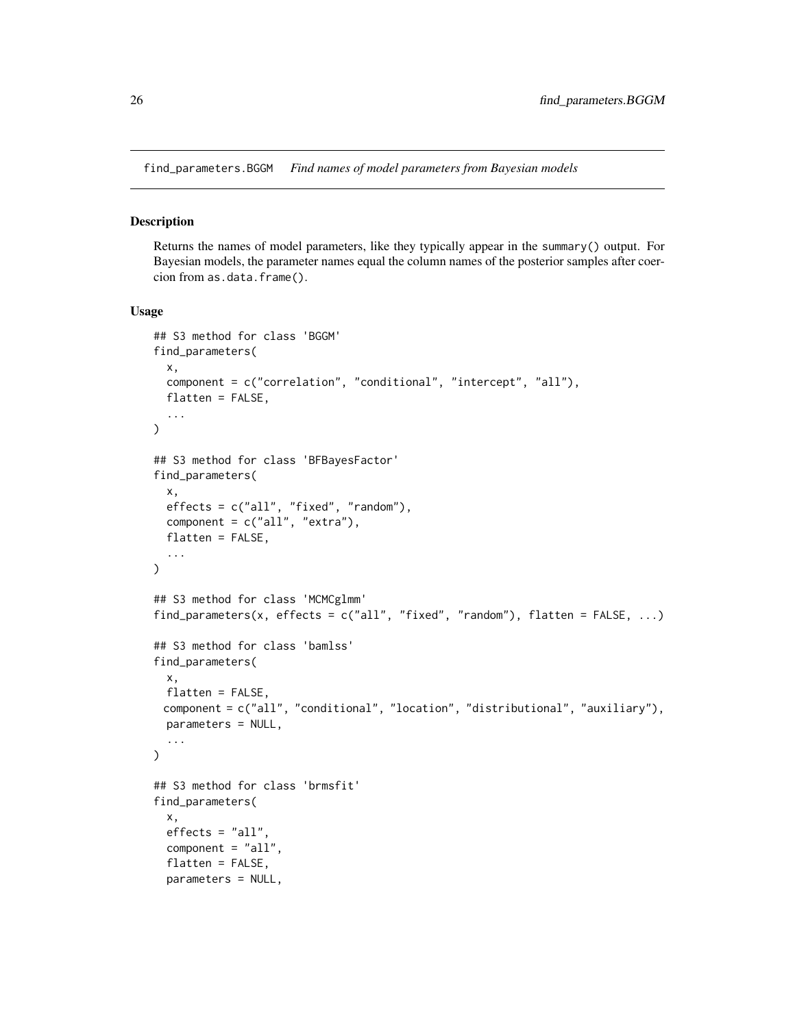find_parameters.BGGM *Find names of model parameters from Bayesian models*

## Description

Returns the names of model parameters, like they typically appear in the summary() output. For Bayesian models, the parameter names equal the column names of the posterior samples after coercion from as.data.frame().

## Usage

```
## S3 method for class 'BGGM'
find_parameters(
  x,
  component = c("correlation", "conditional", "intercept", "all"),
  flatten = FALSE,
  ...
)

## S3 method for class 'BFBayesFactor'
find_parameters(
  x,
  effects = c("all", "fixed", "random"),
  component = c("all", "extra"),
  flatten = FALSE,
  ...
)

## S3 method for class 'MCMCglmm'
find_parameters(x, effects = c("all", "fixed", "random"), flatten = FALSE, ...)

## S3 method for class 'bamlss'
find_parameters(
  x,
  flatten = FALSE,
  component = c("all", "conditional", "location", "distributional", "auxiliary"),
  parameters = NULL,
  ...
)

## S3 method for class 'brmsfit'
find_parameters(
  x,
  effects = "all",
  component = "all",
  flatten = FALSE,
  parameters = NULL,
```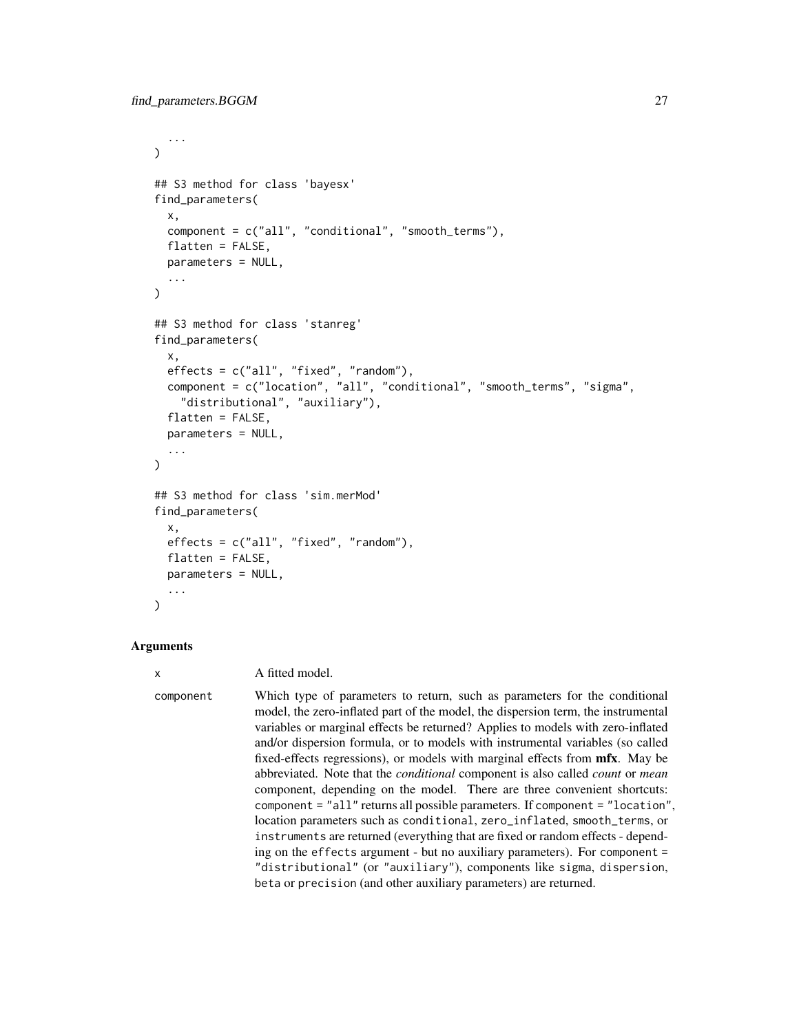```
  ...
)

## S3 method for class 'bayesx'
find_parameters(
  x,
  component = c("all", "conditional", "smooth_terms"),
  flatten = FALSE,
  parameters = NULL,
  ...
)

## S3 method for class 'stanreg'
find_parameters(
  x,
  effects = c("all", "fixed", "random"),
  component = c("location", "all", "conditional", "smooth_terms", "sigma",
    "distributional", "auxiliary"),
  flatten = FALSE,
  parameters = NULL,
  ...
)

## S3 method for class 'sim.merMod'
find_parameters(
  x,
  effects = c("all", "fixed", "random"),
  flatten = FALSE,
  parameters = NULL,
  ...
)
```

### Arguments

`x` A fitted model.

`component` Which type of parameters to return, such as parameters for the conditional model, the zero-inflated part of the model, the dispersion term, the instrumental variables or marginal effects be returned? Applies to models with zero-inflated and/or dispersion formula, or to models with instrumental variables (so called fixed-effects regressions), or models with marginal effects from **mfx**. May be abbreviated. Note that the *conditional* component is also called *count* or *mean* component, depending on the model. There are three convenient shortcuts: `component = "all"` returns all possible parameters. If `component = "location"`, location parameters such as `conditional`, `zero_inflated`, `smooth_terms`, or `instruments` are returned (everything that are fixed or random effects - depending on the `effects` argument - but no auxiliary parameters). For `component = "distributional"` (or `"auxiliary"`), components like `sigma`, `dispersion`, `beta` or `precision` (and other auxiliary parameters) are returned.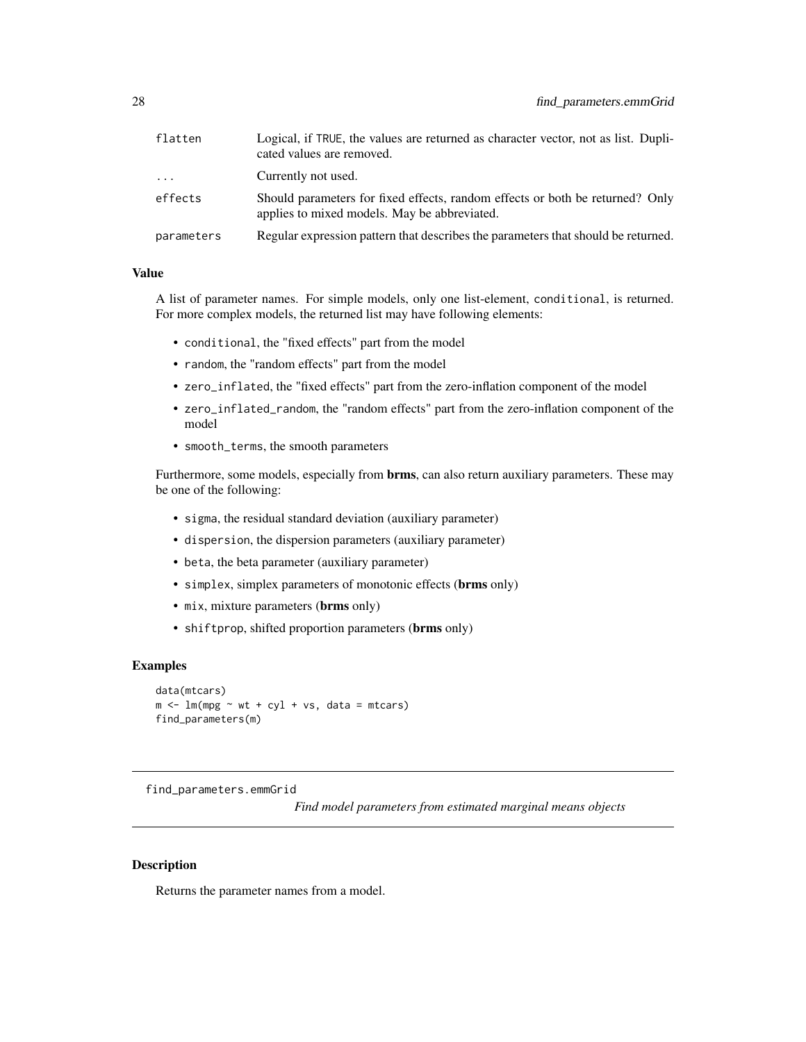| | |
|---|---|
| flatten | Logical, if TRUE, the values are returned as character vector, not as list. Duplicated values are removed. |
| ... | Currently not used. |
| effects | Should parameters for fixed effects, random effects or both be returned? Only applies to mixed models. May be abbreviated. |
| parameters | Regular expression pattern that describes the parameters that should be returned. |

### Value

A list of parameter names. For simple models, only one list-element, conditional, is returned. For more complex models, the returned list may have following elements:

- conditional, the "fixed effects" part from the model
- random, the "random effects" part from the model
- zero_inflated, the "fixed effects" part from the zero-inflation component of the model
- zero_inflated_random, the "random effects" part from the zero-inflation component of the model
- smooth_terms, the smooth parameters

Furthermore, some models, especially from **brms**, can also return auxiliary parameters. These may be one of the following:

- sigma, the residual standard deviation (auxiliary parameter)
- dispersion, the dispersion parameters (auxiliary parameter)
- beta, the beta parameter (auxiliary parameter)
- simplex, simplex parameters of monotonic effects (**brms** only)
- mix, mixture parameters (**brms** only)
- shiftprop, shifted proportion parameters (**brms** only)

### Examples

```
data(mtcars)
m <- lm(mpg ~ wt + cyl + vs, data = mtcars)
find_parameters(m)
```

---

## find_parameters.emmGrid

*Find model parameters from estimated marginal means objects*

---

### Description

Returns the parameter names from a model.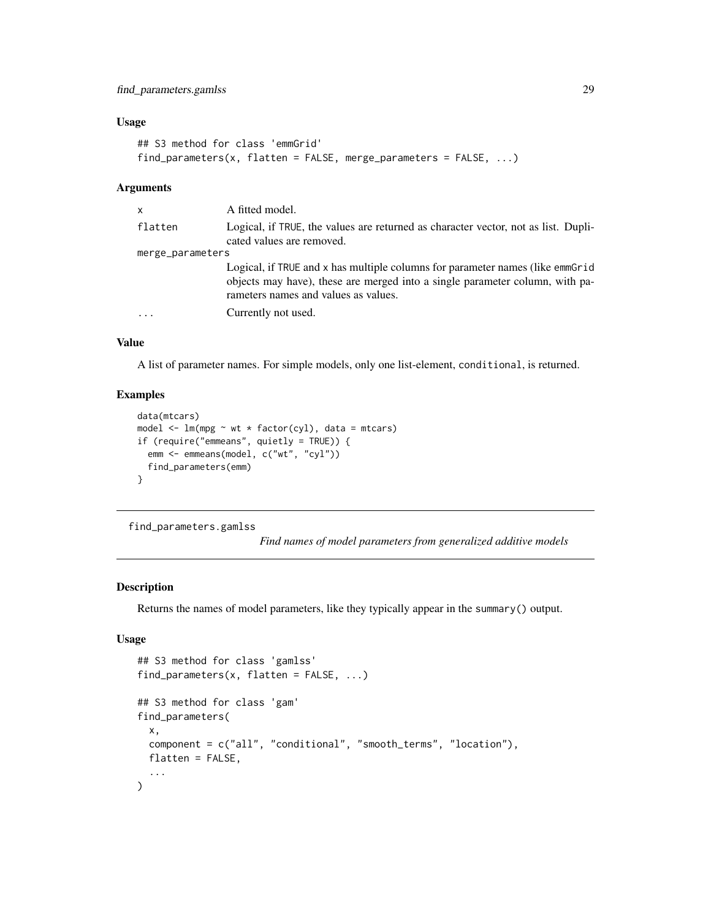### Usage

```
## S3 method for class 'emmGrid'
find_parameters(x, flatten = FALSE, merge_parameters = FALSE, ...)
```

### Arguments

| | |
|---|---|
| x | A fitted model. |
| flatten | Logical, if TRUE, the values are returned as character vector, not as list. Duplicated values are removed. |
| merge_parameters | Logical, if TRUE and x has multiple columns for parameter names (like emmGrid objects may have), these are merged into a single parameter column, with parameters names and values as values. |
| ... | Currently not used. |

### Value

A list of parameter names. For simple models, only one list-element, conditional, is returned.

### Examples

```
data(mtcars)
model <- lm(mpg ~ wt * factor(cyl), data = mtcars)
if (require("emmeans", quietly = TRUE)) {
  emm <- emmeans(model, c("wt", "cyl"))
  find_parameters(emm)
}
```

---

## find_parameters.gamlss

*Find names of model parameters from generalized additive models*

---

### Description

Returns the names of model parameters, like they typically appear in the summary() output.

### Usage

```
## S3 method for class 'gamlss'
find_parameters(x, flatten = FALSE, ...)

## S3 method for class 'gam'
find_parameters(
  x,
  component = c("all", "conditional", "smooth_terms", "location"),
  flatten = FALSE,
  ...
)
```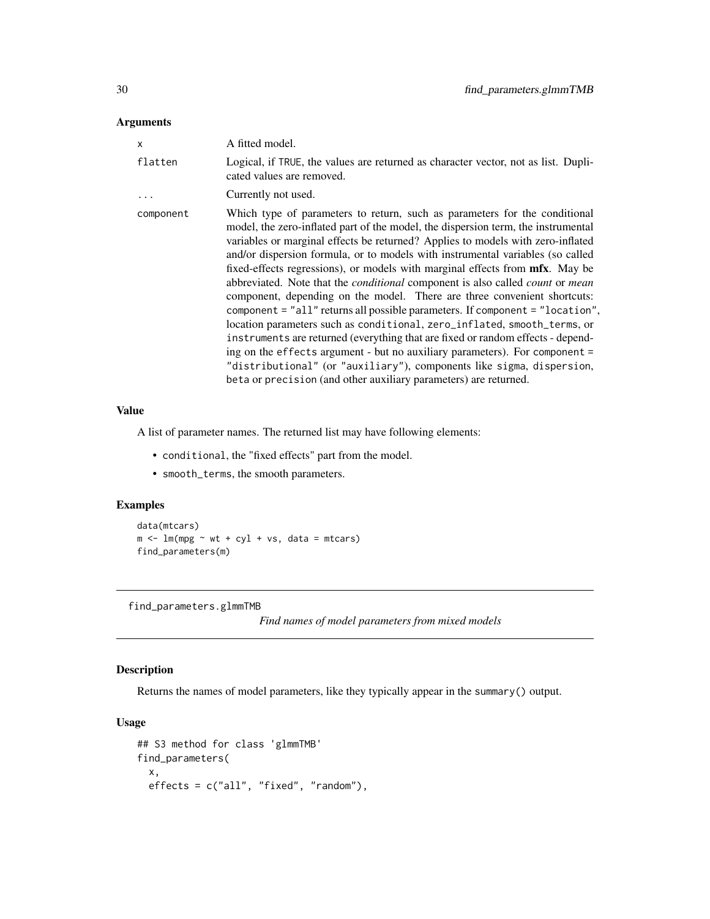## Arguments

| | |
|---|---|
| x | A fitted model. |
| flatten | Logical, if TRUE, the values are returned as character vector, not as list. Duplicated values are removed. |
| ... | Currently not used. |
| component | Which type of parameters to return, such as parameters for the conditional model, the zero-inflated part of the model, the dispersion term, the instrumental variables or marginal effects be returned? Applies to models with zero-inflated and/or dispersion formula, or to models with instrumental variables (so called fixed-effects regressions), or models with marginal effects from **mfx**. May be abbreviated. Note that the *conditional* component is also called *count* or *mean* component, depending on the model. There are three convenient shortcuts: component = "all" returns all possible parameters. If component = "location", location parameters such as conditional, zero_inflated, smooth_terms, or instruments are returned (everything that are fixed or random effects - depending on the effects argument - but no auxiliary parameters). For component = "distributional" (or "auxiliary"), components like sigma, dispersion, beta or precision (and other auxiliary parameters) are returned. |

## Value

A list of parameter names. The returned list may have following elements:

- conditional, the "fixed effects" part from the model.
- smooth_terms, the smooth parameters.

## Examples

```
data(mtcars)
m <- lm(mpg ~ wt + cyl + vs, data = mtcars)
find_parameters(m)
```

---

# find_parameters.glmmTMB

*Find names of model parameters from mixed models*

## Description

Returns the names of model parameters, like they typically appear in the summary() output.

## Usage

```
## S3 method for class 'glmmTMB'
find_parameters(
  x,
  effects = c("all", "fixed", "random"),
```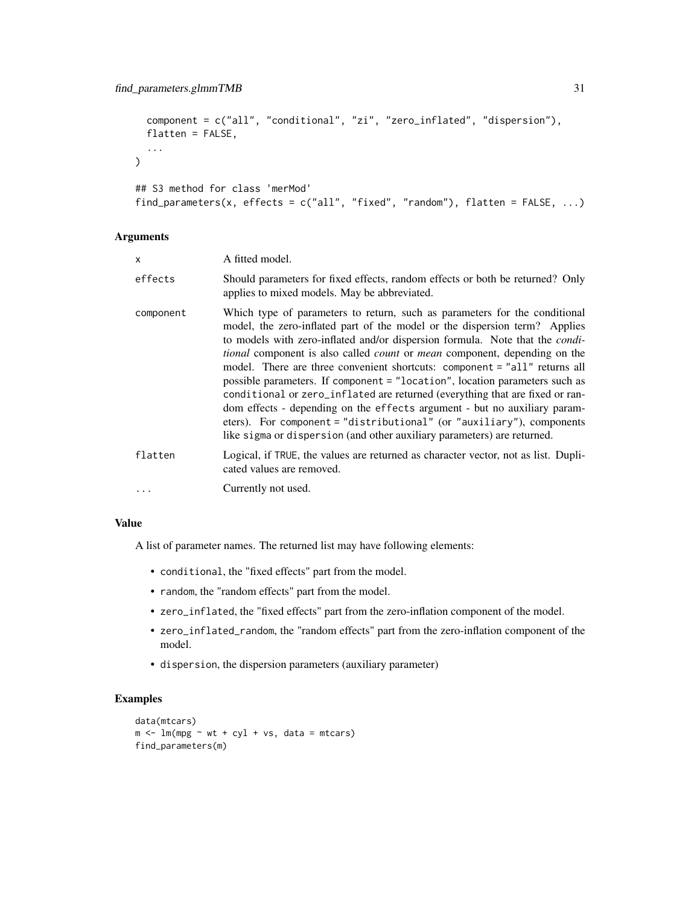```
  component = c("all", "conditional", "zi", "zero_inflated", "dispersion"),
  flatten = FALSE,
  ...
)

## S3 method for class 'merMod'
find_parameters(x, effects = c("all", "fixed", "random"), flatten = FALSE, ...)
```

## Arguments

| | |
|---|---|
| x | A fitted model. |
| effects | Should parameters for fixed effects, random effects or both be returned? Only applies to mixed models. May be abbreviated. |
| component | Which type of parameters to return, such as parameters for the conditional model, the zero-inflated part of the model or the dispersion term? Applies to models with zero-inflated and/or dispersion formula. Note that the *conditional* component is also called *count* or *mean* component, depending on the model. There are three convenient shortcuts: `component = "all"` returns all possible parameters. If `component = "location"`, location parameters such as `conditional` or `zero_inflated` are returned (everything that are fixed or random effects - depending on the `effects` argument - but no auxiliary parameters). For `component = "distributional"` (or `"auxiliary"`), components like `sigma` or `dispersion` (and other auxiliary parameters) are returned. |
| flatten | Logical, if `TRUE`, the values are returned as character vector, not as list. Duplicated values are removed. |
| ... | Currently not used. |

## Value

A list of parameter names. The returned list may have following elements:

- `conditional`, the "fixed effects" part from the model.
- `random`, the "random effects" part from the model.
- `zero_inflated`, the "fixed effects" part from the zero-inflation component of the model.
- `zero_inflated_random`, the "random effects" part from the zero-inflation component of the model.
- `dispersion`, the dispersion parameters (auxiliary parameter)

## Examples

```
data(mtcars)
m <- lm(mpg ~ wt + cyl + vs, data = mtcars)
find_parameters(m)
```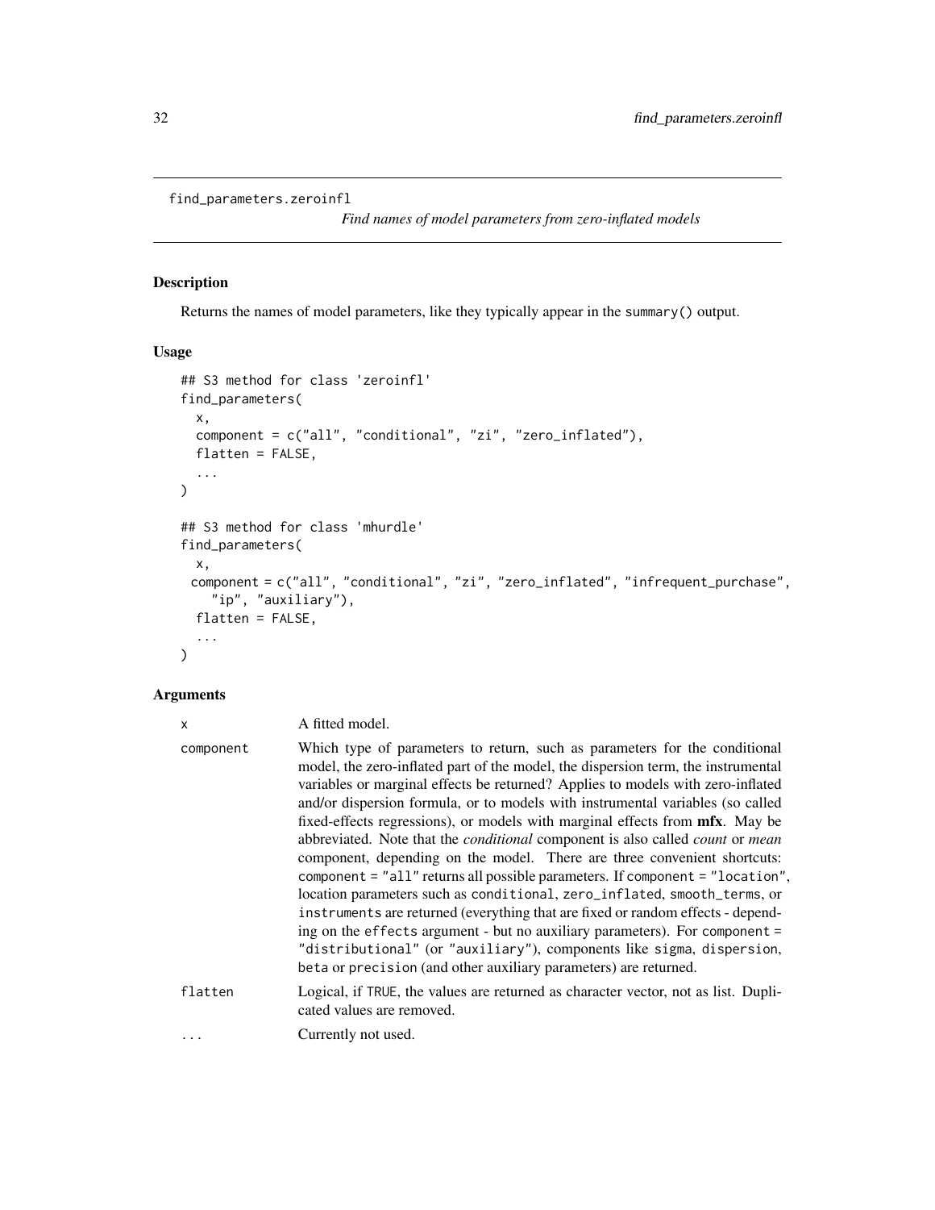find_parameters.zeroinfl

*Find names of model parameters from zero-inflated models*

## Description

Returns the names of model parameters, like they typically appear in the summary() output.

## Usage

```
## S3 method for class 'zeroinfl'
find_parameters(
  x,
  component = c("all", "conditional", "zi", "zero_inflated"),
  flatten = FALSE,
  ...
)

## S3 method for class 'mhurdle'
find_parameters(
  x,
 component = c("all", "conditional", "zi", "zero_inflated", "infrequent_purchase",
    "ip", "auxiliary"),
  flatten = FALSE,
  ...
)
```

## Arguments

| | |
|---|---|
| x | A fitted model. |
| component | Which type of parameters to return, such as parameters for the conditional model, the zero-inflated part of the model, the dispersion term, the instrumental variables or marginal effects be returned? Applies to models with zero-inflated and/or dispersion formula, or to models with instrumental variables (so called fixed-effects regressions), or models with marginal effects from **mfx**. May be abbreviated. Note that the *conditional* component is also called *count* or *mean* component, depending on the model. There are three convenient shortcuts: component = "all" returns all possible parameters. If component = "location", location parameters such as conditional, zero_inflated, smooth_terms, or instruments are returned (everything that are fixed or random effects - depending on the effects argument - but no auxiliary parameters). For component = "distributional" (or "auxiliary"), components like sigma, dispersion, beta or precision (and other auxiliary parameters) are returned. |
| flatten | Logical, if TRUE, the values are returned as character vector, not as list. Duplicated values are removed. |
| ... | Currently not used. |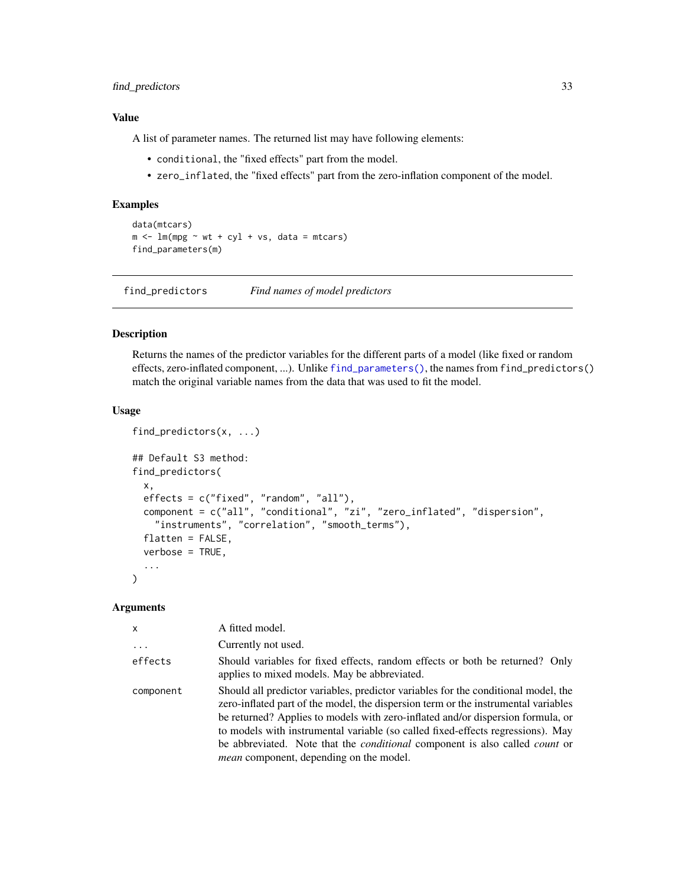### Value

A list of parameter names. The returned list may have following elements:

- `conditional`, the "fixed effects" part from the model.
- `zero_inflated`, the "fixed effects" part from the zero-inflation component of the model.

### Examples

```
data(mtcars)
m <- lm(mpg ~ wt + cyl + vs, data = mtcars)
find_parameters(m)
```

---

## find_predictors    *Find names of model predictors*

---

### Description

Returns the names of the predictor variables for the different parts of a model (like fixed or random effects, zero-inflated component, ...). Unlike `find_parameters()`, the names from `find_predictors()` match the original variable names from the data that was used to fit the model.

### Usage

```
find_predictors(x, ...)

## Default S3 method:
find_predictors(
  x,
  effects = c("fixed", "random", "all"),
  component = c("all", "conditional", "zi", "zero_inflated", "dispersion",
    "instruments", "correlation", "smooth_terms"),
  flatten = FALSE,
  verbose = TRUE,
  ...
)
```

### Arguments

| | |
|---|---|
| `x` | A fitted model. |
| `...` | Currently not used. |
| `effects` | Should variables for fixed effects, random effects or both be returned? Only applies to mixed models. May be abbreviated. |
| `component` | Should all predictor variables, predictor variables for the conditional model, the zero-inflated part of the model, the dispersion term or the instrumental variables be returned? Applies to models with zero-inflated and/or dispersion formula, or to models with instrumental variable (so called fixed-effects regressions). May be abbreviated. Note that the *conditional* component is also called *count* or *mean* component, depending on the model. |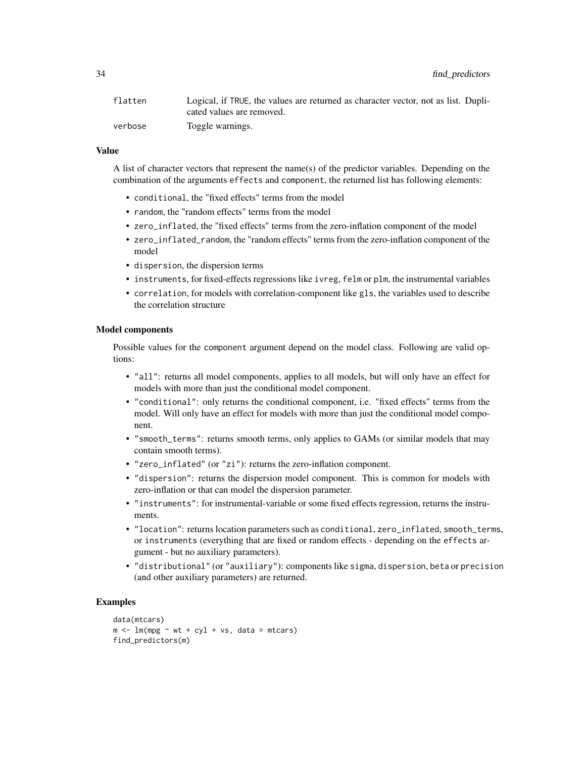| | |
|---|---|
| flatten | Logical, if TRUE, the values are returned as character vector, not as list. Duplicated values are removed. |
| verbose | Toggle warnings. |

### Value

A list of character vectors that represent the name(s) of the predictor variables. Depending on the combination of the arguments `effects` and `component`, the returned list has following elements:

- `conditional`, the "fixed effects" terms from the model
- `random`, the "random effects" terms from the model
- `zero_inflated`, the "fixed effects" terms from the zero-inflation component of the model
- `zero_inflated_random`, the "random effects" terms from the zero-inflation component of the model
- `dispersion`, the dispersion terms
- `instruments`, for fixed-effects regressions like `ivreg`, `felm` or `plm`, the instrumental variables
- `correlation`, for models with correlation-component like `gls`, the variables used to describe the correlation structure

### Model components

Possible values for the `component` argument depend on the model class. Following are valid options:

- `"all"`: returns all model components, applies to all models, but will only have an effect for models with more than just the conditional model component.
- `"conditional"`: only returns the conditional component, i.e. "fixed effects" terms from the model. Will only have an effect for models with more than just the conditional model component.
- `"smooth_terms"`: returns smooth terms, only applies to GAMs (or similar models that may contain smooth terms).
- `"zero_inflated"` (or `"zi"`): returns the zero-inflation component.
- `"dispersion"`: returns the dispersion model component. This is common for models with zero-inflation or that can model the dispersion parameter.
- `"instruments"`: for instrumental-variable or some fixed effects regression, returns the instruments.
- `"location"`: returns location parameters such as `conditional`, `zero_inflated`, `smooth_terms`, or `instruments` (everything that are fixed or random effects - depending on the `effects` argument - but no auxiliary parameters).
- `"distributional"` (or `"auxiliary"`): components like `sigma`, `dispersion`, `beta` or `precision` (and other auxiliary parameters) are returned.

### Examples

```
data(mtcars)
m <- lm(mpg ~ wt + cyl + vs, data = mtcars)
find_predictors(m)
```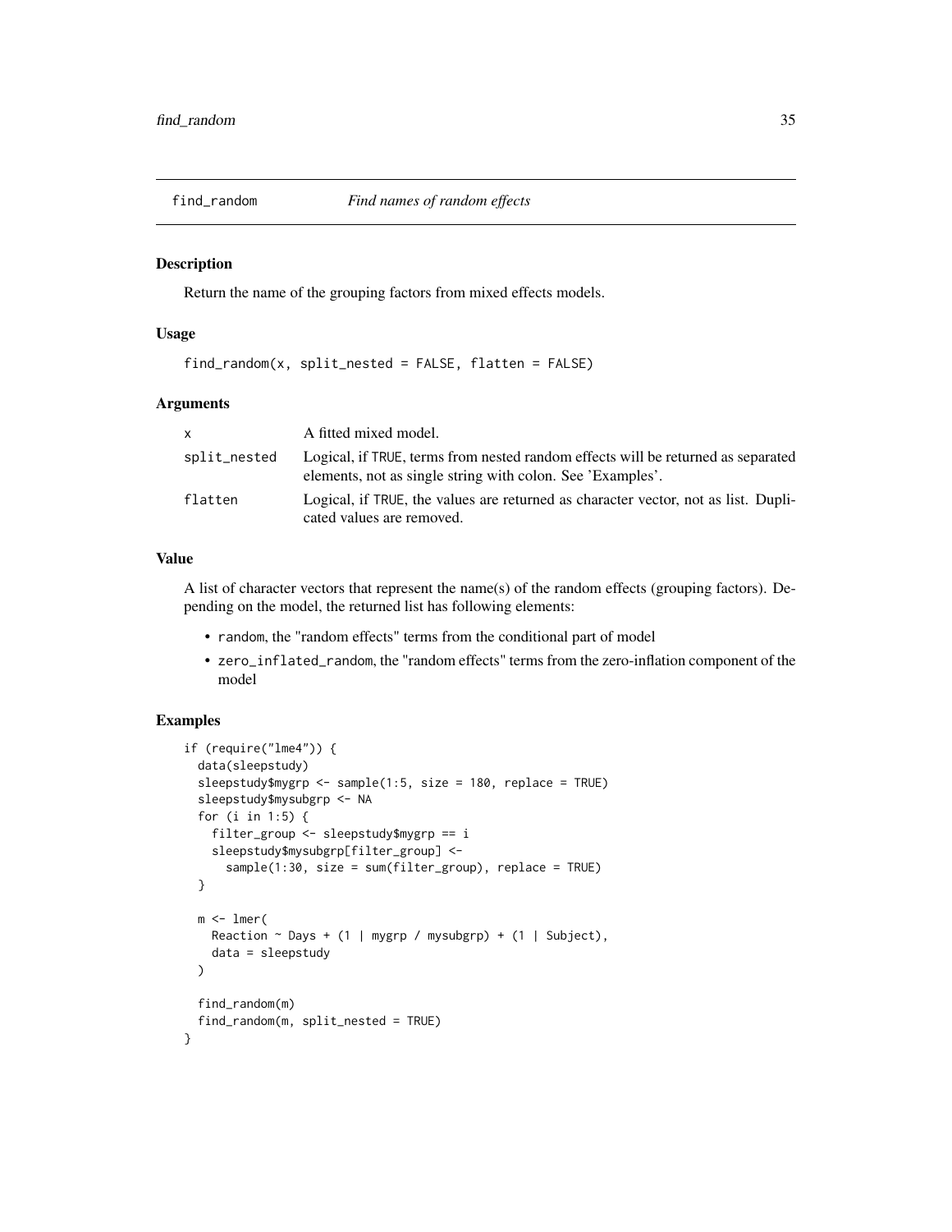# find_random — *Find names of random effects*

## Description

Return the name of the grouping factors from mixed effects models.

## Usage

```
find_random(x, split_nested = FALSE, flatten = FALSE)
```

## Arguments

| | |
|---|---|
| x | A fitted mixed model. |
| split_nested | Logical, if TRUE, terms from nested random effects will be returned as separated elements, not as single string with colon. See 'Examples'. |
| flatten | Logical, if TRUE, the values are returned as character vector, not as list. Duplicated values are removed. |

## Value

A list of character vectors that represent the name(s) of the random effects (grouping factors). Depending on the model, the returned list has following elements:

- `random`, the "random effects" terms from the conditional part of model
- `zero_inflated_random`, the "random effects" terms from the zero-inflation component of the model

## Examples

```
if (require("lme4")) {
  data(sleepstudy)
  sleepstudy$mygrp <- sample(1:5, size = 180, replace = TRUE)
  sleepstudy$mysubgrp <- NA
  for (i in 1:5) {
    filter_group <- sleepstudy$mygrp == i
    sleepstudy$mysubgrp[filter_group] <-
      sample(1:30, size = sum(filter_group), replace = TRUE)
  }

  m <- lmer(
    Reaction ~ Days + (1 | mygrp / mysubgrp) + (1 | Subject),
    data = sleepstudy
  )

  find_random(m)
  find_random(m, split_nested = TRUE)
}
```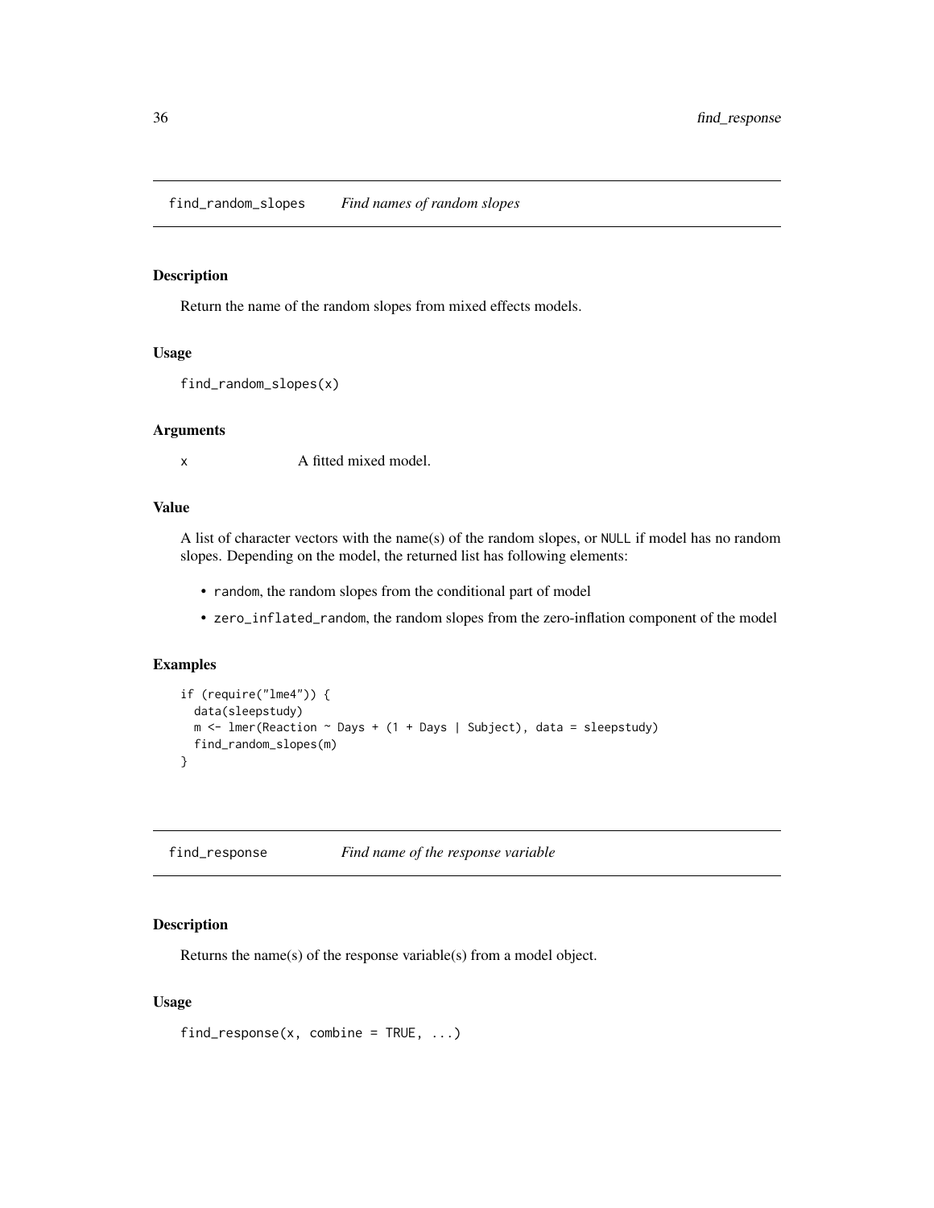## find_random_slopes *Find names of random slopes*

### Description

Return the name of the random slopes from mixed effects models.

### Usage

```
find_random_slopes(x)
```

### Arguments

| | |
|---|---|
| x | A fitted mixed model. |

### Value

A list of character vectors with the name(s) of the random slopes, or NULL if model has no random slopes. Depending on the model, the returned list has following elements:

- random, the random slopes from the conditional part of model
- zero_inflated_random, the random slopes from the zero-inflation component of the model

### Examples

```
if (require("lme4")) {
  data(sleepstudy)
  m <- lmer(Reaction ~ Days + (1 + Days | Subject), data = sleepstudy)
  find_random_slopes(m)
}
```

## find_response *Find name of the response variable*

### Description

Returns the name(s) of the response variable(s) from a model object.

### Usage

```
find_response(x, combine = TRUE, ...)
```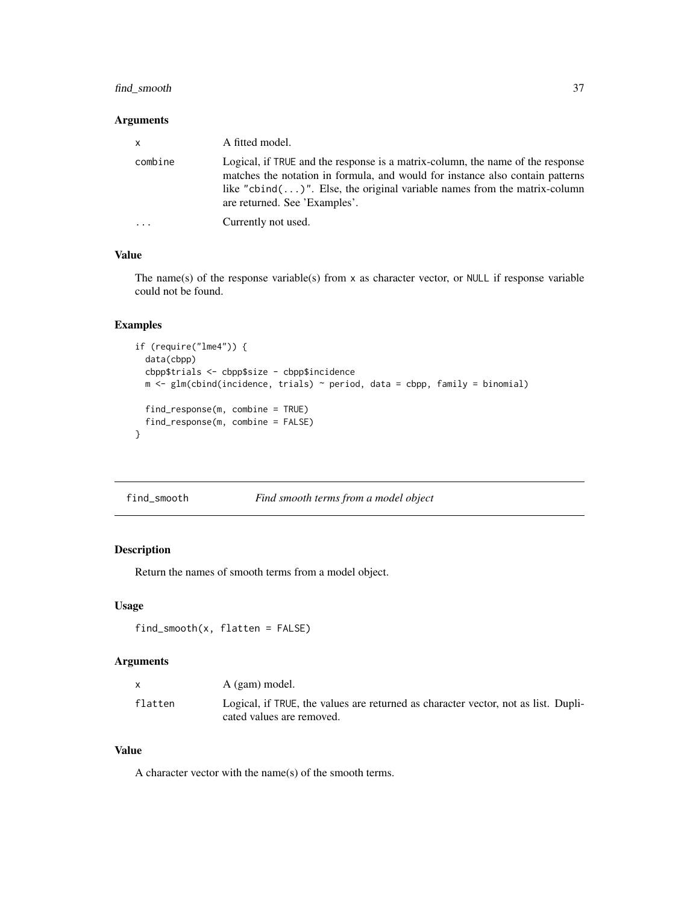### Arguments

| | |
|---|---|
| x | A fitted model. |
| combine | Logical, if TRUE and the response is a matrix-column, the name of the response matches the notation in formula, and would for instance also contain patterns like "cbind(...)". Else, the original variable names from the matrix-column are returned. See 'Examples'. |
| ... | Currently not used. |

### Value

The name(s) of the response variable(s) from x as character vector, or NULL if response variable could not be found.

### Examples

```
if (require("lme4")) {
  data(cbpp)
  cbpp$trials <- cbpp$size - cbpp$incidence
  m <- glm(cbind(incidence, trials) ~ period, data = cbpp, family = binomial)

  find_response(m, combine = TRUE)
  find_response(m, combine = FALSE)
}
```

---

## find_smooth *Find smooth terms from a model object*

### Description

Return the names of smooth terms from a model object.

### Usage

```
find_smooth(x, flatten = FALSE)
```

### Arguments

| | |
|---|---|
| x | A (gam) model. |
| flatten | Logical, if TRUE, the values are returned as character vector, not as list. Duplicated values are removed. |

### Value

A character vector with the name(s) of the smooth terms.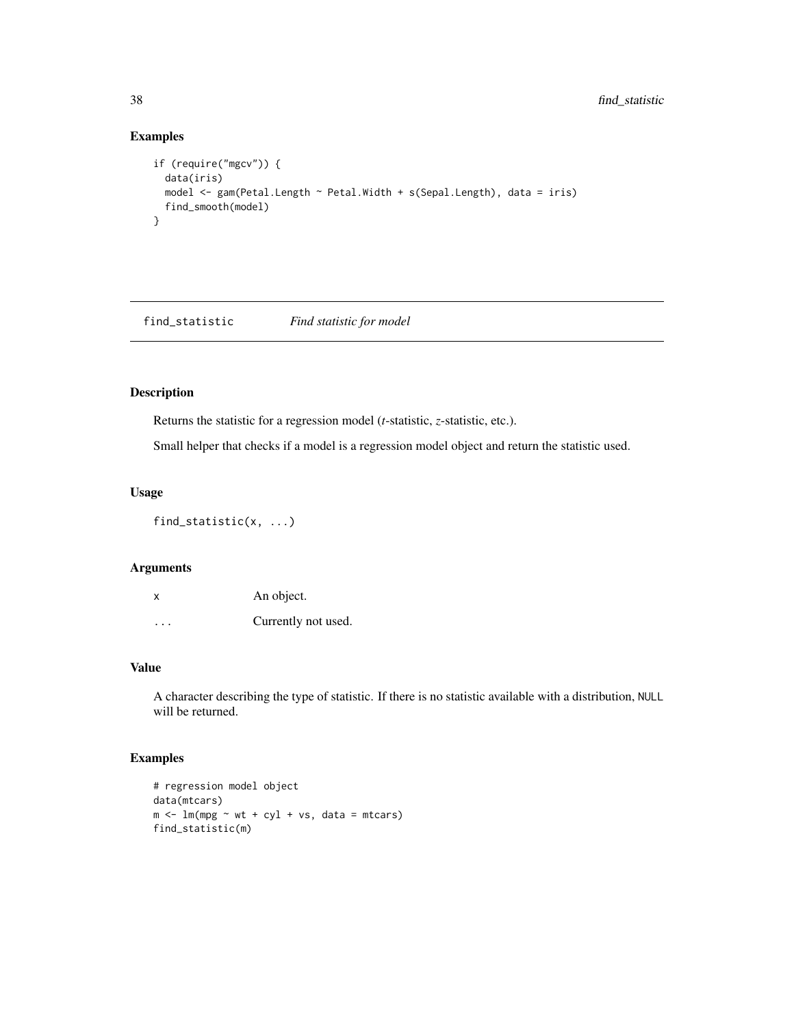## Examples

```
if (require("mgcv")) {
  data(iris)
  model <- gam(Petal.Length ~ Petal.Width + s(Sepal.Length), data = iris)
  find_smooth(model)
}
```

---

# find_statistic *Find statistic for model*

## Description

Returns the statistic for a regression model (*t*-statistic, *z*-statistic, etc.).

Small helper that checks if a model is a regression model object and return the statistic used.

## Usage

```
find_statistic(x, ...)
```

## Arguments

| | |
|---|---|
| x | An object. |
| ... | Currently not used. |

## Value

A character describing the type of statistic. If there is no statistic available with a distribution, NULL will be returned.

## Examples

```
# regression model object
data(mtcars)
m <- lm(mpg ~ wt + cyl + vs, data = mtcars)
find_statistic(m)
```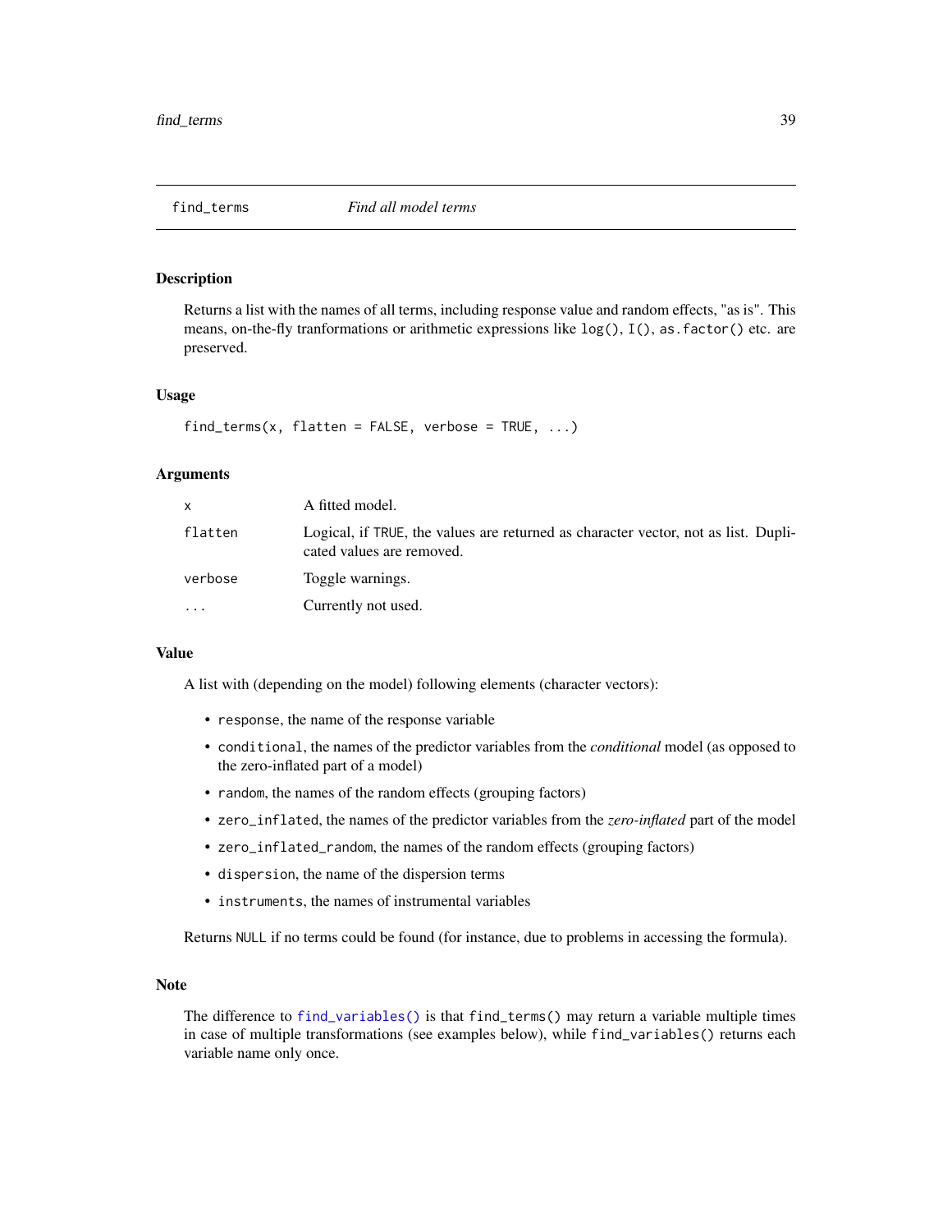## find_terms *Find all model terms*

### Description

Returns a list with the names of all terms, including response value and random effects, "as is". This means, on-the-fly tranformations or arithmetic expressions like `log()`, `I()`, `as.factor()` etc. are preserved.

### Usage

```
find_terms(x, flatten = FALSE, verbose = TRUE, ...)
```

### Arguments

| | |
|---|---|
| `x` | A fitted model. |
| `flatten` | Logical, if `TRUE`, the values are returned as character vector, not as list. Duplicated values are removed. |
| `verbose` | Toggle warnings. |
| `...` | Currently not used. |

### Value

A list with (depending on the model) following elements (character vectors):

- `response`, the name of the response variable
- `conditional`, the names of the predictor variables from the *conditional* model (as opposed to the zero-inflated part of a model)
- `random`, the names of the random effects (grouping factors)
- `zero_inflated`, the names of the predictor variables from the *zero-inflated* part of the model
- `zero_inflated_random`, the names of the random effects (grouping factors)
- `dispersion`, the name of the dispersion terms
- `instruments`, the names of instrumental variables

Returns `NULL` if no terms could be found (for instance, due to problems in accessing the formula).

### Note

The difference to `find_variables()` is that `find_terms()` may return a variable multiple times in case of multiple transformations (see examples below), while `find_variables()` returns each variable name only once.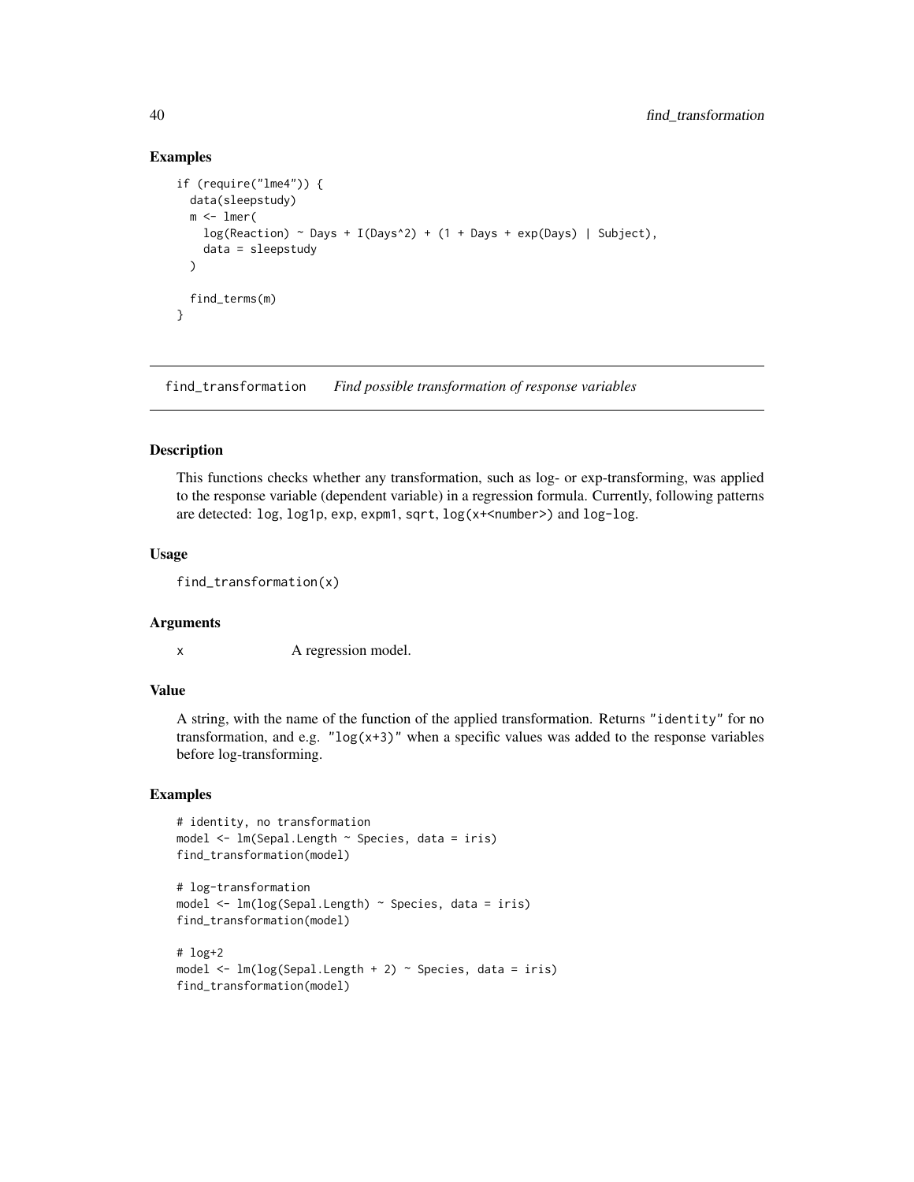### Examples

```
if (require("lme4")) {
  data(sleepstudy)
  m <- lmer(
    log(Reaction) ~ Days + I(Days^2) + (1 + Days + exp(Days) | Subject),
    data = sleepstudy
  )

  find_terms(m)
}
```

---

## find_transformation    *Find possible transformation of response variables*

### Description

This functions checks whether any transformation, such as log- or exp-transforming, was applied to the response variable (dependent variable) in a regression formula. Currently, following patterns are detected: `log`, `log1p`, `exp`, `expm1`, `sqrt`, `log(x+<number>)` and `log-log`.

### Usage

```
find_transformation(x)
```

### Arguments

| | |
|---|---|
| x | A regression model. |

### Value

A string, with the name of the function of the applied transformation. Returns `"identity"` for no transformation, and e.g. `"log(x+3)"` when a specific values was added to the response variables before log-transforming.

### Examples

```
# identity, no transformation
model <- lm(Sepal.Length ~ Species, data = iris)
find_transformation(model)

# log-transformation
model <- lm(log(Sepal.Length) ~ Species, data = iris)
find_transformation(model)

# log+2
model <- lm(log(Sepal.Length + 2) ~ Species, data = iris)
find_transformation(model)
```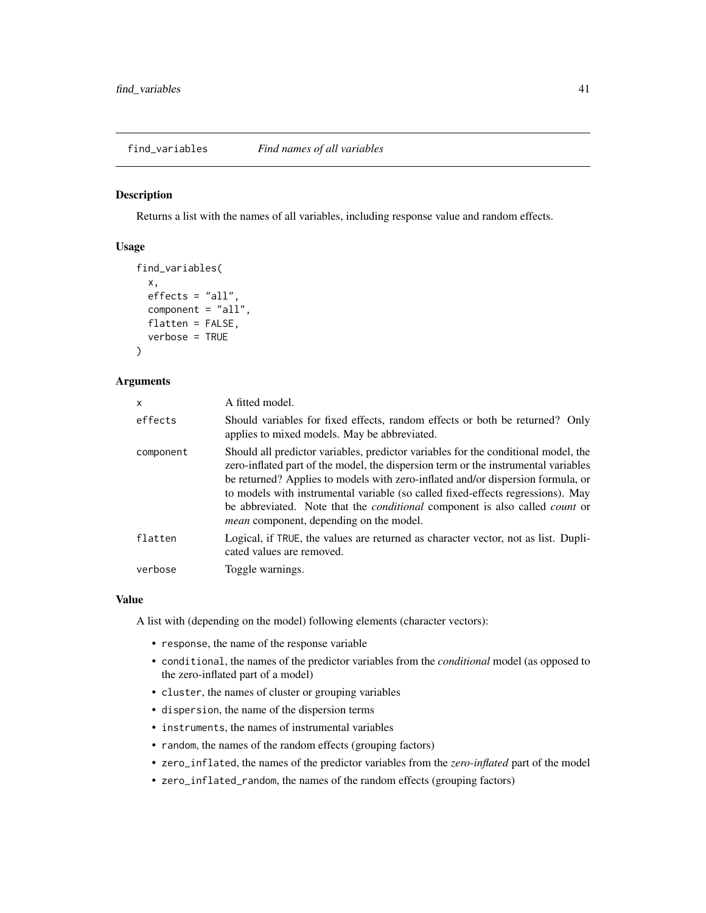## find_variables — *Find names of all variables*

### Description

Returns a list with the names of all variables, including response value and random effects.

### Usage

```
find_variables(
  x,
  effects = "all",
  component = "all",
  flatten = FALSE,
  verbose = TRUE
)
```

### Arguments

| | |
|---|---|
| x | A fitted model. |
| effects | Should variables for fixed effects, random effects or both be returned? Only applies to mixed models. May be abbreviated. |
| component | Should all predictor variables, predictor variables for the conditional model, the zero-inflated part of the model, the dispersion term or the instrumental variables be returned? Applies to models with zero-inflated and/or dispersion formula, or to models with instrumental variable (so called fixed-effects regressions). May be abbreviated. Note that the *conditional* component is also called *count* or *mean* component, depending on the model. |
| flatten | Logical, if TRUE, the values are returned as character vector, not as list. Duplicated values are removed. |
| verbose | Toggle warnings. |

### Value

A list with (depending on the model) following elements (character vectors):

- response, the name of the response variable
- conditional, the names of the predictor variables from the *conditional* model (as opposed to the zero-inflated part of a model)
- cluster, the names of cluster or grouping variables
- dispersion, the name of the dispersion terms
- instruments, the names of instrumental variables
- random, the names of the random effects (grouping factors)
- zero_inflated, the names of the predictor variables from the *zero-inflated* part of the model
- zero_inflated_random, the names of the random effects (grouping factors)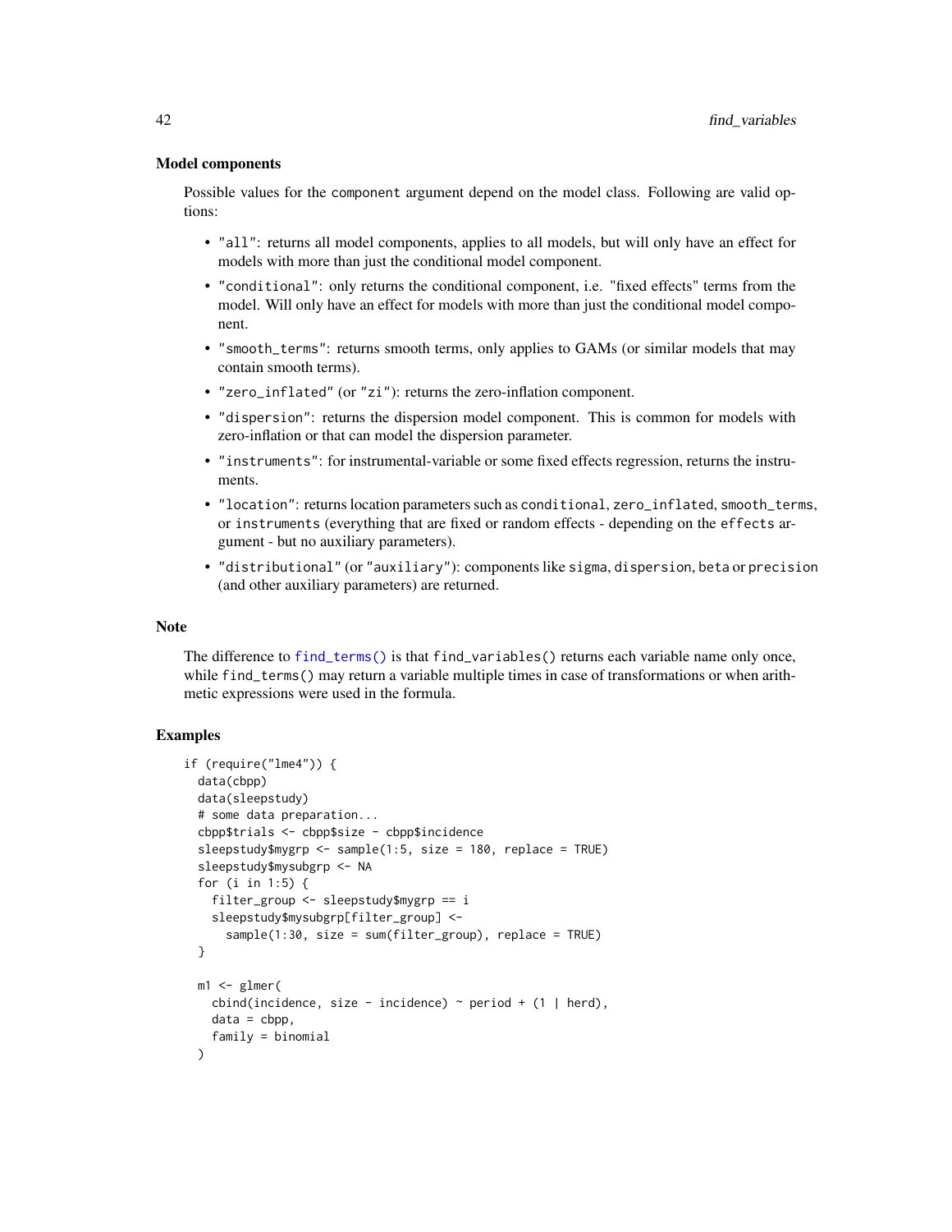### Model components

Possible values for the `component` argument depend on the model class. Following are valid options:

- `"all"`: returns all model components, applies to all models, but will only have an effect for models with more than just the conditional model component.
- `"conditional"`: only returns the conditional component, i.e. "fixed effects" terms from the model. Will only have an effect for models with more than just the conditional model component.
- `"smooth_terms"`: returns smooth terms, only applies to GAMs (or similar models that may contain smooth terms).
- `"zero_inflated"` (or `"zi"`): returns the zero-inflation component.
- `"dispersion"`: returns the dispersion model component. This is common for models with zero-inflation or that can model the dispersion parameter.
- `"instruments"`: for instrumental-variable or some fixed effects regression, returns the instruments.
- `"location"`: returns location parameters such as `conditional`, `zero_inflated`, `smooth_terms`, or `instruments` (everything that are fixed or random effects - depending on the `effects` argument - but no auxiliary parameters).
- `"distributional"` (or `"auxiliary"`): components like `sigma`, `dispersion`, `beta` or `precision` (and other auxiliary parameters) are returned.

### Note

The difference to `find_terms()` is that `find_variables()` returns each variable name only once, while `find_terms()` may return a variable multiple times in case of transformations or when arithmetic expressions were used in the formula.

### Examples

```
if (require("lme4")) {
  data(cbpp)
  data(sleepstudy)
  # some data preparation...
  cbpp$trials <- cbpp$size - cbpp$incidence
  sleepstudy$mygrp <- sample(1:5, size = 180, replace = TRUE)
  sleepstudy$mysubgrp <- NA
  for (i in 1:5) {
    filter_group <- sleepstudy$mygrp == i
    sleepstudy$mysubgrp[filter_group] <-
      sample(1:30, size = sum(filter_group), replace = TRUE)
  }

  m1 <- glmer(
    cbind(incidence, size - incidence) ~ period + (1 | herd),
    data = cbpp,
    family = binomial
  )
```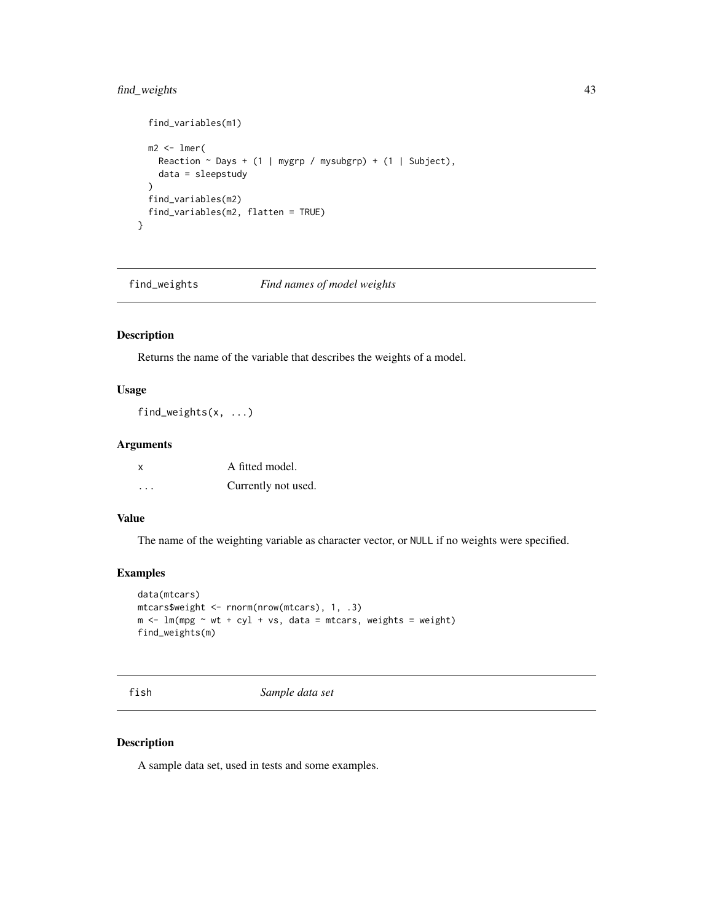```
  find_variables(m1)

  m2 <- lmer(
    Reaction ~ Days + (1 | mygrp / mysubgrp) + (1 | Subject),
    data = sleepstudy
  )
  find_variables(m2)
  find_variables(m2, flatten = TRUE)
}
```

## find_weights — *Find names of model weights*

### Description

Returns the name of the variable that describes the weights of a model.

### Usage

```
find_weights(x, ...)
```

### Arguments

| | |
|---|---|
| x | A fitted model. |
| ... | Currently not used. |

### Value

The name of the weighting variable as character vector, or NULL if no weights were specified.

### Examples

```
data(mtcars)
mtcars$weight <- rnorm(nrow(mtcars), 1, .3)
m <- lm(mpg ~ wt + cyl + vs, data = mtcars, weights = weight)
find_weights(m)
```

## fish — *Sample data set*

### Description

A sample data set, used in tests and some examples.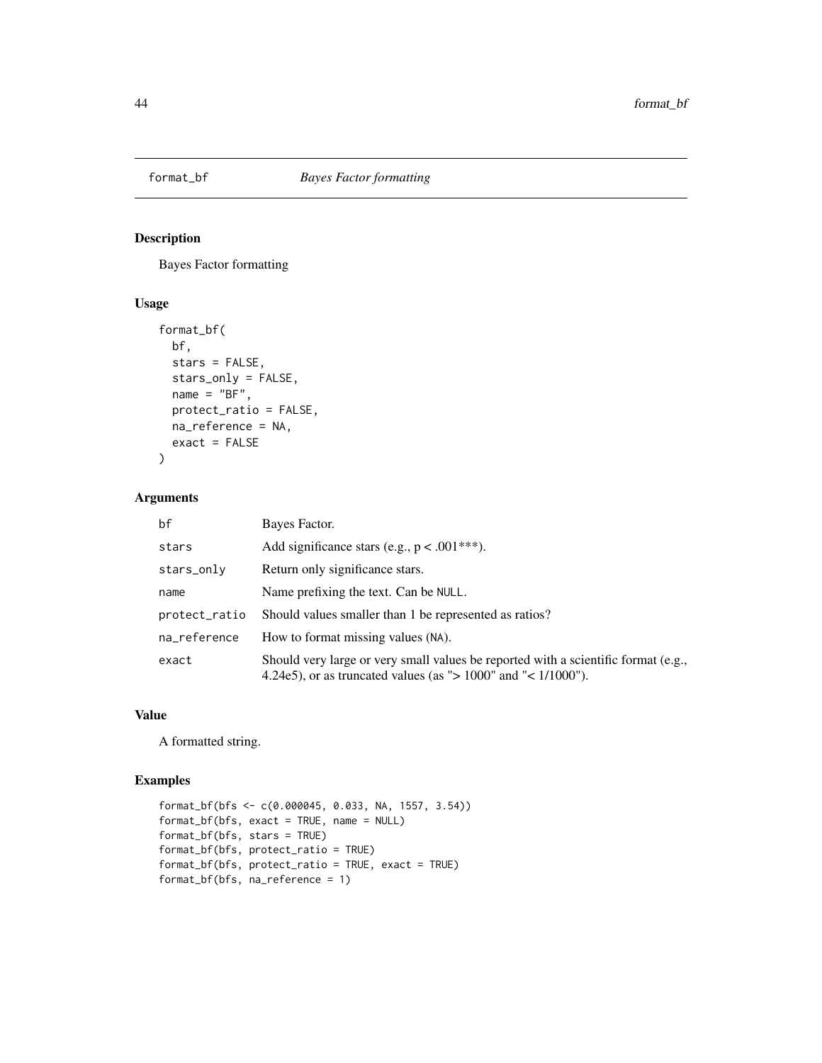## format_bf — *Bayes Factor formatting*

### Description

Bayes Factor formatting

### Usage

```
format_bf(
  bf,
  stars = FALSE,
  stars_only = FALSE,
  name = "BF",
  protect_ratio = FALSE,
  na_reference = NA,
  exact = FALSE
)
```

### Arguments

| | |
|---|---|
| `bf` | Bayes Factor. |
| `stars` | Add significance stars (e.g., p < .001***). |
| `stars_only` | Return only significance stars. |
| `name` | Name prefixing the text. Can be `NULL`. |
| `protect_ratio` | Should values smaller than 1 be represented as ratios? |
| `na_reference` | How to format missing values (`NA`). |
| `exact` | Should very large or very small values be reported with a scientific format (e.g., 4.24e5), or as truncated values (as "> 1000" and "< 1/1000"). |

### Value

A formatted string.

### Examples

```
format_bf(bfs <- c(0.000045, 0.033, NA, 1557, 3.54))
format_bf(bfs, exact = TRUE, name = NULL)
format_bf(bfs, stars = TRUE)
format_bf(bfs, protect_ratio = TRUE)
format_bf(bfs, protect_ratio = TRUE, exact = TRUE)
format_bf(bfs, na_reference = 1)
```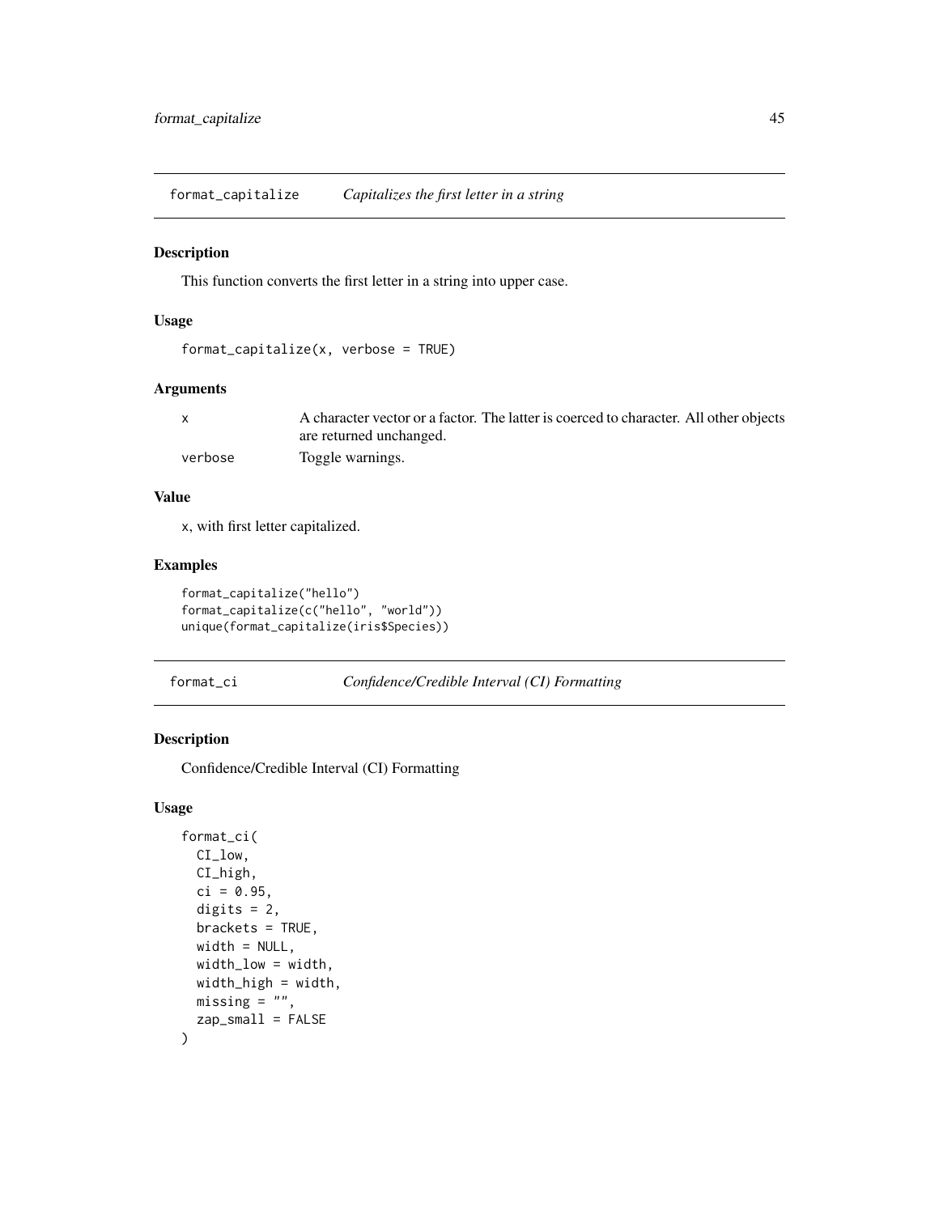## format_capitalize    *Capitalizes the first letter in a string*

### Description

This function converts the first letter in a string into upper case.

### Usage

```
format_capitalize(x, verbose = TRUE)
```

### Arguments

| | |
|---|---|
| x | A character vector or a factor. The latter is coerced to character. All other objects are returned unchanged. |
| verbose | Toggle warnings. |

### Value

x, with first letter capitalized.

### Examples

```
format_capitalize("hello")
format_capitalize(c("hello", "world"))
unique(format_capitalize(iris$Species))
```

## format_ci    *Confidence/Credible Interval (CI) Formatting*

### Description

Confidence/Credible Interval (CI) Formatting

### Usage

```
format_ci(
  CI_low,
  CI_high,
  ci = 0.95,
  digits = 2,
  brackets = TRUE,
  width = NULL,
  width_low = width,
  width_high = width,
  missing = "",
  zap_small = FALSE
)
```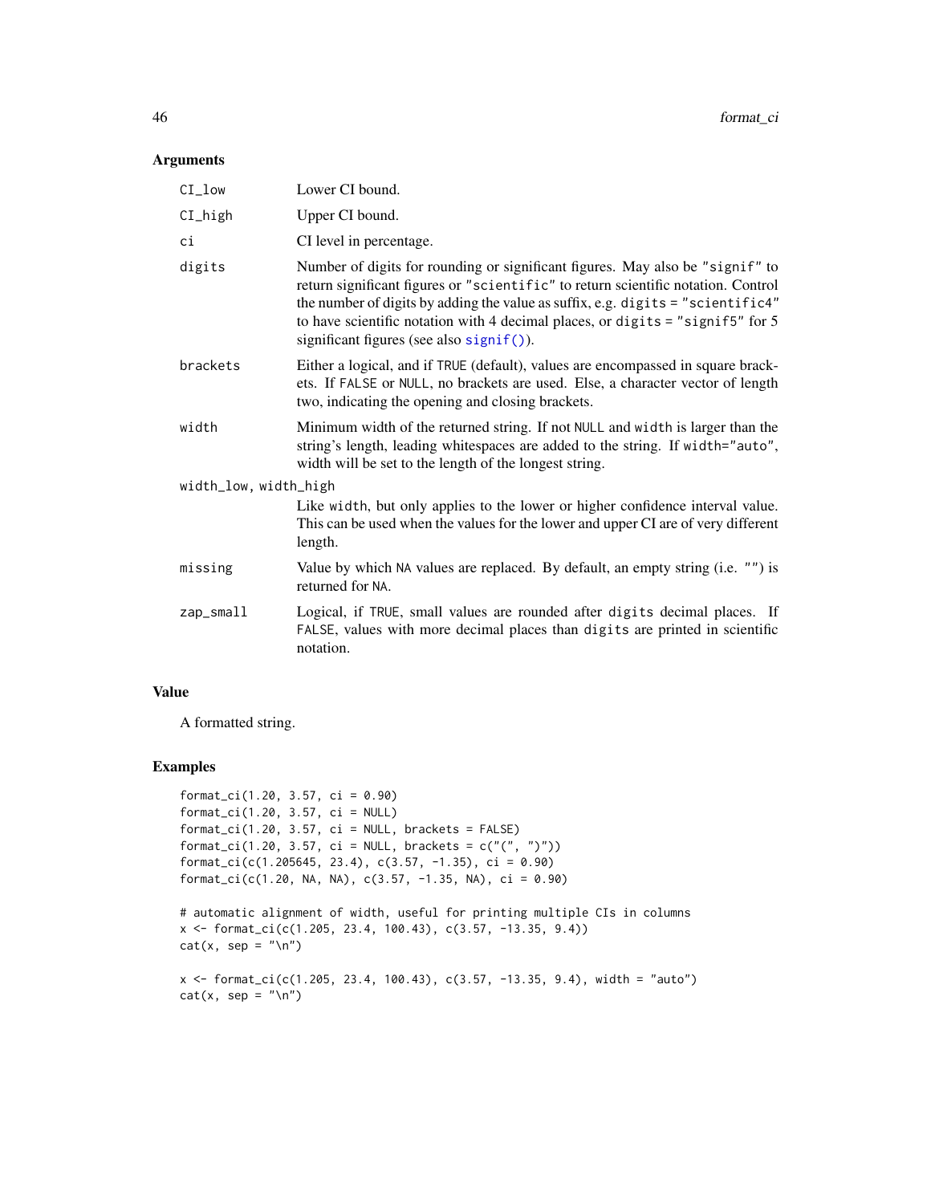## Arguments

| | |
|---|---|
| `CI_low` | Lower CI bound. |
| `CI_high` | Upper CI bound. |
| `ci` | CI level in percentage. |
| `digits` | Number of digits for rounding or significant figures. May also be `"signif"` to return significant figures or `"scientific"` to return scientific notation. Control the number of digits by adding the value as suffix, e.g. `digits = "scientific4"` to have scientific notation with 4 decimal places, or `digits = "signif5"` for 5 significant figures (see also `signif()`). |
| `brackets` | Either a logical, and if `TRUE` (default), values are encompassed in square brackets. If `FALSE` or `NULL`, no brackets are used. Else, a character vector of length two, indicating the opening and closing brackets. |
| `width` | Minimum width of the returned string. If not `NULL` and `width` is larger than the string's length, leading whitespaces are added to the string. If `width="auto"`, width will be set to the length of the longest string. |
| `width_low, width_high` | Like `width`, but only applies to the lower or higher confidence interval value. This can be used when the values for the lower and upper CI are of very different length. |
| `missing` | Value by which `NA` values are replaced. By default, an empty string (i.e. `""`) is returned for `NA`. |
| `zap_small` | Logical, if `TRUE`, small values are rounded after `digits` decimal places. If `FALSE`, values with more decimal places than `digits` are printed in scientific notation. |

## Value

A formatted string.

## Examples

```
format_ci(1.20, 3.57, ci = 0.90)
format_ci(1.20, 3.57, ci = NULL)
format_ci(1.20, 3.57, ci = NULL, brackets = FALSE)
format_ci(1.20, 3.57, ci = NULL, brackets = c("(", ")"))
format_ci(c(1.205645, 23.4), c(3.57, -1.35), ci = 0.90)
format_ci(c(1.20, NA, NA), c(3.57, -1.35, NA), ci = 0.90)

# automatic alignment of width, useful for printing multiple CIs in columns
x <- format_ci(c(1.205, 23.4, 100.43), c(3.57, -13.35, 9.4))
cat(x, sep = "\n")

x <- format_ci(c(1.205, 23.4, 100.43), c(3.57, -13.35, 9.4), width = "auto")
cat(x, sep = "\n")
```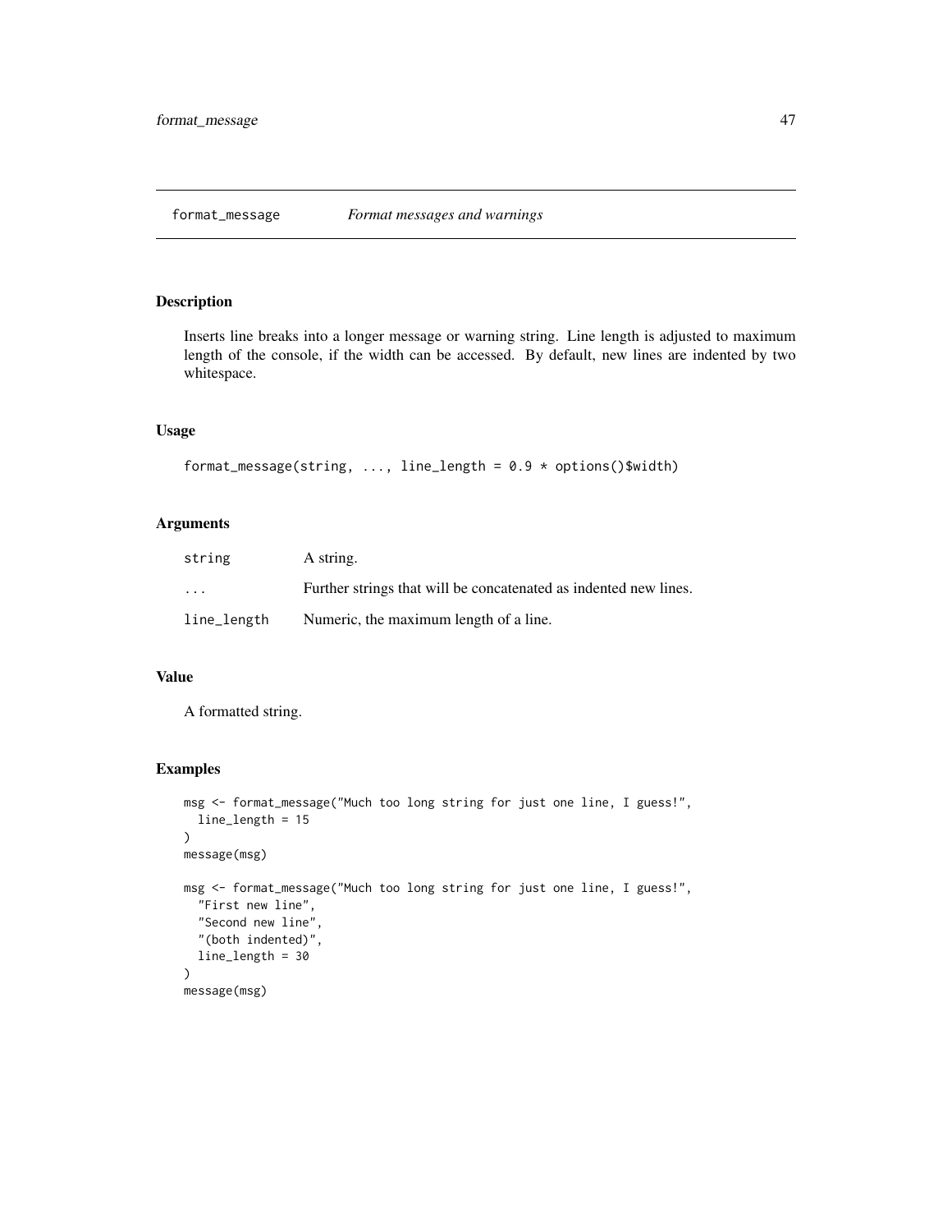## format_message — *Format messages and warnings*

### Description

Inserts line breaks into a longer message or warning string. Line length is adjusted to maximum length of the console, if the width can be accessed. By default, new lines are indented by two whitespace.

### Usage

```
format_message(string, ..., line_length = 0.9 * options()$width)
```

### Arguments

| | |
|---|---|
| string | A string. |
| ... | Further strings that will be concatenated as indented new lines. |
| line_length | Numeric, the maximum length of a line. |

### Value

A formatted string.

### Examples

```
msg <- format_message("Much too long string for just one line, I guess!",
  line_length = 15
)
message(msg)

msg <- format_message("Much too long string for just one line, I guess!",
  "First new line",
  "Second new line",
  "(both indented)",
  line_length = 30
)
message(msg)
```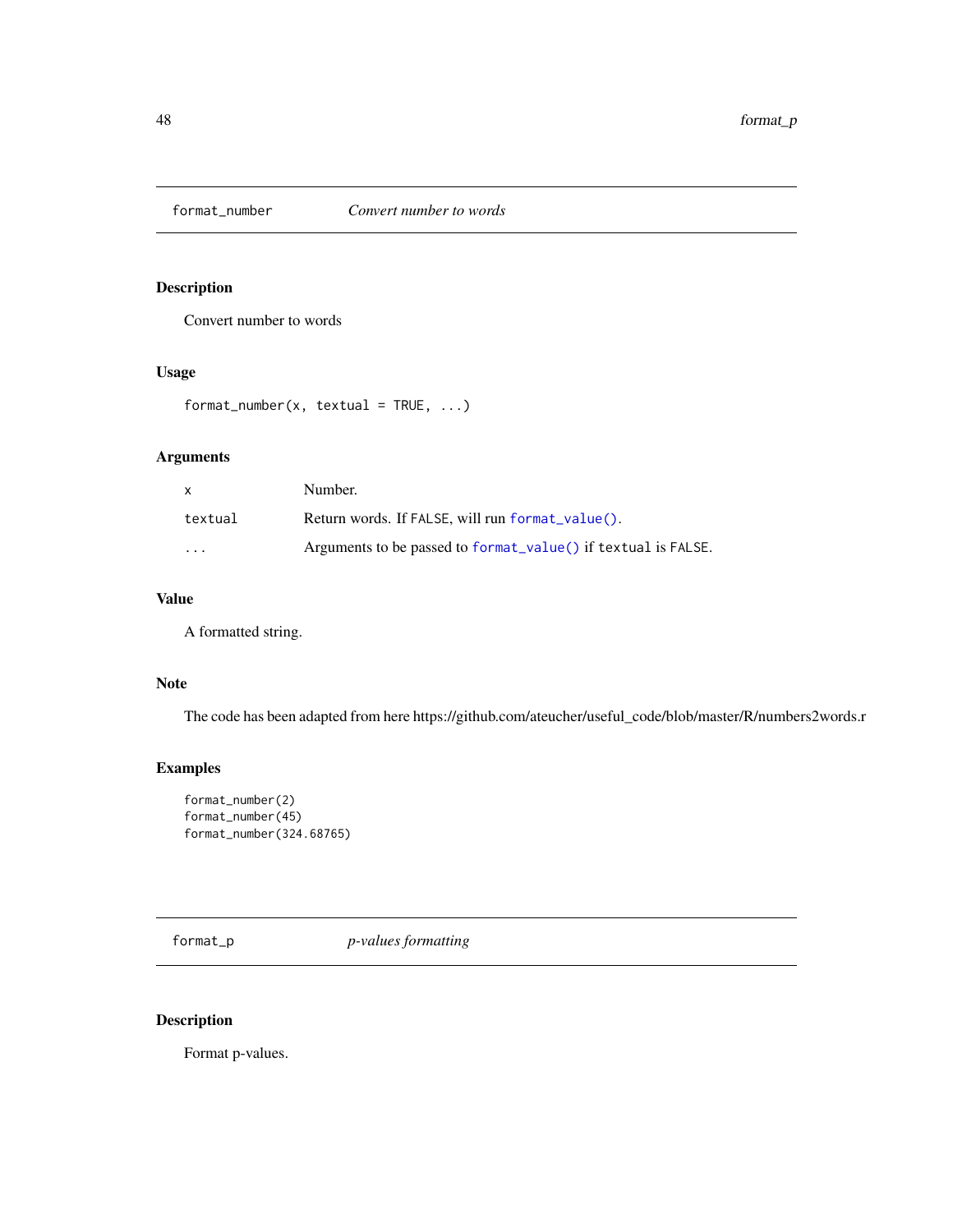## format_number — *Convert number to words*

### Description

Convert number to words

### Usage

```
format_number(x, textual = TRUE, ...)
```

### Arguments

| | |
|---|---|
| x | Number. |
| textual | Return words. If FALSE, will run format_value(). |
| ... | Arguments to be passed to format_value() if textual is FALSE. |

### Value

A formatted string.

### Note

The code has been adapted from here https://github.com/ateucher/useful_code/blob/master/R/numbers2words.r

### Examples

```
format_number(2)
format_number(45)
format_number(324.68765)
```

## format_p — *p-values formatting*

### Description

Format p-values.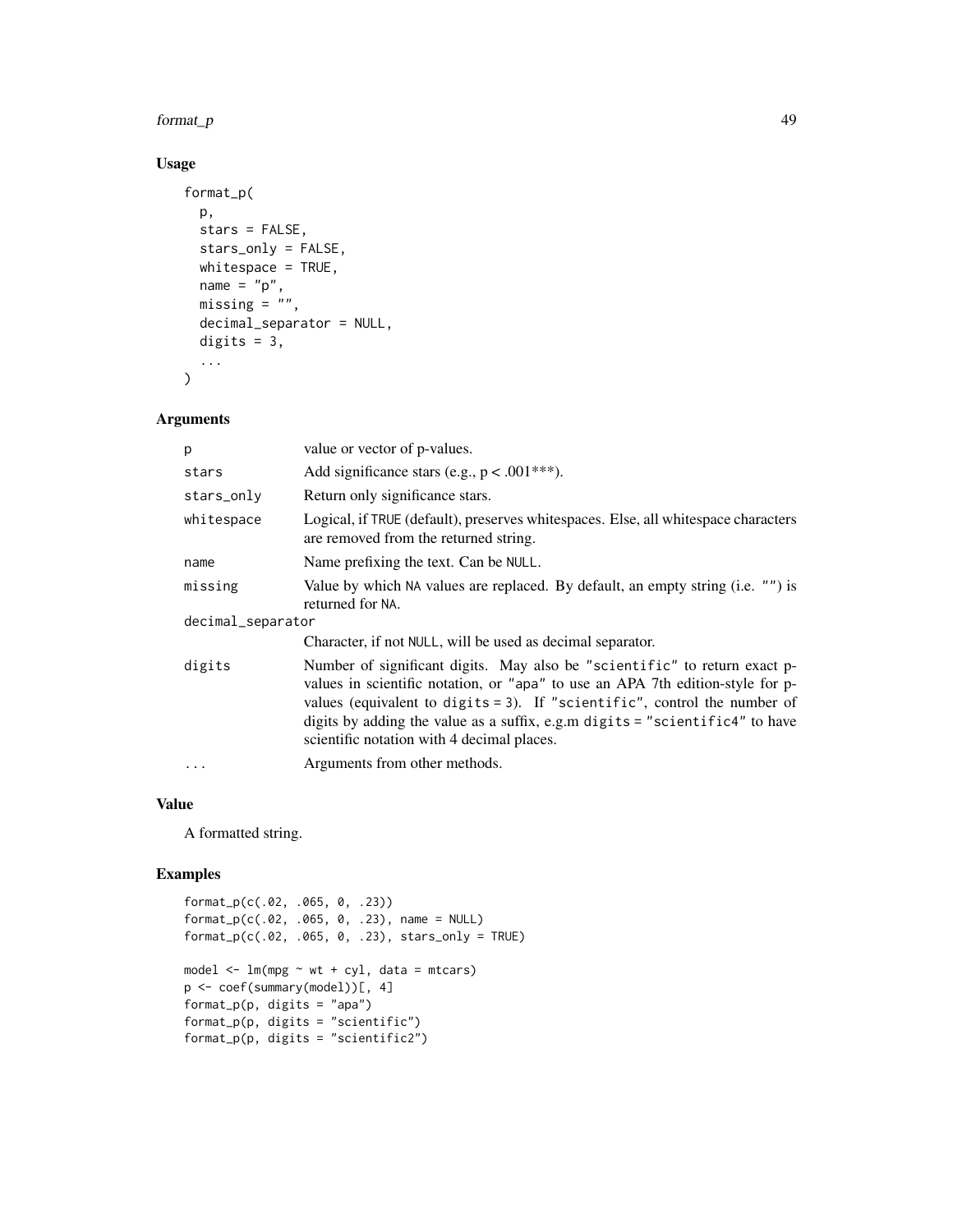## Usage

```
format_p(
  p,
  stars = FALSE,
  stars_only = FALSE,
  whitespace = TRUE,
  name = "p",
  missing = "",
  decimal_separator = NULL,
  digits = 3,
  ...
)
```

## Arguments

| Argument | Description |
|---|---|
| `p` | value or vector of p-values. |
| `stars` | Add significance stars (e.g., p < .001***). |
| `stars_only` | Return only significance stars. |
| `whitespace` | Logical, if `TRUE` (default), preserves whitespaces. Else, all whitespace characters are removed from the returned string. |
| `name` | Name prefixing the text. Can be `NULL`. |
| `missing` | Value by which `NA` values are replaced. By default, an empty string (i.e. `""`) is returned for `NA`. |
| `decimal_separator` | Character, if not `NULL`, will be used as decimal separator. |
| `digits` | Number of significant digits. May also be `"scientific"` to return exact p-values in scientific notation, or `"apa"` to use an APA 7th edition-style for p-values (equivalent to `digits = 3`). If `"scientific"`, control the number of digits by adding the value as a suffix, e.g.m `digits = "scientific4"` to have scientific notation with 4 decimal places. |
| `...` | Arguments from other methods. |

## Value

A formatted string.

## Examples

```
format_p(c(.02, .065, 0, .23))
format_p(c(.02, .065, 0, .23), name = NULL)
format_p(c(.02, .065, 0, .23), stars_only = TRUE)

model <- lm(mpg ~ wt + cyl, data = mtcars)
p <- coef(summary(model))[, 4]
format_p(p, digits = "apa")
format_p(p, digits = "scientific")
format_p(p, digits = "scientific2")
```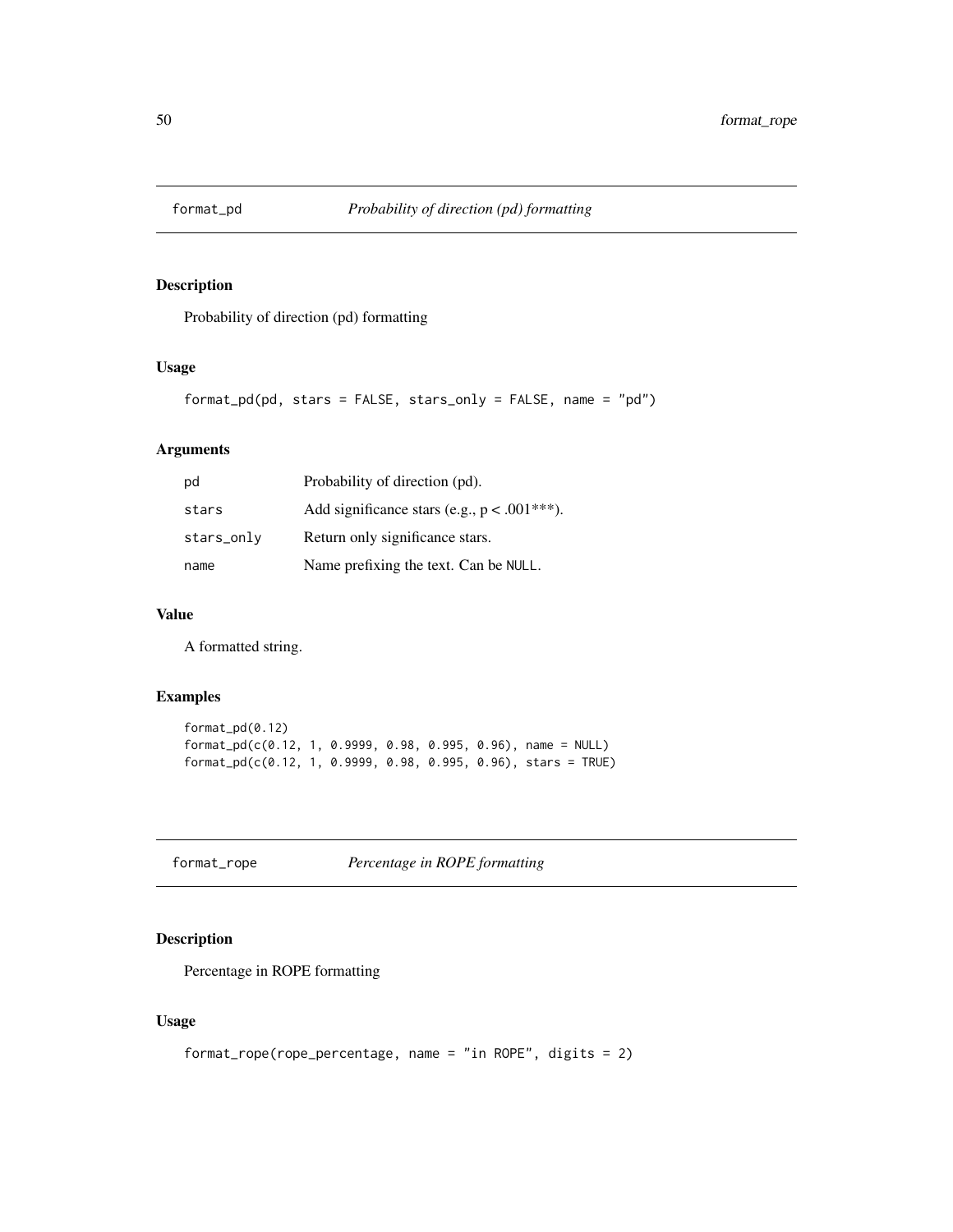## format_pd — *Probability of direction (pd) formatting*

### Description

Probability of direction (pd) formatting

### Usage

```
format_pd(pd, stars = FALSE, stars_only = FALSE, name = "pd")
```

### Arguments

| | |
|---|---|
| pd | Probability of direction (pd). |
| stars | Add significance stars (e.g., p < .001***). |
| stars_only | Return only significance stars. |
| name | Name prefixing the text. Can be NULL. |

### Value

A formatted string.

### Examples

```
format_pd(0.12)
format_pd(c(0.12, 1, 0.9999, 0.98, 0.995, 0.96), name = NULL)
format_pd(c(0.12, 1, 0.9999, 0.98, 0.995, 0.96), stars = TRUE)
```

## format_rope — *Percentage in ROPE formatting*

### Description

Percentage in ROPE formatting

### Usage

```
format_rope(rope_percentage, name = "in ROPE", digits = 2)
```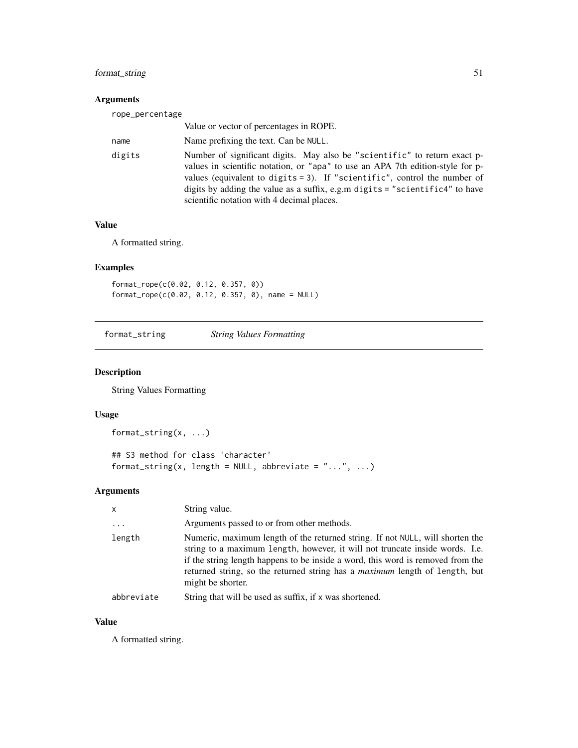### Arguments

| | |
|---|---|
| rope_percentage | Value or vector of percentages in ROPE. |
| name | Name prefixing the text. Can be `NULL`. |
| digits | Number of significant digits. May also be `"scientific"` to return exact p-values in scientific notation, or `"apa"` to use an APA 7th edition-style for p-values (equivalent to `digits = 3`). If `"scientific"`, control the number of digits by adding the value as a suffix, e.g.m `digits = "scientific4"` to have scientific notation with 4 decimal places. |

### Value

A formatted string.

### Examples

```
format_rope(c(0.02, 0.12, 0.357, 0))
format_rope(c(0.02, 0.12, 0.357, 0), name = NULL)
```

---

## format_string &nbsp;&nbsp;&nbsp; *String Values Formatting*

### Description

String Values Formatting

### Usage

```
format_string(x, ...)

## S3 method for class 'character'
format_string(x, length = NULL, abbreviate = "...", ...)
```

### Arguments

| | |
|---|---|
| x | String value. |
| ... | Arguments passed to or from other methods. |
| length | Numeric, maximum length of the returned string. If not `NULL`, will shorten the string to a maximum `length`, however, it will not truncate inside words. I.e. if the string length happens to be inside a word, this word is removed from the returned string, so the returned string has a *maximum* length of `length`, but might be shorter. |
| abbreviate | String that will be used as suffix, if `x` was shortened. |

### Value

A formatted string.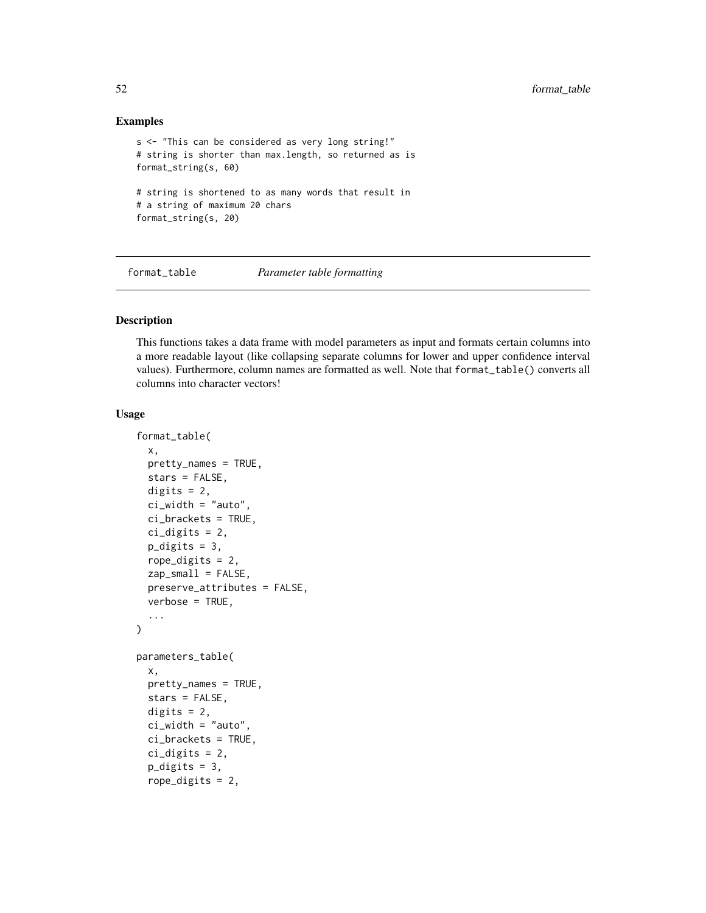## Examples

```
s <- "This can be considered as very long string!"
# string is shorter than max.length, so returned as is
format_string(s, 60)

# string is shortened to as many words that result in
# a string of maximum 20 chars
format_string(s, 20)
```

## format_table — *Parameter table formatting*

### Description

This functions takes a data frame with model parameters as input and formats certain columns into a more readable layout (like collapsing separate columns for lower and upper confidence interval values). Furthermore, column names are formatted as well. Note that `format_table()` converts all columns into character vectors!

### Usage

```
format_table(
  x,
  pretty_names = TRUE,
  stars = FALSE,
  digits = 2,
  ci_width = "auto",
  ci_brackets = TRUE,
  ci_digits = 2,
  p_digits = 3,
  rope_digits = 2,
  zap_small = FALSE,
  preserve_attributes = FALSE,
  verbose = TRUE,
  ...
)

parameters_table(
  x,
  pretty_names = TRUE,
  stars = FALSE,
  digits = 2,
  ci_width = "auto",
  ci_brackets = TRUE,
  ci_digits = 2,
  p_digits = 3,
  rope_digits = 2,
```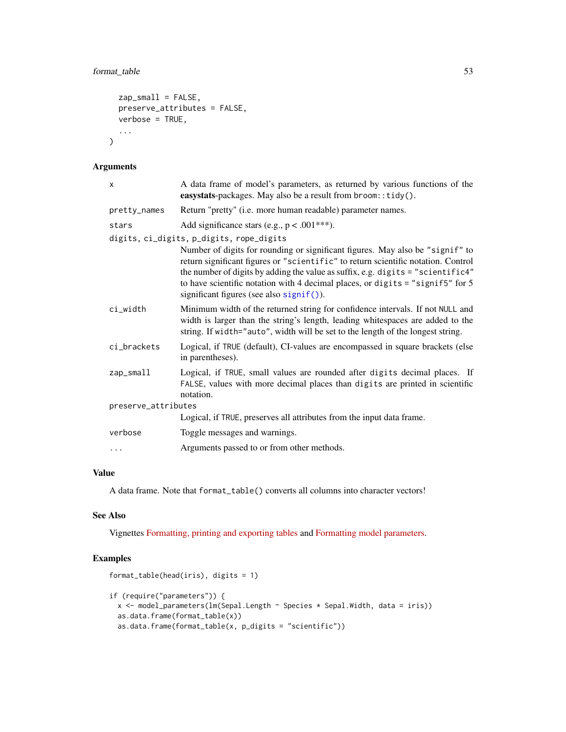```
  zap_small = FALSE,
  preserve_attributes = FALSE,
  verbose = TRUE,
  ...
)
```

## Arguments

| | |
|---|---|
| `x` | A data frame of model's parameters, as returned by various functions of the **easystats**-packages. May also be a result from `broom::tidy()`. |
| `pretty_names` | Return "pretty" (i.e. more human readable) parameter names. |
| `stars` | Add significance stars (e.g., p < .001***). |
| `digits, ci_digits, p_digits, rope_digits` | Number of digits for rounding or significant figures. May also be `"signif"` to return significant figures or `"scientific"` to return scientific notation. Control the number of digits by adding the value as suffix, e.g. `digits = "scientific4"` to have scientific notation with 4 decimal places, or `digits = "signif5"` for 5 significant figures (see also `signif()`). |
| `ci_width` | Minimum width of the returned string for confidence intervals. If not `NULL` and width is larger than the string's length, leading whitespaces are added to the string. If `width="auto"`, width will be set to the length of the longest string. |
| `ci_brackets` | Logical, if `TRUE` (default), CI-values are encompassed in square brackets (else in parentheses). |
| `zap_small` | Logical, if `TRUE`, small values are rounded after `digits` decimal places. If `FALSE`, values with more decimal places than `digits` are printed in scientific notation. |
| `preserve_attributes` | Logical, if `TRUE`, preserves all attributes from the input data frame. |
| `verbose` | Toggle messages and warnings. |
| `...` | Arguments passed to or from other methods. |

## Value

A data frame. Note that `format_table()` converts all columns into character vectors!

## See Also

Vignettes Formatting, printing and exporting tables and Formatting model parameters.

## Examples

```
format_table(head(iris), digits = 1)

if (require("parameters")) {
  x <- model_parameters(lm(Sepal.Length ~ Species * Sepal.Width, data = iris))
  as.data.frame(format_table(x))
  as.data.frame(format_table(x, p_digits = "scientific"))
```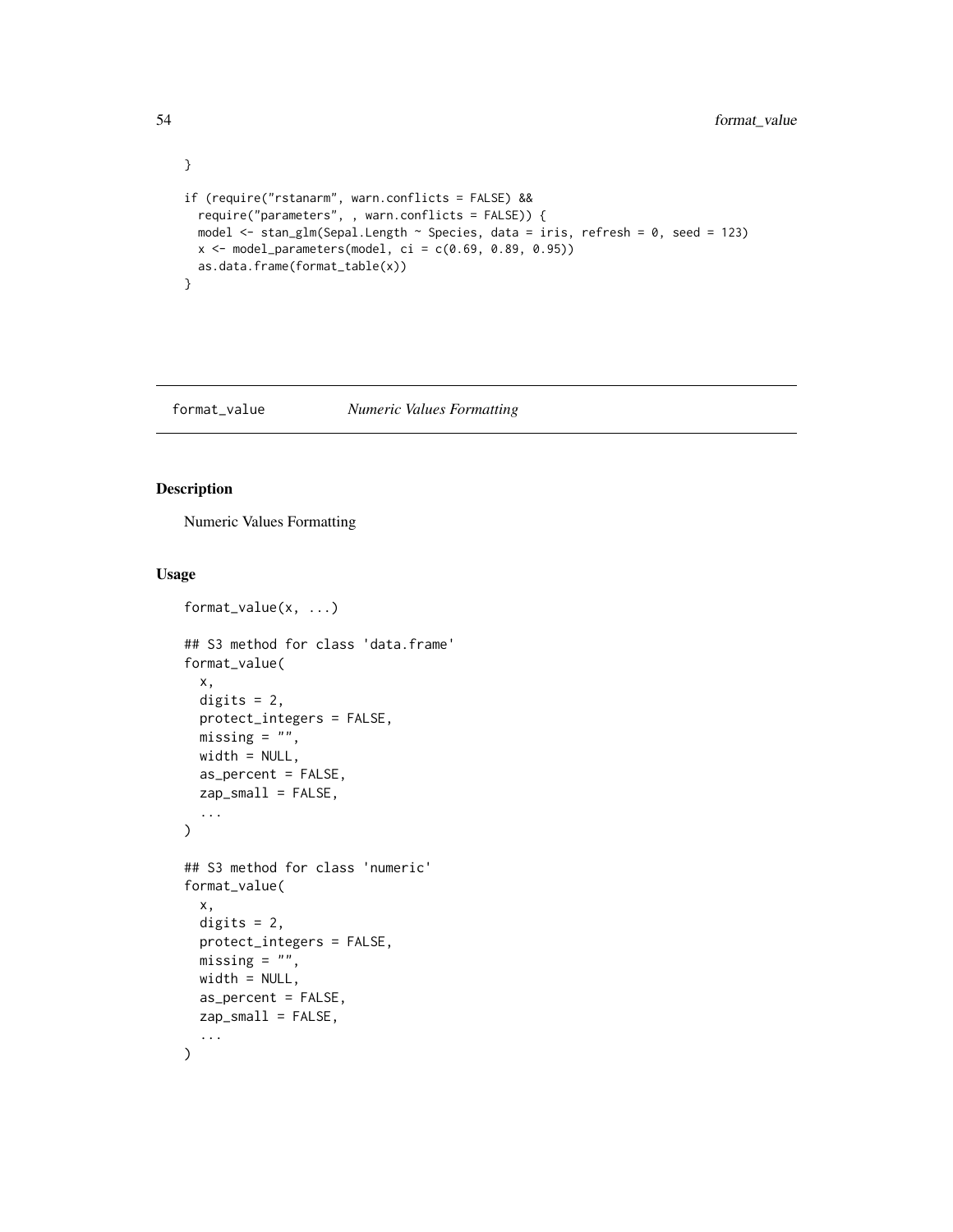```
}

if (require("rstanarm", warn.conflicts = FALSE) &&
  require("parameters", , warn.conflicts = FALSE)) {
  model <- stan_glm(Sepal.Length ~ Species, data = iris, refresh = 0, seed = 123)
  x <- model_parameters(model, ci = c(0.69, 0.89, 0.95))
  as.data.frame(format_table(x))
}
```

---

`format_value` *Numeric Values Formatting*

---

## Description

Numeric Values Formatting

## Usage

```
format_value(x, ...)

## S3 method for class 'data.frame'
format_value(
  x,
  digits = 2,
  protect_integers = FALSE,
  missing = "",
  width = NULL,
  as_percent = FALSE,
  zap_small = FALSE,
  ...
)

## S3 method for class 'numeric'
format_value(
  x,
  digits = 2,
  protect_integers = FALSE,
  missing = "",
  width = NULL,
  as_percent = FALSE,
  zap_small = FALSE,
  ...
)
```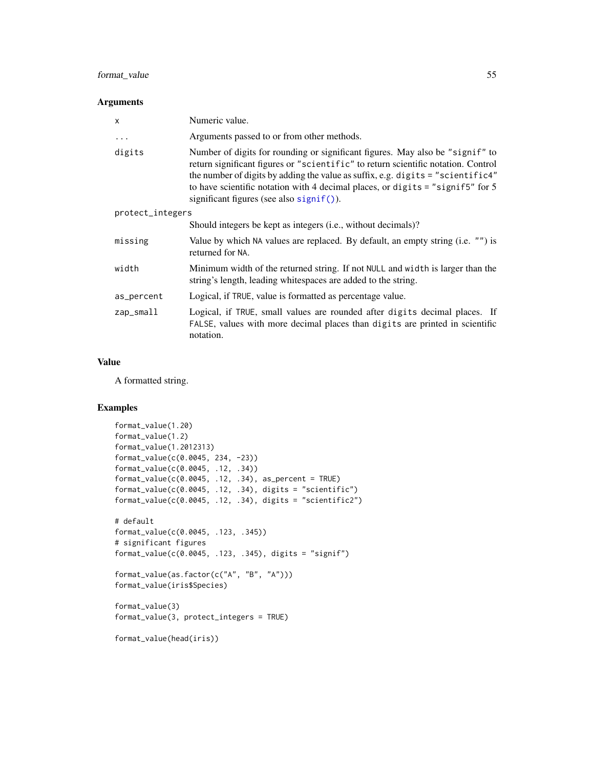### Arguments

| | |
|---|---|
| `x` | Numeric value. |
| `...` | Arguments passed to or from other methods. |
| `digits` | Number of digits for rounding or significant figures. May also be `"signif"` to return significant figures or `"scientific"` to return scientific notation. Control the number of digits by adding the value as suffix, e.g. `digits = "scientific4"` to have scientific notation with 4 decimal places, or `digits = "signif5"` for 5 significant figures (see also `signif()`). |
| `protect_integers` | Should integers be kept as integers (i.e., without decimals)? |
| `missing` | Value by which `NA` values are replaced. By default, an empty string (i.e. `""`) is returned for `NA`. |
| `width` | Minimum width of the returned string. If not `NULL` and `width` is larger than the string's length, leading whitespaces are added to the string. |
| `as_percent` | Logical, if `TRUE`, value is formatted as percentage value. |
| `zap_small` | Logical, if `TRUE`, small values are rounded after `digits` decimal places. If `FALSE`, values with more decimal places than `digits` are printed in scientific notation. |

### Value

A formatted string.

### Examples

```
format_value(1.20)
format_value(1.2)
format_value(1.2012313)
format_value(c(0.0045, 234, -23))
format_value(c(0.0045, .12, .34))
format_value(c(0.0045, .12, .34), as_percent = TRUE)
format_value(c(0.0045, .12, .34), digits = "scientific")
format_value(c(0.0045, .12, .34), digits = "scientific2")

# default
format_value(c(0.0045, .123, .345))
# significant figures
format_value(c(0.0045, .123, .345), digits = "signif")

format_value(as.factor(c("A", "B", "A")))
format_value(iris$Species)

format_value(3)
format_value(3, protect_integers = TRUE)

format_value(head(iris))
```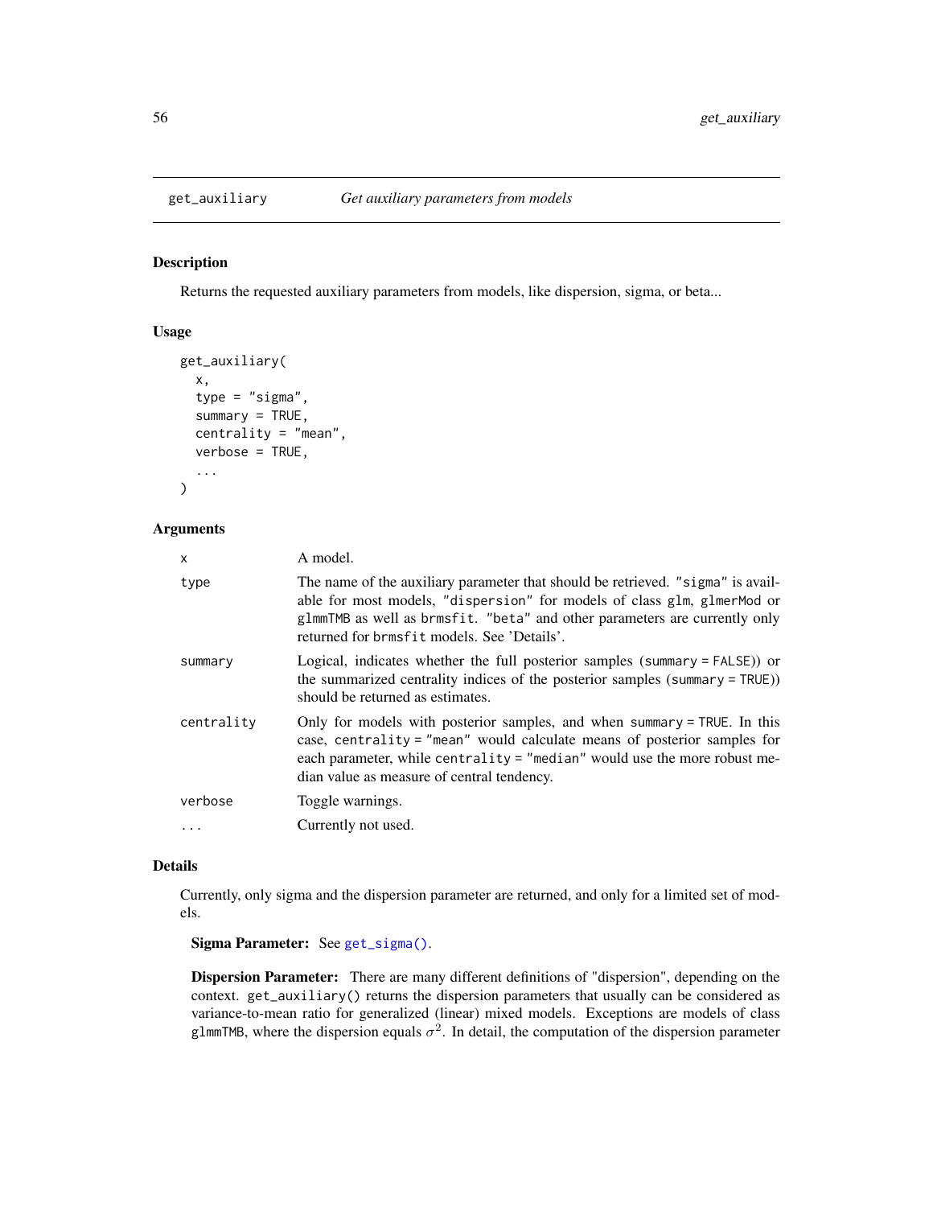## get_auxiliary — *Get auxiliary parameters from models*

### Description

Returns the requested auxiliary parameters from models, like dispersion, sigma, or beta...

### Usage

```
get_auxiliary(
  x,
  type = "sigma",
  summary = TRUE,
  centrality = "mean",
  verbose = TRUE,
  ...
)
```

### Arguments

| | |
|---|---|
| x | A model. |
| type | The name of the auxiliary parameter that should be retrieved. "sigma" is available for most models, "dispersion" for models of class glm, glmerMod or glmmTMB as well as brmsfit. "beta" and other parameters are currently only returned for brmsfit models. See 'Details'. |
| summary | Logical, indicates whether the full posterior samples (summary = FALSE)) or the summarized centrality indices of the posterior samples (summary = TRUE)) should be returned as estimates. |
| centrality | Only for models with posterior samples, and when summary = TRUE. In this case, centrality = "mean" would calculate means of posterior samples for each parameter, while centrality = "median" would use the more robust median value as measure of central tendency. |
| verbose | Toggle warnings. |
| ... | Currently not used. |

### Details

Currently, only sigma and the dispersion parameter are returned, and only for a limited set of models.

**Sigma Parameter:** See get_sigma().

**Dispersion Parameter:** There are many different definitions of "dispersion", depending on the context. get_auxiliary() returns the dispersion parameters that usually can be considered as variance-to-mean ratio for generalized (linear) mixed models. Exceptions are models of class glmmTMB, where the dispersion equals $\sigma^2$. In detail, the computation of the dispersion parameter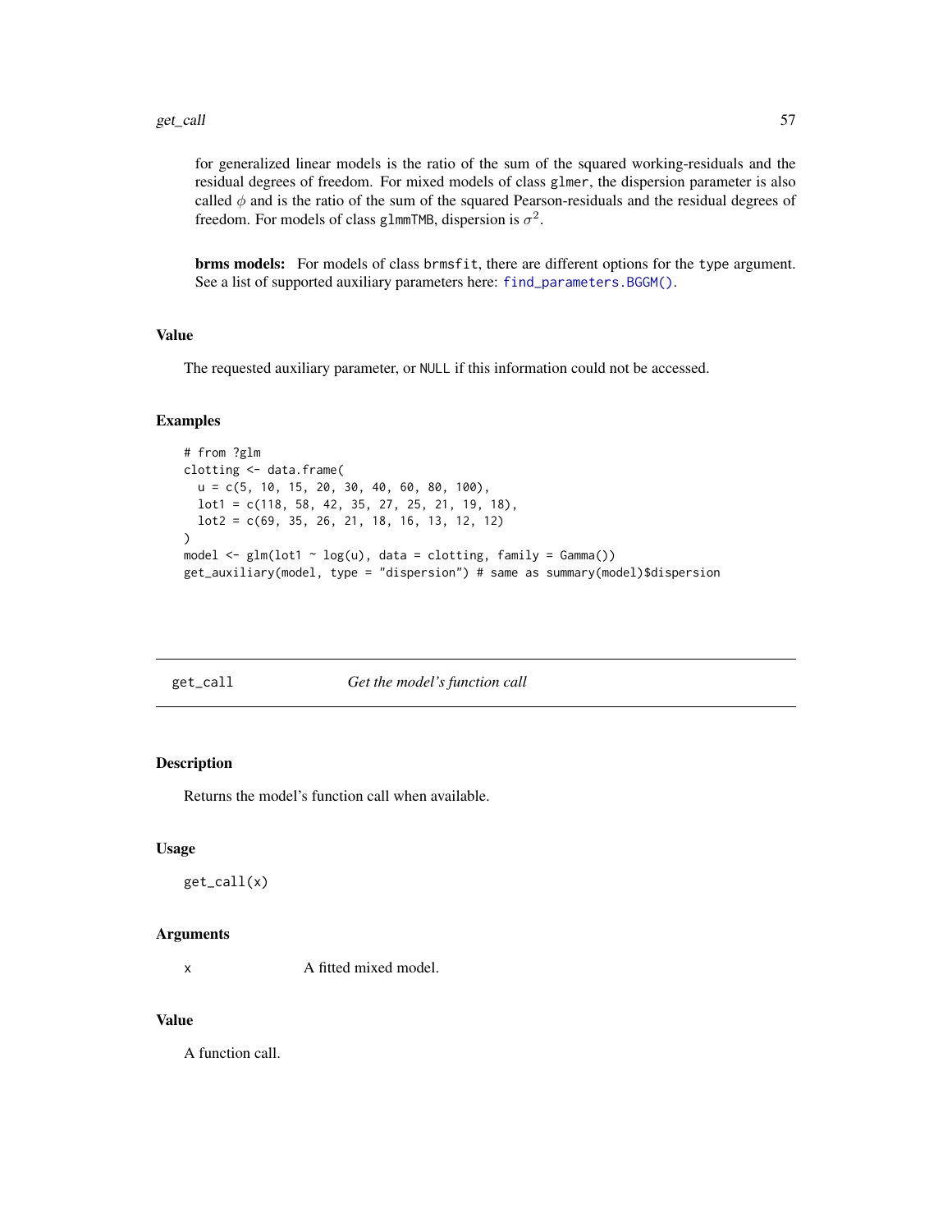for generalized linear models is the ratio of the sum of the squared working-residuals and the residual degrees of freedom. For mixed models of class `glmer`, the dispersion parameter is also called $\phi$ and is the ratio of the sum of the squared Pearson-residuals and the residual degrees of freedom. For models of class `glmmTMB`, dispersion is $\sigma^2$.

**brms models:** For models of class `brmsfit`, there are different options for the `type` argument. See a list of supported auxiliary parameters here: `find_parameters.BGGM()`.

### Value

The requested auxiliary parameter, or `NULL` if this information could not be accessed.

### Examples

```
# from ?glm
clotting <- data.frame(
  u = c(5, 10, 15, 20, 30, 40, 60, 80, 100),
  lot1 = c(118, 58, 42, 35, 27, 25, 21, 19, 18),
  lot2 = c(69, 35, 26, 21, 18, 16, 13, 12, 12)
)
model <- glm(lot1 ~ log(u), data = clotting, family = Gamma())
get_auxiliary(model, type = "dispersion") # same as summary(model)$dispersion
```

---

## get_call — *Get the model's function call*

### Description

Returns the model's function call when available.

### Usage

```
get_call(x)
```

### Arguments

| | |
|---|---|
| x | A fitted mixed model. |

### Value

A function call.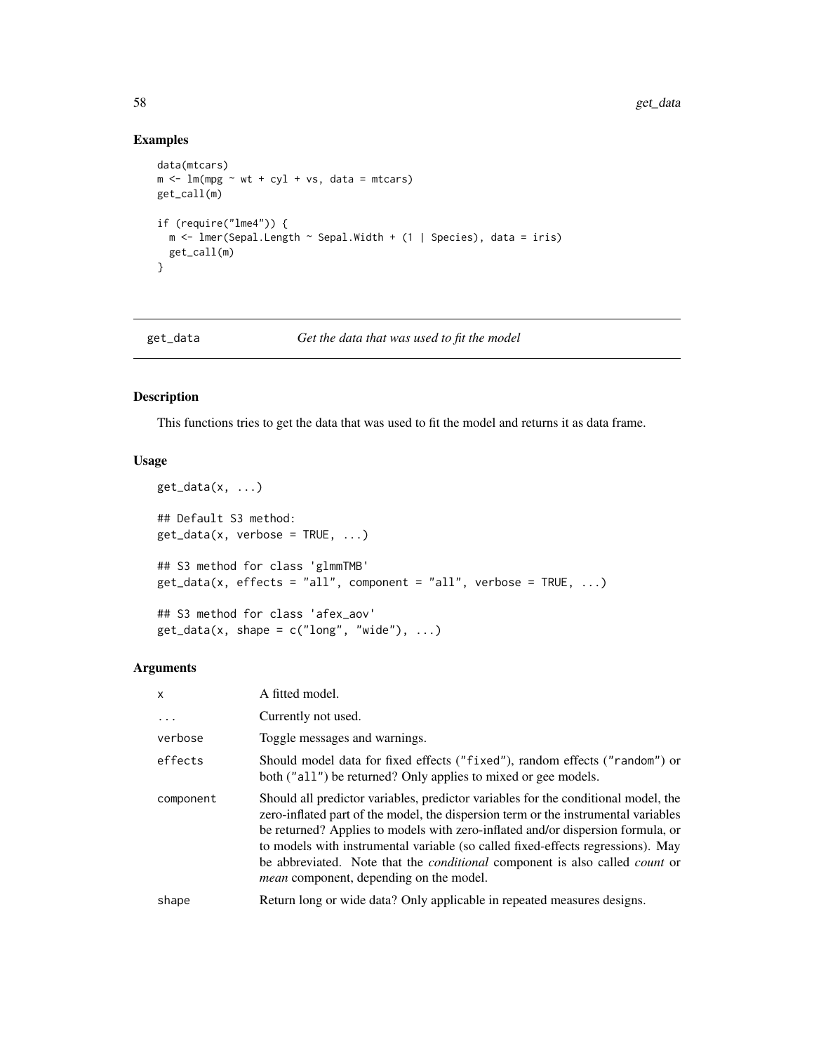## Examples

```
data(mtcars)
m <- lm(mpg ~ wt + cyl + vs, data = mtcars)
get_call(m)

if (require("lme4")) {
  m <- lmer(Sepal.Length ~ Sepal.Width + (1 | Species), data = iris)
  get_call(m)
}
```

---

# get_data — *Get the data that was used to fit the model*

---

## Description

This functions tries to get the data that was used to fit the model and returns it as data frame.

## Usage

```
get_data(x, ...)

## Default S3 method:
get_data(x, verbose = TRUE, ...)

## S3 method for class 'glmmTMB'
get_data(x, effects = "all", component = "all", verbose = TRUE, ...)

## S3 method for class 'afex_aov'
get_data(x, shape = c("long", "wide"), ...)
```

## Arguments

| | |
|---|---|
| `x` | A fitted model. |
| `...` | Currently not used. |
| `verbose` | Toggle messages and warnings. |
| `effects` | Should model data for fixed effects (`"fixed"`), random effects (`"random"`) or both (`"all"`) be returned? Only applies to mixed or gee models. |
| `component` | Should all predictor variables, predictor variables for the conditional model, the zero-inflated part of the model, the dispersion term or the instrumental variables be returned? Applies to models with zero-inflated and/or dispersion formula, or to models with instrumental variable (so called fixed-effects regressions). May be abbreviated. Note that the *conditional* component is also called *count* or *mean* component, depending on the model. |
| `shape` | Return long or wide data? Only applicable in repeated measures designs. |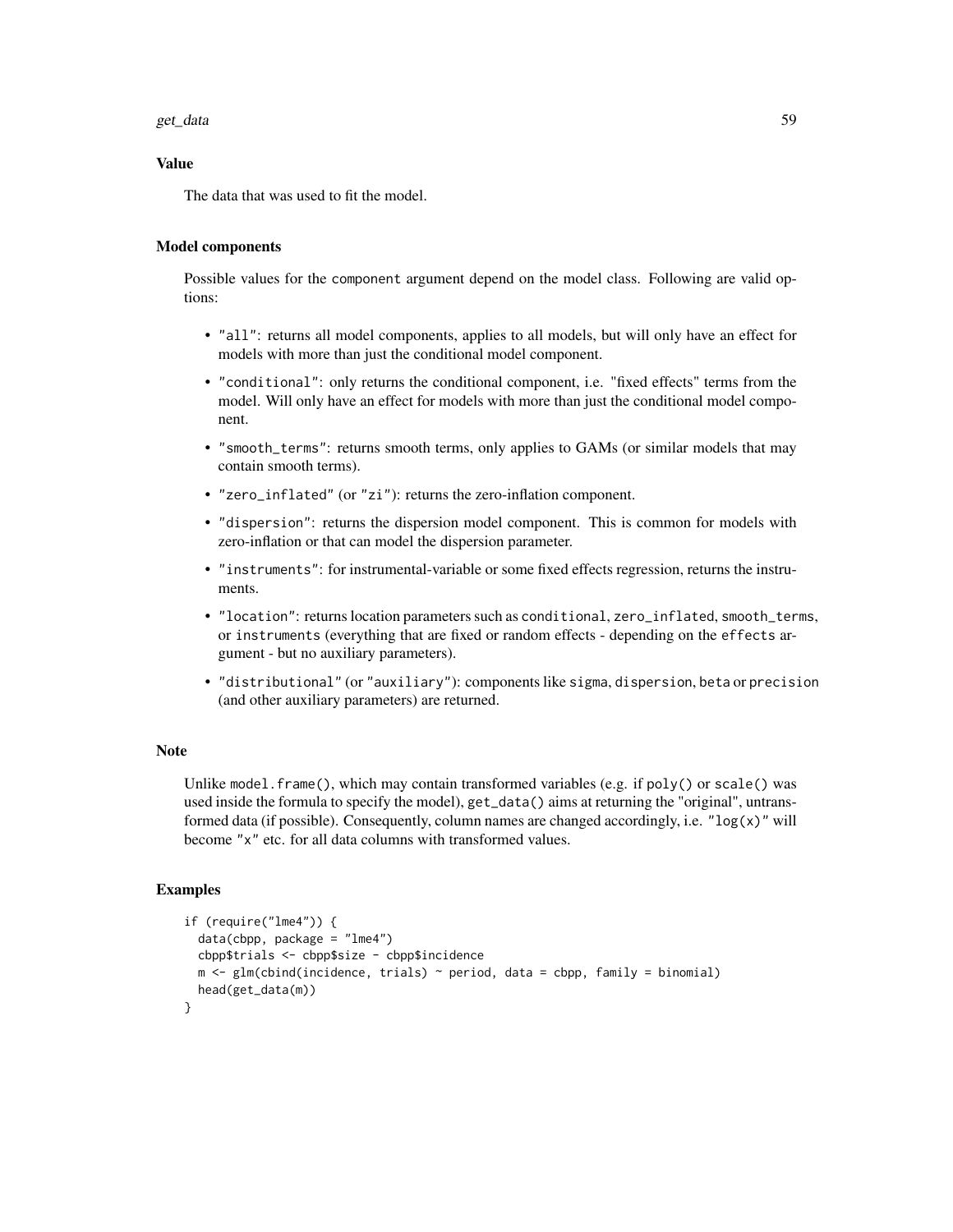### Value

The data that was used to fit the model.

### Model components

Possible values for the `component` argument depend on the model class. Following are valid options:

- `"all"`: returns all model components, applies to all models, but will only have an effect for models with more than just the conditional model component.
- `"conditional"`: only returns the conditional component, i.e. "fixed effects" terms from the model. Will only have an effect for models with more than just the conditional model component.
- `"smooth_terms"`: returns smooth terms, only applies to GAMs (or similar models that may contain smooth terms).
- `"zero_inflated"` (or `"zi"`): returns the zero-inflation component.
- `"dispersion"`: returns the dispersion model component. This is common for models with zero-inflation or that can model the dispersion parameter.
- `"instruments"`: for instrumental-variable or some fixed effects regression, returns the instruments.
- `"location"`: returns location parameters such as `conditional`, `zero_inflated`, `smooth_terms`, or `instruments` (everything that are fixed or random effects - depending on the `effects` argument - but no auxiliary parameters).
- `"distributional"` (or `"auxiliary"`): components like `sigma`, `dispersion`, `beta` or `precision` (and other auxiliary parameters) are returned.

### Note

Unlike `model.frame()`, which may contain transformed variables (e.g. if `poly()` or `scale()` was used inside the formula to specify the model), `get_data()` aims at returning the "original", untransformed data (if possible). Consequently, column names are changed accordingly, i.e. `"log(x)"` will become `"x"` etc. for all data columns with transformed values.

### Examples

```
if (require("lme4")) {
  data(cbpp, package = "lme4")
  cbpp$trials <- cbpp$size - cbpp$incidence
  m <- glm(cbind(incidence, trials) ~ period, data = cbpp, family = binomial)
  head(get_data(m))
}
```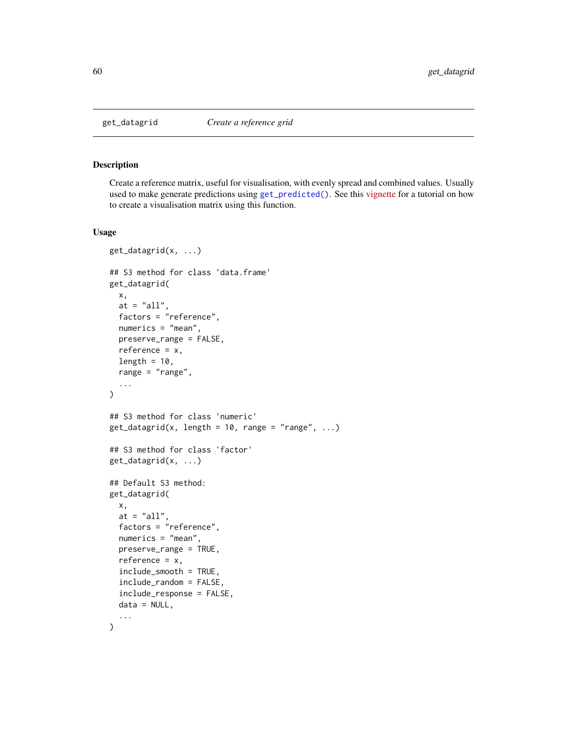## get_datagrid — *Create a reference grid*

### Description

Create a reference matrix, useful for visualisation, with evenly spread and combined values. Usually used to make generate predictions using `get_predicted()`. See this vignette for a tutorial on how to create a visualisation matrix using this function.

### Usage

```
get_datagrid(x, ...)

## S3 method for class 'data.frame'
get_datagrid(
  x,
  at = "all",
  factors = "reference",
  numerics = "mean",
  preserve_range = FALSE,
  reference = x,
  length = 10,
  range = "range",
  ...
)

## S3 method for class 'numeric'
get_datagrid(x, length = 10, range = "range", ...)

## S3 method for class 'factor'
get_datagrid(x, ...)

## Default S3 method:
get_datagrid(
  x,
  at = "all",
  factors = "reference",
  numerics = "mean",
  preserve_range = TRUE,
  reference = x,
  include_smooth = TRUE,
  include_random = FALSE,
  include_response = FALSE,
  data = NULL,
  ...
)
```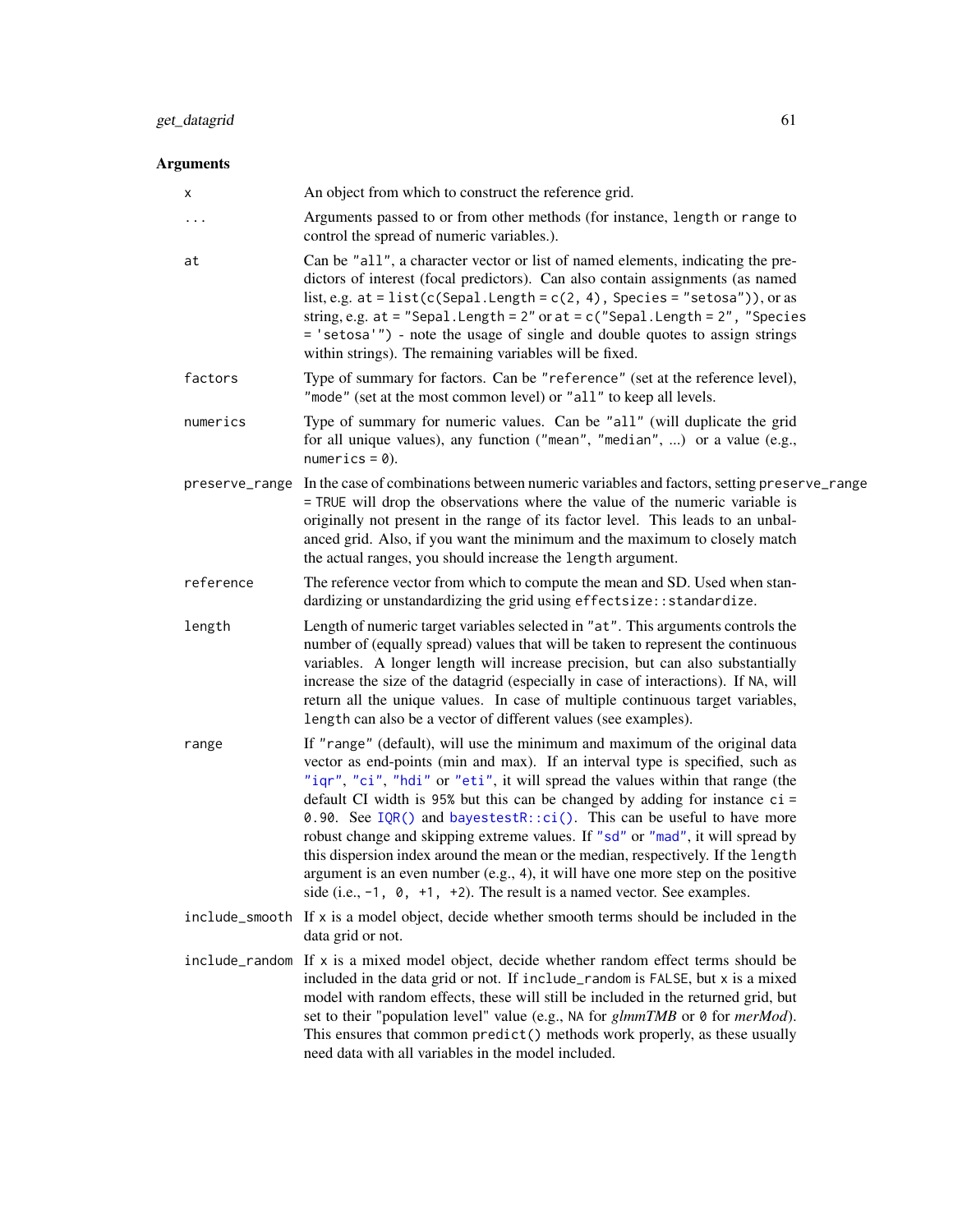## Arguments

- `x` — An object from which to construct the reference grid.
- `...` — Arguments passed to or from other methods (for instance, `length` or `range` to control the spread of numeric variables.).
- `at` — Can be `"all"`, a character vector or list of named elements, indicating the predictors of interest (focal predictors). Can also contain assignments (as named list, e.g. `at = list(c(Sepal.Length = c(2, 4), Species = "setosa"))`, or as string, e.g. `at = "Sepal.Length = 2"` or `at = c("Sepal.Length = 2", "Species = 'setosa'")` - note the usage of single and double quotes to assign strings within strings). The remaining variables will be fixed.
- `factors` — Type of summary for factors. Can be `"reference"` (set at the reference level), `"mode"` (set at the most common level) or `"all"` to keep all levels.
- `numerics` — Type of summary for numeric values. Can be `"all"` (will duplicate the grid for all unique values), any function (`"mean"`, `"median"`, ...) or a value (e.g., `numerics = 0`).
- `preserve_range` — In the case of combinations between numeric variables and factors, setting `preserve_range = TRUE` will drop the observations where the value of the numeric variable is originally not present in the range of its factor level. This leads to an unbalanced grid. Also, if you want the minimum and the maximum to closely match the actual ranges, you should increase the `length` argument.
- `reference` — The reference vector from which to compute the mean and SD. Used when standardizing or unstandardizing the grid using `effectsize::standardize`.
- `length` — Length of numeric target variables selected in `"at"`. This arguments controls the number of (equally spread) values that will be taken to represent the continuous variables. A longer length will increase precision, but can also substantially increase the size of the datagrid (especially in case of interactions). If `NA`, will return all the unique values. In case of multiple continuous target variables, `length` can also be a vector of different values (see examples).
- `range` — If `"range"` (default), will use the minimum and maximum of the original data vector as end-points (min and max). If an interval type is specified, such as `"iqr"`, `"ci"`, `"hdi"` or `"eti"`, it will spread the values within that range (the default CI width is `95%` but this can be changed by adding for instance `ci = 0.90`. See `IQR()` and `bayestestR::ci()`. This can be useful to have more robust change and skipping extreme values. If `"sd"` or `"mad"`, it will spread by this dispersion index around the mean or the median, respectively. If the `length` argument is an even number (e.g., 4), it will have one more step on the positive side (i.e., `-1, 0, +1, +2`). The result is a named vector. See examples.
- `include_smooth` — If `x` is a model object, decide whether smooth terms should be included in the data grid or not.
- `include_random` — If `x` is a mixed model object, decide whether random effect terms should be included in the data grid or not. If `include_random` is `FALSE`, but `x` is a mixed model with random effects, these will still be included in the returned grid, but set to their "population level" value (e.g., `NA` for *glmmTMB* or `0` for *merMod*). This ensures that common `predict()` methods work properly, as these usually need data with all variables in the model included.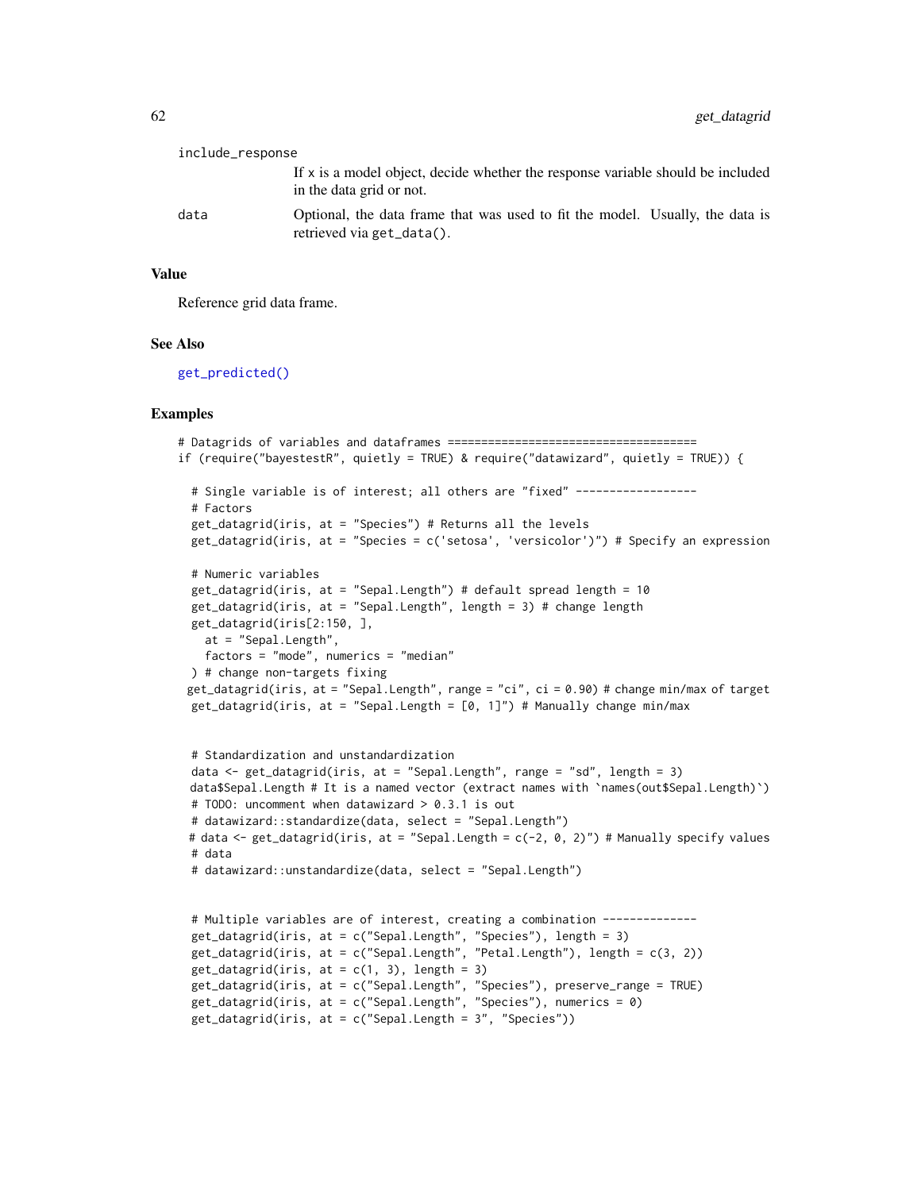include_response
: If x is a model object, decide whether the response variable should be included in the data grid or not.

data
: Optional, the data frame that was used to fit the model. Usually, the data is retrieved via `get_data()`.

## Value

Reference grid data frame.

## See Also

`get_predicted()`

## Examples

```
# Datagrids of variables and dataframes =====================================
if (require("bayestestR", quietly = TRUE) & require("datawizard", quietly = TRUE)) {

  # Single variable is of interest; all others are "fixed" ------------------
  # Factors
  get_datagrid(iris, at = "Species") # Returns all the levels
  get_datagrid(iris, at = "Species = c('setosa', 'versicolor')") # Specify an expression

  # Numeric variables
  get_datagrid(iris, at = "Sepal.Length") # default spread length = 10
  get_datagrid(iris, at = "Sepal.Length", length = 3) # change length
  get_datagrid(iris[2:150, ],
    at = "Sepal.Length",
    factors = "mode", numerics = "median"
  ) # change non-targets fixing
 get_datagrid(iris, at = "Sepal.Length", range = "ci", ci = 0.90) # change min/max of target
  get_datagrid(iris, at = "Sepal.Length = [0, 1]") # Manually change min/max


  # Standardization and unstandardization
  data <- get_datagrid(iris, at = "Sepal.Length", range = "sd", length = 3)
 data$Sepal.Length # It is a named vector (extract names with `names(out$Sepal.Length)`)
  # TODO: uncomment when datawizard > 0.3.1 is out
  # datawizard::standardize(data, select = "Sepal.Length")
 # data <- get_datagrid(iris, at = "Sepal.Length = c(-2, 0, 2)") # Manually specify values
  # data
  # datawizard::unstandardize(data, select = "Sepal.Length")


  # Multiple variables are of interest, creating a combination --------------
  get_datagrid(iris, at = c("Sepal.Length", "Species"), length = 3)
  get_datagrid(iris, at = c("Sepal.Length", "Petal.Length"), length = c(3, 2))
  get_datagrid(iris, at = c(1, 3), length = 3)
  get_datagrid(iris, at = c("Sepal.Length", "Species"), preserve_range = TRUE)
  get_datagrid(iris, at = c("Sepal.Length", "Species"), numerics = 0)
  get_datagrid(iris, at = c("Sepal.Length = 3", "Species"))
```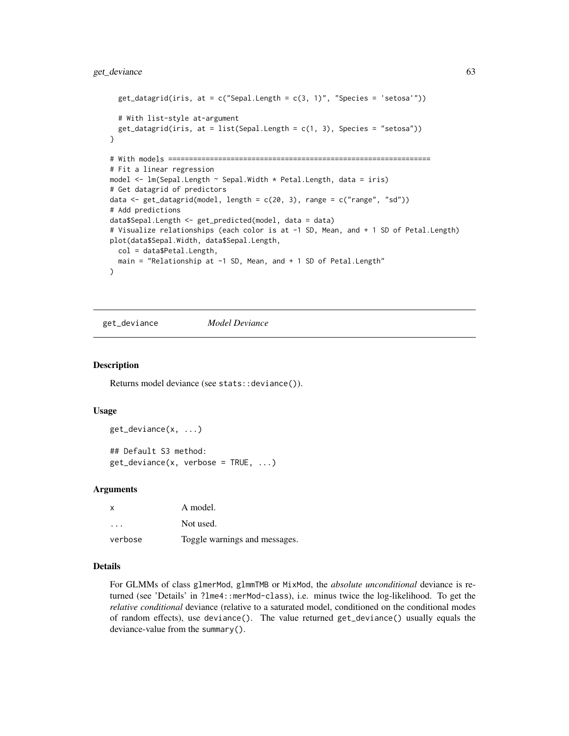```r
  get_datagrid(iris, at = c("Sepal.Length = c(3, 1)", "Species = 'setosa'"))

  # With list-style at-argument
  get_datagrid(iris, at = list(Sepal.Length = c(1, 3), Species = "setosa"))
}

# With models ===============================================================
# Fit a linear regression
model <- lm(Sepal.Length ~ Sepal.Width * Petal.Length, data = iris)
# Get datagrid of predictors
data <- get_datagrid(model, length = c(20, 3), range = c("range", "sd"))
# Add predictions
data$Sepal.Length <- get_predicted(model, data = data)
# Visualize relationships (each color is at -1 SD, Mean, and + 1 SD of Petal.Length)
plot(data$Sepal.Width, data$Sepal.Length,
  col = data$Petal.Length,
  main = "Relationship at -1 SD, Mean, and + 1 SD of Petal.Length"
)
```

## get_deviance *Model Deviance*

### Description

Returns model deviance (see `stats::deviance()`).

### Usage

```r
get_deviance(x, ...)

## Default S3 method:
get_deviance(x, verbose = TRUE, ...)
```

### Arguments

| | |
|---|---|
| `x` | A model. |
| `...` | Not used. |
| `verbose` | Toggle warnings and messages. |

### Details

For GLMMs of class `glmerMod`, `glmmTMB` or `MixMod`, the *absolute unconditional* deviance is returned (see 'Details' in `?lme4::merMod-class`), i.e. minus twice the log-likelihood. To get the *relative conditional* deviance (relative to a saturated model, conditioned on the conditional modes of random effects), use `deviance()`. The value returned `get_deviance()` usually equals the deviance-value from the `summary()`.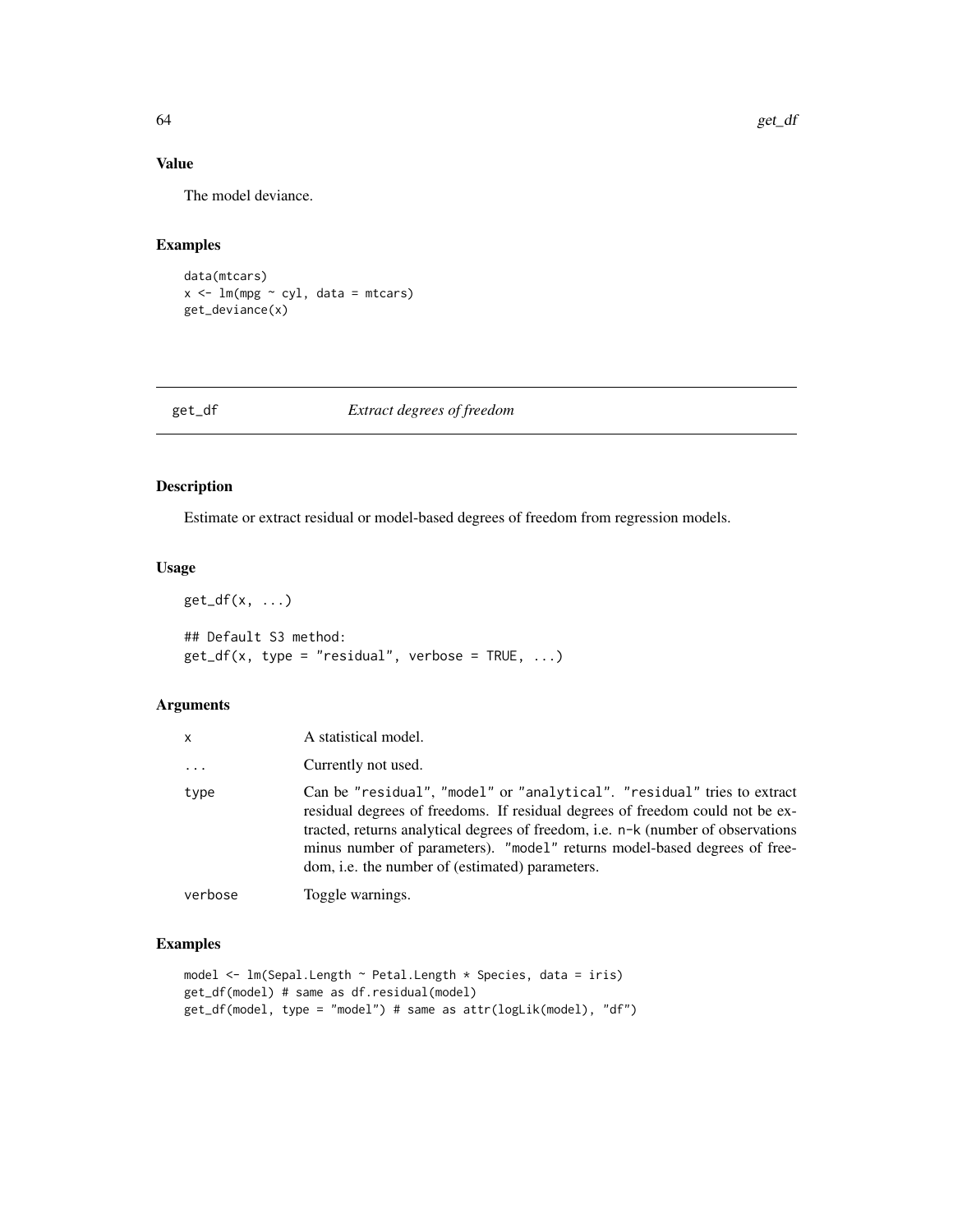### Value

The model deviance.

### Examples

```
data(mtcars)
x <- lm(mpg ~ cyl, data = mtcars)
get_deviance(x)
```

---

## get_df — *Extract degrees of freedom*

---

### Description

Estimate or extract residual or model-based degrees of freedom from regression models.

### Usage

```
get_df(x, ...)

## Default S3 method:
get_df(x, type = "residual", verbose = TRUE, ...)
```

### Arguments

| | |
|---|---|
| x | A statistical model. |
| ... | Currently not used. |
| type | Can be "residual", "model" or "analytical". "residual" tries to extract residual degrees of freedoms. If residual degrees of freedom could not be extracted, returns analytical degrees of freedom, i.e. n-k (number of observations minus number of parameters). "model" returns model-based degrees of freedom, i.e. the number of (estimated) parameters. |
| verbose | Toggle warnings. |

### Examples

```
model <- lm(Sepal.Length ~ Petal.Length * Species, data = iris)
get_df(model) # same as df.residual(model)
get_df(model, type = "model") # same as attr(logLik(model), "df")
```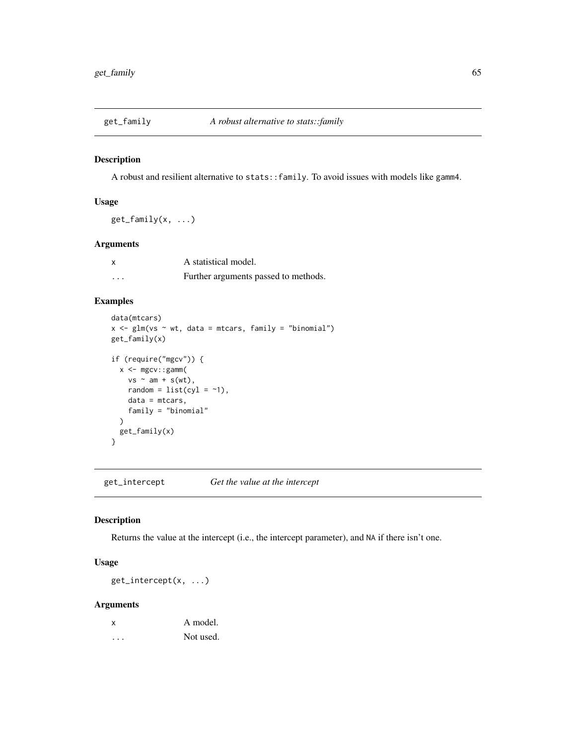## get_family — *A robust alternative to stats::family*

### Description

A robust and resilient alternative to `stats::family`. To avoid issues with models like `gamm4`.

### Usage

```
get_family(x, ...)
```

### Arguments

| | |
|---|---|
| `x` | A statistical model. |
| `...` | Further arguments passed to methods. |

### Examples

```
data(mtcars)
x <- glm(vs ~ wt, data = mtcars, family = "binomial")
get_family(x)

if (require("mgcv")) {
  x <- mgcv::gamm(
    vs ~ am + s(wt),
    random = list(cyl = ~1),
    data = mtcars,
    family = "binomial"
  )
  get_family(x)
}
```

## get_intercept — *Get the value at the intercept*

### Description

Returns the value at the intercept (i.e., the intercept parameter), and `NA` if there isn't one.

### Usage

```
get_intercept(x, ...)
```

### Arguments

| | |
|---|---|
| `x` | A model. |
| `...` | Not used. |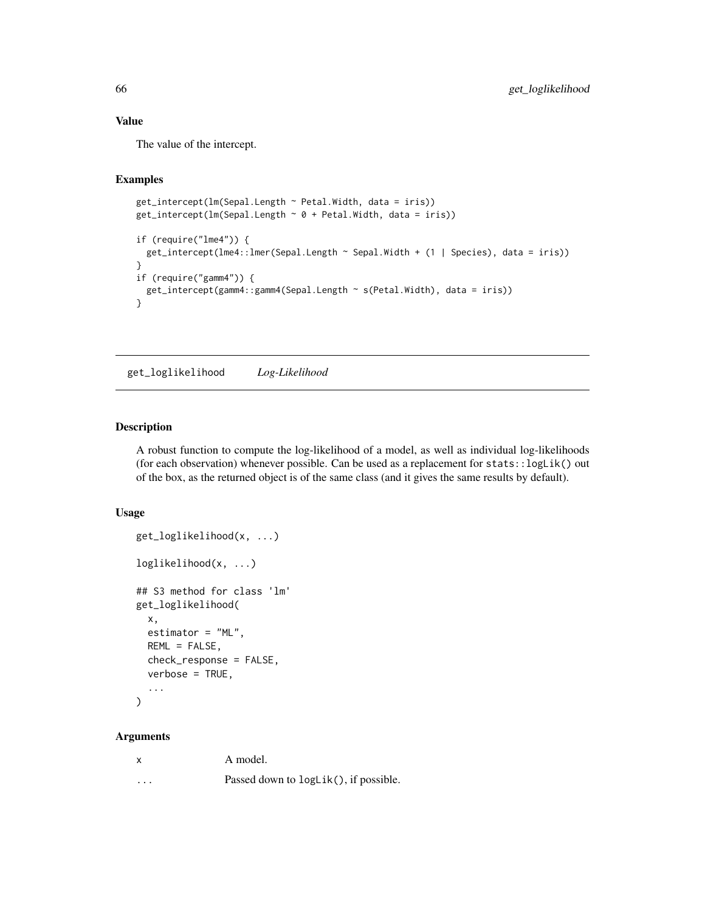### Value

The value of the intercept.

### Examples

```
get_intercept(lm(Sepal.Length ~ Petal.Width, data = iris))
get_intercept(lm(Sepal.Length ~ 0 + Petal.Width, data = iris))

if (require("lme4")) {
  get_intercept(lme4::lmer(Sepal.Length ~ Sepal.Width + (1 | Species), data = iris))
}
if (require("gamm4")) {
  get_intercept(gamm4::gamm4(Sepal.Length ~ s(Petal.Width), data = iris))
}
```

---

## get_loglikelihood *Log-Likelihood*

---

### Description

A robust function to compute the log-likelihood of a model, as well as individual log-likelihoods (for each observation) whenever possible. Can be used as a replacement for `stats::logLik()` out of the box, as the returned object is of the same class (and it gives the same results by default).

### Usage

```
get_loglikelihood(x, ...)

loglikelihood(x, ...)

## S3 method for class 'lm'
get_loglikelihood(
  x,
  estimator = "ML",
  REML = FALSE,
  check_response = FALSE,
  verbose = TRUE,
  ...
)
```

### Arguments

| | |
|---|---|
| x | A model. |
| ... | Passed down to `logLik()`, if possible. |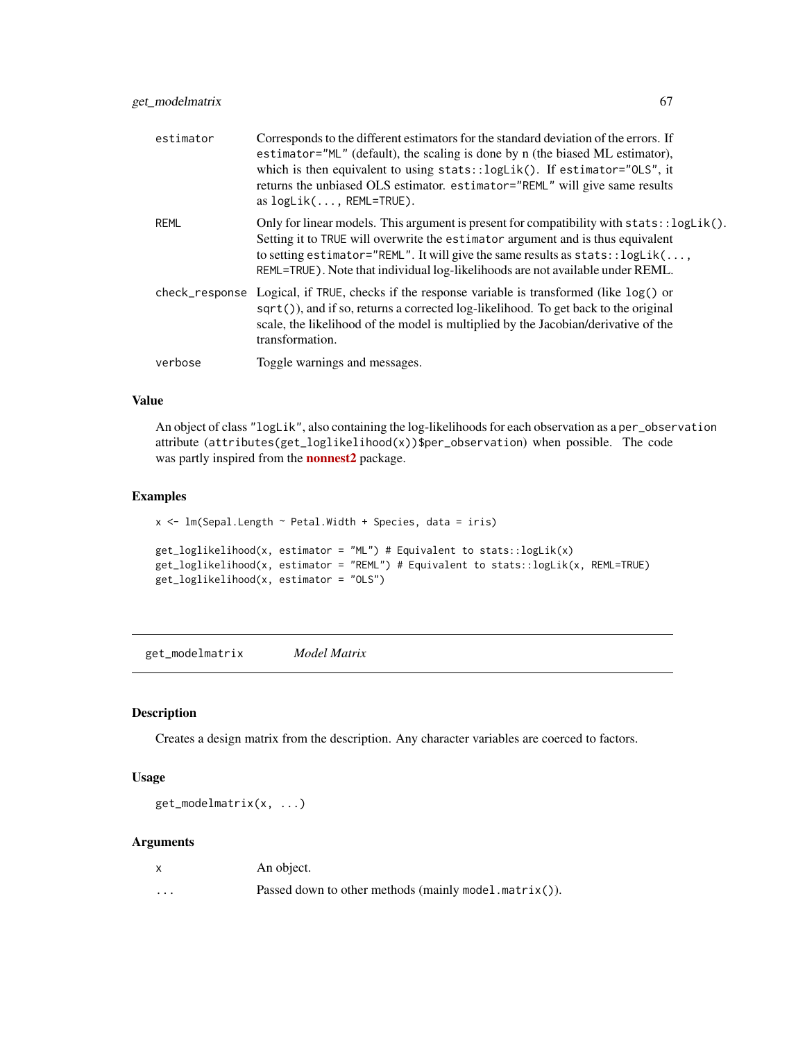| | |
|---|---|
| estimator | Corresponds to the different estimators for the standard deviation of the errors. If `estimator="ML"` (default), the scaling is done by n (the biased ML estimator), which is then equivalent to using `stats::logLik()`. If `estimator="OLS"`, it returns the unbiased OLS estimator. `estimator="REML"` will give same results as `logLik(..., REML=TRUE)`. |
| REML | Only for linear models. This argument is present for compatibility with `stats::logLik()`. Setting it to `TRUE` will overwrite the `estimator` argument and is thus equivalent to setting `estimator="REML"`. It will give the same results as `stats::logLik(..., REML=TRUE)`. Note that individual log-likelihoods are not available under REML. |
| check_response | Logical, if `TRUE`, checks if the response variable is transformed (like `log()` or `sqrt()`), and if so, returns a corrected log-likelihood. To get back to the original scale, the likelihood of the model is multiplied by the Jacobian/derivative of the transformation. |
| verbose | Toggle warnings and messages. |

### Value

An object of class `"logLik"`, also containing the log-likelihoods for each observation as a `per_observation` attribute (`attributes(get_loglikelihood(x))$per_observation`) when possible. The code was partly inspired from the **nonnest2** package.

### Examples

```
x <- lm(Sepal.Length ~ Petal.Width + Species, data = iris)

get_loglikelihood(x, estimator = "ML") # Equivalent to stats::logLik(x)
get_loglikelihood(x, estimator = "REML") # Equivalent to stats::logLik(x, REML=TRUE)
get_loglikelihood(x, estimator = "OLS")
```

---

## get_modelmatrix *Model Matrix*

### Description

Creates a design matrix from the description. Any character variables are coerced to factors.

### Usage

```
get_modelmatrix(x, ...)
```

### Arguments

| | |
|---|---|
| x | An object. |
| ... | Passed down to other methods (mainly `model.matrix()`). |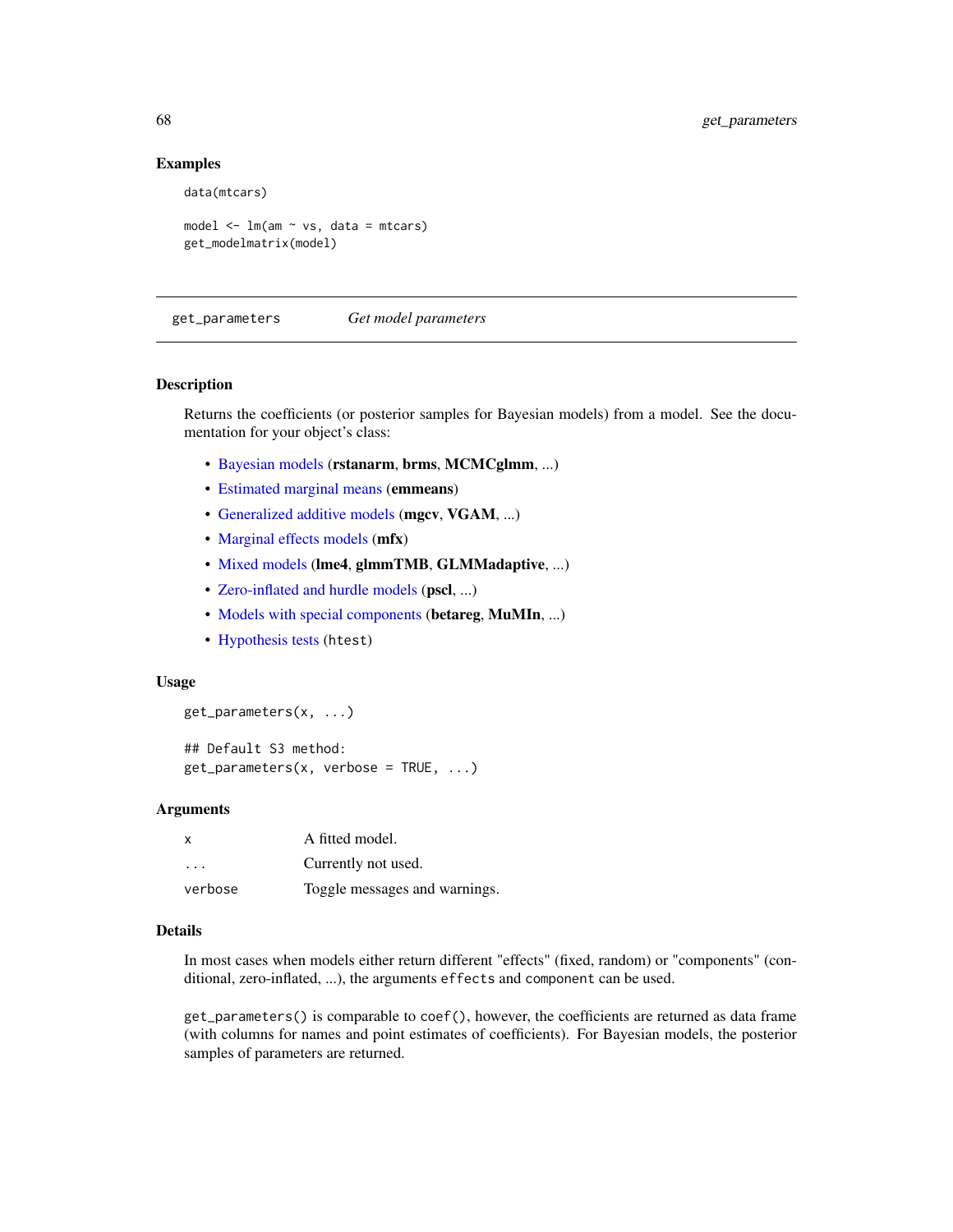### Examples

```
data(mtcars)

model <- lm(am ~ vs, data = mtcars)
get_modelmatrix(model)
```

---

## get_parameters    *Get model parameters*

---

### Description

Returns the coefficients (or posterior samples for Bayesian models) from a model. See the documentation for your object's class:

- Bayesian models (**rstanarm**, **brms**, **MCMCglmm**, ...)
- Estimated marginal means (**emmeans**)
- Generalized additive models (**mgcv**, **VGAM**, ...)
- Marginal effects models (**mfx**)
- Mixed models (**lme4**, **glmmTMB**, **GLMMadaptive**, ...)
- Zero-inflated and hurdle models (**pscl**, ...)
- Models with special components (**betareg**, **MuMIn**, ...)
- Hypothesis tests (`htest`)

### Usage

```
get_parameters(x, ...)

## Default S3 method:
get_parameters(x, verbose = TRUE, ...)
```

### Arguments

| | |
|---|---|
| `x` | A fitted model. |
| `...` | Currently not used. |
| `verbose` | Toggle messages and warnings. |

### Details

In most cases when models either return different "effects" (fixed, random) or "components" (conditional, zero-inflated, ...), the arguments `effects` and `component` can be used.

`get_parameters()` is comparable to `coef()`, however, the coefficients are returned as data frame (with columns for names and point estimates of coefficients). For Bayesian models, the posterior samples of parameters are returned.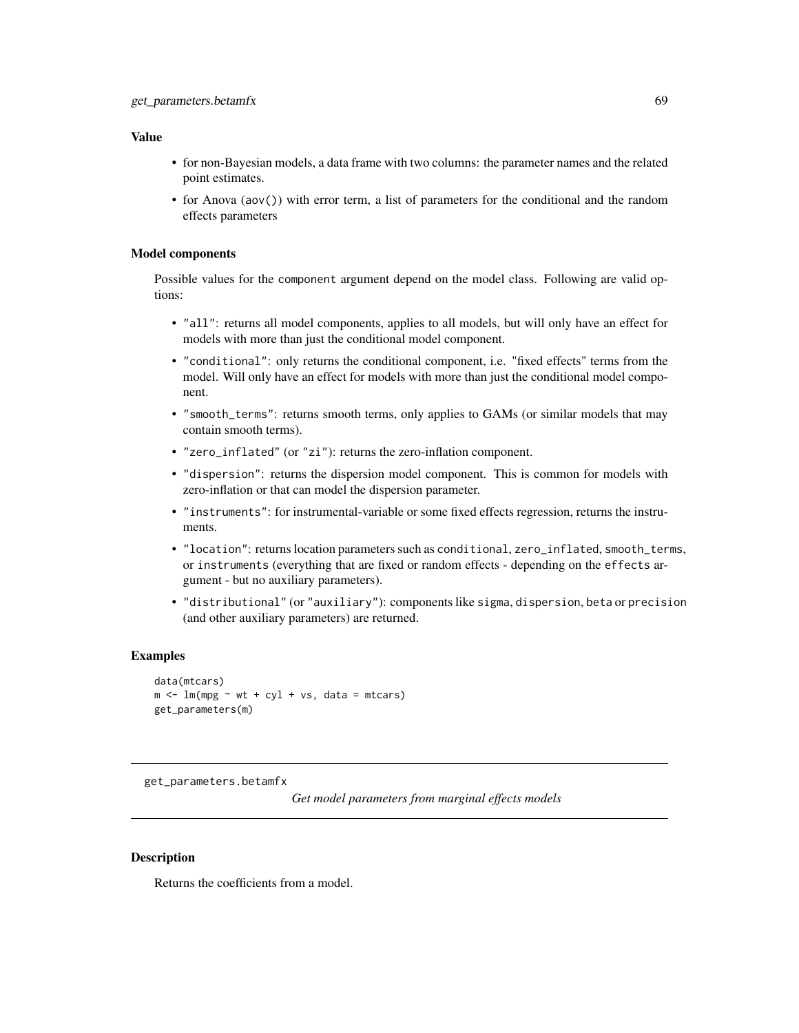### Value

- for non-Bayesian models, a data frame with two columns: the parameter names and the related point estimates.
- for Anova (`aov()`) with error term, a list of parameters for the conditional and the random effects parameters

### Model components

Possible values for the `component` argument depend on the model class. Following are valid options:

- `"all"`: returns all model components, applies to all models, but will only have an effect for models with more than just the conditional model component.
- `"conditional"`: only returns the conditional component, i.e. "fixed effects" terms from the model. Will only have an effect for models with more than just the conditional model component.
- `"smooth_terms"`: returns smooth terms, only applies to GAMs (or similar models that may contain smooth terms).
- `"zero_inflated"` (or `"zi"`): returns the zero-inflation component.
- `"dispersion"`: returns the dispersion model component. This is common for models with zero-inflation or that can model the dispersion parameter.
- `"instruments"`: for instrumental-variable or some fixed effects regression, returns the instruments.
- `"location"`: returns location parameters such as `conditional`, `zero_inflated`, `smooth_terms`, or `instruments` (everything that are fixed or random effects - depending on the `effects` argument - but no auxiliary parameters).
- `"distributional"` (or `"auxiliary"`): components like `sigma`, `dispersion`, `beta` or `precision` (and other auxiliary parameters) are returned.

### Examples

```
data(mtcars)
m <- lm(mpg ~ wt + cyl + vs, data = mtcars)
get_parameters(m)
```

---

## get_parameters.betamfx    *Get model parameters from marginal effects models*

---

### Description

Returns the coefficients from a model.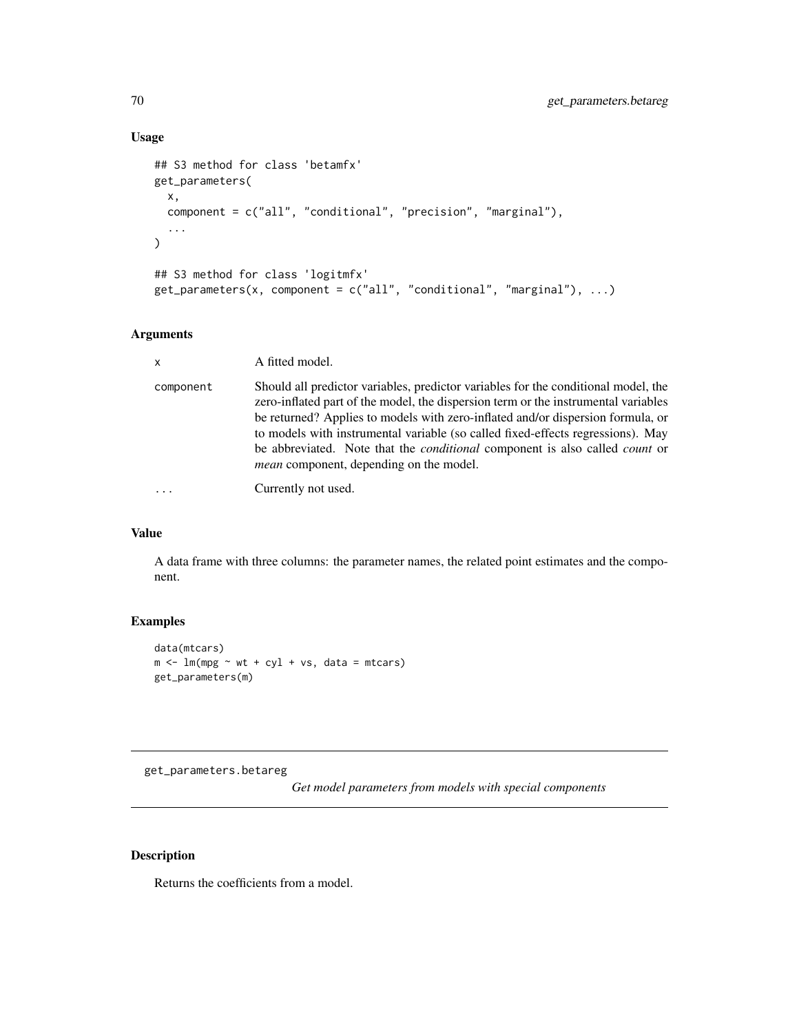## Usage

```
## S3 method for class 'betamfx'
get_parameters(
  x,
  component = c("all", "conditional", "precision", "marginal"),
  ...
)

## S3 method for class 'logitmfx'
get_parameters(x, component = c("all", "conditional", "marginal"), ...)
```

## Arguments

| | |
|---|---|
| `x` | A fitted model. |
| `component` | Should all predictor variables, predictor variables for the conditional model, the zero-inflated part of the model, the dispersion term or the instrumental variables be returned? Applies to models with zero-inflated and/or dispersion formula, or to models with instrumental variable (so called fixed-effects regressions). May be abbreviated. Note that the *conditional* component is also called *count* or *mean* component, depending on the model. |
| `...` | Currently not used. |

## Value

A data frame with three columns: the parameter names, the related point estimates and the component.

## Examples

```
data(mtcars)
m <- lm(mpg ~ wt + cyl + vs, data = mtcars)
get_parameters(m)
```

---

# get_parameters.betareg

*Get model parameters from models with special components*

---

## Description

Returns the coefficients from a model.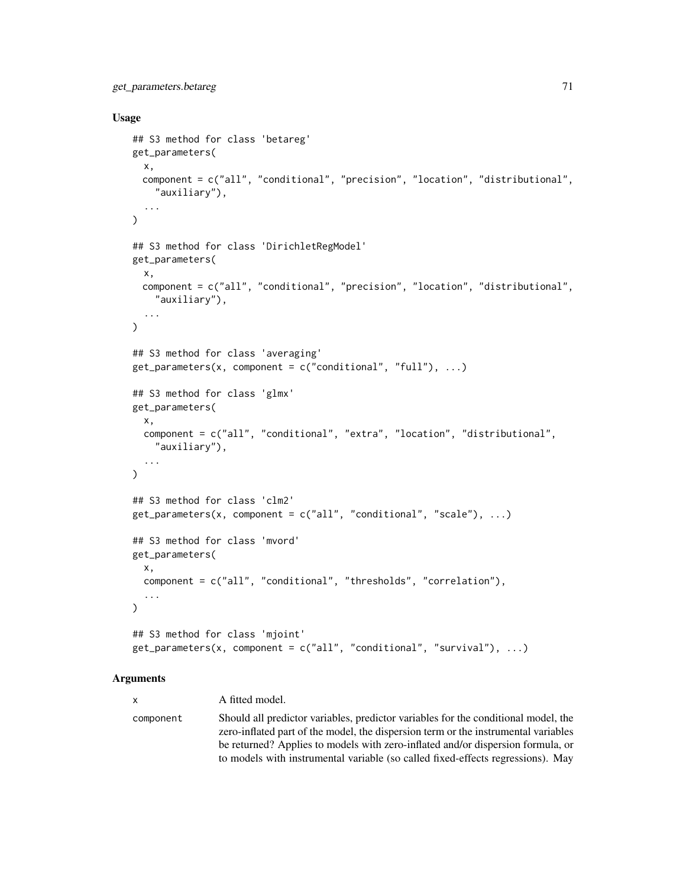## Usage

```
## S3 method for class 'betareg'
get_parameters(
  x,
  component = c("all", "conditional", "precision", "location", "distributional",
    "auxiliary"),
  ...
)

## S3 method for class 'DirichletRegModel'
get_parameters(
  x,
  component = c("all", "conditional", "precision", "location", "distributional",
    "auxiliary"),
  ...
)

## S3 method for class 'averaging'
get_parameters(x, component = c("conditional", "full"), ...)

## S3 method for class 'glmx'
get_parameters(
  x,
  component = c("all", "conditional", "extra", "location", "distributional",
    "auxiliary"),
  ...
)

## S3 method for class 'clm2'
get_parameters(x, component = c("all", "conditional", "scale"), ...)

## S3 method for class 'mvord'
get_parameters(
  x,
  component = c("all", "conditional", "thresholds", "correlation"),
  ...
)

## S3 method for class 'mjoint'
get_parameters(x, component = c("all", "conditional", "survival"), ...)
```

## Arguments

| | |
|---|---|
| x | A fitted model. |
| component | Should all predictor variables, predictor variables for the conditional model, the zero-inflated part of the model, the dispersion term or the instrumental variables be returned? Applies to models with zero-inflated and/or dispersion formula, or to models with instrumental variable (so called fixed-effects regressions). May |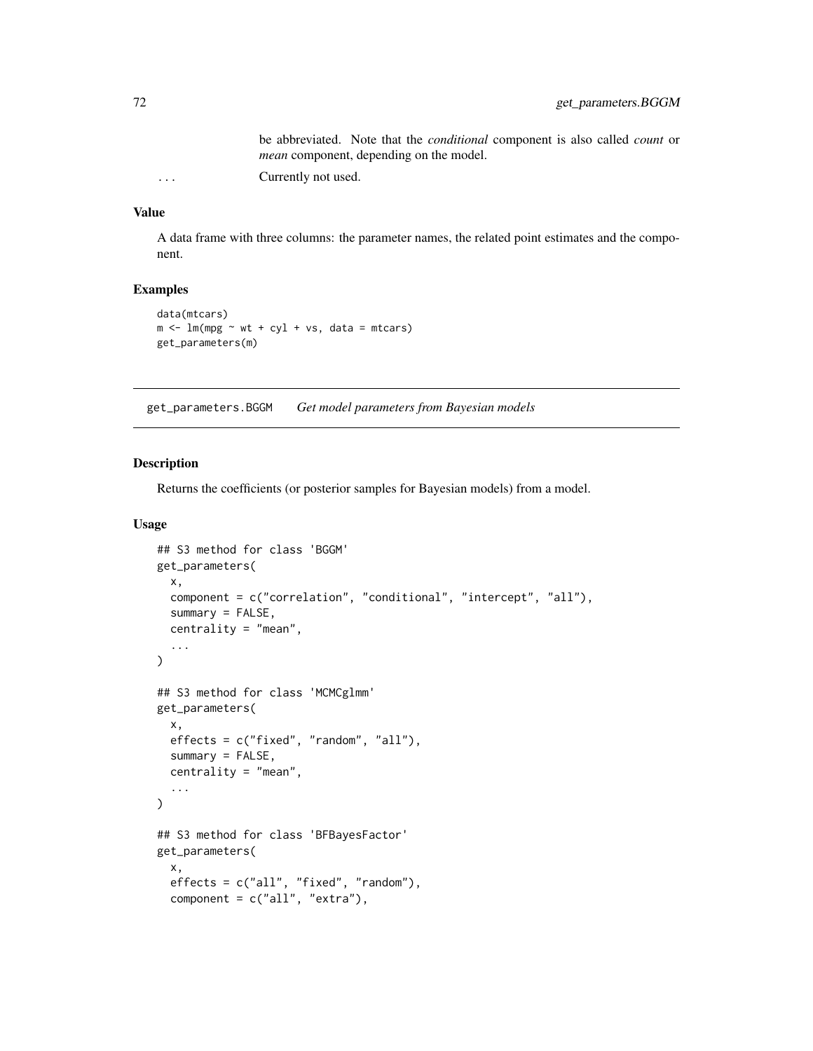be abbreviated. Note that the *conditional* component is also called *count* or *mean* component, depending on the model.

... Currently not used.

### Value

A data frame with three columns: the parameter names, the related point estimates and the component.

### Examples

```
data(mtcars)
m <- lm(mpg ~ wt + cyl + vs, data = mtcars)
get_parameters(m)
```

## get_parameters.BGGM *Get model parameters from Bayesian models*

### Description

Returns the coefficients (or posterior samples for Bayesian models) from a model.

### Usage

```
## S3 method for class 'BGGM'
get_parameters(
  x,
  component = c("correlation", "conditional", "intercept", "all"),
  summary = FALSE,
  centrality = "mean",
  ...
)

## S3 method for class 'MCMCglmm'
get_parameters(
  x,
  effects = c("fixed", "random", "all"),
  summary = FALSE,
  centrality = "mean",
  ...
)

## S3 method for class 'BFBayesFactor'
get_parameters(
  x,
  effects = c("all", "fixed", "random"),
  component = c("all", "extra"),
```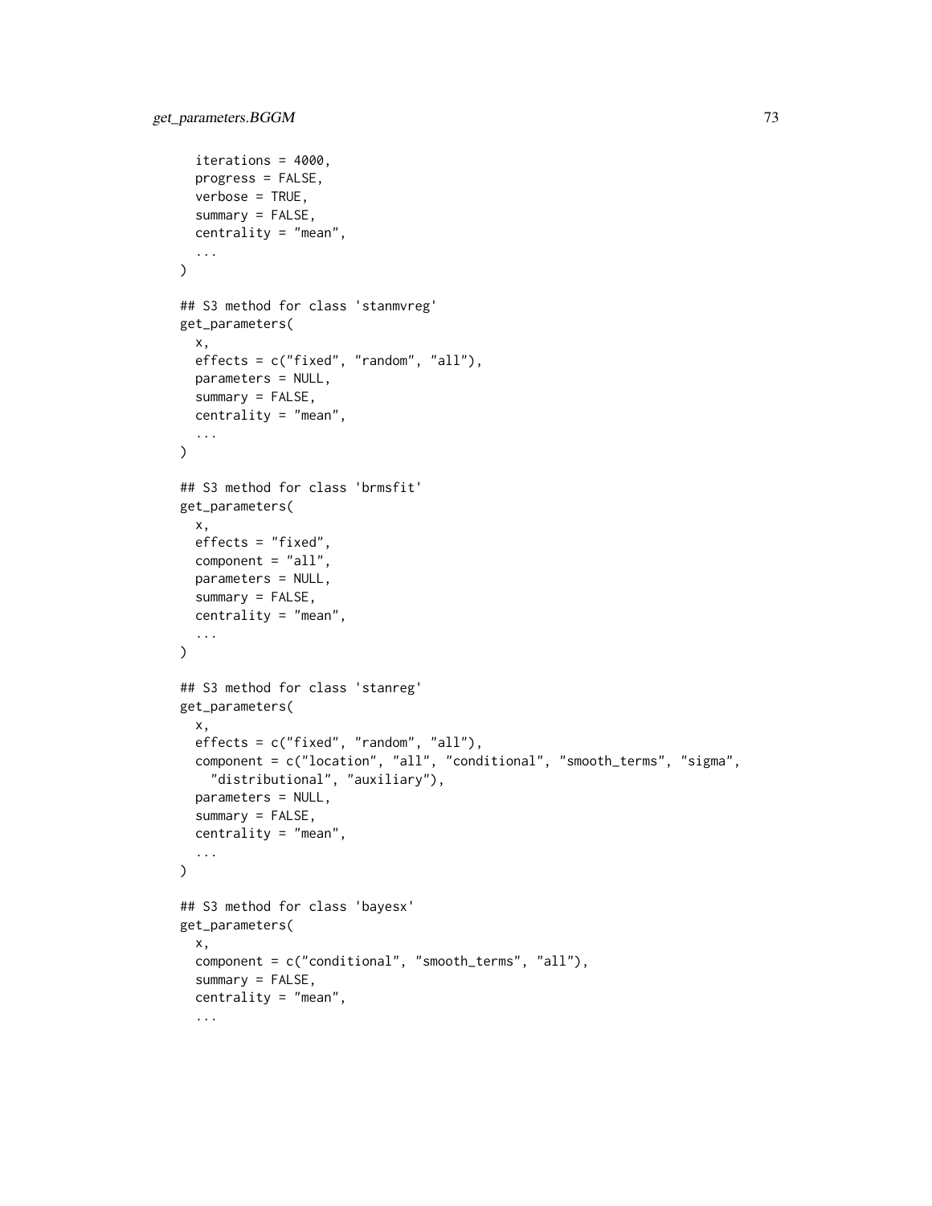```
  iterations = 4000,
  progress = FALSE,
  verbose = TRUE,
  summary = FALSE,
  centrality = "mean",
  ...
)

## S3 method for class 'stanmvreg'
get_parameters(
  x,
  effects = c("fixed", "random", "all"),
  parameters = NULL,
  summary = FALSE,
  centrality = "mean",
  ...
)

## S3 method for class 'brmsfit'
get_parameters(
  x,
  effects = "fixed",
  component = "all",
  parameters = NULL,
  summary = FALSE,
  centrality = "mean",
  ...
)

## S3 method for class 'stanreg'
get_parameters(
  x,
  effects = c("fixed", "random", "all"),
  component = c("location", "all", "conditional", "smooth_terms", "sigma",
    "distributional", "auxiliary"),
  parameters = NULL,
  summary = FALSE,
  centrality = "mean",
  ...
)

## S3 method for class 'bayesx'
get_parameters(
  x,
  component = c("conditional", "smooth_terms", "all"),
  summary = FALSE,
  centrality = "mean",
  ...
```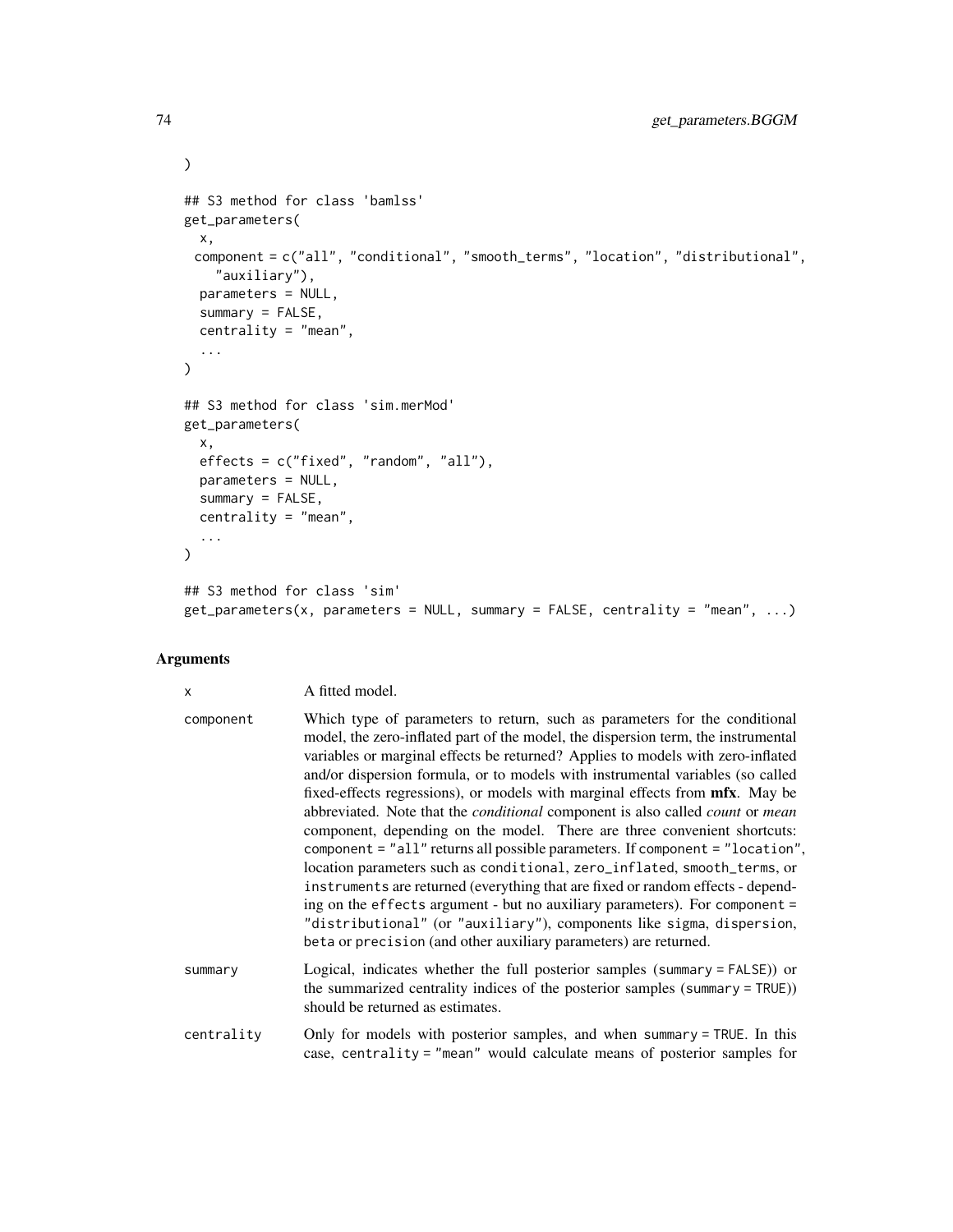```
)

## S3 method for class 'bamlss'
get_parameters(
  x,
  component = c("all", "conditional", "smooth_terms", "location", "distributional",
    "auxiliary"),
  parameters = NULL,
  summary = FALSE,
  centrality = "mean",
  ...
)

## S3 method for class 'sim.merMod'
get_parameters(
  x,
  effects = c("fixed", "random", "all"),
  parameters = NULL,
  summary = FALSE,
  centrality = "mean",
  ...
)

## S3 method for class 'sim'
get_parameters(x, parameters = NULL, summary = FALSE, centrality = "mean", ...)
```

## Arguments

`x` A fitted model.

`component` Which type of parameters to return, such as parameters for the conditional model, the zero-inflated part of the model, the dispersion term, the instrumental variables or marginal effects be returned? Applies to models with zero-inflated and/or dispersion formula, or to models with instrumental variables (so called fixed-effects regressions), or models with marginal effects from **mfx**. May be abbreviated. Note that the *conditional* component is also called *count* or *mean* component, depending on the model. There are three convenient shortcuts: `component = "all"` returns all possible parameters. If `component = "location"`, location parameters such as `conditional`, `zero_inflated`, `smooth_terms`, or `instruments` are returned (everything that are fixed or random effects - depending on the `effects` argument - but no auxiliary parameters). For `component = "distributional"` (or `"auxiliary"`), components like `sigma`, `dispersion`, `beta` or `precision` (and other auxiliary parameters) are returned.

`summary` Logical, indicates whether the full posterior samples (`summary = FALSE`)) or the summarized centrality indices of the posterior samples (`summary = TRUE`)) should be returned as estimates.

`centrality` Only for models with posterior samples, and when `summary = TRUE`. In this case, `centrality = "mean"` would calculate means of posterior samples for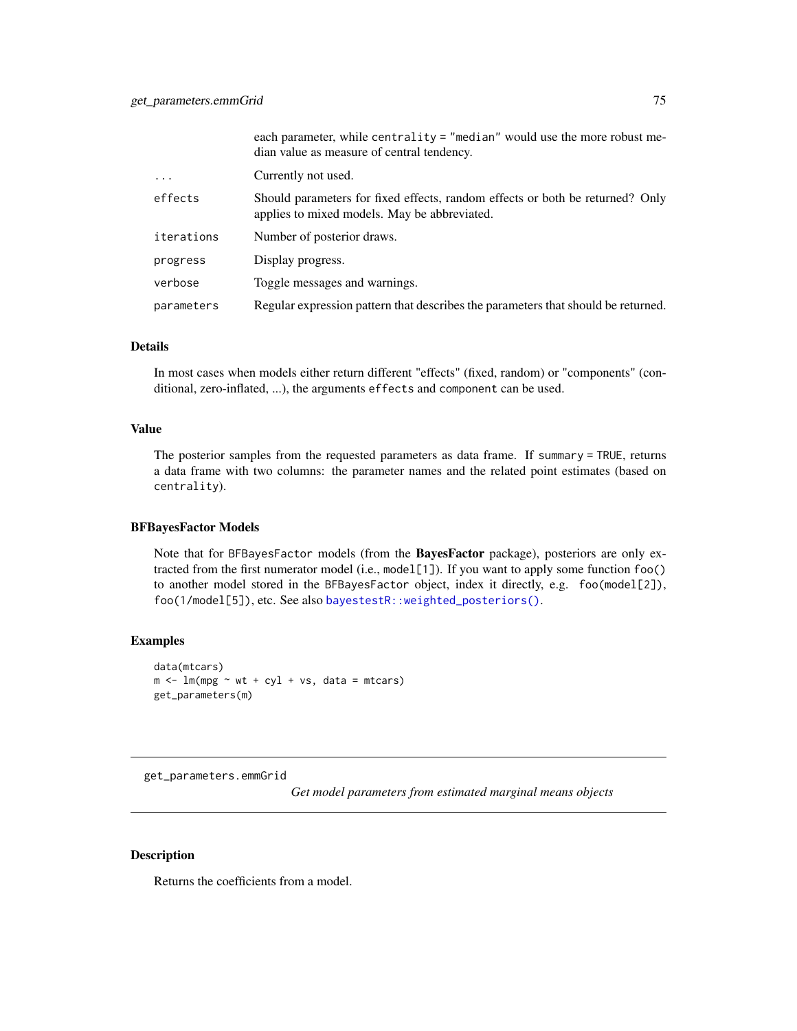|  |  |
|---|---|
|  | each parameter, while `centrality = "median"` would use the more robust median value as measure of central tendency. |
| ... | Currently not used. |
| effects | Should parameters for fixed effects, random effects or both be returned? Only applies to mixed models. May be abbreviated. |
| iterations | Number of posterior draws. |
| progress | Display progress. |
| verbose | Toggle messages and warnings. |
| parameters | Regular expression pattern that describes the parameters that should be returned. |

### Details

In most cases when models either return different "effects" (fixed, random) or "components" (conditional, zero-inflated, ...), the arguments `effects` and `component` can be used.

### Value

The posterior samples from the requested parameters as data frame. If `summary = TRUE`, returns a data frame with two columns: the parameter names and the related point estimates (based on `centrality`).

### BFBayesFactor Models

Note that for `BFBayesFactor` models (from the **BayesFactor** package), posteriors are only extracted from the first numerator model (i.e., `model[1]`). If you want to apply some function `foo()` to another model stored in the `BFBayesFactor` object, index it directly, e.g. `foo(model[2])`, `foo(1/model[5])`, etc. See also `bayestestR::weighted_posteriors()`.

### Examples

```
data(mtcars)
m <- lm(mpg ~ wt + cyl + vs, data = mtcars)
get_parameters(m)
```

---

## get_parameters.emmGrid — *Get model parameters from estimated marginal means objects*

---

### Description

Returns the coefficients from a model.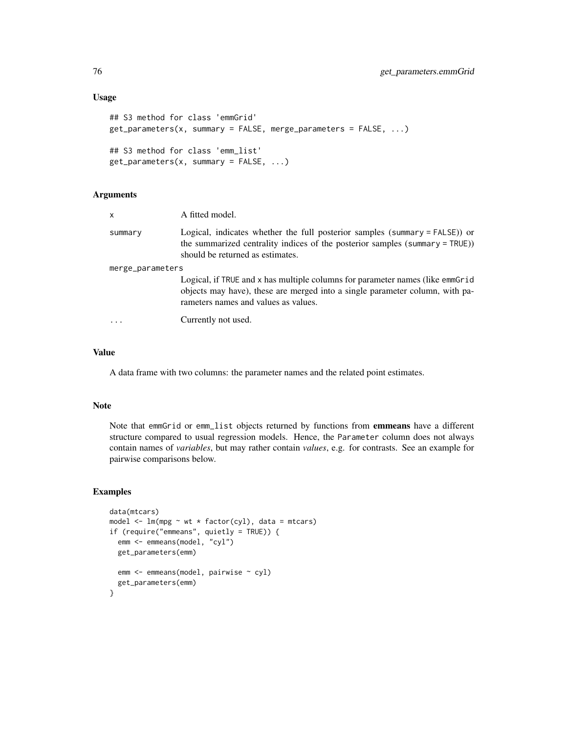## Usage

```
## S3 method for class 'emmGrid'
get_parameters(x, summary = FALSE, merge_parameters = FALSE, ...)

## S3 method for class 'emm_list'
get_parameters(x, summary = FALSE, ...)
```

## Arguments

| | |
|---|---|
| x | A fitted model. |
| summary | Logical, indicates whether the full posterior samples (summary = FALSE)) or the summarized centrality indices of the posterior samples (summary = TRUE)) should be returned as estimates. |
| merge_parameters | Logical, if TRUE and x has multiple columns for parameter names (like emmGrid objects may have), these are merged into a single parameter column, with parameters names and values as values. |
| ... | Currently not used. |

## Value

A data frame with two columns: the parameter names and the related point estimates.

## Note

Note that emmGrid or emm_list objects returned by functions from **emmeans** have a different structure compared to usual regression models. Hence, the Parameter column does not always contain names of *variables*, but may rather contain *values*, e.g. for contrasts. See an example for pairwise comparisons below.

## Examples

```
data(mtcars)
model <- lm(mpg ~ wt * factor(cyl), data = mtcars)
if (require("emmeans", quietly = TRUE)) {
  emm <- emmeans(model, "cyl")
  get_parameters(emm)

  emm <- emmeans(model, pairwise ~ cyl)
  get_parameters(emm)
}
```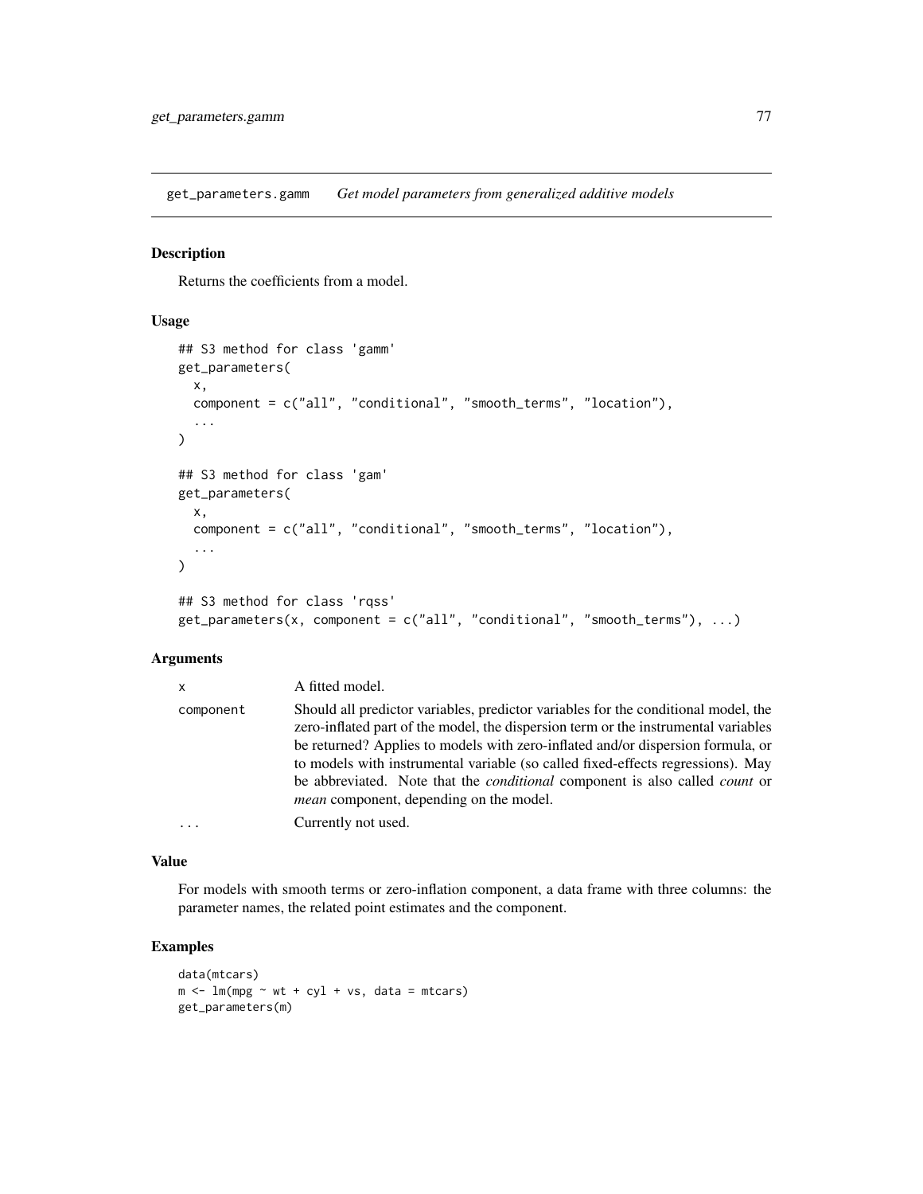## get_parameters.gamm *Get model parameters from generalized additive models*

### Description

Returns the coefficients from a model.

### Usage

```
## S3 method for class 'gamm'
get_parameters(
  x,
  component = c("all", "conditional", "smooth_terms", "location"),
  ...
)

## S3 method for class 'gam'
get_parameters(
  x,
  component = c("all", "conditional", "smooth_terms", "location"),
  ...
)

## S3 method for class 'rqss'
get_parameters(x, component = c("all", "conditional", "smooth_terms"), ...)
```

### Arguments

| | |
|---|---|
| `x` | A fitted model. |
| `component` | Should all predictor variables, predictor variables for the conditional model, the zero-inflated part of the model, the dispersion term or the instrumental variables be returned? Applies to models with zero-inflated and/or dispersion formula, or to models with instrumental variable (so called fixed-effects regressions). May be abbreviated. Note that the *conditional* component is also called *count* or *mean* component, depending on the model. |
| `...` | Currently not used. |

### Value

For models with smooth terms or zero-inflation component, a data frame with three columns: the parameter names, the related point estimates and the component.

### Examples

```
data(mtcars)
m <- lm(mpg ~ wt + cyl + vs, data = mtcars)
get_parameters(m)
```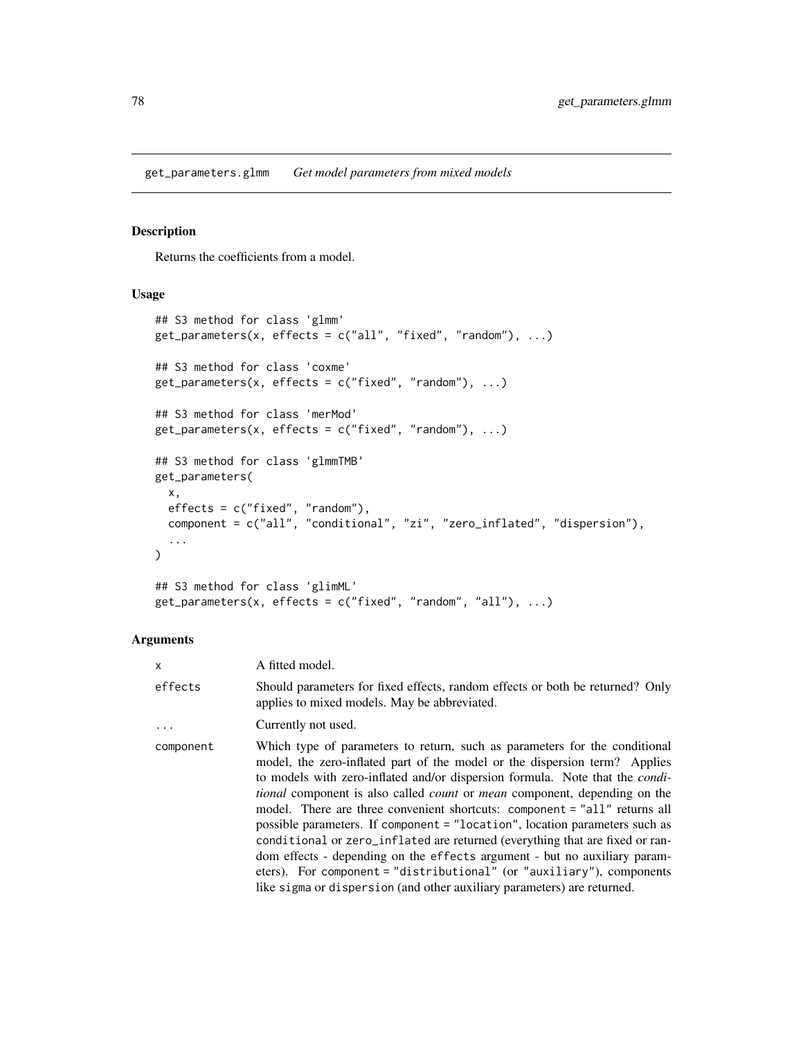get_parameters.glmm *Get model parameters from mixed models*

## Description

Returns the coefficients from a model.

## Usage

```
## S3 method for class 'glmm'
get_parameters(x, effects = c("all", "fixed", "random"), ...)

## S3 method for class 'coxme'
get_parameters(x, effects = c("fixed", "random"), ...)

## S3 method for class 'merMod'
get_parameters(x, effects = c("fixed", "random"), ...)

## S3 method for class 'glmmTMB'
get_parameters(
  x,
  effects = c("fixed", "random"),
  component = c("all", "conditional", "zi", "zero_inflated", "dispersion"),
  ...
)

## S3 method for class 'glimML'
get_parameters(x, effects = c("fixed", "random", "all"), ...)
```

## Arguments

| | |
|---|---|
| x | A fitted model. |
| effects | Should parameters for fixed effects, random effects or both be returned? Only applies to mixed models. May be abbreviated. |
| ... | Currently not used. |
| component | Which type of parameters to return, such as parameters for the conditional model, the zero-inflated part of the model or the dispersion term? Applies to models with zero-inflated and/or dispersion formula. Note that the *conditional* component is also called *count* or *mean* component, depending on the model. There are three convenient shortcuts: component = "all" returns all possible parameters. If component = "location", location parameters such as conditional or zero_inflated are returned (everything that are fixed or random effects - depending on the effects argument - but no auxiliary parameters). For component = "distributional" (or "auxiliary"), components like sigma or dispersion (and other auxiliary parameters) are returned. |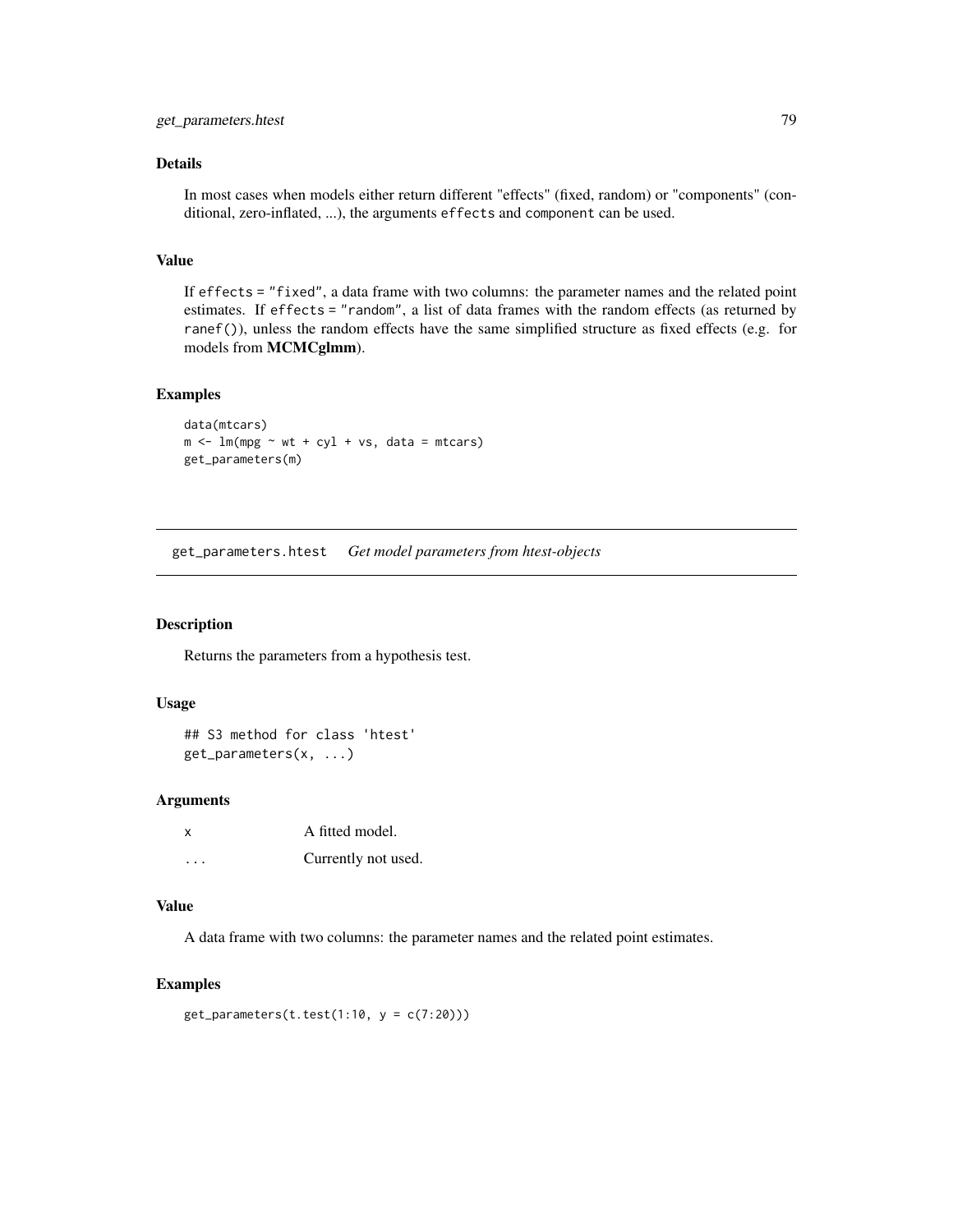### Details

In most cases when models either return different "effects" (fixed, random) or "components" (conditional, zero-inflated, ...), the arguments `effects` and `component` can be used.

### Value

If `effects = "fixed"`, a data frame with two columns: the parameter names and the related point estimates. If `effects = "random"`, a list of data frames with the random effects (as returned by `ranef()`), unless the random effects have the same simplified structure as fixed effects (e.g. for models from **MCMCglmm**).

### Examples

```
data(mtcars)
m <- lm(mpg ~ wt + cyl + vs, data = mtcars)
get_parameters(m)
```

---

## get_parameters.htest    *Get model parameters from htest-objects*

### Description

Returns the parameters from a hypothesis test.

### Usage

```
## S3 method for class 'htest'
get_parameters(x, ...)
```

### Arguments

| | |
|---|---|
| `x` | A fitted model. |
| `...` | Currently not used. |

### Value

A data frame with two columns: the parameter names and the related point estimates.

### Examples

```
get_parameters(t.test(1:10, y = c(7:20)))
```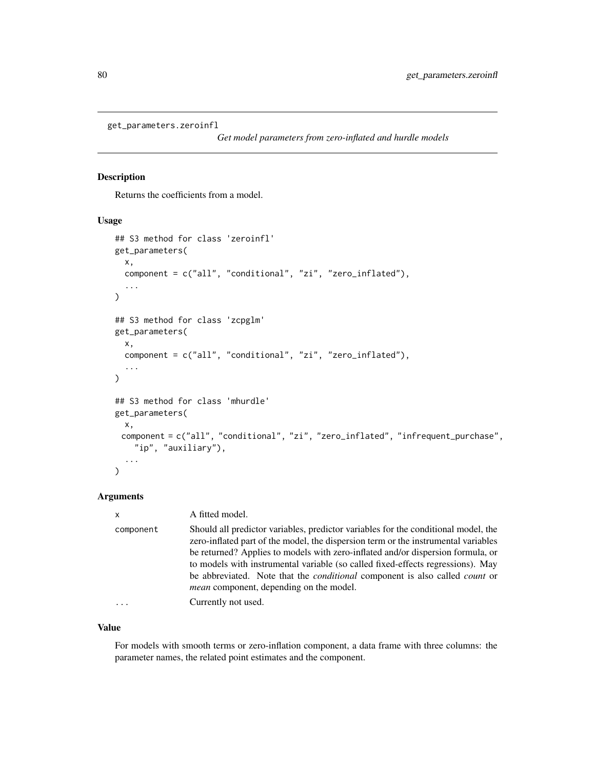```
get_parameters.zeroinfl
```

*Get model parameters from zero-inflated and hurdle models*

## Description

Returns the coefficients from a model.

## Usage

```
## S3 method for class 'zeroinfl'
get_parameters(
  x,
  component = c("all", "conditional", "zi", "zero_inflated"),
  ...
)

## S3 method for class 'zcpglm'
get_parameters(
  x,
  component = c("all", "conditional", "zi", "zero_inflated"),
  ...
)

## S3 method for class 'mhurdle'
get_parameters(
  x,
  component = c("all", "conditional", "zi", "zero_inflated", "infrequent_purchase",
    "ip", "auxiliary"),
  ...
)
```

## Arguments

| | |
|---|---|
| `x` | A fitted model. |
| `component` | Should all predictor variables, predictor variables for the conditional model, the zero-inflated part of the model, the dispersion term or the instrumental variables be returned? Applies to models with zero-inflated and/or dispersion formula, or to models with instrumental variable (so called fixed-effects regressions). May be abbreviated. Note that the *conditional* component is also called *count* or *mean* component, depending on the model. |
| `...` | Currently not used. |

## Value

For models with smooth terms or zero-inflation component, a data frame with three columns: the parameter names, the related point estimates and the component.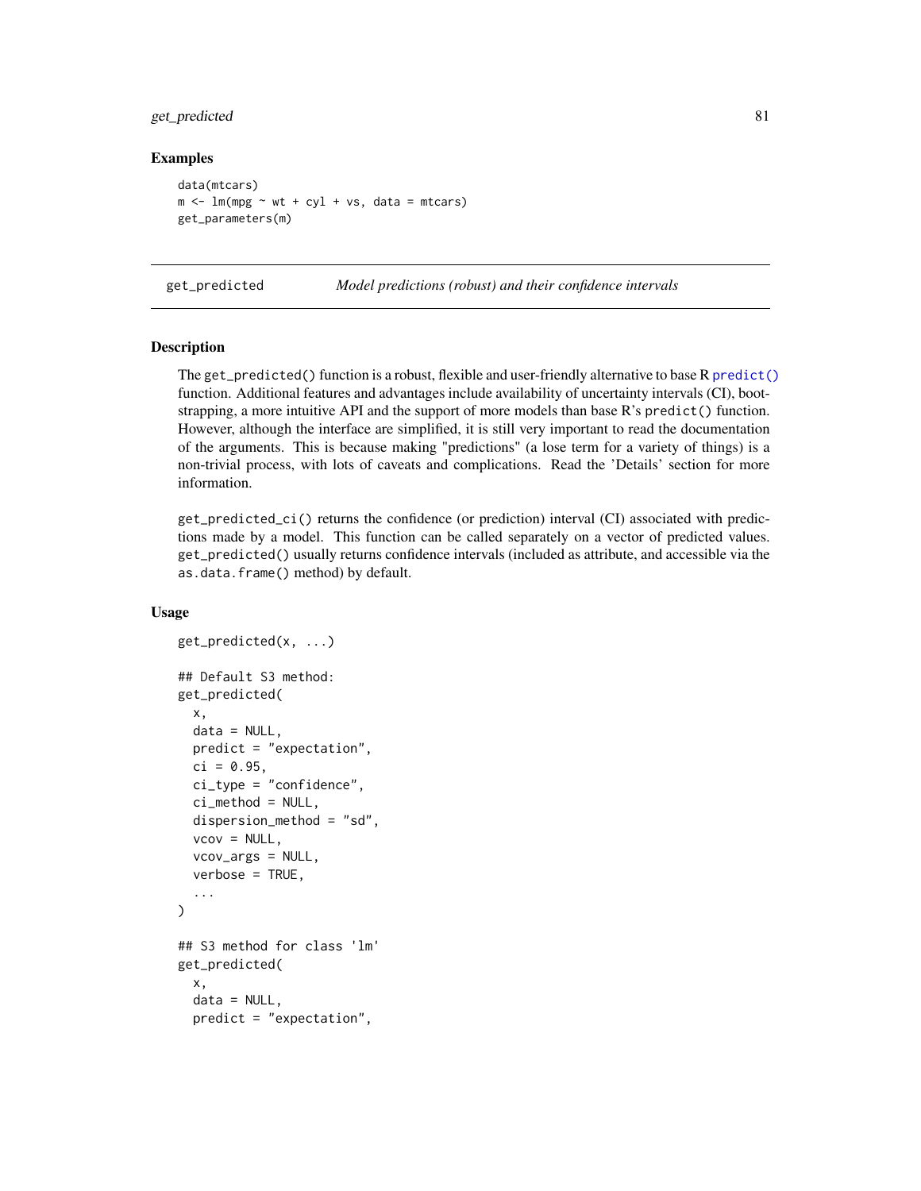### Examples

```
data(mtcars)
m <- lm(mpg ~ wt + cyl + vs, data = mtcars)
get_parameters(m)
```

---

## get_predicted &nbsp;&nbsp;&nbsp;&nbsp;&nbsp;&nbsp; *Model predictions (robust) and their confidence intervals*

---

### Description

The `get_predicted()` function is a robust, flexible and user-friendly alternative to base R `predict()` function. Additional features and advantages include availability of uncertainty intervals (CI), bootstrapping, a more intuitive API and the support of more models than base R's `predict()` function. However, although the interface are simplified, it is still very important to read the documentation of the arguments. This is because making "predictions" (a lose term for a variety of things) is a non-trivial process, with lots of caveats and complications. Read the 'Details' section for more information.

`get_predicted_ci()` returns the confidence (or prediction) interval (CI) associated with predictions made by a model. This function can be called separately on a vector of predicted values. `get_predicted()` usually returns confidence intervals (included as attribute, and accessible via the `as.data.frame()` method) by default.

### Usage

```
get_predicted(x, ...)

## Default S3 method:
get_predicted(
  x,
  data = NULL,
  predict = "expectation",
  ci = 0.95,
  ci_type = "confidence",
  ci_method = NULL,
  dispersion_method = "sd",
  vcov = NULL,
  vcov_args = NULL,
  verbose = TRUE,
  ...
)

## S3 method for class 'lm'
get_predicted(
  x,
  data = NULL,
  predict = "expectation",
```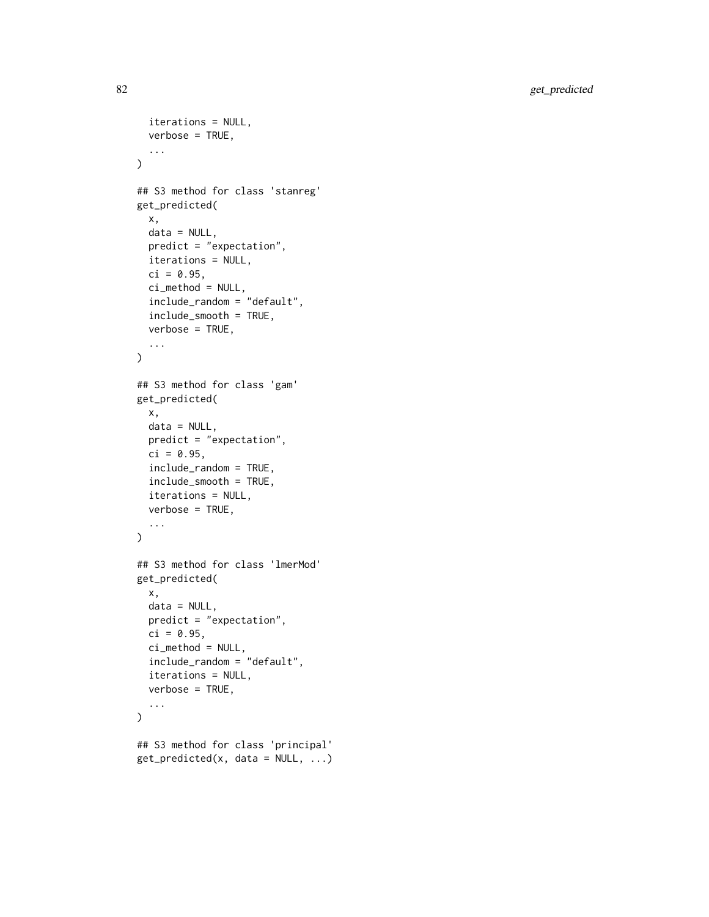```
  iterations = NULL,
  verbose = TRUE,
  ...
)

## S3 method for class 'stanreg'
get_predicted(
  x,
  data = NULL,
  predict = "expectation",
  iterations = NULL,
  ci = 0.95,
  ci_method = NULL,
  include_random = "default",
  include_smooth = TRUE,
  verbose = TRUE,
  ...
)

## S3 method for class 'gam'
get_predicted(
  x,
  data = NULL,
  predict = "expectation",
  ci = 0.95,
  include_random = TRUE,
  include_smooth = TRUE,
  iterations = NULL,
  verbose = TRUE,
  ...
)

## S3 method for class 'lmerMod'
get_predicted(
  x,
  data = NULL,
  predict = "expectation",
  ci = 0.95,
  ci_method = NULL,
  include_random = "default",
  iterations = NULL,
  verbose = TRUE,
  ...
)

## S3 method for class 'principal'
get_predicted(x, data = NULL, ...)
```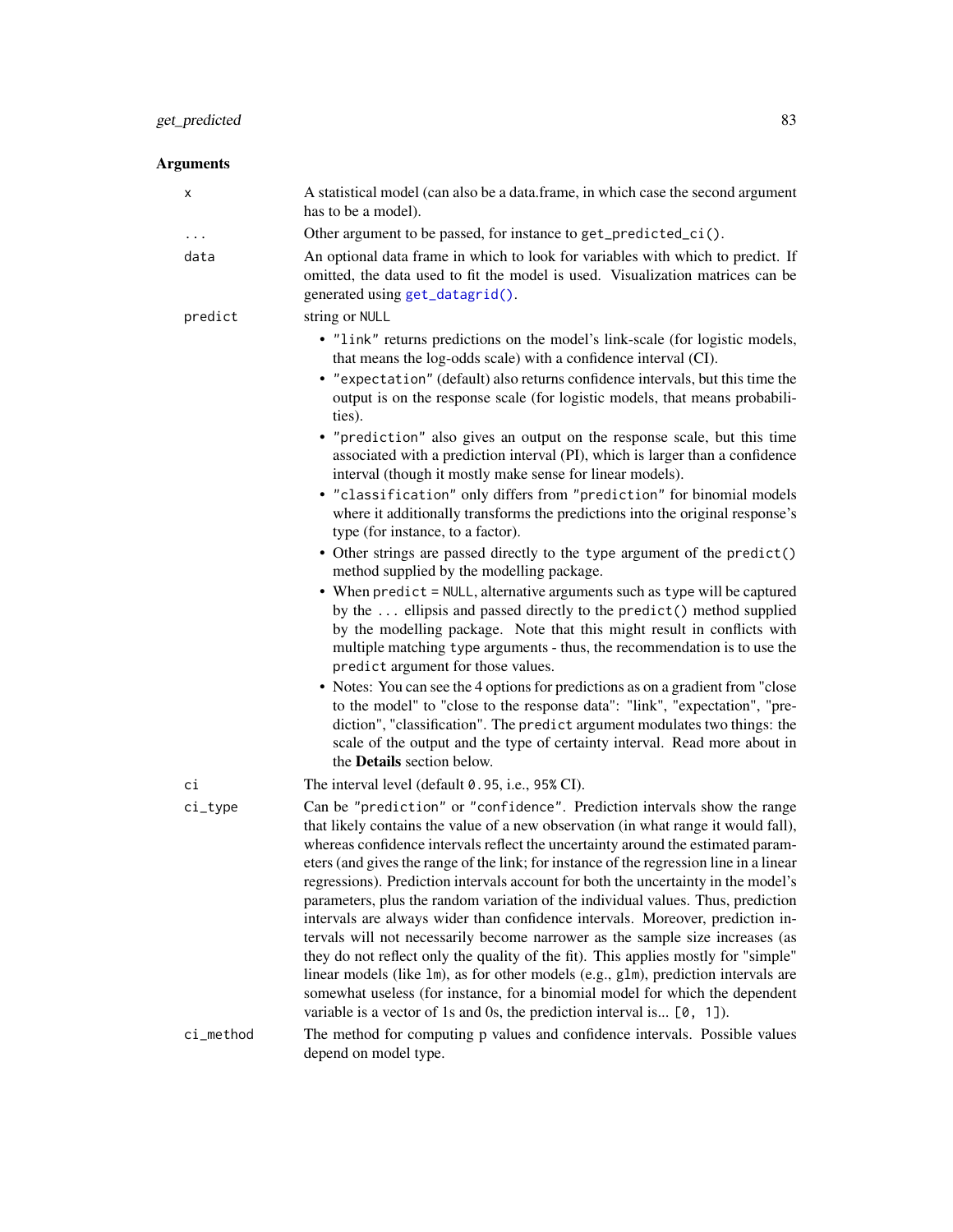## Arguments

- **x**: A statistical model (can also be a data.frame, in which case the second argument has to be a model).
- **...**: Other argument to be passed, for instance to `get_predicted_ci()`.
- **data**: An optional data frame in which to look for variables with which to predict. If omitted, the data used to fit the model is used. Visualization matrices can be generated using `get_datagrid()`.
- **predict**: string or `NULL`
  - `"link"` returns predictions on the model's link-scale (for logistic models, that means the log-odds scale) with a confidence interval (CI).
  - `"expectation"` (default) also returns confidence intervals, but this time the output is on the response scale (for logistic models, that means probabilities).
  - `"prediction"` also gives an output on the response scale, but this time associated with a prediction interval (PI), which is larger than a confidence interval (though it mostly make sense for linear models).
  - `"classification"` only differs from `"prediction"` for binomial models where it additionally transforms the predictions into the original response's type (for instance, to a factor).
  - Other strings are passed directly to the `type` argument of the `predict()` method supplied by the modelling package.
  - When `predict = NULL`, alternative arguments such as `type` will be captured by the `...` ellipsis and passed directly to the `predict()` method supplied by the modelling package. Note that this might result in conflicts with multiple matching `type` arguments - thus, the recommendation is to use the `predict` argument for those values.
  - Notes: You can see the 4 options for predictions as on a gradient from "close to the model" to "close to the response data": "link", "expectation", "prediction", "classification". The `predict` argument modulates two things: the scale of the output and the type of certainty interval. Read more about in the **Details** section below.
- **ci**: The interval level (default `0.95`, i.e., `95%` CI).
- **ci_type**: Can be `"prediction"` or `"confidence"`. Prediction intervals show the range that likely contains the value of a new observation (in what range it would fall), whereas confidence intervals reflect the uncertainty around the estimated parameters (and gives the range of the link; for instance of the regression line in a linear regressions). Prediction intervals account for both the uncertainty in the model's parameters, plus the random variation of the individual values. Thus, prediction intervals are always wider than confidence intervals. Moreover, prediction intervals will not necessarily become narrower as the sample size increases (as they do not reflect only the quality of the fit). This applies mostly for "simple" linear models (like `lm`), as for other models (e.g., `glm`), prediction intervals are somewhat useless (for instance, for a binomial model for which the dependent variable is a vector of 1s and 0s, the prediction interval is... `[0, 1]`).
- **ci_method**: The method for computing p values and confidence intervals. Possible values depend on model type.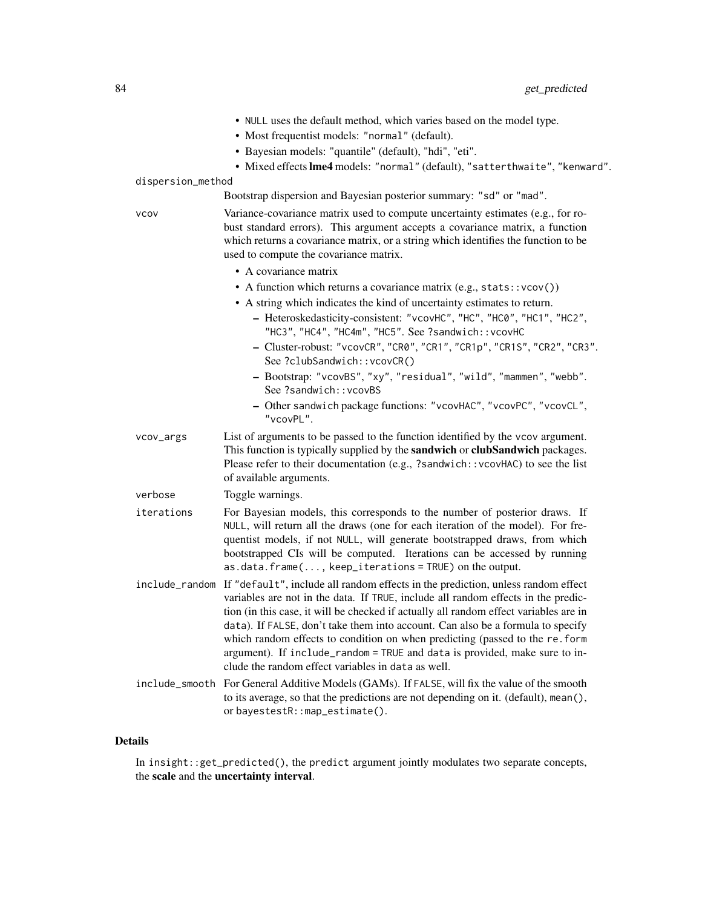- NULL uses the default method, which varies based on the model type.
- Most frequentist models: "normal" (default).
- Bayesian models: "quantile" (default), "hdi", "eti".
- Mixed effects **lme4** models: "normal" (default), "satterthwaite", "kenward".

dispersion_method
: Bootstrap dispersion and Bayesian posterior summary: "sd" or "mad".

vcov
: Variance-covariance matrix used to compute uncertainty estimates (e.g., for robust standard errors). This argument accepts a covariance matrix, a function which returns a covariance matrix, or a string which identifies the function to be used to compute the covariance matrix.

  - A covariance matrix
  - A function which returns a covariance matrix (e.g., `stats::vcov()`)
  - A string which indicates the kind of uncertainty estimates to return.
    - Heteroskedasticity-consistent: "vcovHC", "HC", "HC0", "HC1", "HC2", "HC3", "HC4", "HC4m", "HC5". See ?sandwich::vcovHC
    - Cluster-robust: "vcovCR", "CR0", "CR1", "CR1p", "CR1S", "CR2", "CR3". See ?clubSandwich::vcovCR()
    - Bootstrap: "vcovBS", "xy", "residual", "wild", "mammen", "webb". See ?sandwich::vcovBS
    - Other sandwich package functions: "vcovHAC", "vcovPC", "vcovCL", "vcovPL".

vcov_args
: List of arguments to be passed to the function identified by the vcov argument. This function is typically supplied by the **sandwich** or **clubSandwich** packages. Please refer to their documentation (e.g., ?sandwich::vcovHAC) to see the list of available arguments.

verbose
: Toggle warnings.

iterations
: For Bayesian models, this corresponds to the number of posterior draws. If NULL, will return all the draws (one for each iteration of the model). For frequentist models, if not NULL, will generate bootstrapped draws, from which bootstrapped CIs will be computed. Iterations can be accessed by running `as.data.frame(..., keep_iterations = TRUE)` on the output.

include_random
: If "default", include all random effects in the prediction, unless random effect variables are not in the data. If TRUE, include all random effects in the prediction (in this case, it will be checked if actually all random effect variables are in data). If FALSE, don't take them into account. Can also be a formula to specify which random effects to condition on when predicting (passed to the re.form argument). If include_random = TRUE and data is provided, make sure to include the random effect variables in data as well.

include_smooth
: For General Additive Models (GAMs). If FALSE, will fix the value of the smooth to its average, so that the predictions are not depending on it. (default), mean(), or bayestestR::map_estimate().

## Details

In `insight::get_predicted()`, the predict argument jointly modulates two separate concepts, the **scale** and the **uncertainty interval**.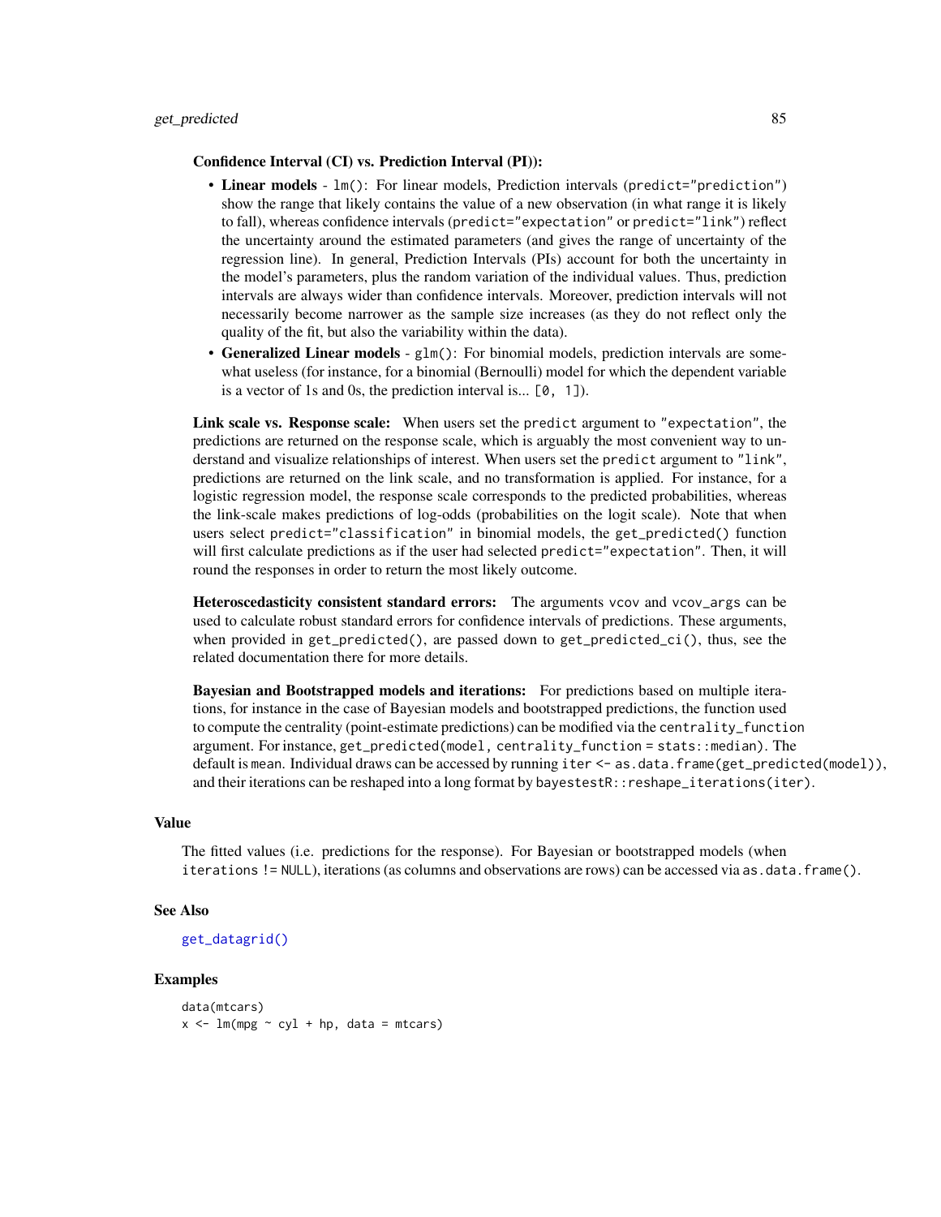**Confidence Interval (CI) vs. Prediction Interval (PI)):**

- **Linear models** - `lm()`: For linear models, Prediction intervals (`predict="prediction"`) show the range that likely contains the value of a new observation (in what range it is likely to fall), whereas confidence intervals (`predict="expectation"` or `predict="link"`) reflect the uncertainty around the estimated parameters (and gives the range of uncertainty of the regression line). In general, Prediction Intervals (PIs) account for both the uncertainty in the model's parameters, plus the random variation of the individual values. Thus, prediction intervals are always wider than confidence intervals. Moreover, prediction intervals will not necessarily become narrower as the sample size increases (as they do not reflect only the quality of the fit, but also the variability within the data).
- **Generalized Linear models** - `glm()`: For binomial models, prediction intervals are somewhat useless (for instance, for a binomial (Bernoulli) model for which the dependent variable is a vector of 1s and 0s, the prediction interval is... `[0, 1]`).

**Link scale vs. Response scale:** When users set the `predict` argument to `"expectation"`, the predictions are returned on the response scale, which is arguably the most convenient way to understand and visualize relationships of interest. When users set the `predict` argument to `"link"`, predictions are returned on the link scale, and no transformation is applied. For instance, for a logistic regression model, the response scale corresponds to the predicted probabilities, whereas the link-scale makes predictions of log-odds (probabilities on the logit scale). Note that when users select `predict="classification"` in binomial models, the `get_predicted()` function will first calculate predictions as if the user had selected `predict="expectation"`. Then, it will round the responses in order to return the most likely outcome.

**Heteroscedasticity consistent standard errors:** The arguments `vcov` and `vcov_args` can be used to calculate robust standard errors for confidence intervals of predictions. These arguments, when provided in `get_predicted()`, are passed down to `get_predicted_ci()`, thus, see the related documentation there for more details.

**Bayesian and Bootstrapped models and iterations:** For predictions based on multiple iterations, for instance in the case of Bayesian models and bootstrapped predictions, the function used to compute the centrality (point-estimate predictions) can be modified via the `centrality_function` argument. For instance, `get_predicted(model, centrality_function = stats::median)`. The default is `mean`. Individual draws can be accessed by running `iter <- as.data.frame(get_predicted(model))`, and their iterations can be reshaped into a long format by `bayestestR::reshape_iterations(iter)`.

## Value

The fitted values (i.e. predictions for the response). For Bayesian or bootstrapped models (when `iterations != NULL`), iterations (as columns and observations are rows) can be accessed via `as.data.frame()`.

## See Also

`get_datagrid()`

## Examples

```
data(mtcars)
x <- lm(mpg ~ cyl + hp, data = mtcars)
```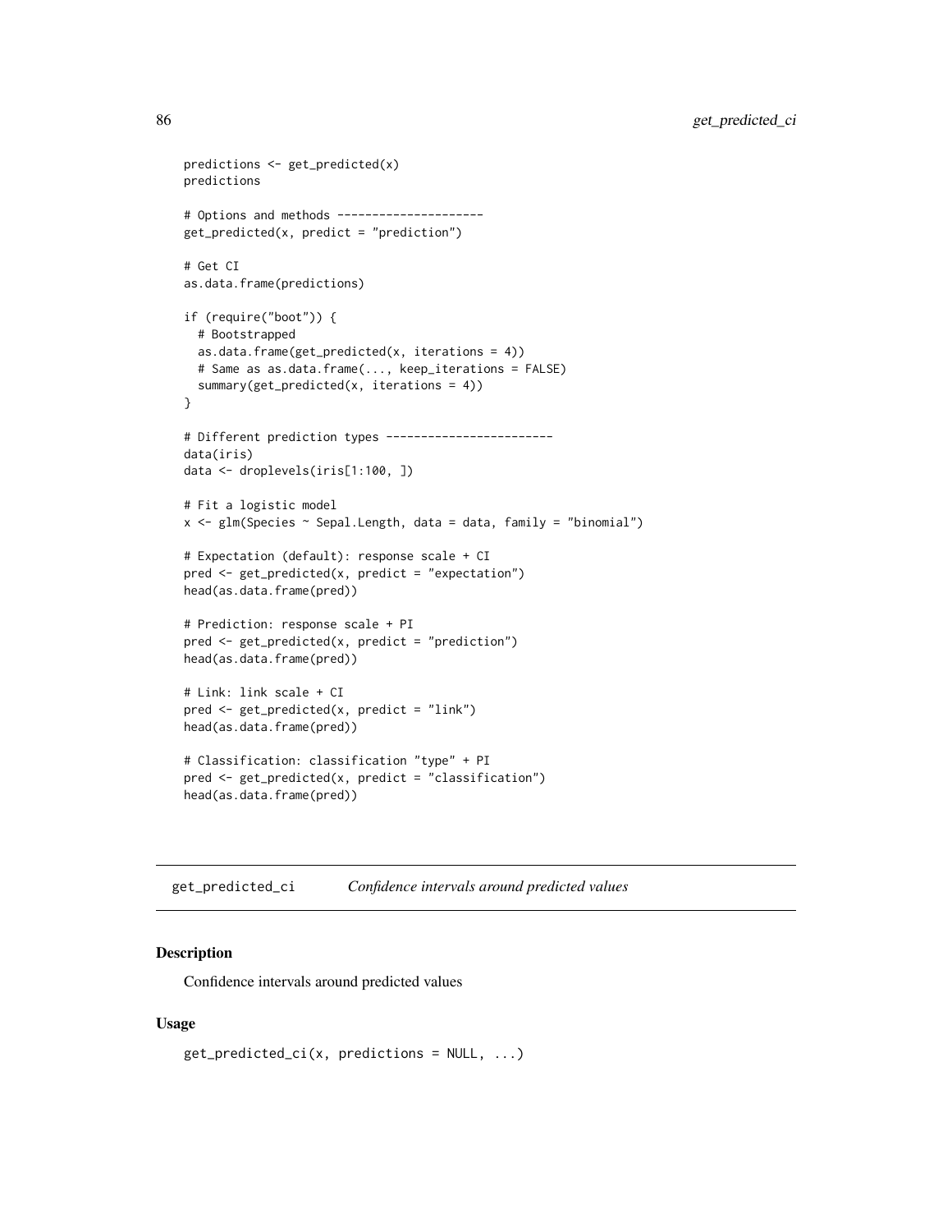```r
predictions <- get_predicted(x)
predictions

# Options and methods ---------------------
get_predicted(x, predict = "prediction")

# Get CI
as.data.frame(predictions)

if (require("boot")) {
  # Bootstrapped
  as.data.frame(get_predicted(x, iterations = 4))
  # Same as as.data.frame(..., keep_iterations = FALSE)
  summary(get_predicted(x, iterations = 4))
}

# Different prediction types ------------------------
data(iris)
data <- droplevels(iris[1:100, ])

# Fit a logistic model
x <- glm(Species ~ Sepal.Length, data = data, family = "binomial")

# Expectation (default): response scale + CI
pred <- get_predicted(x, predict = "expectation")
head(as.data.frame(pred))

# Prediction: response scale + PI
pred <- get_predicted(x, predict = "prediction")
head(as.data.frame(pred))

# Link: link scale + CI
pred <- get_predicted(x, predict = "link")
head(as.data.frame(pred))

# Classification: classification "type" + PI
pred <- get_predicted(x, predict = "classification")
head(as.data.frame(pred))
```

---

## get_predicted_ci *Confidence intervals around predicted values*

### Description

Confidence intervals around predicted values

### Usage

```r
get_predicted_ci(x, predictions = NULL, ...)
```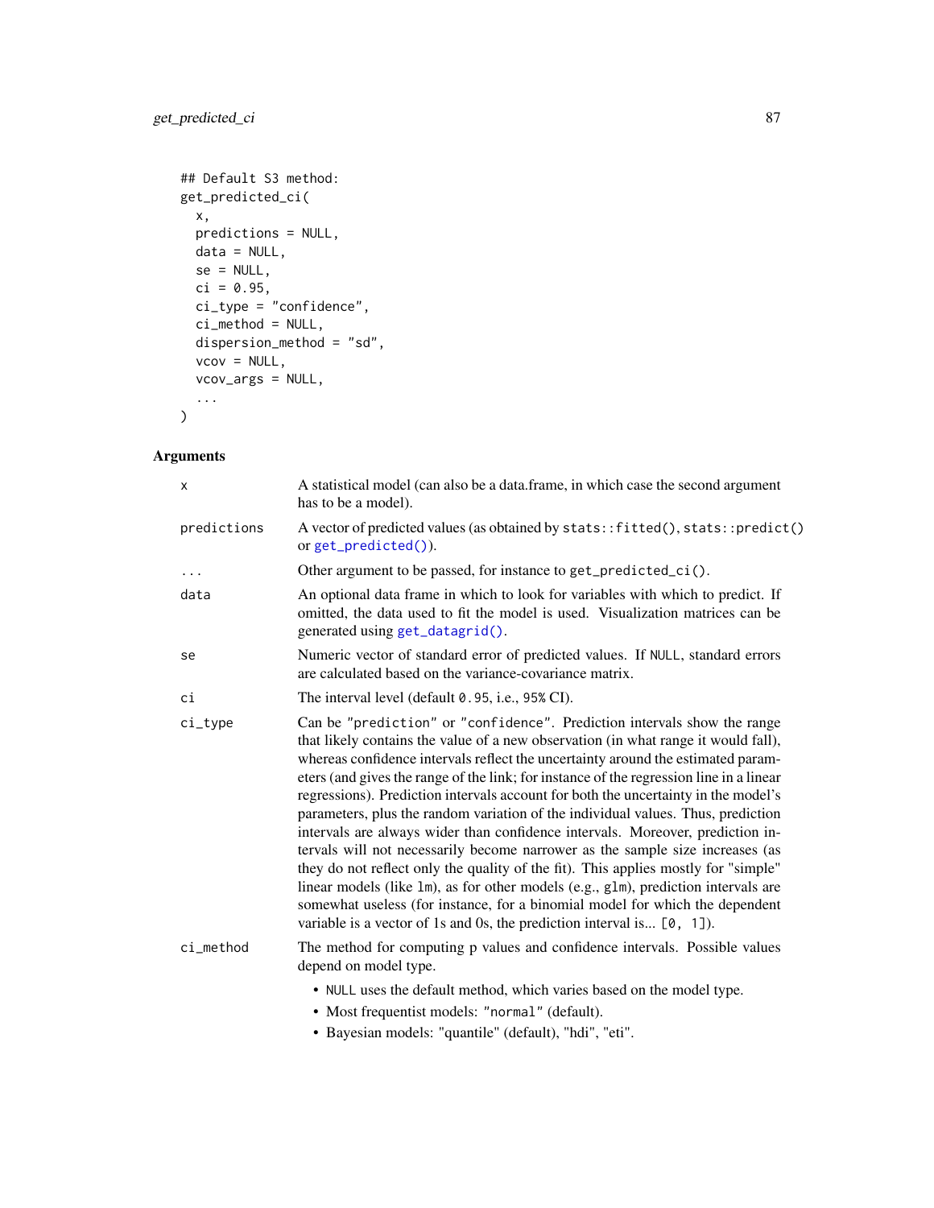```
## Default S3 method:
get_predicted_ci(
  x,
  predictions = NULL,
  data = NULL,
  se = NULL,
  ci = 0.95,
  ci_type = "confidence",
  ci_method = NULL,
  dispersion_method = "sd",
  vcov = NULL,
  vcov_args = NULL,
  ...
)
```

## Arguments

| | |
|---|---|
| `x` | A statistical model (can also be a data.frame, in which case the second argument has to be a model). |
| `predictions` | A vector of predicted values (as obtained by `stats::fitted()`, `stats::predict()` or `get_predicted()`). |
| `...` | Other argument to be passed, for instance to `get_predicted_ci()`. |
| `data` | An optional data frame in which to look for variables with which to predict. If omitted, the data used to fit the model is used. Visualization matrices can be generated using `get_datagrid()`. |
| `se` | Numeric vector of standard error of predicted values. If `NULL`, standard errors are calculated based on the variance-covariance matrix. |
| `ci` | The interval level (default `0.95`, i.e., `95%` CI). |
| `ci_type` | Can be `"prediction"` or `"confidence"`. Prediction intervals show the range that likely contains the value of a new observation (in what range it would fall), whereas confidence intervals reflect the uncertainty around the estimated parameters (and gives the range of the link; for instance of the regression line in a linear regressions). Prediction intervals account for both the uncertainty in the model's parameters, plus the random variation of the individual values. Thus, prediction intervals are always wider than confidence intervals. Moreover, prediction intervals will not necessarily become narrower as the sample size increases (as they do not reflect only the quality of the fit). This applies mostly for "simple" linear models (like `lm`), as for other models (e.g., `glm`), prediction intervals are somewhat useless (for instance, for a binomial model for which the dependent variable is a vector of 1s and 0s, the prediction interval is... `[0, 1]`). |
| `ci_method` | The method for computing p values and confidence intervals. Possible values depend on model type.<br>• `NULL` uses the default method, which varies based on the model type.<br>• Most frequentist models: `"normal"` (default).<br>• Bayesian models: "quantile" (default), "hdi", "eti". |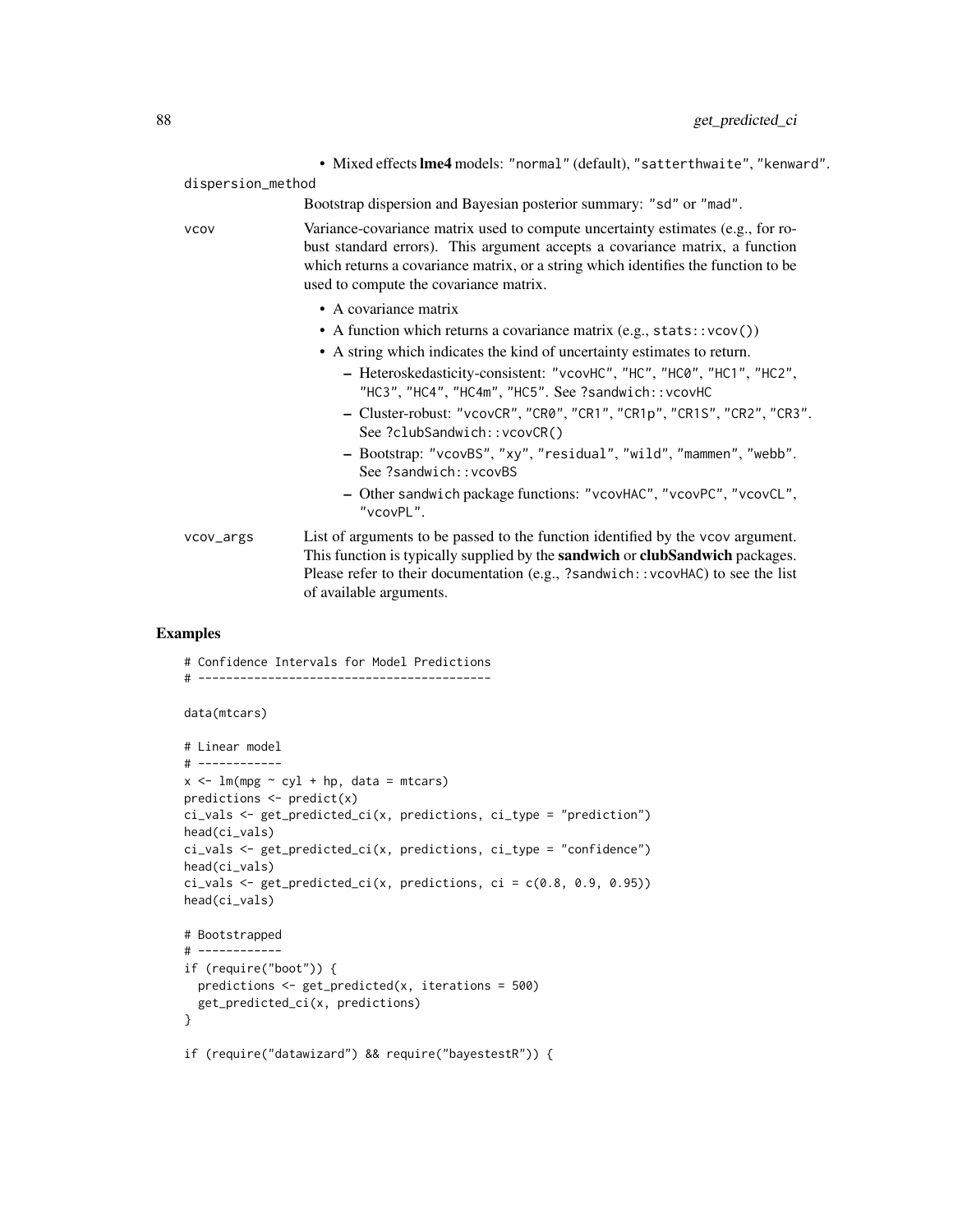- Mixed effects **lme4** models: `"normal"` (default), `"satterthwaite"`, `"kenward"`.

`dispersion_method`
: Bootstrap dispersion and Bayesian posterior summary: `"sd"` or `"mad"`.

`vcov`
: Variance-covariance matrix used to compute uncertainty estimates (e.g., for robust standard errors). This argument accepts a covariance matrix, a function which returns a covariance matrix, or a string which identifies the function to be used to compute the covariance matrix.

  - A covariance matrix
  - A function which returns a covariance matrix (e.g., `stats::vcov()`)
  - A string which indicates the kind of uncertainty estimates to return.
    - Heteroskedasticity-consistent: `"vcovHC"`, `"HC"`, `"HC0"`, `"HC1"`, `"HC2"`, `"HC3"`, `"HC4"`, `"HC4m"`, `"HC5"`. See `?sandwich::vcovHC`
    - Cluster-robust: `"vcovCR"`, `"CR0"`, `"CR1"`, `"CR1p"`, `"CR1S"`, `"CR2"`, `"CR3"`. See `?clubSandwich::vcovCR()`
    - Bootstrap: `"vcovBS"`, `"xy"`, `"residual"`, `"wild"`, `"mammen"`, `"webb"`. See `?sandwich::vcovBS`
    - Other `sandwich` package functions: `"vcovHAC"`, `"vcovPC"`, `"vcovCL"`, `"vcovPL"`.

`vcov_args`
: List of arguments to be passed to the function identified by the `vcov` argument. This function is typically supplied by the **sandwich** or **clubSandwich** packages. Please refer to their documentation (e.g., `?sandwich::vcovHAC`) to see the list of available arguments.

## Examples

```
# Confidence Intervals for Model Predictions
# ------------------------------------------

data(mtcars)

# Linear model
# ------------
x <- lm(mpg ~ cyl + hp, data = mtcars)
predictions <- predict(x)
ci_vals <- get_predicted_ci(x, predictions, ci_type = "prediction")
head(ci_vals)
ci_vals <- get_predicted_ci(x, predictions, ci_type = "confidence")
head(ci_vals)
ci_vals <- get_predicted_ci(x, predictions, ci = c(0.8, 0.9, 0.95))
head(ci_vals)

# Bootstrapped
# ------------
if (require("boot")) {
  predictions <- get_predicted(x, iterations = 500)
  get_predicted_ci(x, predictions)
}

if (require("datawizard") && require("bayestestR")) {
```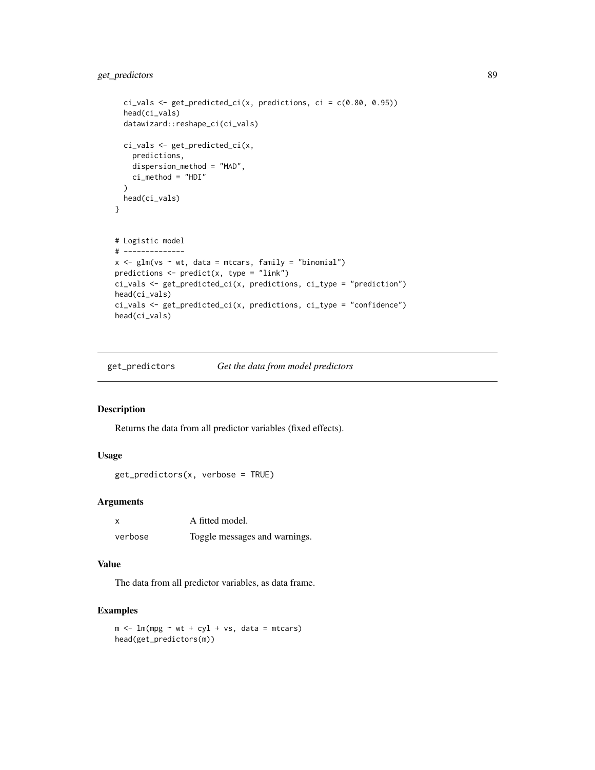```
  ci_vals <- get_predicted_ci(x, predictions, ci = c(0.80, 0.95))
  head(ci_vals)
  datawizard::reshape_ci(ci_vals)

  ci_vals <- get_predicted_ci(x,
    predictions,
    dispersion_method = "MAD",
    ci_method = "HDI"
  )
  head(ci_vals)
}


# Logistic model
# --------------
x <- glm(vs ~ wt, data = mtcars, family = "binomial")
predictions <- predict(x, type = "link")
ci_vals <- get_predicted_ci(x, predictions, ci_type = "prediction")
head(ci_vals)
ci_vals <- get_predicted_ci(x, predictions, ci_type = "confidence")
head(ci_vals)
```

## get_predictors *Get the data from model predictors*

### Description

Returns the data from all predictor variables (fixed effects).

### Usage

```
get_predictors(x, verbose = TRUE)
```

### Arguments

| | |
|---|---|
| x | A fitted model. |
| verbose | Toggle messages and warnings. |

### Value

The data from all predictor variables, as data frame.

### Examples

```
m <- lm(mpg ~ wt + cyl + vs, data = mtcars)
head(get_predictors(m))
```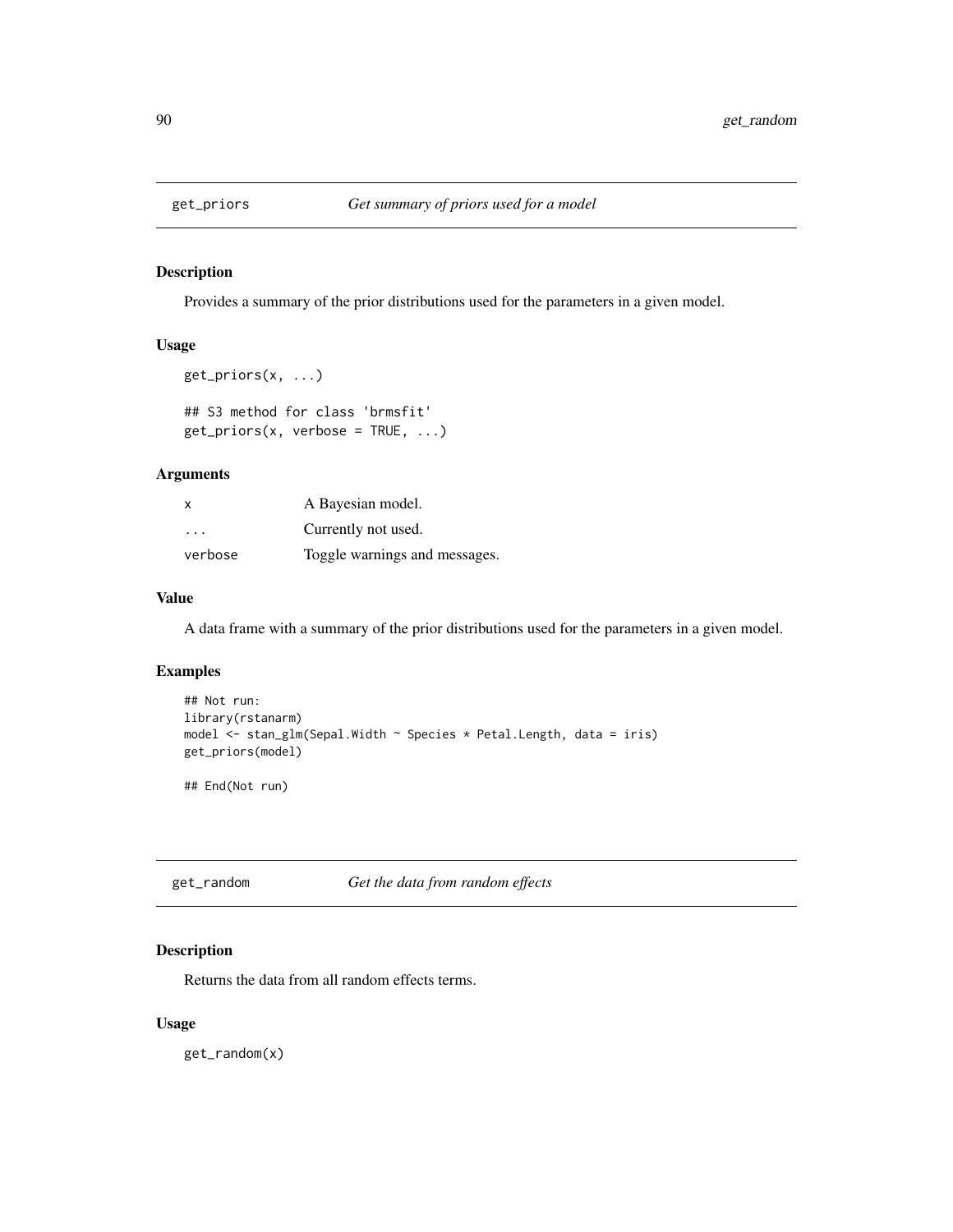## get_priors *Get summary of priors used for a model*

### Description

Provides a summary of the prior distributions used for the parameters in a given model.

### Usage

```
get_priors(x, ...)

## S3 method for class 'brmsfit'
get_priors(x, verbose = TRUE, ...)
```

### Arguments

| | |
|---|---|
| x | A Bayesian model. |
| ... | Currently not used. |
| verbose | Toggle warnings and messages. |

### Value

A data frame with a summary of the prior distributions used for the parameters in a given model.

### Examples

```
## Not run:
library(rstanarm)
model <- stan_glm(Sepal.Width ~ Species * Petal.Length, data = iris)
get_priors(model)

## End(Not run)
```

## get_random *Get the data from random effects*

### Description

Returns the data from all random effects terms.

### Usage

```
get_random(x)
```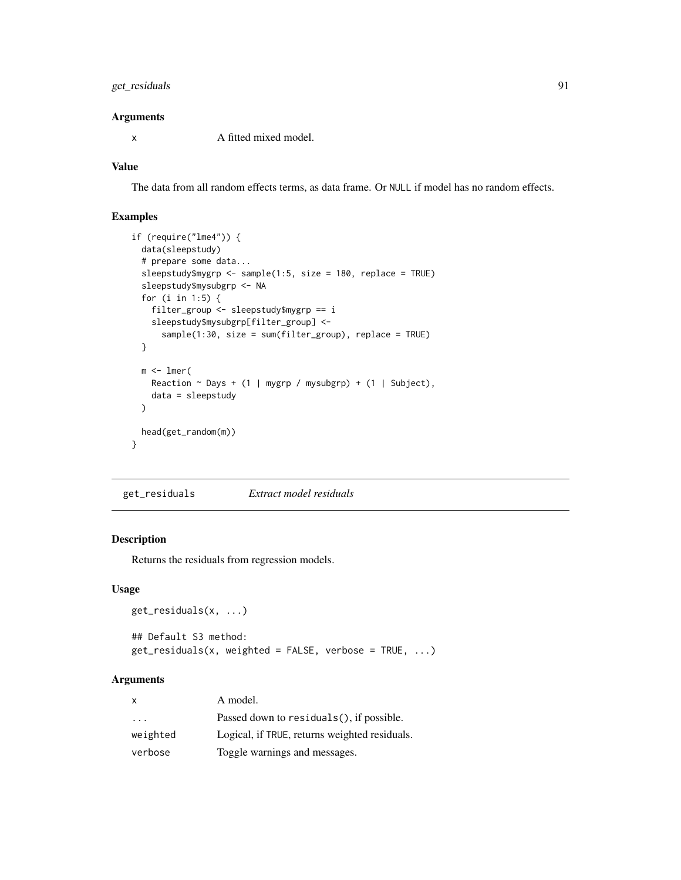### Arguments

| | |
|---|---|
| x | A fitted mixed model. |

### Value

The data from all random effects terms, as data frame. Or NULL if model has no random effects.

### Examples

```
if (require("lme4")) {
  data(sleepstudy)
  # prepare some data...
  sleepstudy$mygrp <- sample(1:5, size = 180, replace = TRUE)
  sleepstudy$mysubgrp <- NA
  for (i in 1:5) {
    filter_group <- sleepstudy$mygrp == i
    sleepstudy$mysubgrp[filter_group] <-
      sample(1:30, size = sum(filter_group), replace = TRUE)
  }

  m <- lmer(
    Reaction ~ Days + (1 | mygrp / mysubgrp) + (1 | Subject),
    data = sleepstudy
  )

  head(get_random(m))
}
```

---

## get_residuals *Extract model residuals*

### Description

Returns the residuals from regression models.

### Usage

```
get_residuals(x, ...)

## Default S3 method:
get_residuals(x, weighted = FALSE, verbose = TRUE, ...)
```

### Arguments

| | |
|---|---|
| x | A model. |
| ... | Passed down to residuals(), if possible. |
| weighted | Logical, if TRUE, returns weighted residuals. |
| verbose | Toggle warnings and messages. |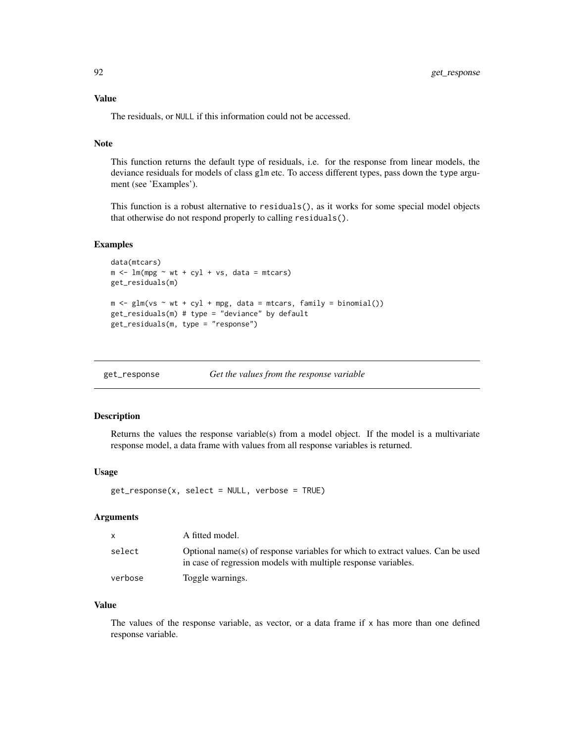### Value

The residuals, or NULL if this information could not be accessed.

### Note

This function returns the default type of residuals, i.e. for the response from linear models, the deviance residuals for models of class glm etc. To access different types, pass down the type argument (see 'Examples').

This function is a robust alternative to residuals(), as it works for some special model objects that otherwise do not respond properly to calling residuals().

### Examples

```
data(mtcars)
m <- lm(mpg ~ wt + cyl + vs, data = mtcars)
get_residuals(m)

m <- glm(vs ~ wt + cyl + mpg, data = mtcars, family = binomial())
get_residuals(m) # type = "deviance" by default
get_residuals(m, type = "response")
```

---

## get_response — *Get the values from the response variable*

### Description

Returns the values the response variable(s) from a model object. If the model is a multivariate response model, a data frame with values from all response variables is returned.

### Usage

```
get_response(x, select = NULL, verbose = TRUE)
```

### Arguments

| | |
|---|---|
| x | A fitted model. |
| select | Optional name(s) of response variables for which to extract values. Can be used in case of regression models with multiple response variables. |
| verbose | Toggle warnings. |

### Value

The values of the response variable, as vector, or a data frame if x has more than one defined response variable.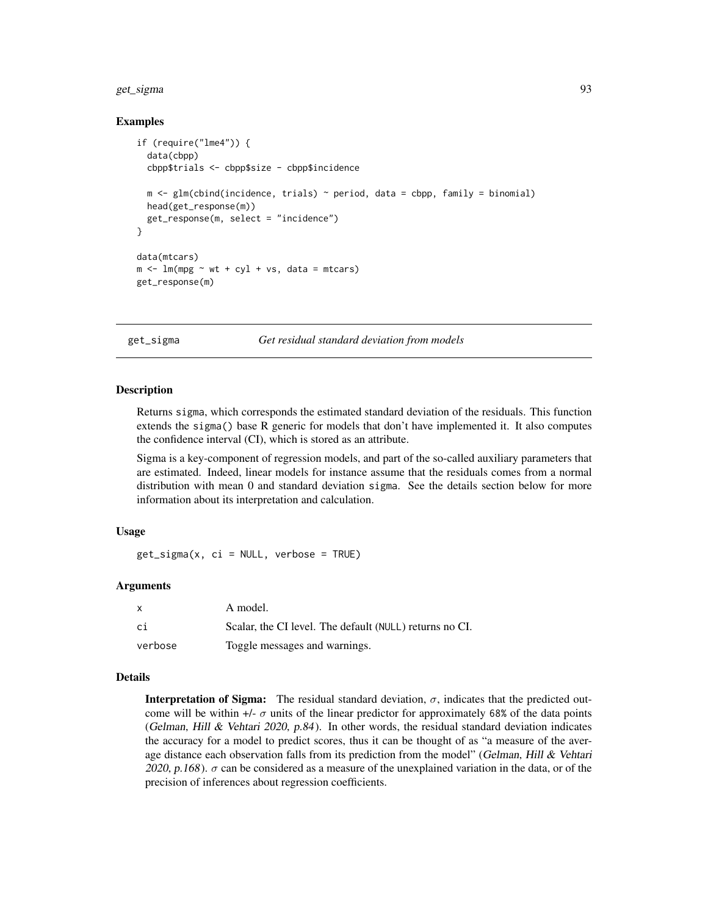### Examples

```
if (require("lme4")) {
  data(cbpp)
  cbpp$trials <- cbpp$size - cbpp$incidence

  m <- glm(cbind(incidence, trials) ~ period, data = cbpp, family = binomial)
  head(get_response(m))
  get_response(m, select = "incidence")
}

data(mtcars)
m <- lm(mpg ~ wt + cyl + vs, data = mtcars)
get_response(m)
```

---

## get_sigma — *Get residual standard deviation from models*

---

### Description

Returns sigma, which corresponds the estimated standard deviation of the residuals. This function extends the sigma() base R generic for models that don't have implemented it. It also computes the confidence interval (CI), which is stored as an attribute.

Sigma is a key-component of regression models, and part of the so-called auxiliary parameters that are estimated. Indeed, linear models for instance assume that the residuals comes from a normal distribution with mean 0 and standard deviation sigma. See the details section below for more information about its interpretation and calculation.

### Usage

```
get_sigma(x, ci = NULL, verbose = TRUE)
```

### Arguments

| | |
|---|---|
| x | A model. |
| ci | Scalar, the CI level. The default (NULL) returns no CI. |
| verbose | Toggle messages and warnings. |

### Details

**Interpretation of Sigma:** The residual standard deviation, $\sigma$, indicates that the predicted outcome will be within +/- $\sigma$ units of the linear predictor for approximately 68% of the data points (*Gelman, Hill & Vehtari 2020, p.84*). In other words, the residual standard deviation indicates the accuracy for a model to predict scores, thus it can be thought of as "a measure of the average distance each observation falls from its prediction from the model" (*Gelman, Hill & Vehtari 2020, p.168*). $\sigma$ can be considered as a measure of the unexplained variation in the data, or of the precision of inferences about regression coefficients.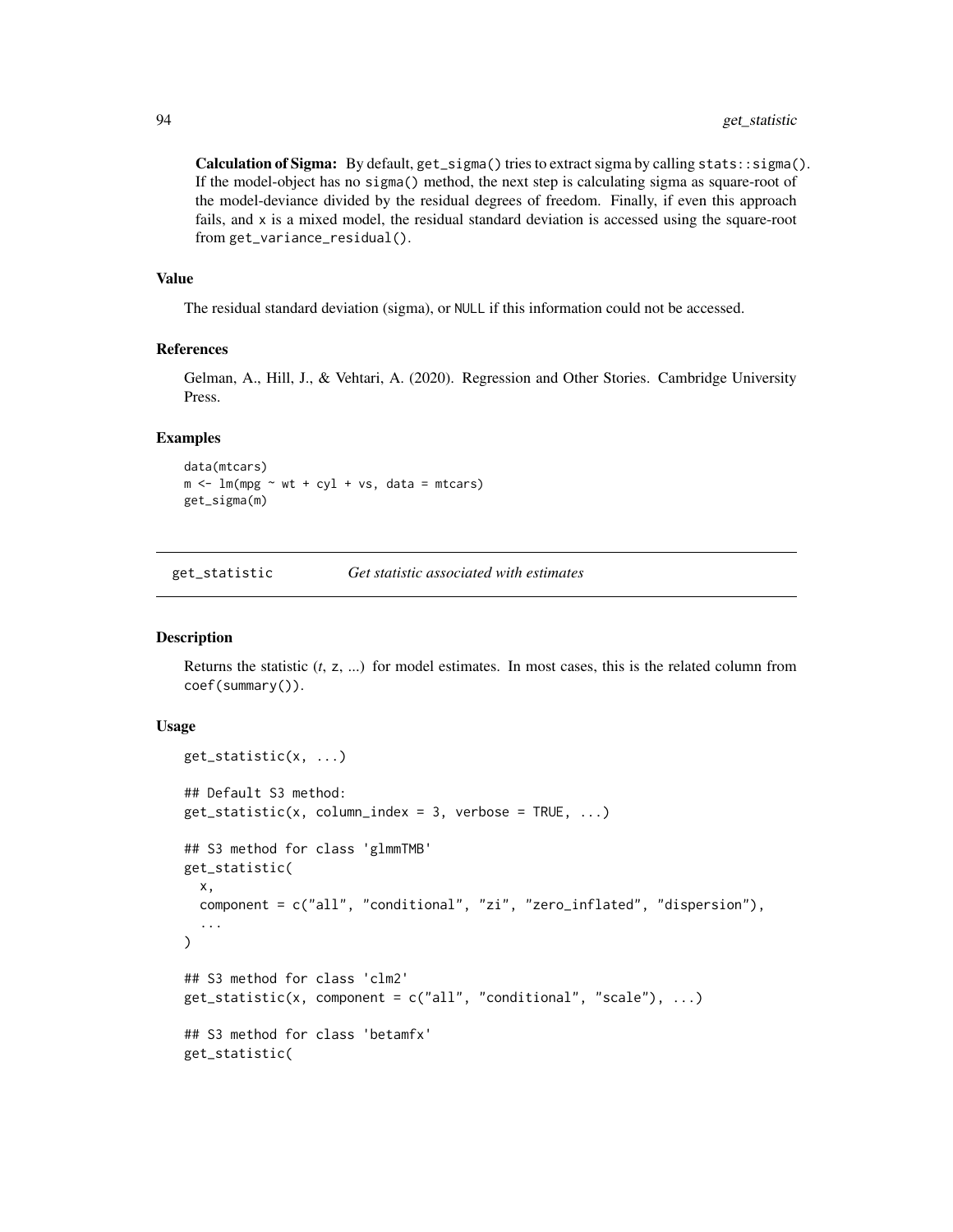**Calculation of Sigma:** By default, `get_sigma()` tries to extract sigma by calling `stats::sigma()`. If the model-object has no `sigma()` method, the next step is calculating sigma as square-root of the model-deviance divided by the residual degrees of freedom. Finally, if even this approach fails, and `x` is a mixed model, the residual standard deviation is accessed using the square-root from `get_variance_residual()`.

### Value

The residual standard deviation (sigma), or `NULL` if this information could not be accessed.

### References

Gelman, A., Hill, J., & Vehtari, A. (2020). Regression and Other Stories. Cambridge University Press.

### Examples

```
data(mtcars)
m <- lm(mpg ~ wt + cyl + vs, data = mtcars)
get_sigma(m)
```

## get_statistic *Get statistic associated with estimates*

### Description

Returns the statistic (*t*, z, ...) for model estimates. In most cases, this is the related column from `coef(summary())`.

### Usage

```
get_statistic(x, ...)

## Default S3 method:
get_statistic(x, column_index = 3, verbose = TRUE, ...)

## S3 method for class 'glmmTMB'
get_statistic(
  x,
  component = c("all", "conditional", "zi", "zero_inflated", "dispersion"),
  ...
)

## S3 method for class 'clm2'
get_statistic(x, component = c("all", "conditional", "scale"), ...)

## S3 method for class 'betamfx'
get_statistic(
```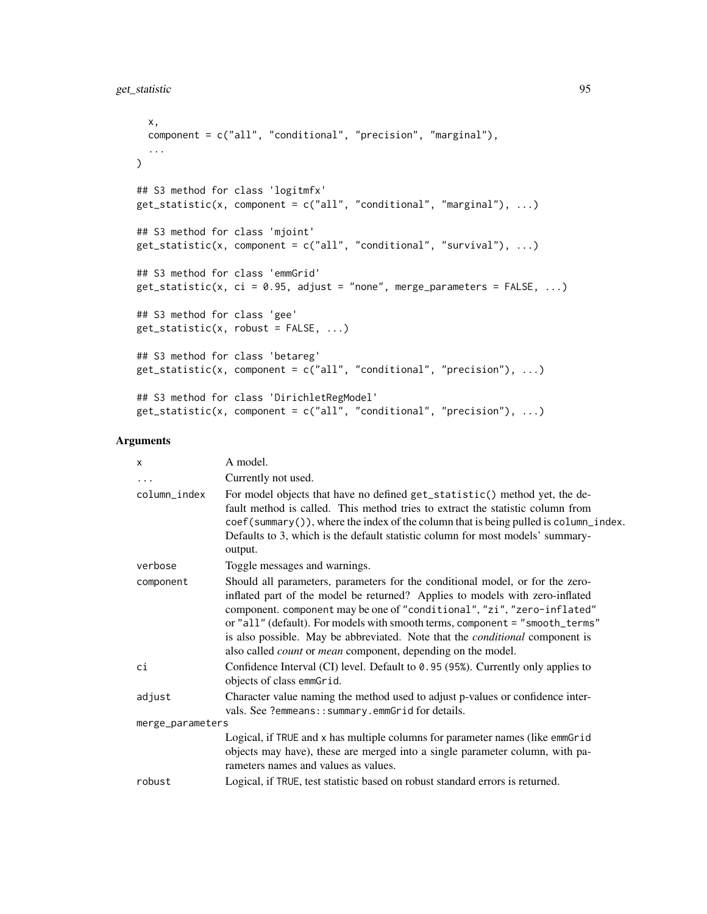```
  x,
  component = c("all", "conditional", "precision", "marginal"),
  ...
)

## S3 method for class 'logitmfx'
get_statistic(x, component = c("all", "conditional", "marginal"), ...)

## S3 method for class 'mjoint'
get_statistic(x, component = c("all", "conditional", "survival"), ...)

## S3 method for class 'emmGrid'
get_statistic(x, ci = 0.95, adjust = "none", merge_parameters = FALSE, ...)

## S3 method for class 'gee'
get_statistic(x, robust = FALSE, ...)

## S3 method for class 'betareg'
get_statistic(x, component = c("all", "conditional", "precision"), ...)

## S3 method for class 'DirichletRegModel'
get_statistic(x, component = c("all", "conditional", "precision"), ...)
```

## Arguments

| | |
|---|---|
| `x` | A model. |
| `...` | Currently not used. |
| `column_index` | For model objects that have no defined `get_statistic()` method yet, the default method is called. This method tries to extract the statistic column from `coef(summary())`, where the index of the column that is being pulled is `column_index`. Defaults to 3, which is the default statistic column for most models' summary-output. |
| `verbose` | Toggle messages and warnings. |
| `component` | Should all parameters, parameters for the conditional model, or for the zero-inflated part of the model be returned? Applies to models with zero-inflated component. `component` may be one of `"conditional"`, `"zi"`, `"zero-inflated"` or `"all"` (default). For models with smooth terms, `component = "smooth_terms"` is also possible. May be abbreviated. Note that the *conditional* component is also called *count* or *mean* component, depending on the model. |
| `ci` | Confidence Interval (CI) level. Default to `0.95` (`95%`). Currently only applies to objects of class `emmGrid`. |
| `adjust` | Character value naming the method used to adjust p-values or confidence intervals. See `?emmeans::summary.emmGrid` for details. |
| `merge_parameters` | Logical, if `TRUE` and `x` has multiple columns for parameter names (like `emmGrid` objects may have), these are merged into a single parameter column, with parameters names and values as values. |
| `robust` | Logical, if `TRUE`, test statistic based on robust standard errors is returned. |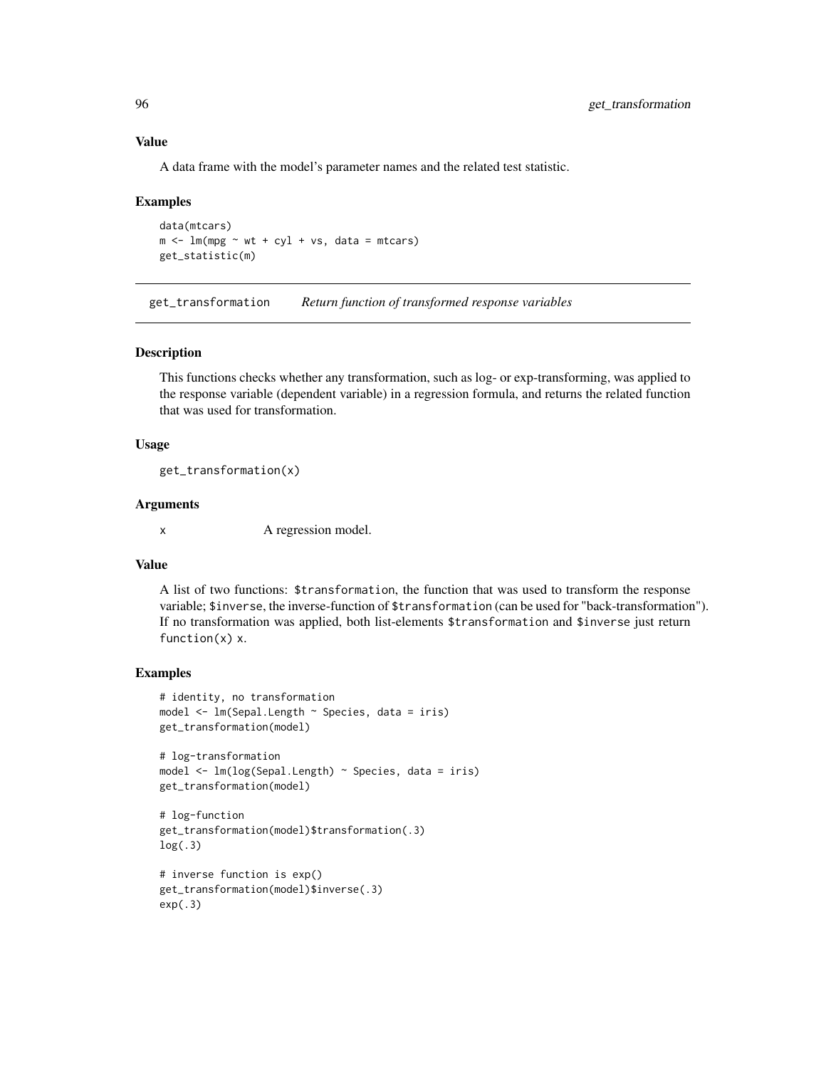## Value

A data frame with the model's parameter names and the related test statistic.

## Examples

```
data(mtcars)
m <- lm(mpg ~ wt + cyl + vs, data = mtcars)
get_statistic(m)
```

---

# get_transformation — *Return function of transformed response variables*

## Description

This functions checks whether any transformation, such as log- or exp-transforming, was applied to the response variable (dependent variable) in a regression formula, and returns the related function that was used for transformation.

## Usage

```
get_transformation(x)
```

## Arguments

| | |
|---|---|
| x | A regression model. |

## Value

A list of two functions: `$transformation`, the function that was used to transform the response variable; `$inverse`, the inverse-function of `$transformation` (can be used for "back-transformation"). If no transformation was applied, both list-elements `$transformation` and `$inverse` just return `function(x) x`.

## Examples

```
# identity, no transformation
model <- lm(Sepal.Length ~ Species, data = iris)
get_transformation(model)

# log-transformation
model <- lm(log(Sepal.Length) ~ Species, data = iris)
get_transformation(model)

# log-function
get_transformation(model)$transformation(.3)
log(.3)

# inverse function is exp()
get_transformation(model)$inverse(.3)
exp(.3)
```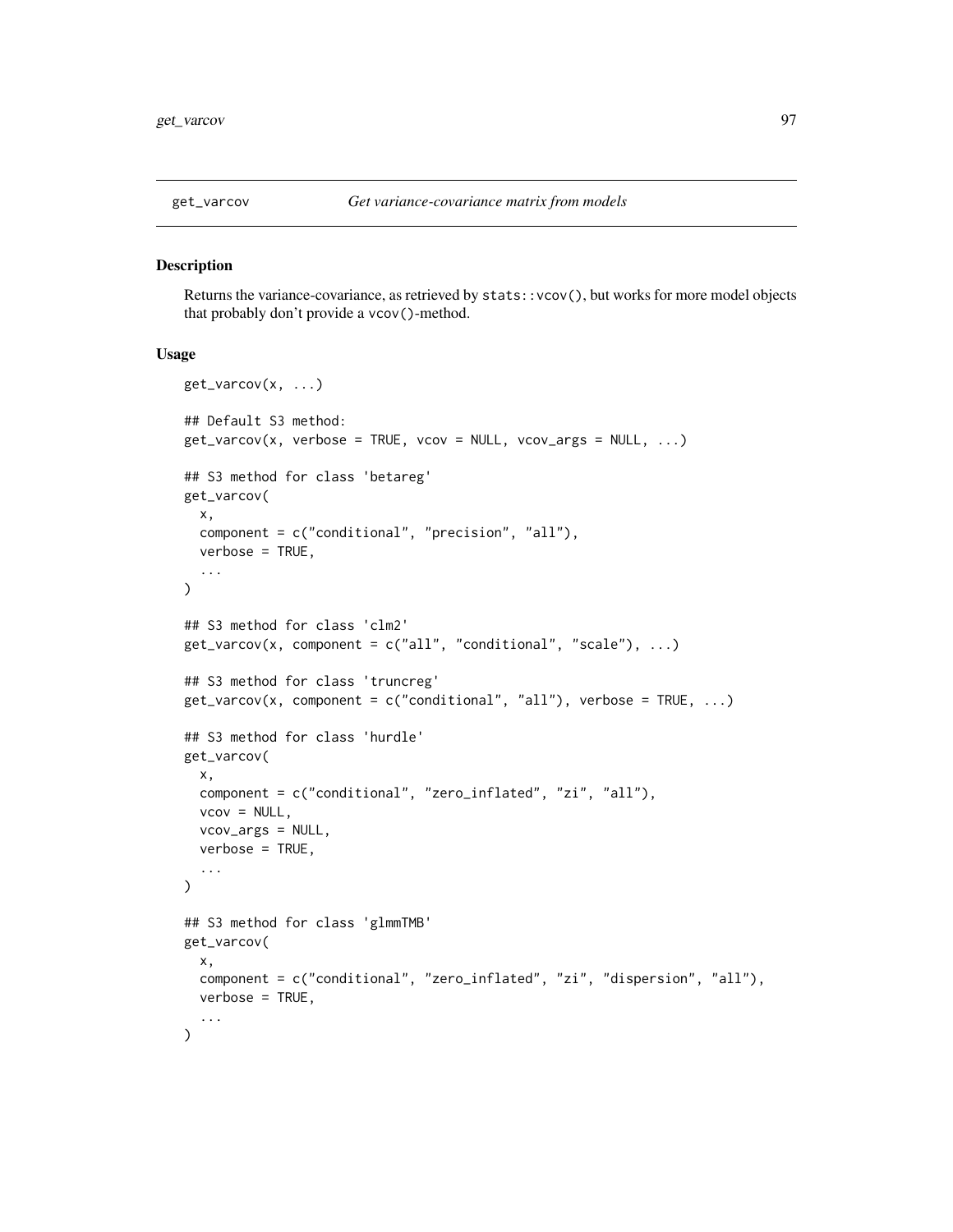# get_varcov — *Get variance-covariance matrix from models*

## Description

Returns the variance-covariance, as retrieved by `stats::vcov()`, but works for more model objects that probably don't provide a `vcov()`-method.

## Usage

```
get_varcov(x, ...)

## Default S3 method:
get_varcov(x, verbose = TRUE, vcov = NULL, vcov_args = NULL, ...)

## S3 method for class 'betareg'
get_varcov(
  x,
  component = c("conditional", "precision", "all"),
  verbose = TRUE,
  ...
)

## S3 method for class 'clm2'
get_varcov(x, component = c("all", "conditional", "scale"), ...)

## S3 method for class 'truncreg'
get_varcov(x, component = c("conditional", "all"), verbose = TRUE, ...)

## S3 method for class 'hurdle'
get_varcov(
  x,
  component = c("conditional", "zero_inflated", "zi", "all"),
  vcov = NULL,
  vcov_args = NULL,
  verbose = TRUE,
  ...
)

## S3 method for class 'glmmTMB'
get_varcov(
  x,
  component = c("conditional", "zero_inflated", "zi", "dispersion", "all"),
  verbose = TRUE,
  ...
)
```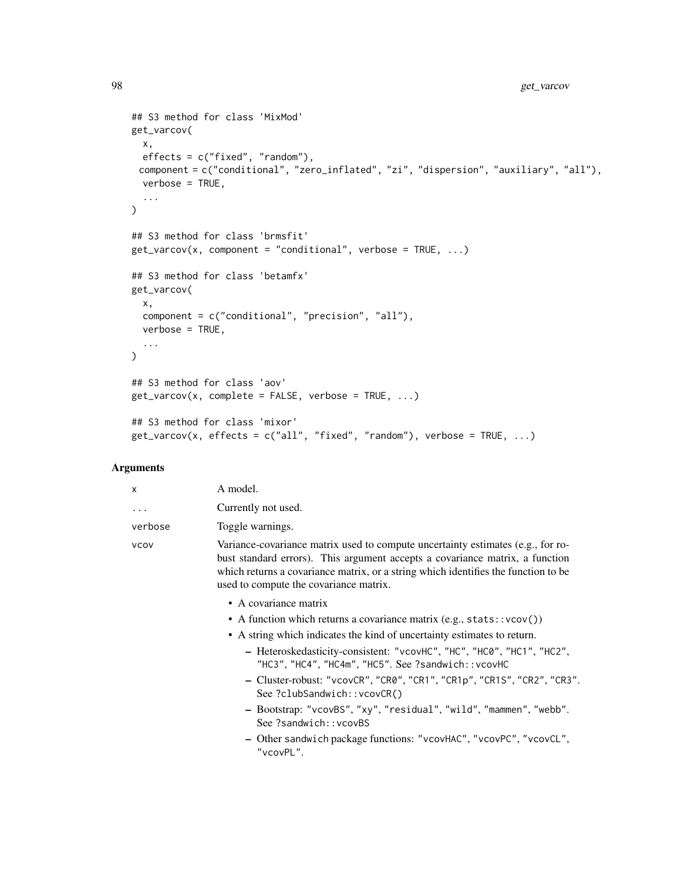```
## S3 method for class 'MixMod'
get_varcov(
  x,
  effects = c("fixed", "random"),
  component = c("conditional", "zero_inflated", "zi", "dispersion", "auxiliary", "all"),
  verbose = TRUE,
  ...
)

## S3 method for class 'brmsfit'
get_varcov(x, component = "conditional", verbose = TRUE, ...)

## S3 method for class 'betamfx'
get_varcov(
  x,
  component = c("conditional", "precision", "all"),
  verbose = TRUE,
  ...
)

## S3 method for class 'aov'
get_varcov(x, complete = FALSE, verbose = TRUE, ...)

## S3 method for class 'mixor'
get_varcov(x, effects = c("all", "fixed", "random"), verbose = TRUE, ...)
```

## Arguments

| | |
|---|---|
| x | A model. |
| ... | Currently not used. |
| verbose | Toggle warnings. |
| vcov | Variance-covariance matrix used to compute uncertainty estimates (e.g., for robust standard errors). This argument accepts a covariance matrix, a function which returns a covariance matrix, or a string which identifies the function to be used to compute the covariance matrix. |

- A covariance matrix
- A function which returns a covariance matrix (e.g., `stats::vcov()`)
- A string which indicates the kind of uncertainty estimates to return.
  - Heteroskedasticity-consistent: `"vcovHC"`, `"HC"`, `"HC0"`, `"HC1"`, `"HC2"`, `"HC3"`, `"HC4"`, `"HC4m"`, `"HC5"`. See `?sandwich::vcovHC`
  - Cluster-robust: `"vcovCR"`, `"CR0"`, `"CR1"`, `"CR1p"`, `"CR1S"`, `"CR2"`, `"CR3"`. See `?clubSandwich::vcovCR()`
  - Bootstrap: `"vcovBS"`, `"xy"`, `"residual"`, `"wild"`, `"mammen"`, `"webb"`. See `?sandwich::vcovBS`
  - Other sandwich package functions: `"vcovHAC"`, `"vcovPC"`, `"vcovCL"`, `"vcovPL"`.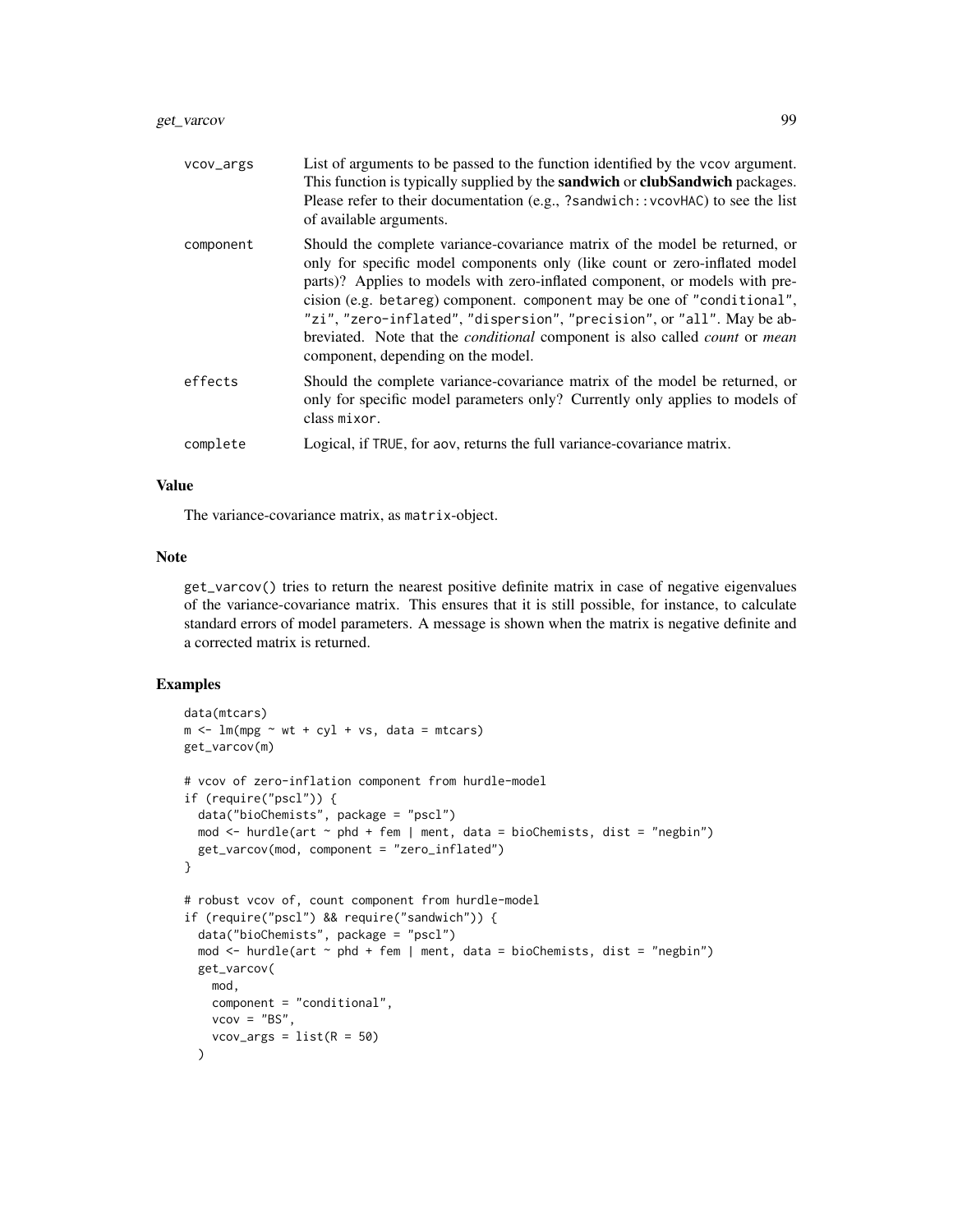| | |
|---|---|
| vcov_args | List of arguments to be passed to the function identified by the vcov argument. This function is typically supplied by the **sandwich** or **clubSandwich** packages. Please refer to their documentation (e.g., ?sandwich::vcovHAC) to see the list of available arguments. |
| component | Should the complete variance-covariance matrix of the model be returned, or only for specific model components only (like count or zero-inflated model parts)? Applies to models with zero-inflated component, or models with precision (e.g. betareg) component. component may be one of "conditional", "zi", "zero-inflated", "dispersion", "precision", or "all". May be abbreviated. Note that the *conditional* component is also called *count* or *mean* component, depending on the model. |
| effects | Should the complete variance-covariance matrix of the model be returned, or only for specific model parameters only? Currently only applies to models of class mixor. |
| complete | Logical, if TRUE, for aov, returns the full variance-covariance matrix. |

### Value

The variance-covariance matrix, as matrix-object.

### Note

get_varcov() tries to return the nearest positive definite matrix in case of negative eigenvalues of the variance-covariance matrix. This ensures that it is still possible, for instance, to calculate standard errors of model parameters. A message is shown when the matrix is negative definite and a corrected matrix is returned.

### Examples

```
data(mtcars)
m <- lm(mpg ~ wt + cyl + vs, data = mtcars)
get_varcov(m)

# vcov of zero-inflation component from hurdle-model
if (require("pscl")) {
  data("bioChemists", package = "pscl")
  mod <- hurdle(art ~ phd + fem | ment, data = bioChemists, dist = "negbin")
  get_varcov(mod, component = "zero_inflated")
}

# robust vcov of, count component from hurdle-model
if (require("pscl") && require("sandwich")) {
  data("bioChemists", package = "pscl")
  mod <- hurdle(art ~ phd + fem | ment, data = bioChemists, dist = "negbin")
  get_varcov(
    mod,
    component = "conditional",
    vcov = "BS",
    vcov_args = list(R = 50)
  )
```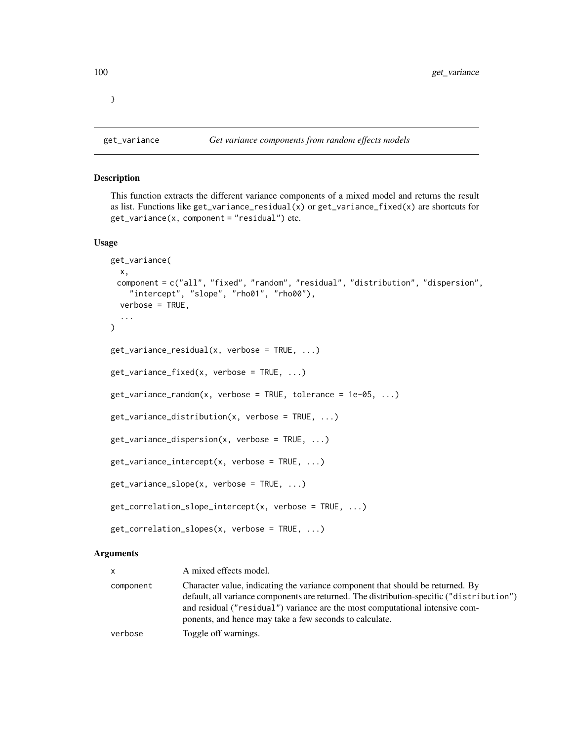}

## get_variance — *Get variance components from random effects models*

### Description

This function extracts the different variance components of a mixed model and returns the result as list. Functions like `get_variance_residual(x)` or `get_variance_fixed(x)` are shortcuts for `get_variance(x, component = "residual")` etc.

### Usage

```
get_variance(
  x,
  component = c("all", "fixed", "random", "residual", "distribution", "dispersion",
    "intercept", "slope", "rho01", "rho00"),
  verbose = TRUE,
  ...
)

get_variance_residual(x, verbose = TRUE, ...)

get_variance_fixed(x, verbose = TRUE, ...)

get_variance_random(x, verbose = TRUE, tolerance = 1e-05, ...)

get_variance_distribution(x, verbose = TRUE, ...)

get_variance_dispersion(x, verbose = TRUE, ...)

get_variance_intercept(x, verbose = TRUE, ...)

get_variance_slope(x, verbose = TRUE, ...)

get_correlation_slope_intercept(x, verbose = TRUE, ...)

get_correlation_slopes(x, verbose = TRUE, ...)
```

### Arguments

| | |
|---|---|
| `x` | A mixed effects model. |
| `component` | Character value, indicating the variance component that should be returned. By default, all variance components are returned. The distribution-specific (`"distribution"`) and residual (`"residual"`) variance are the most computational intensive components, and hence may take a few seconds to calculate. |
| `verbose` | Toggle off warnings. |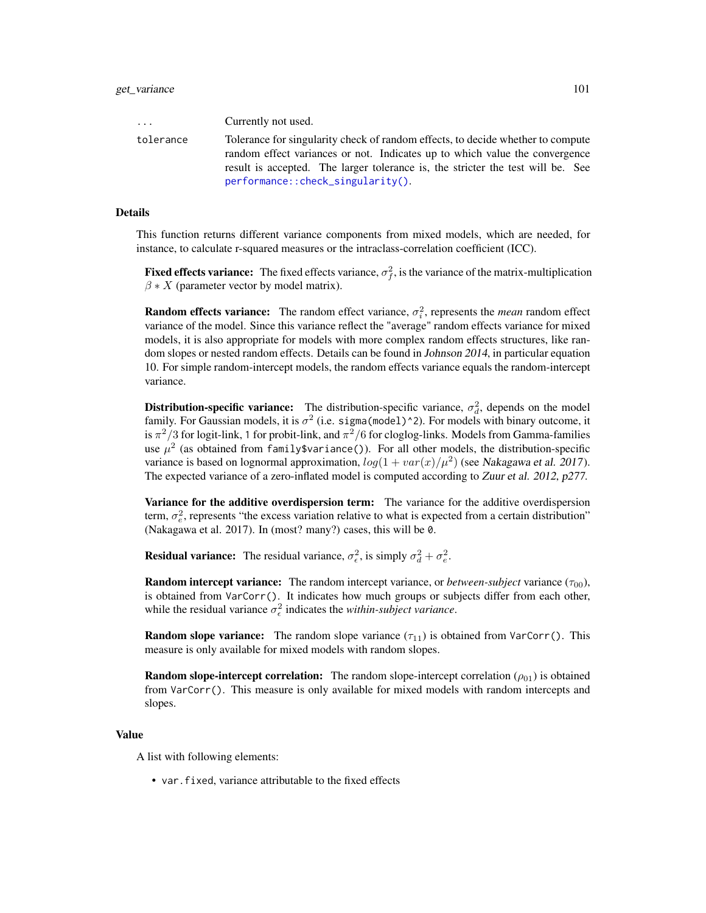| | |
|---|---|
| ... | Currently not used. |
| tolerance | Tolerance for singularity check of random effects, to decide whether to compute random effect variances or not. Indicates up to which value the convergence result is accepted. The larger tolerance is, the stricter the test will be. See performance::check_singularity(). |

## Details

This function returns different variance components from mixed models, which are needed, for instance, to calculate r-squared measures or the intraclass-correlation coefficient (ICC).

**Fixed effects variance:** The fixed effects variance, $\sigma_f^2$, is the variance of the matrix-multiplication $\beta * X$ (parameter vector by model matrix).

**Random effects variance:** The random effect variance, $\sigma_i^2$, represents the *mean* random effect variance of the model. Since this variance reflect the "average" random effects variance for mixed models, it is also appropriate for models with more complex random effects structures, like random slopes or nested random effects. Details can be found in Johnson 2014, in particular equation 10. For simple random-intercept models, the random effects variance equals the random-intercept variance.

**Distribution-specific variance:** The distribution-specific variance, $\sigma_d^2$, depends on the model family. For Gaussian models, it is $\sigma^2$ (i.e. `sigma(model)^2`). For models with binary outcome, it is $\pi^2/3$ for logit-link, 1 for probit-link, and $\pi^2/6$ for cloglog-links. Models from Gamma-families use $\mu^2$ (as obtained from `family$variance()`). For all other models, the distribution-specific variance is based on lognormal approximation, $log(1 + var(x)/\mu^2)$ (see Nakagawa et al. 2017). The expected variance of a zero-inflated model is computed according to Zuur et al. 2012, p277.

**Variance for the additive overdispersion term:** The variance for the additive overdispersion term, $\sigma_e^2$, represents "the excess variation relative to what is expected from a certain distribution" (Nakagawa et al. 2017). In (most? many?) cases, this will be `0`.

**Residual variance:** The residual variance, $\sigma_\epsilon^2$, is simply $\sigma_d^2 + \sigma_e^2$.

**Random intercept variance:** The random intercept variance, or *between-subject* variance ($\tau_{00}$), is obtained from `VarCorr()`. It indicates how much groups or subjects differ from each other, while the residual variance $\sigma_\epsilon^2$ indicates the *within-subject variance*.

**Random slope variance:** The random slope variance ($\tau_{11}$) is obtained from `VarCorr()`. This measure is only available for mixed models with random slopes.

**Random slope-intercept correlation:** The random slope-intercept correlation ($\rho_{01}$) is obtained from `VarCorr()`. This measure is only available for mixed models with random intercepts and slopes.

## Value

A list with following elements:

- `var.fixed`, variance attributable to the fixed effects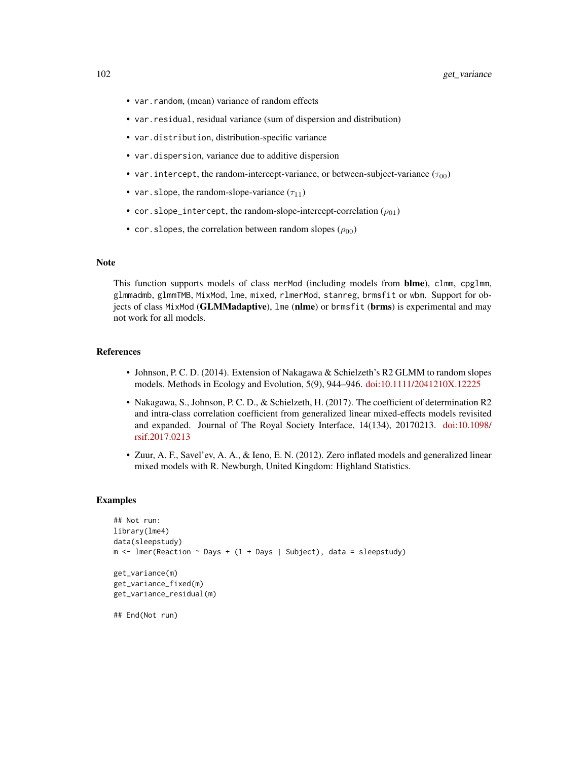- `var.random`, (mean) variance of random effects
- `var.residual`, residual variance (sum of dispersion and distribution)
- `var.distribution`, distribution-specific variance
- `var.dispersion`, variance due to additive dispersion
- `var.intercept`, the random-intercept-variance, or between-subject-variance ($\tau_{00}$)
- `var.slope`, the random-slope-variance ($\tau_{11}$)
- `cor.slope_intercept`, the random-slope-intercept-correlation ($\rho_{01}$)
- `cor.slopes`, the correlation between random slopes ($\rho_{00}$)

## Note

This function supports models of class `merMod` (including models from **blme**), `clmm`, `cpglmm`, `glmmadmb`, `glmmTMB`, `MixMod`, `lme`, `mixed`, `rlmerMod`, `stanreg`, `brmsfit` or `wbm`. Support for objects of class `MixMod` (**GLMMadaptive**), `lme` (**nlme**) or `brmsfit` (**brms**) is experimental and may not work for all models.

## References

- Johnson, P. C. D. (2014). Extension of Nakagawa & Schielzeth's R2 GLMM to random slopes models. Methods in Ecology and Evolution, 5(9), 944–946. doi:10.1111/2041210X.12225
- Nakagawa, S., Johnson, P. C. D., & Schielzeth, H. (2017). The coefficient of determination R2 and intra-class correlation coefficient from generalized linear mixed-effects models revisited and expanded. Journal of The Royal Society Interface, 14(134), 20170213. doi:10.1098/rsif.2017.0213
- Zuur, A. F., Savel'ev, A. A., & Ieno, E. N. (2012). Zero inflated models and generalized linear mixed models with R. Newburgh, United Kingdom: Highland Statistics.

## Examples

```
## Not run:
library(lme4)
data(sleepstudy)
m <- lmer(Reaction ~ Days + (1 + Days | Subject), data = sleepstudy)

get_variance(m)
get_variance_fixed(m)
get_variance_residual(m)

## End(Not run)
```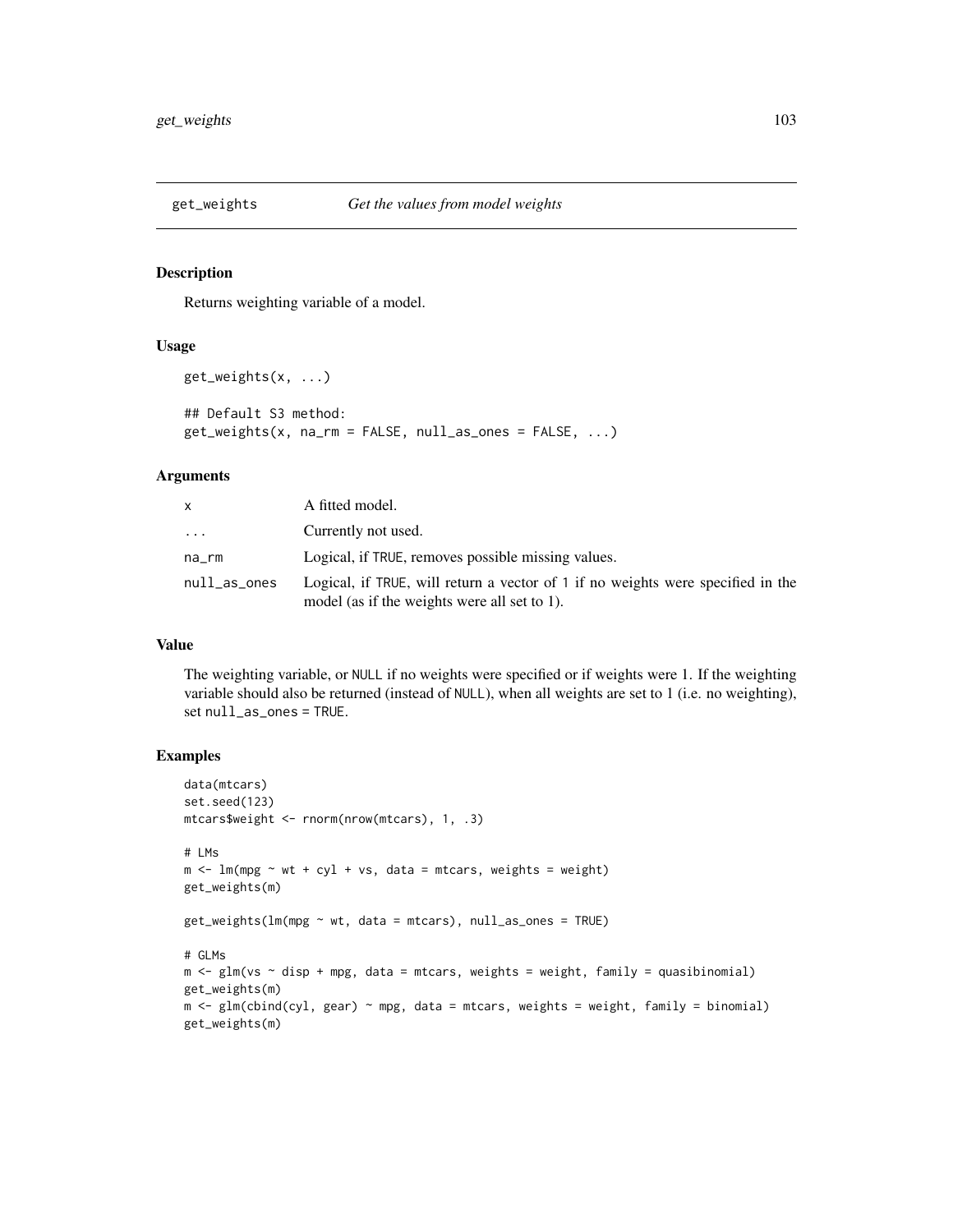## get_weights *Get the values from model weights*

### Description

Returns weighting variable of a model.

### Usage

```
get_weights(x, ...)

## Default S3 method:
get_weights(x, na_rm = FALSE, null_as_ones = FALSE, ...)
```

### Arguments

| | |
|---|---|
| x | A fitted model. |
| ... | Currently not used. |
| na_rm | Logical, if TRUE, removes possible missing values. |
| null_as_ones | Logical, if TRUE, will return a vector of 1 if no weights were specified in the model (as if the weights were all set to 1). |

### Value

The weighting variable, or NULL if no weights were specified or if weights were 1. If the weighting variable should also be returned (instead of NULL), when all weights are set to 1 (i.e. no weighting), set null_as_ones = TRUE.

### Examples

```
data(mtcars)
set.seed(123)
mtcars$weight <- rnorm(nrow(mtcars), 1, .3)

# LMs
m <- lm(mpg ~ wt + cyl + vs, data = mtcars, weights = weight)
get_weights(m)

get_weights(lm(mpg ~ wt, data = mtcars), null_as_ones = TRUE)

# GLMs
m <- glm(vs ~ disp + mpg, data = mtcars, weights = weight, family = quasibinomial)
get_weights(m)
m <- glm(cbind(cyl, gear) ~ mpg, data = mtcars, weights = weight, family = binomial)
get_weights(m)
```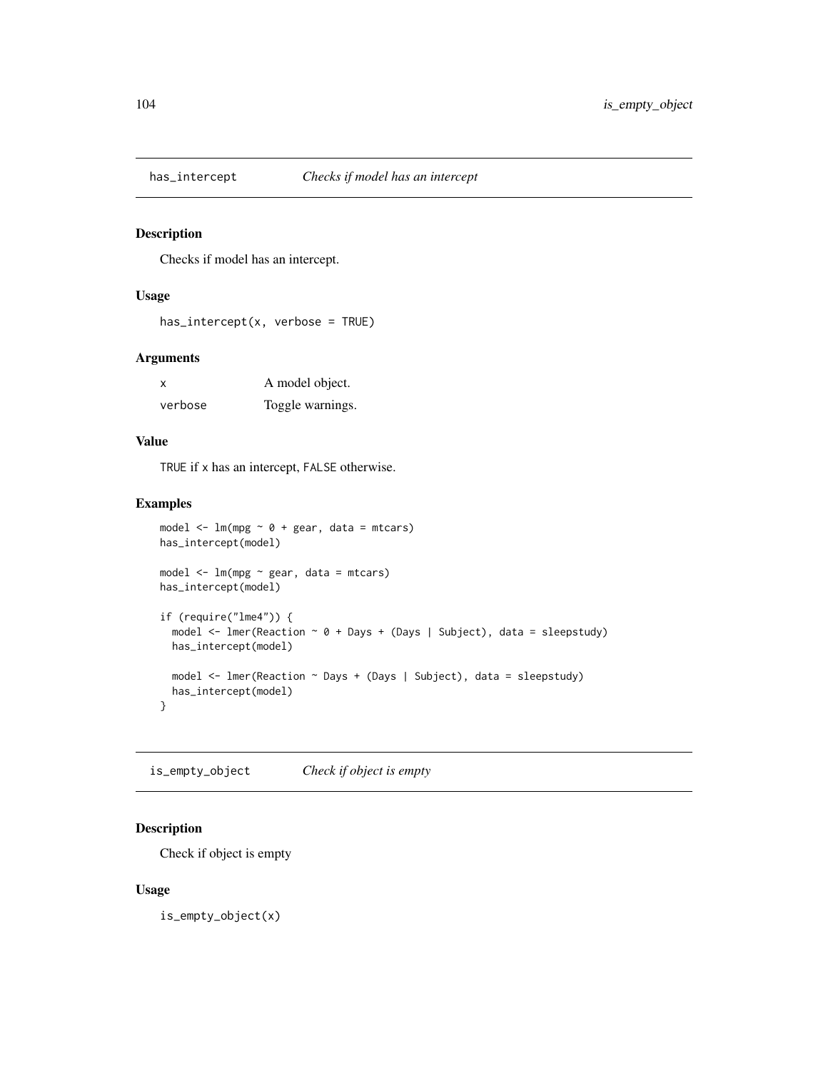## has_intercept *Checks if model has an intercept*

### Description

Checks if model has an intercept.

### Usage

```
has_intercept(x, verbose = TRUE)
```

### Arguments

| | |
|---|---|
| x | A model object. |
| verbose | Toggle warnings. |

### Value

TRUE if x has an intercept, FALSE otherwise.

### Examples

```
model <- lm(mpg ~ 0 + gear, data = mtcars)
has_intercept(model)

model <- lm(mpg ~ gear, data = mtcars)
has_intercept(model)

if (require("lme4")) {
  model <- lmer(Reaction ~ 0 + Days + (Days | Subject), data = sleepstudy)
  has_intercept(model)

  model <- lmer(Reaction ~ Days + (Days | Subject), data = sleepstudy)
  has_intercept(model)
}
```

## is_empty_object *Check if object is empty*

### Description

Check if object is empty

### Usage

```
is_empty_object(x)
```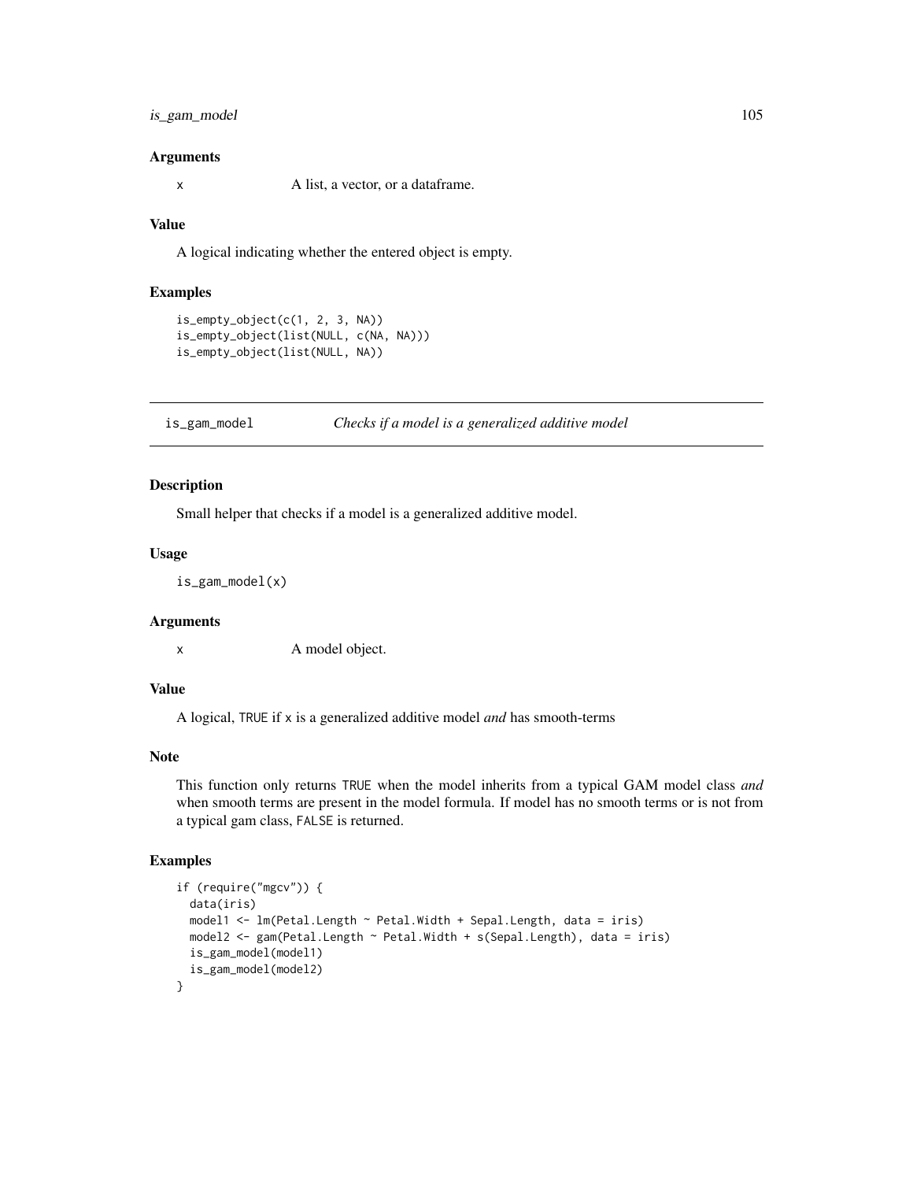### Arguments

x A list, a vector, or a dataframe.

### Value

A logical indicating whether the entered object is empty.

### Examples

```
is_empty_object(c(1, 2, 3, NA))
is_empty_object(list(NULL, c(NA, NA)))
is_empty_object(list(NULL, NA))
```

---

## is_gam_model *Checks if a model is a generalized additive model*

### Description

Small helper that checks if a model is a generalized additive model.

### Usage

```
is_gam_model(x)
```

### Arguments

x A model object.

### Value

A logical, TRUE if x is a generalized additive model *and* has smooth-terms

### Note

This function only returns TRUE when the model inherits from a typical GAM model class *and* when smooth terms are present in the model formula. If model has no smooth terms or is not from a typical gam class, FALSE is returned.

### Examples

```
if (require("mgcv")) {
  data(iris)
  model1 <- lm(Petal.Length ~ Petal.Width + Sepal.Length, data = iris)
  model2 <- gam(Petal.Length ~ Petal.Width + s(Sepal.Length), data = iris)
  is_gam_model(model1)
  is_gam_model(model2)
}
```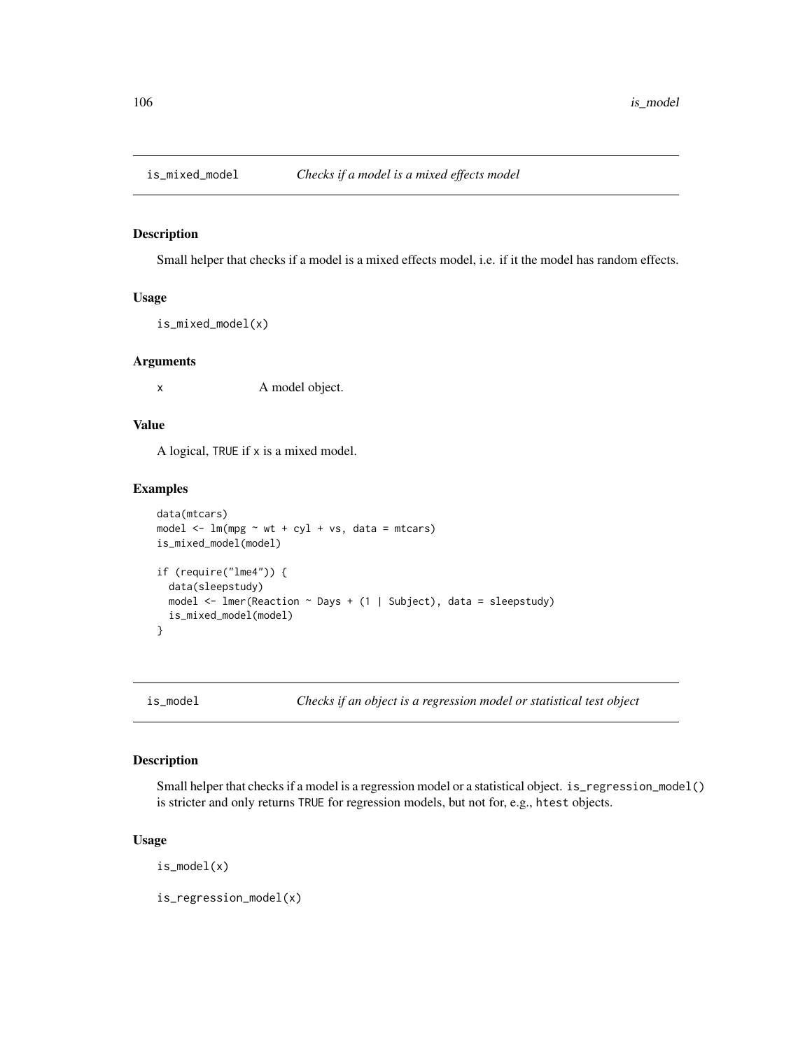## is_mixed_model — *Checks if a model is a mixed effects model*

### Description

Small helper that checks if a model is a mixed effects model, i.e. if it the model has random effects.

### Usage

```
is_mixed_model(x)
```

### Arguments

x    A model object.

### Value

A logical, TRUE if x is a mixed model.

### Examples

```
data(mtcars)
model <- lm(mpg ~ wt + cyl + vs, data = mtcars)
is_mixed_model(model)

if (require("lme4")) {
  data(sleepstudy)
  model <- lmer(Reaction ~ Days + (1 | Subject), data = sleepstudy)
  is_mixed_model(model)
}
```

## is_model — *Checks if an object is a regression model or statistical test object*

### Description

Small helper that checks if a model is a regression model or a statistical object. `is_regression_model()` is stricter and only returns TRUE for regression models, but not for, e.g., `htest` objects.

### Usage

```
is_model(x)

is_regression_model(x)
```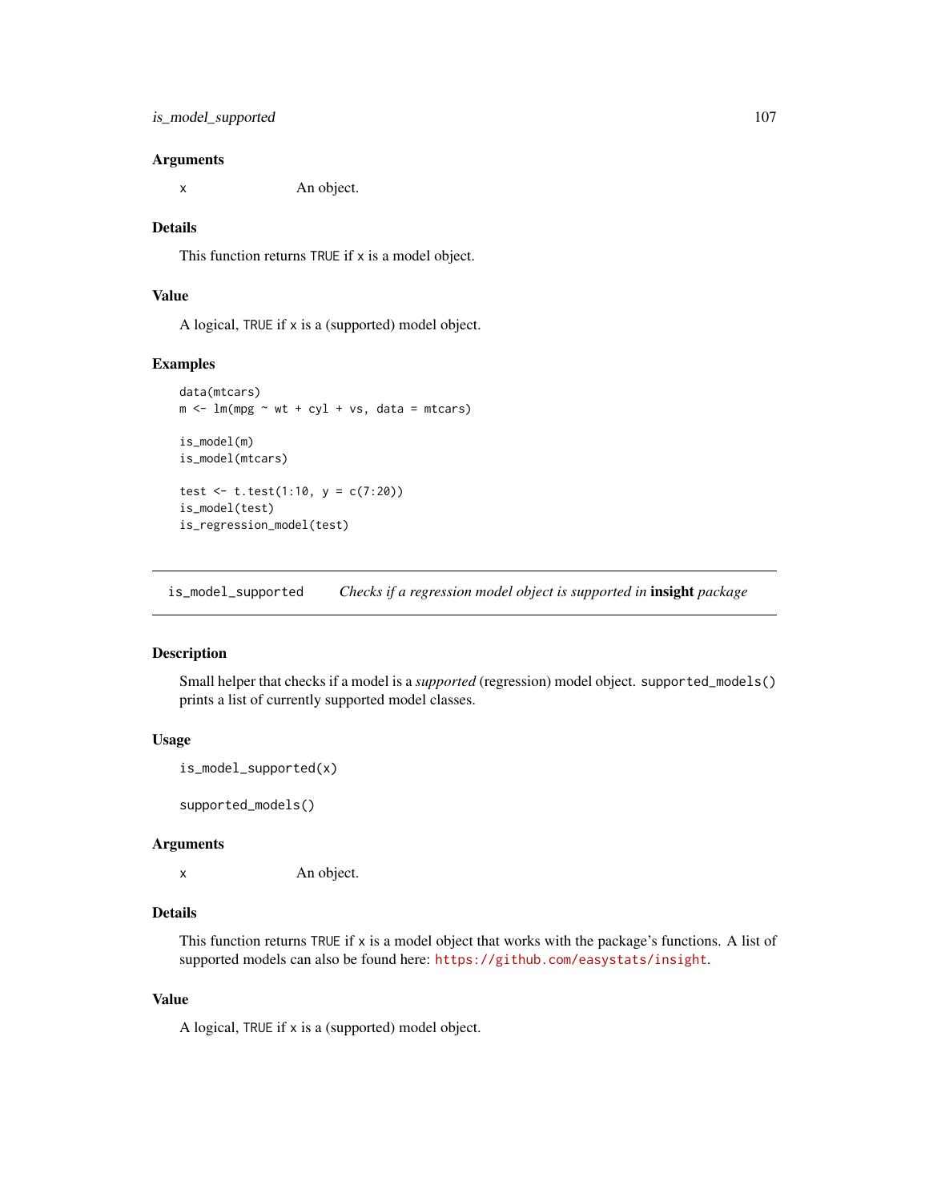### Arguments

x An object.

### Details

This function returns TRUE if x is a model object.

### Value

A logical, TRUE if x is a (supported) model object.

### Examples

```
data(mtcars)
m <- lm(mpg ~ wt + cyl + vs, data = mtcars)

is_model(m)
is_model(mtcars)

test <- t.test(1:10, y = c(7:20))
is_model(test)
is_regression_model(test)
```

---

## is_model_supported    *Checks if a regression model object is supported in* **insight** *package*

---

### Description

Small helper that checks if a model is a *supported* (regression) model object. supported_models() prints a list of currently supported model classes.

### Usage

```
is_model_supported(x)

supported_models()
```

### Arguments

x An object.

### Details

This function returns TRUE if x is a model object that works with the package's functions. A list of supported models can also be found here: https://github.com/easystats/insight.

### Value

A logical, TRUE if x is a (supported) model object.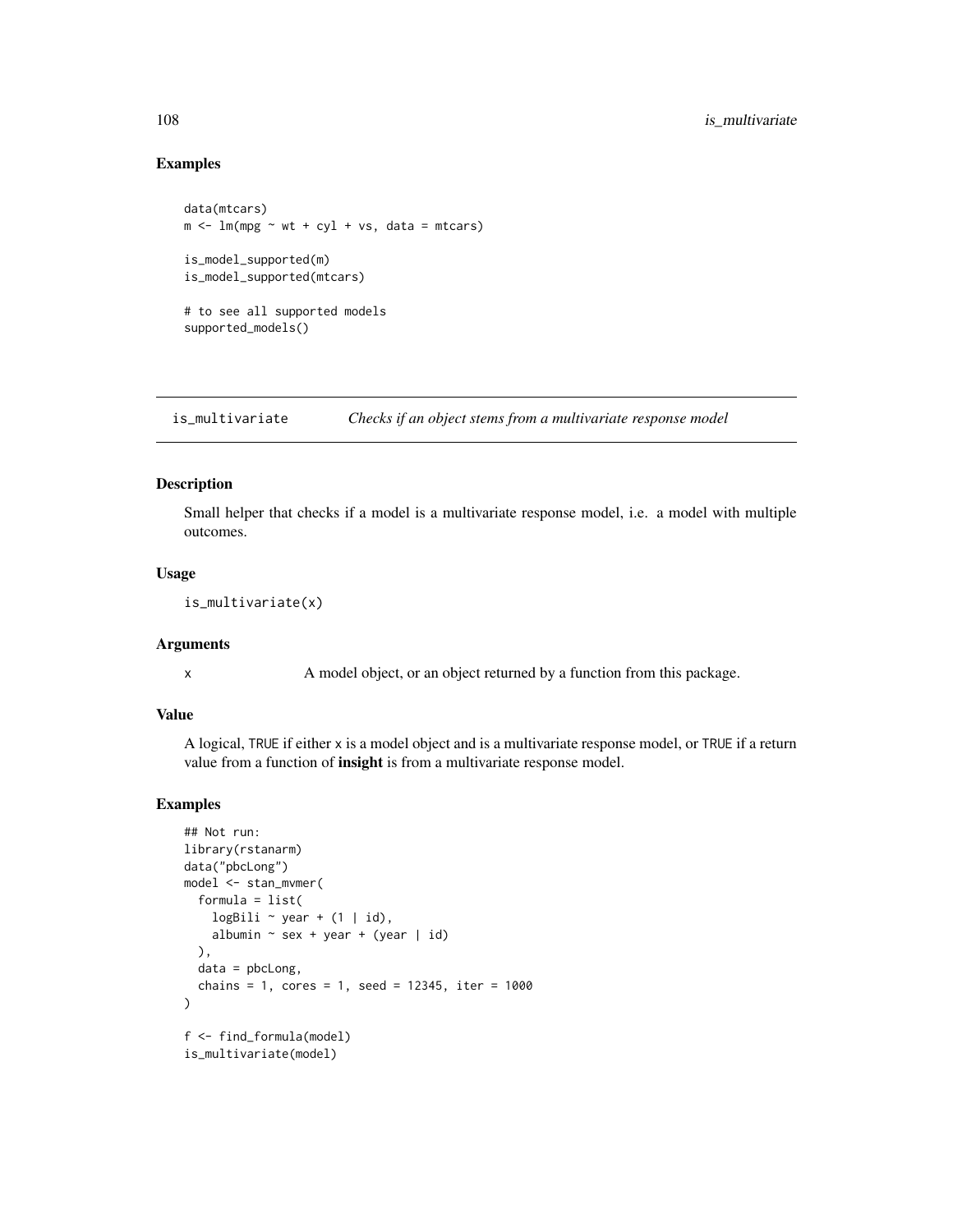## Examples

```
data(mtcars)
m <- lm(mpg ~ wt + cyl + vs, data = mtcars)

is_model_supported(m)
is_model_supported(mtcars)

# to see all supported models
supported_models()
```

---

## is_multivariate — *Checks if an object stems from a multivariate response model*

---

### Description

Small helper that checks if a model is a multivariate response model, i.e. a model with multiple outcomes.

### Usage

```
is_multivariate(x)
```

### Arguments

| | |
|---|---|
| x | A model object, or an object returned by a function from this package. |

### Value

A logical, TRUE if either x is a model object and is a multivariate response model, or TRUE if a return value from a function of **insight** is from a multivariate response model.

### Examples

```
## Not run:
library(rstanarm)
data("pbcLong")
model <- stan_mvmer(
  formula = list(
    logBili ~ year + (1 | id),
    albumin ~ sex + year + (year | id)
  ),
  data = pbcLong,
  chains = 1, cores = 1, seed = 12345, iter = 1000
)

f <- find_formula(model)
is_multivariate(model)
```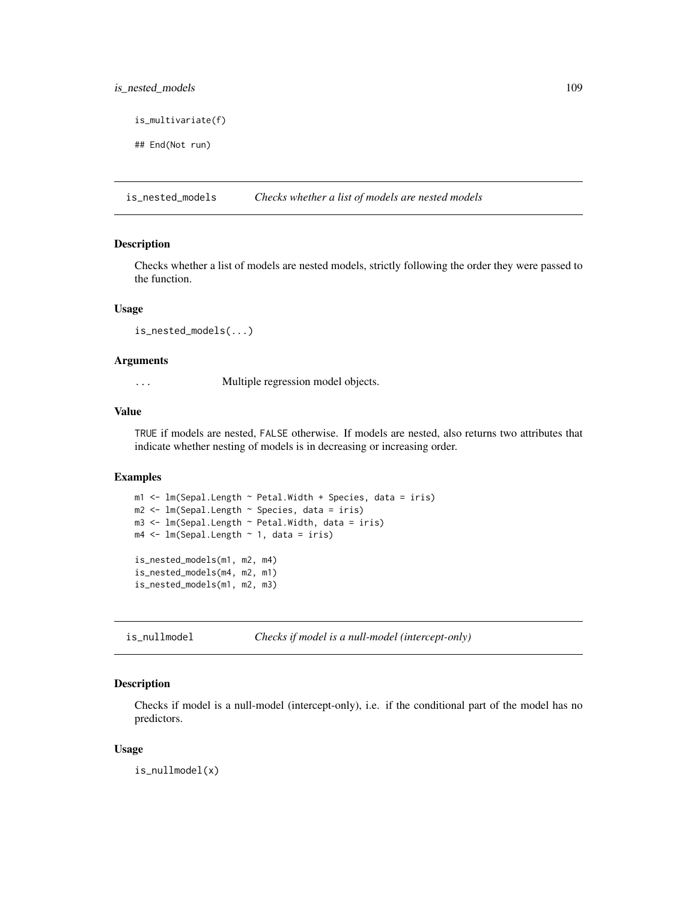```
is_multivariate(f)

## End(Not run)
```

## is_nested_models — *Checks whether a list of models are nested models*

### Description

Checks whether a list of models are nested models, strictly following the order they were passed to the function.

### Usage

```
is_nested_models(...)
```

### Arguments

| | |
|---|---|
| `...` | Multiple regression model objects. |

### Value

`TRUE` if models are nested, `FALSE` otherwise. If models are nested, also returns two attributes that indicate whether nesting of models is in decreasing or increasing order.

### Examples

```
m1 <- lm(Sepal.Length ~ Petal.Width + Species, data = iris)
m2 <- lm(Sepal.Length ~ Species, data = iris)
m3 <- lm(Sepal.Length ~ Petal.Width, data = iris)
m4 <- lm(Sepal.Length ~ 1, data = iris)

is_nested_models(m1, m2, m4)
is_nested_models(m4, m2, m1)
is_nested_models(m1, m2, m3)
```

## is_nullmodel — *Checks if model is a null-model (intercept-only)*

### Description

Checks if model is a null-model (intercept-only), i.e. if the conditional part of the model has no predictors.

### Usage

```
is_nullmodel(x)
```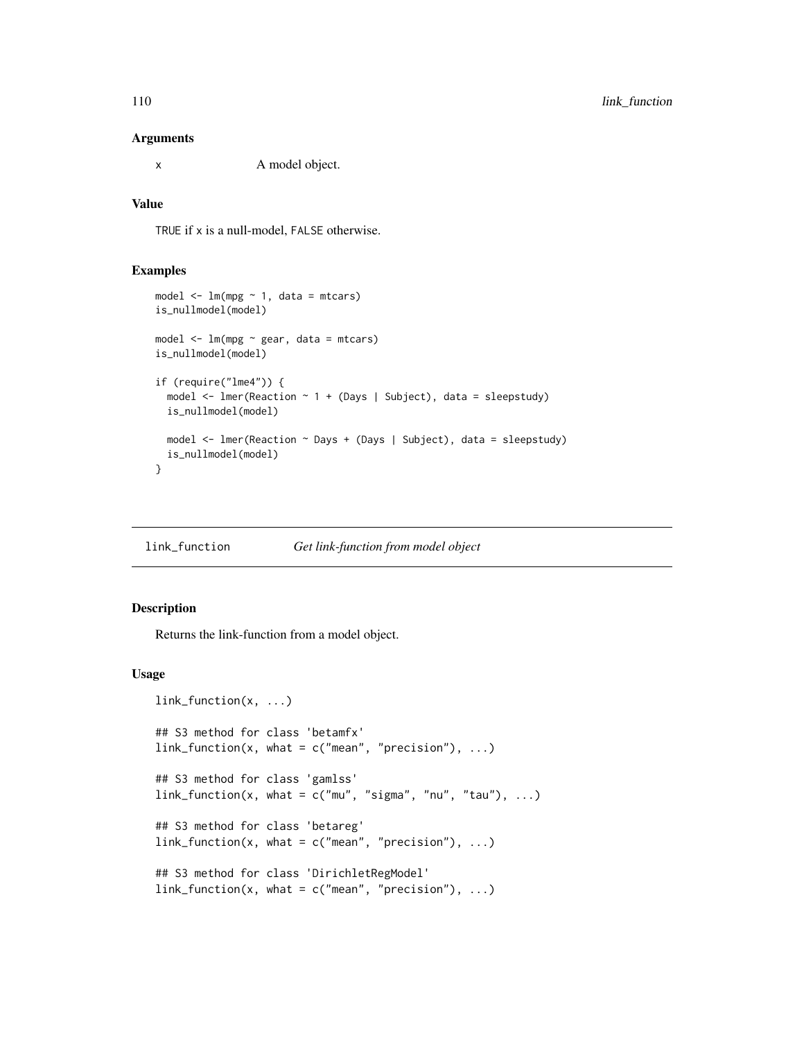### Arguments

x A model object.

### Value

TRUE if x is a null-model, FALSE otherwise.

### Examples

```
model <- lm(mpg ~ 1, data = mtcars)
is_nullmodel(model)

model <- lm(mpg ~ gear, data = mtcars)
is_nullmodel(model)

if (require("lme4")) {
  model <- lmer(Reaction ~ 1 + (Days | Subject), data = sleepstudy)
  is_nullmodel(model)

  model <- lmer(Reaction ~ Days + (Days | Subject), data = sleepstudy)
  is_nullmodel(model)
}
```

---

## link_function *Get link-function from model object*

### Description

Returns the link-function from a model object.

### Usage

```
link_function(x, ...)

## S3 method for class 'betamfx'
link_function(x, what = c("mean", "precision"), ...)

## S3 method for class 'gamlss'
link_function(x, what = c("mu", "sigma", "nu", "tau"), ...)

## S3 method for class 'betareg'
link_function(x, what = c("mean", "precision"), ...)

## S3 method for class 'DirichletRegModel'
link_function(x, what = c("mean", "precision"), ...)
```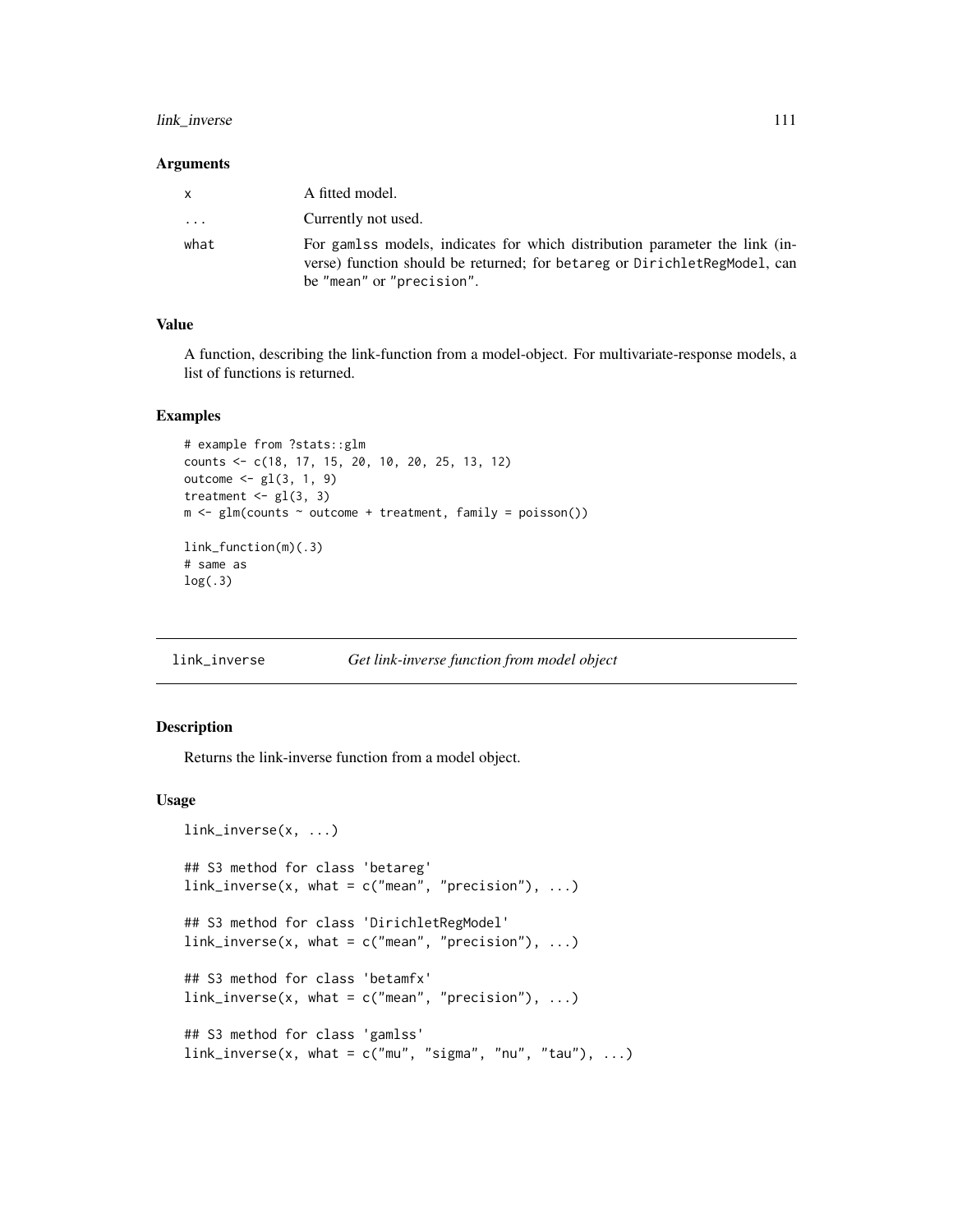### Arguments

| | |
|---|---|
| x | A fitted model. |
| ... | Currently not used. |
| what | For gamlss models, indicates for which distribution parameter the link (inverse) function should be returned; for betareg or DirichletRegModel, can be "mean" or "precision". |

### Value

A function, describing the link-function from a model-object. For multivariate-response models, a list of functions is returned.

### Examples

```
# example from ?stats::glm
counts <- c(18, 17, 15, 20, 10, 20, 25, 13, 12)
outcome <- gl(3, 1, 9)
treatment <- gl(3, 3)
m <- glm(counts ~ outcome + treatment, family = poisson())

link_function(m)(.3)
# same as
log(.3)
```

---

## link_inverse — *Get link-inverse function from model object*

---

### Description

Returns the link-inverse function from a model object.

### Usage

```
link_inverse(x, ...)

## S3 method for class 'betareg'
link_inverse(x, what = c("mean", "precision"), ...)

## S3 method for class 'DirichletRegModel'
link_inverse(x, what = c("mean", "precision"), ...)

## S3 method for class 'betamfx'
link_inverse(x, what = c("mean", "precision"), ...)

## S3 method for class 'gamlss'
link_inverse(x, what = c("mu", "sigma", "nu", "tau"), ...)
```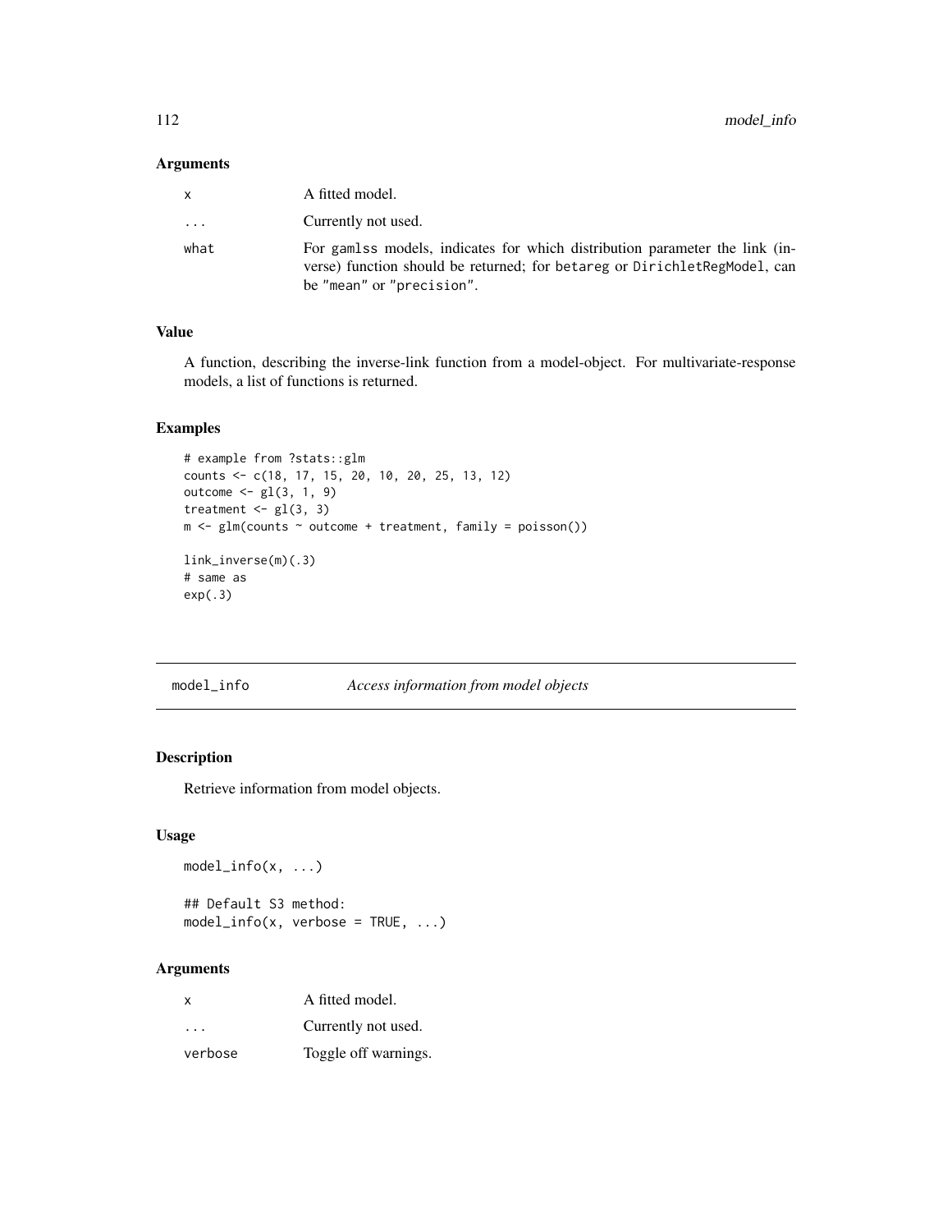### Arguments

| | |
|---|---|
| x | A fitted model. |
| ... | Currently not used. |
| what | For gamlss models, indicates for which distribution parameter the link (inverse) function should be returned; for betareg or DirichletRegModel, can be "mean" or "precision". |

### Value

A function, describing the inverse-link function from a model-object. For multivariate-response models, a list of functions is returned.

### Examples

```
# example from ?stats::glm
counts <- c(18, 17, 15, 20, 10, 20, 25, 13, 12)
outcome <- gl(3, 1, 9)
treatment <- gl(3, 3)
m <- glm(counts ~ outcome + treatment, family = poisson())

link_inverse(m)(.3)
# same as
exp(.3)
```

---

## model_info *Access information from model objects*

### Description

Retrieve information from model objects.

### Usage

```
model_info(x, ...)

## Default S3 method:
model_info(x, verbose = TRUE, ...)
```

### Arguments

| | |
|---|---|
| x | A fitted model. |
| ... | Currently not used. |
| verbose | Toggle off warnings. |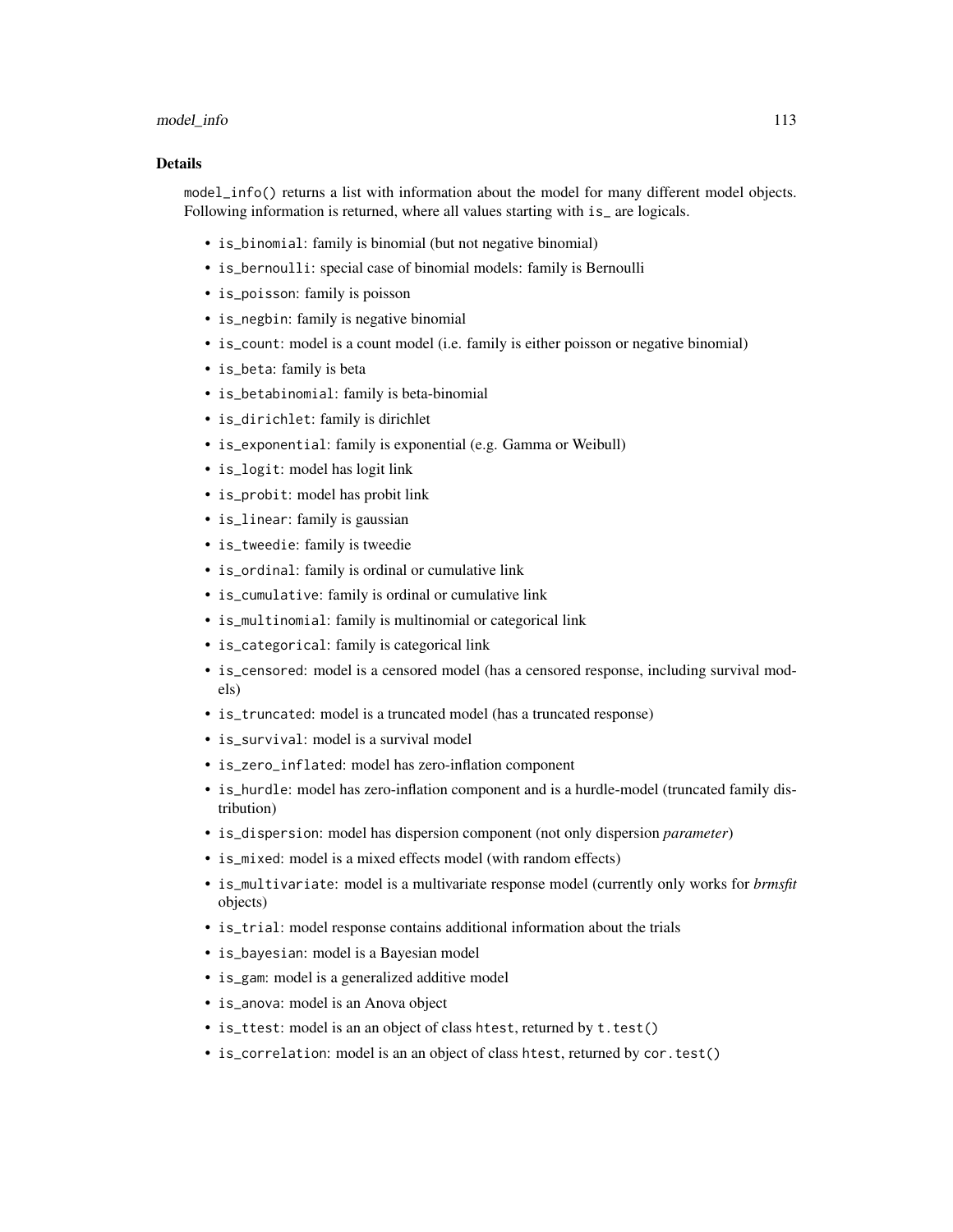## Details

`model_info()` returns a list with information about the model for many different model objects. Following information is returned, where all values starting with `is_` are logicals.

- `is_binomial`: family is binomial (but not negative binomial)
- `is_bernoulli`: special case of binomial models: family is Bernoulli
- `is_poisson`: family is poisson
- `is_negbin`: family is negative binomial
- `is_count`: model is a count model (i.e. family is either poisson or negative binomial)
- `is_beta`: family is beta
- `is_betabinomial`: family is beta-binomial
- `is_dirichlet`: family is dirichlet
- `is_exponential`: family is exponential (e.g. Gamma or Weibull)
- `is_logit`: model has logit link
- `is_probit`: model has probit link
- `is_linear`: family is gaussian
- `is_tweedie`: family is tweedie
- `is_ordinal`: family is ordinal or cumulative link
- `is_cumulative`: family is ordinal or cumulative link
- `is_multinomial`: family is multinomial or categorical link
- `is_categorical`: family is categorical link
- `is_censored`: model is a censored model (has a censored response, including survival models)
- `is_truncated`: model is a truncated model (has a truncated response)
- `is_survival`: model is a survival model
- `is_zero_inflated`: model has zero-inflation component
- `is_hurdle`: model has zero-inflation component and is a hurdle-model (truncated family distribution)
- `is_dispersion`: model has dispersion component (not only dispersion *parameter*)
- `is_mixed`: model is a mixed effects model (with random effects)
- `is_multivariate`: model is a multivariate response model (currently only works for *brmsfit* objects)
- `is_trial`: model response contains additional information about the trials
- `is_bayesian`: model is a Bayesian model
- `is_gam`: model is a generalized additive model
- `is_anova`: model is an Anova object
- `is_ttest`: model is an an object of class `htest`, returned by `t.test()`
- `is_correlation`: model is an an object of class `htest`, returned by `cor.test()`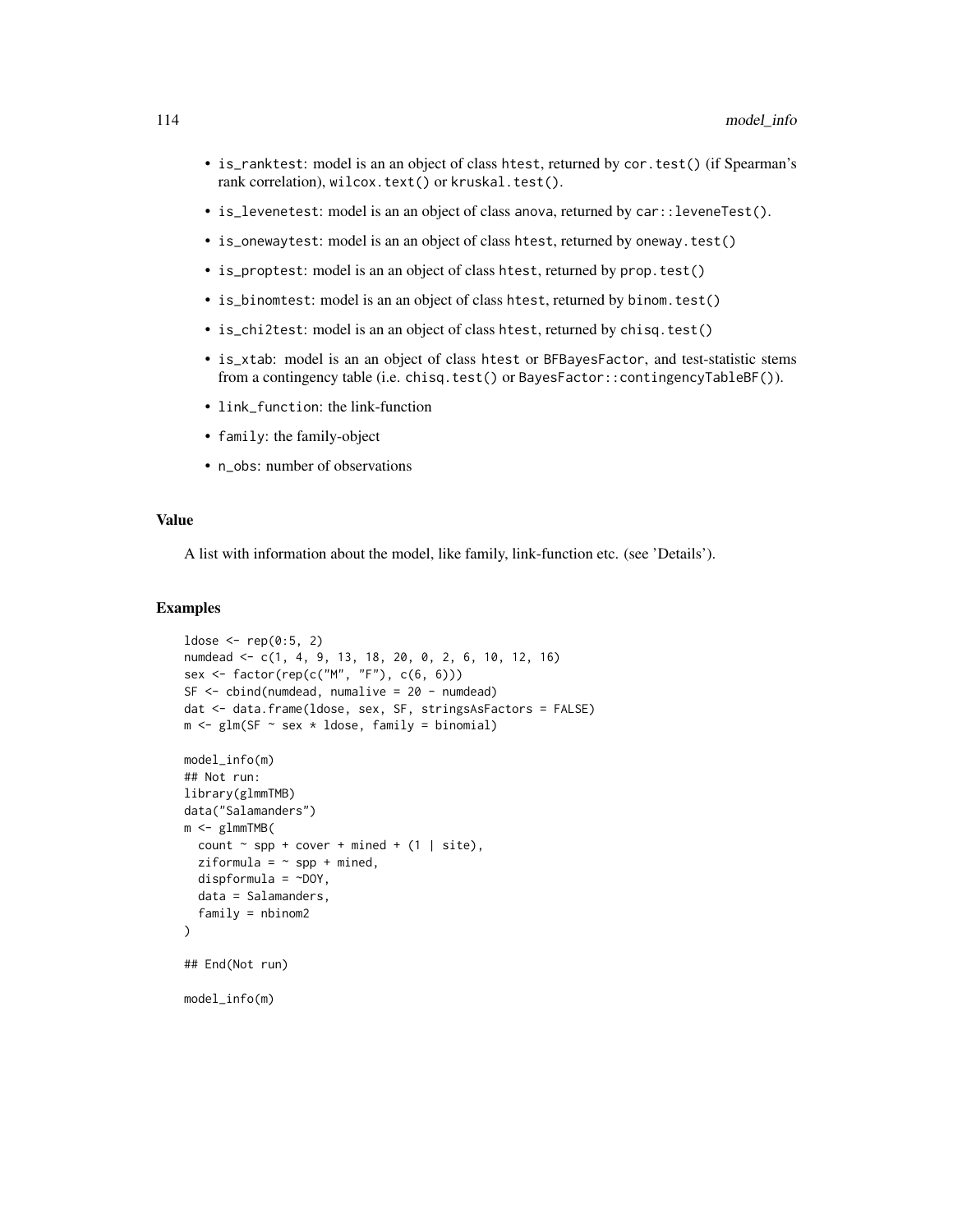- `is_ranktest`: model is an an object of class `htest`, returned by `cor.test()` (if Spearman's rank correlation), `wilcox.text()` or `kruskal.test()`.
- `is_levenetest`: model is an an object of class `anova`, returned by `car::leveneTest()`.
- `is_onewaytest`: model is an an object of class `htest`, returned by `oneway.test()`
- `is_proptest`: model is an an object of class `htest`, returned by `prop.test()`
- `is_binomtest`: model is an an object of class `htest`, returned by `binom.test()`
- `is_chi2test`: model is an an object of class `htest`, returned by `chisq.test()`
- `is_xtab`: model is an an object of class `htest` or `BFBayesFactor`, and test-statistic stems from a contingency table (i.e. `chisq.test()` or `BayesFactor::contingencyTableBF()`).
- `link_function`: the link-function
- `family`: the family-object
- `n_obs`: number of observations

## Value

A list with information about the model, like family, link-function etc. (see 'Details').

## Examples

```
ldose <- rep(0:5, 2)
numdead <- c(1, 4, 9, 13, 18, 20, 0, 2, 6, 10, 12, 16)
sex <- factor(rep(c("M", "F"), c(6, 6)))
SF <- cbind(numdead, numalive = 20 - numdead)
dat <- data.frame(ldose, sex, SF, stringsAsFactors = FALSE)
m <- glm(SF ~ sex * ldose, family = binomial)

model_info(m)
## Not run:
library(glmmTMB)
data("Salamanders")
m <- glmmTMB(
  count ~ spp + cover + mined + (1 | site),
  ziformula = ~ spp + mined,
  dispformula = ~DOY,
  data = Salamanders,
  family = nbinom2
)

## End(Not run)

model_info(m)
```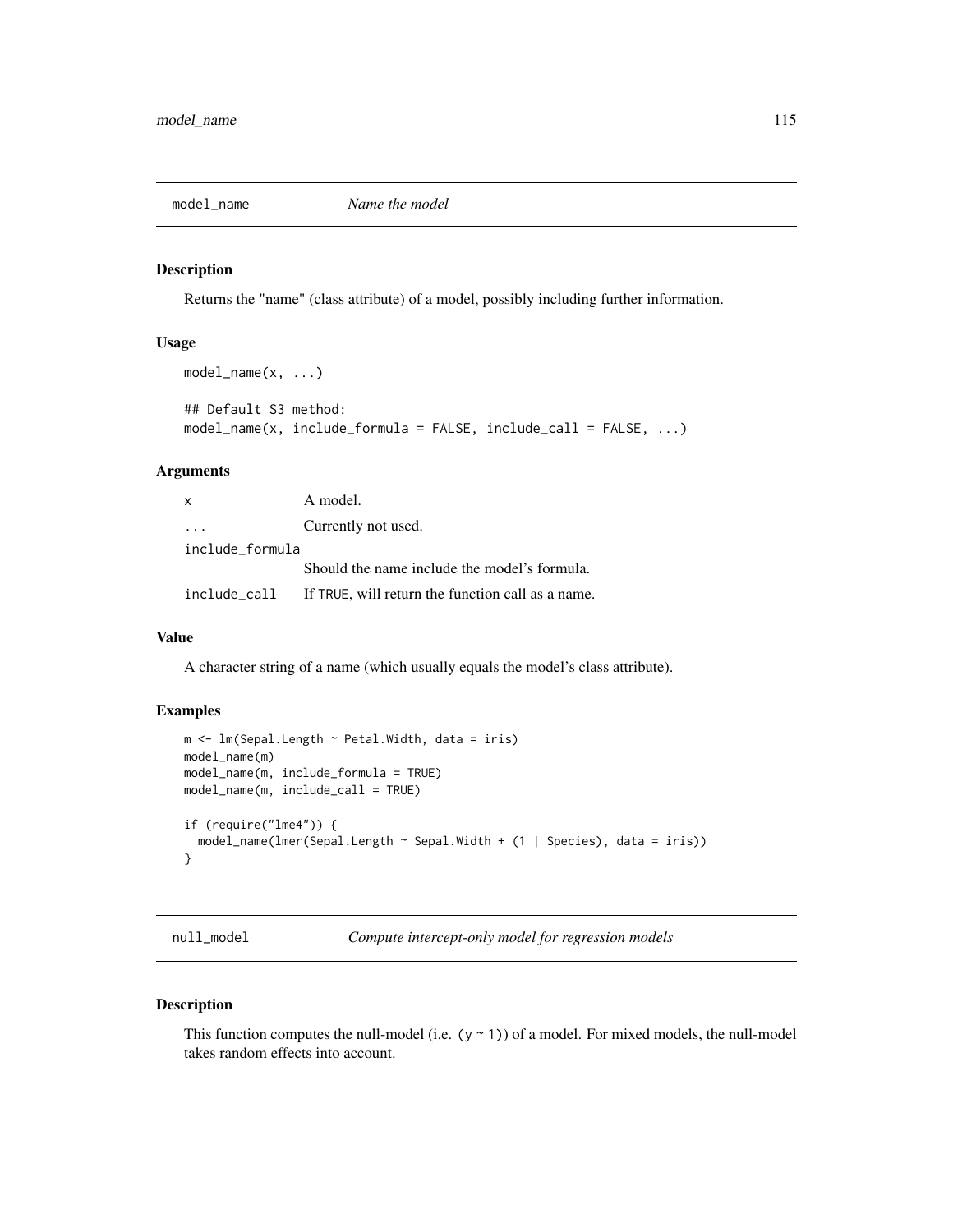## model_name — *Name the model*

### Description

Returns the "name" (class attribute) of a model, possibly including further information.

### Usage

```
model_name(x, ...)

## Default S3 method:
model_name(x, include_formula = FALSE, include_call = FALSE, ...)
```

### Arguments

| | |
|---|---|
| x | A model. |
| ... | Currently not used. |
| include_formula | Should the name include the model's formula. |
| include_call | If TRUE, will return the function call as a name. |

### Value

A character string of a name (which usually equals the model's class attribute).

### Examples

```
m <- lm(Sepal.Length ~ Petal.Width, data = iris)
model_name(m)
model_name(m, include_formula = TRUE)
model_name(m, include_call = TRUE)

if (require("lme4")) {
  model_name(lmer(Sepal.Length ~ Sepal.Width + (1 | Species), data = iris))
}
```

## null_model — *Compute intercept-only model for regression models*

### Description

This function computes the null-model (i.e. (y ~ 1)) of a model. For mixed models, the null-model takes random effects into account.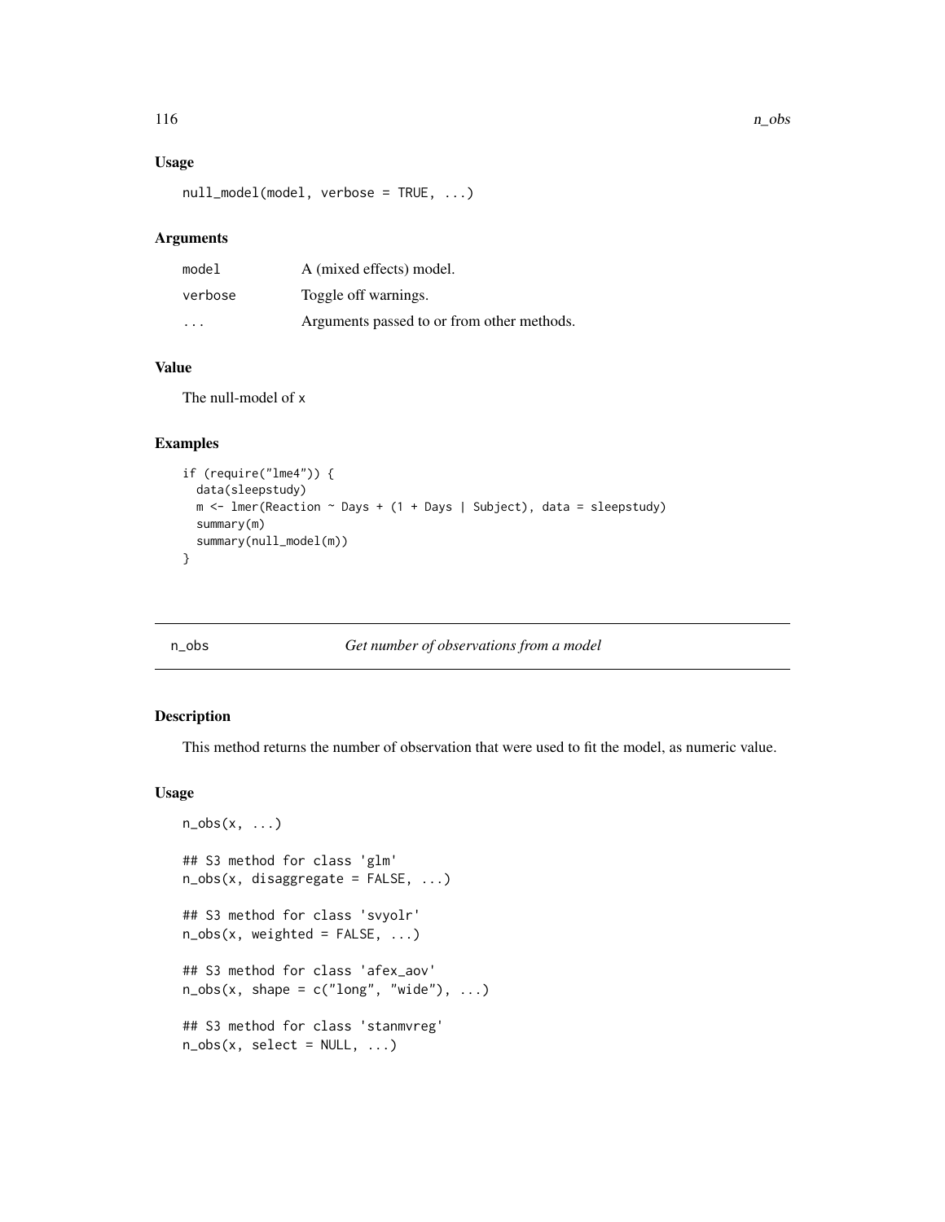### Usage

```
null_model(model, verbose = TRUE, ...)
```

### Arguments

| | |
|---|---|
| model | A (mixed effects) model. |
| verbose | Toggle off warnings. |
| ... | Arguments passed to or from other methods. |

### Value

The null-model of x

### Examples

```
if (require("lme4")) {
  data(sleepstudy)
  m <- lmer(Reaction ~ Days + (1 + Days | Subject), data = sleepstudy)
  summary(m)
  summary(null_model(m))
}
```

---

## n_obs *Get number of observations from a model*

### Description

This method returns the number of observation that were used to fit the model, as numeric value.

### Usage

```
n_obs(x, ...)

## S3 method for class 'glm'
n_obs(x, disaggregate = FALSE, ...)

## S3 method for class 'svyolr'
n_obs(x, weighted = FALSE, ...)

## S3 method for class 'afex_aov'
n_obs(x, shape = c("long", "wide"), ...)

## S3 method for class 'stanmvreg'
n_obs(x, select = NULL, ...)
```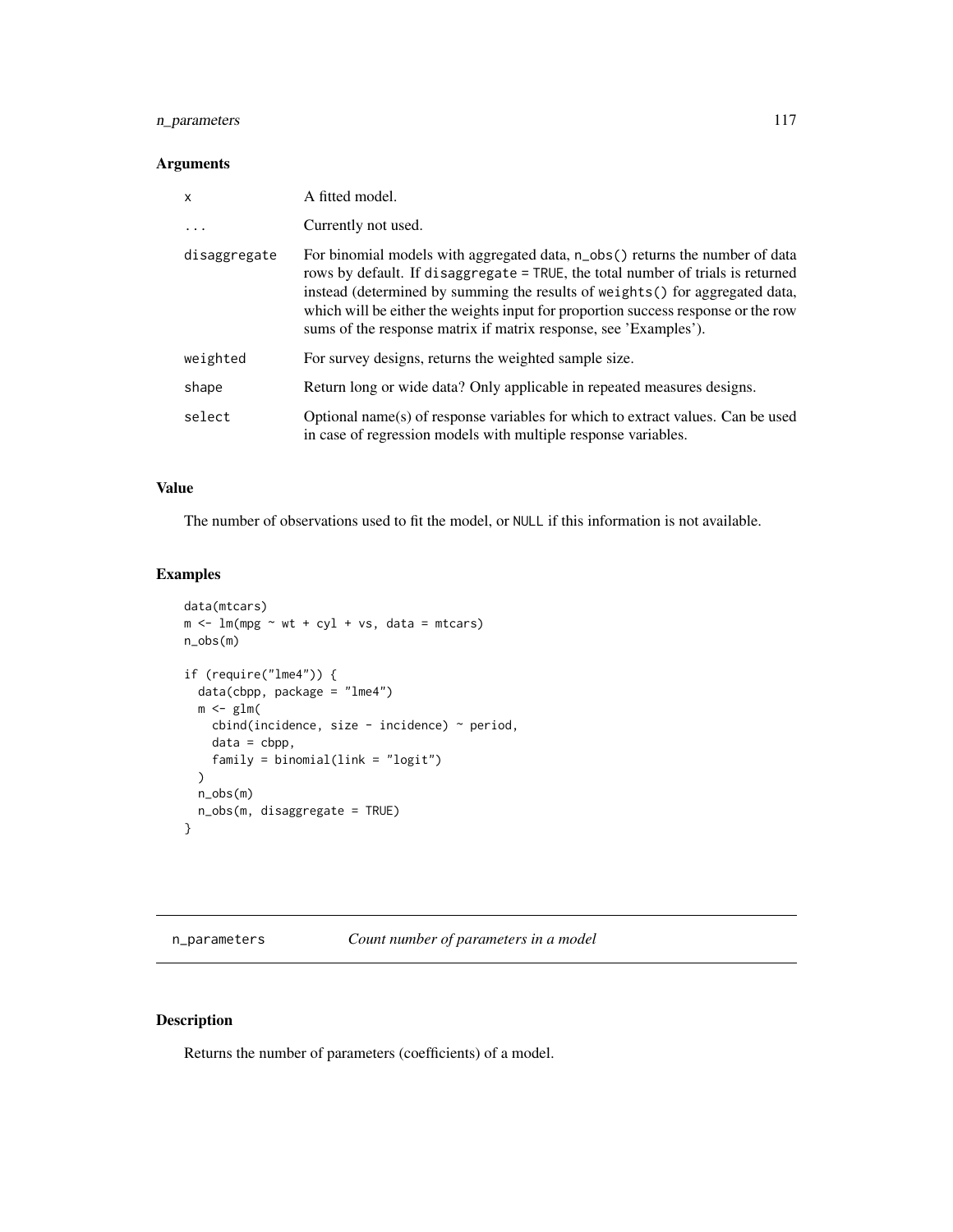## Arguments

| | |
|---|---|
| x | A fitted model. |
| ... | Currently not used. |
| disaggregate | For binomial models with aggregated data, n_obs() returns the number of data rows by default. If disaggregate = TRUE, the total number of trials is returned instead (determined by summing the results of weights() for aggregated data, which will be either the weights input for proportion success response or the row sums of the response matrix if matrix response, see 'Examples'). |
| weighted | For survey designs, returns the weighted sample size. |
| shape | Return long or wide data? Only applicable in repeated measures designs. |
| select | Optional name(s) of response variables for which to extract values. Can be used in case of regression models with multiple response variables. |

## Value

The number of observations used to fit the model, or NULL if this information is not available.

## Examples

```
data(mtcars)
m <- lm(mpg ~ wt + cyl + vs, data = mtcars)
n_obs(m)

if (require("lme4")) {
  data(cbpp, package = "lme4")
  m <- glm(
    cbind(incidence, size - incidence) ~ period,
    data = cbpp,
    family = binomial(link = "logit")
  )
  n_obs(m)
  n_obs(m, disaggregate = TRUE)
}
```

---

# n_parameters    *Count number of parameters in a model*

## Description

Returns the number of parameters (coefficients) of a model.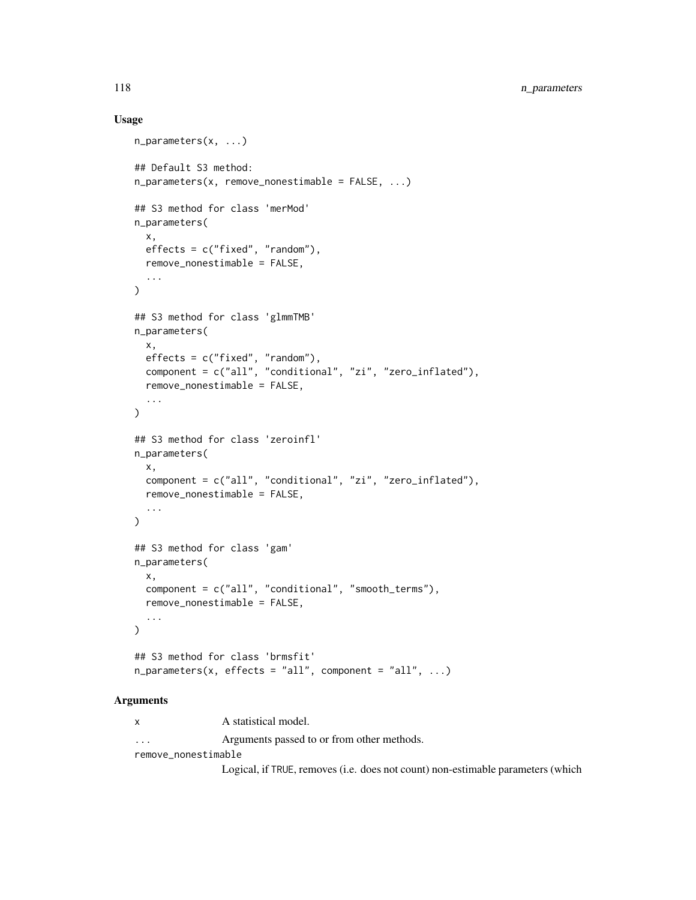## Usage

```
n_parameters(x, ...)

## Default S3 method:
n_parameters(x, remove_nonestimable = FALSE, ...)

## S3 method for class 'merMod'
n_parameters(
  x,
  effects = c("fixed", "random"),
  remove_nonestimable = FALSE,
  ...
)

## S3 method for class 'glmmTMB'
n_parameters(
  x,
  effects = c("fixed", "random"),
  component = c("all", "conditional", "zi", "zero_inflated"),
  remove_nonestimable = FALSE,
  ...
)

## S3 method for class 'zeroinfl'
n_parameters(
  x,
  component = c("all", "conditional", "zi", "zero_inflated"),
  remove_nonestimable = FALSE,
  ...
)

## S3 method for class 'gam'
n_parameters(
  x,
  component = c("all", "conditional", "smooth_terms"),
  remove_nonestimable = FALSE,
  ...
)

## S3 method for class 'brmsfit'
n_parameters(x, effects = "all", component = "all", ...)
```

## Arguments

`x` A statistical model.

`...` Arguments passed to or from other methods.

`remove_nonestimable`
Logical, if `TRUE`, removes (i.e. does not count) non-estimable parameters (which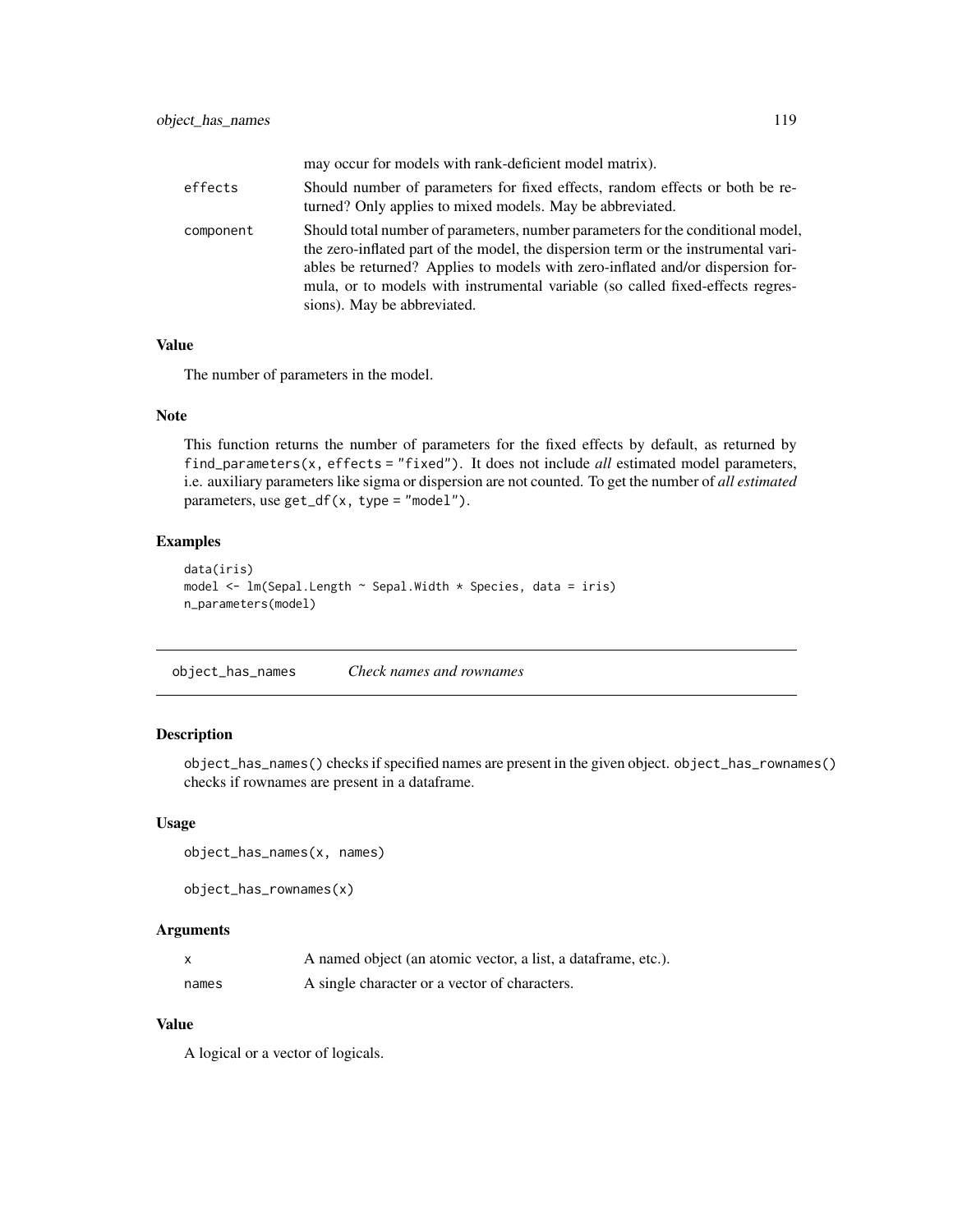| | |
|---|---|
| | may occur for models with rank-deficient model matrix). |
| effects | Should number of parameters for fixed effects, random effects or both be returned? Only applies to mixed models. May be abbreviated. |
| component | Should total number of parameters, number parameters for the conditional model, the zero-inflated part of the model, the dispersion term or the instrumental variables be returned? Applies to models with zero-inflated and/or dispersion formula, or to models with instrumental variable (so called fixed-effects regressions). May be abbreviated. |

### Value

The number of parameters in the model.

### Note

This function returns the number of parameters for the fixed effects by default, as returned by `find_parameters(x, effects = "fixed")`. It does not include *all* estimated model parameters, i.e. auxiliary parameters like sigma or dispersion are not counted. To get the number of *all estimated* parameters, use `get_df(x, type = "model")`.

### Examples

```
data(iris)
model <- lm(Sepal.Length ~ Sepal.Width * Species, data = iris)
n_parameters(model)
```

---

## object_has_names    *Check names and rownames*

### Description

`object_has_names()` checks if specified names are present in the given object. `object_has_rownames()` checks if rownames are present in a dataframe.

### Usage

```
object_has_names(x, names)

object_has_rownames(x)
```

### Arguments

| | |
|---|---|
| x | A named object (an atomic vector, a list, a dataframe, etc.). |
| names | A single character or a vector of characters. |

### Value

A logical or a vector of logicals.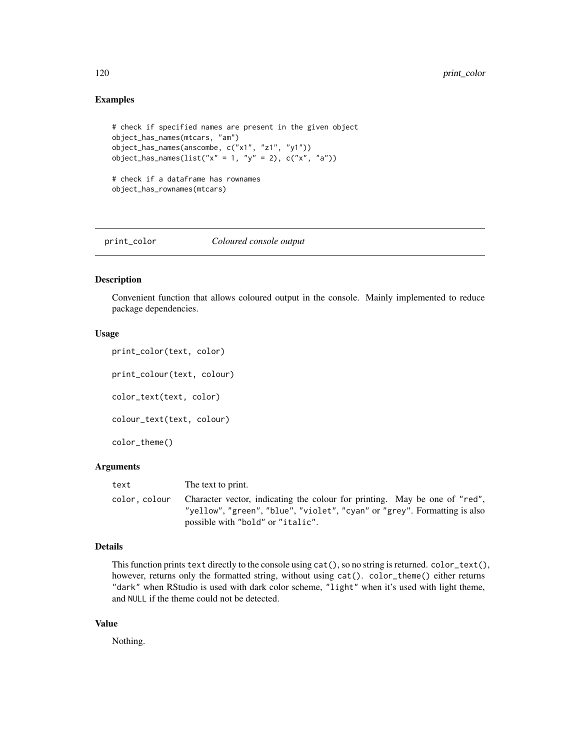## Examples

```
# check if specified names are present in the given object
object_has_names(mtcars, "am")
object_has_names(anscombe, c("x1", "z1", "y1"))
object_has_names(list("x" = 1, "y" = 2), c("x", "a"))

# check if a dataframe has rownames
object_has_rownames(mtcars)
```

---

# print_color *Coloured console output*

## Description

Convenient function that allows coloured output in the console. Mainly implemented to reduce package dependencies.

## Usage

```
print_color(text, color)

print_colour(text, colour)

color_text(text, color)

colour_text(text, colour)

color_theme()
```

## Arguments

| | |
|---|---|
| `text` | The text to print. |
| `color, colour` | Character vector, indicating the colour for printing. May be one of `"red"`, `"yellow"`, `"green"`, `"blue"`, `"violet"`, `"cyan"` or `"grey"`. Formatting is also possible with `"bold"` or `"italic"`. |

## Details

This function prints `text` directly to the console using `cat()`, so no string is returned. `color_text()`, however, returns only the formatted string, without using `cat()`. `color_theme()` either returns `"dark"` when RStudio is used with dark color scheme, `"light"` when it's used with light theme, and `NULL` if the theme could not be detected.

## Value

Nothing.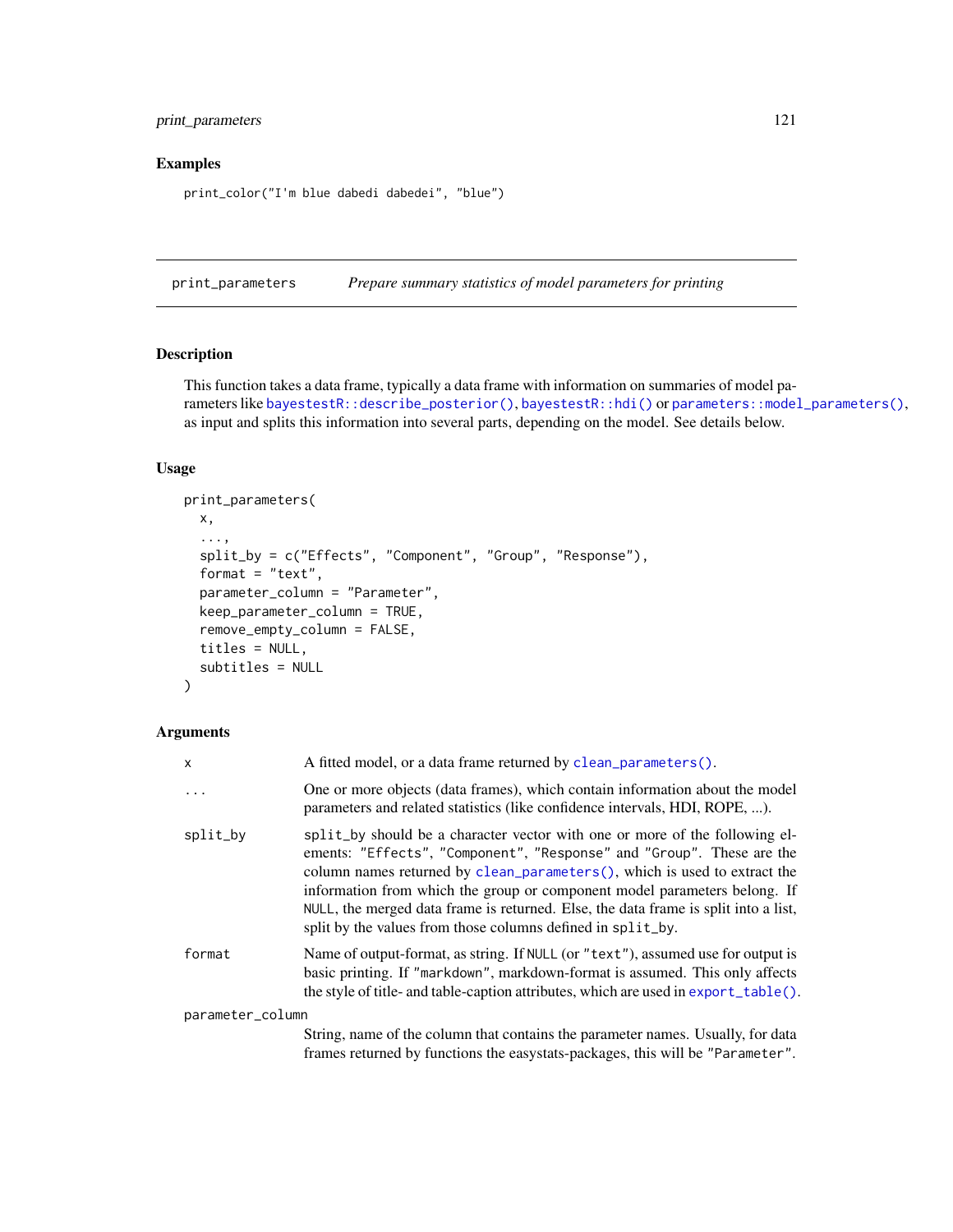## Examples

```
print_color("I'm blue dabedi dabedei", "blue")
```

---

# print_parameters *Prepare summary statistics of model parameters for printing*

## Description

This function takes a data frame, typically a data frame with information on summaries of model parameters like `bayestestR::describe_posterior()`, `bayestestR::hdi()` or `parameters::model_parameters()`, as input and splits this information into several parts, depending on the model. See details below.

## Usage

```
print_parameters(
  x,
  ...,
  split_by = c("Effects", "Component", "Group", "Response"),
  format = "text",
  parameter_column = "Parameter",
  keep_parameter_column = TRUE,
  remove_empty_column = FALSE,
  titles = NULL,
  subtitles = NULL
)
```

## Arguments

- `x` — A fitted model, or a data frame returned by `clean_parameters()`.
- `...` — One or more objects (data frames), which contain information about the model parameters and related statistics (like confidence intervals, HDI, ROPE, ...).
- `split_by` — `split_by` should be a character vector with one or more of the following elements: `"Effects"`, `"Component"`, `"Response"` and `"Group"`. These are the column names returned by `clean_parameters()`, which is used to extract the information from which the group or component model parameters belong. If `NULL`, the merged data frame is returned. Else, the data frame is split into a list, split by the values from those columns defined in `split_by`.
- `format` — Name of output-format, as string. If `NULL` (or `"text"`), assumed use for output is basic printing. If `"markdown"`, markdown-format is assumed. This only affects the style of title- and table-caption attributes, which are used in `export_table()`.
- `parameter_column` — String, name of the column that contains the parameter names. Usually, for data frames returned by functions the easystats-packages, this will be `"Parameter"`.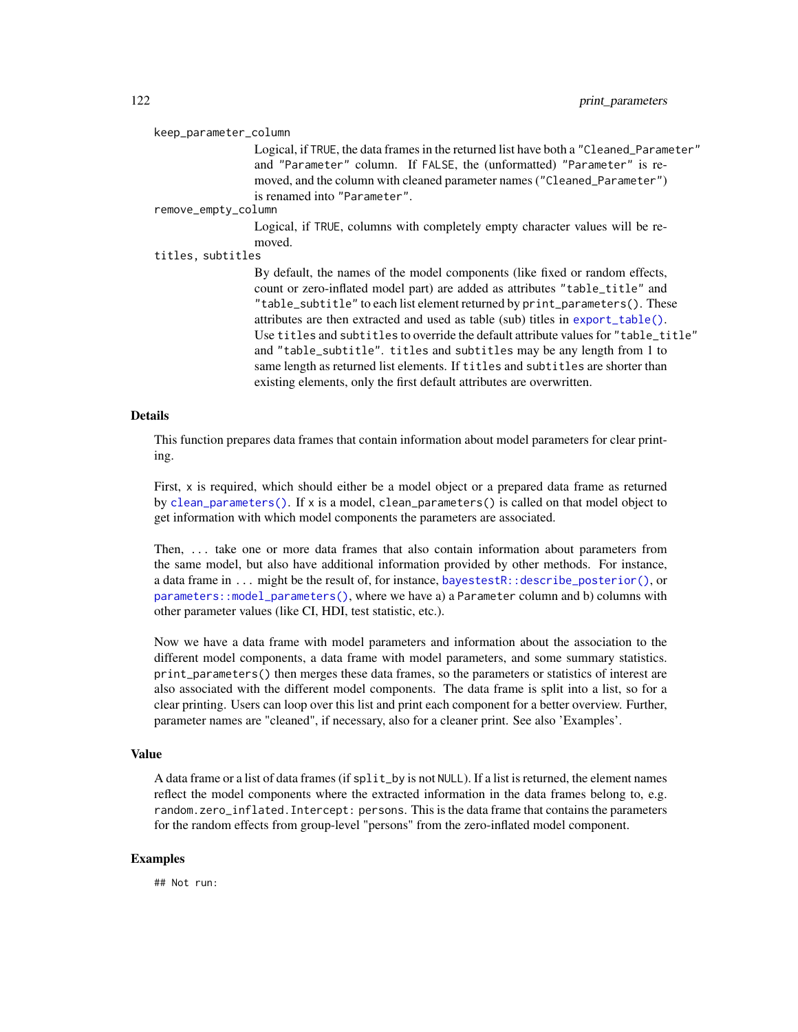`keep_parameter_column`
: Logical, if `TRUE`, the data frames in the returned list have both a `"Cleaned_Parameter"` and `"Parameter"` column. If `FALSE`, the (unformatted) `"Parameter"` is removed, and the column with cleaned parameter names (`"Cleaned_Parameter"`) is renamed into `"Parameter"`.

`remove_empty_column`
: Logical, if `TRUE`, columns with completely empty character values will be removed.

`titles, subtitles`
: By default, the names of the model components (like fixed or random effects, count or zero-inflated model part) are added as attributes `"table_title"` and `"table_subtitle"` to each list element returned by `print_parameters()`. These attributes are then extracted and used as table (sub) titles in `export_table()`. Use `titles` and `subtitles` to override the default attribute values for `"table_title"` and `"table_subtitle"`. `titles` and `subtitles` may be any length from 1 to same length as returned list elements. If `titles` and `subtitles` are shorter than existing elements, only the first default attributes are overwritten.

## Details

This function prepares data frames that contain information about model parameters for clear printing.

First, `x` is required, which should either be a model object or a prepared data frame as returned by `clean_parameters()`. If `x` is a model, `clean_parameters()` is called on that model object to get information with which model components the parameters are associated.

Then, `...` take one or more data frames that also contain information about parameters from the same model, but also have additional information provided by other methods. For instance, a data frame in `...` might be the result of, for instance, `bayestestR::describe_posterior()`, or `parameters::model_parameters()`, where we have a) a `Parameter` column and b) columns with other parameter values (like CI, HDI, test statistic, etc.).

Now we have a data frame with model parameters and information about the association to the different model components, a data frame with model parameters, and some summary statistics. `print_parameters()` then merges these data frames, so the parameters or statistics of interest are also associated with the different model components. The data frame is split into a list, so for a clear printing. Users can loop over this list and print each component for a better overview. Further, parameter names are "cleaned", if necessary, also for a cleaner print. See also 'Examples'.

## Value

A data frame or a list of data frames (if `split_by` is not `NULL`). If a list is returned, the element names reflect the model components where the extracted information in the data frames belong to, e.g. `random.zero_inflated.Intercept: persons`. This is the data frame that contains the parameters for the random effects from group-level "persons" from the zero-inflated model component.

## Examples

```
## Not run:
```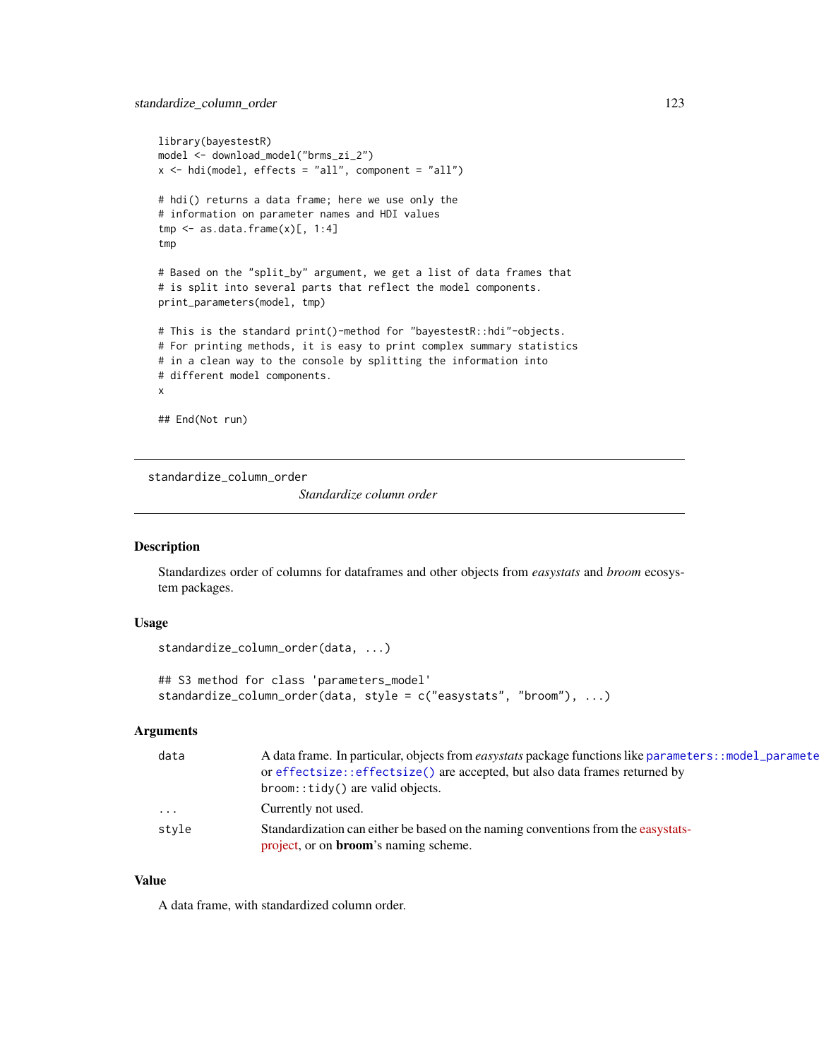```
library(bayestestR)
model <- download_model("brms_zi_2")
x <- hdi(model, effects = "all", component = "all")

# hdi() returns a data frame; here we use only the
# information on parameter names and HDI values
tmp <- as.data.frame(x)[, 1:4]
tmp

# Based on the "split_by" argument, we get a list of data frames that
# is split into several parts that reflect the model components.
print_parameters(model, tmp)

# This is the standard print()-method for "bayestestR::hdi"-objects.
# For printing methods, it is easy to print complex summary statistics
# in a clean way to the console by splitting the information into
# different model components.
x

## End(Not run)
```

## standardize_column_order

*Standardize column order*

### Description

Standardizes order of columns for dataframes and other objects from *easystats* and *broom* ecosystem packages.

### Usage

```
standardize_column_order(data, ...)

## S3 method for class 'parameters_model'
standardize_column_order(data, style = c("easystats", "broom"), ...)
```

### Arguments

| | |
|---|---|
| data | A data frame. In particular, objects from *easystats* package functions like `parameters::model_parameters()` or `effectsize::effectsize()` are accepted, but also data frames returned by `broom::tidy()` are valid objects. |
| ... | Currently not used. |
| style | Standardization can either be based on the naming conventions from the easystats-project, or on **broom**'s naming scheme. |

### Value

A data frame, with standardized column order.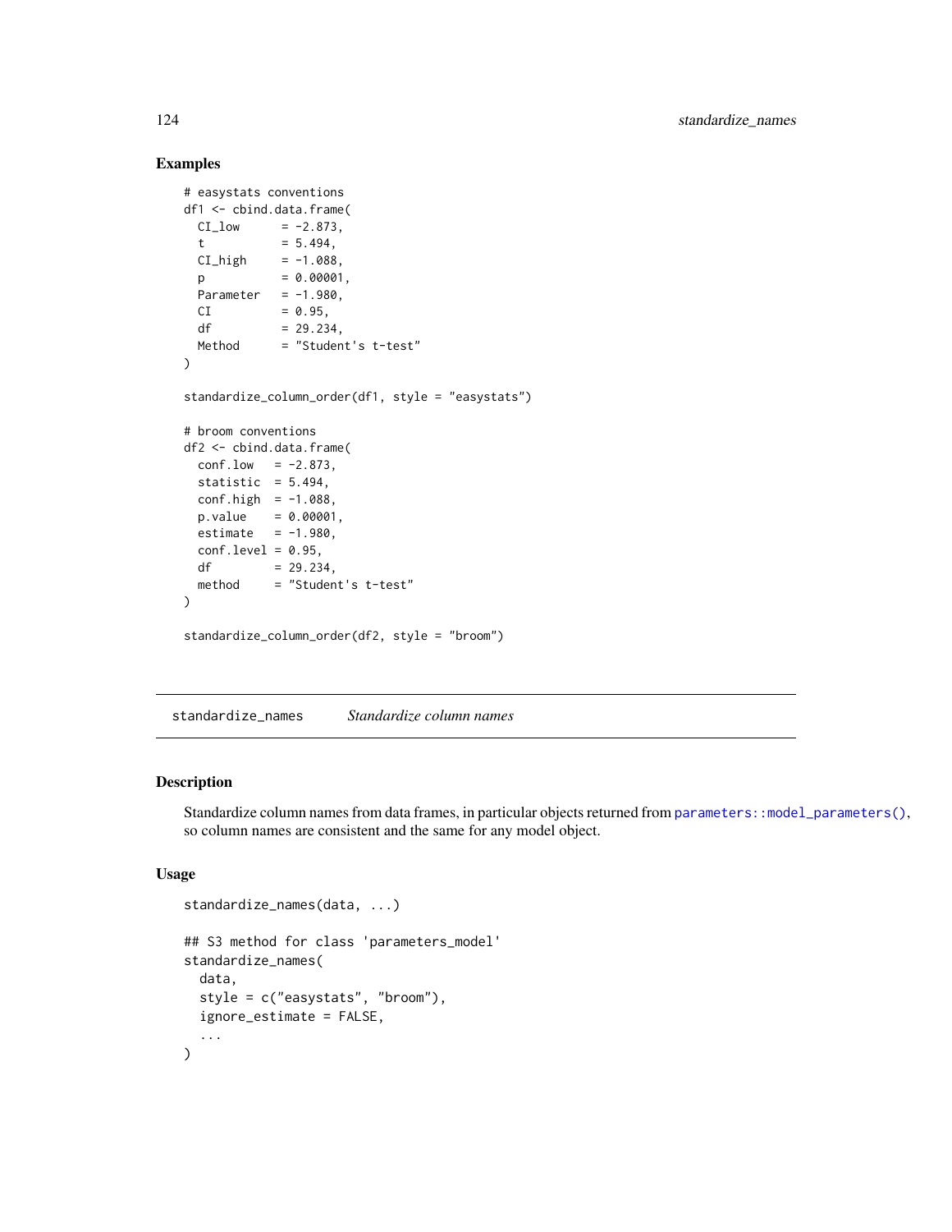## Examples

```
# easystats conventions
df1 <- cbind.data.frame(
  CI_low      = -2.873,
  t           = 5.494,
  CI_high     = -1.088,
  p           = 0.00001,
  Parameter   = -1.980,
  CI          = 0.95,
  df          = 29.234,
  Method      = "Student's t-test"
)

standardize_column_order(df1, style = "easystats")

# broom conventions
df2 <- cbind.data.frame(
  conf.low   = -2.873,
  statistic  = 5.494,
  conf.high  = -1.088,
  p.value    = 0.00001,
  estimate   = -1.980,
  conf.level = 0.95,
  df         = 29.234,
  method     = "Student's t-test"
)

standardize_column_order(df2, style = "broom")
```

---

standardize_names    *Standardize column names*

---

## Description

Standardize column names from data frames, in particular objects returned from `parameters::model_parameters()`, so column names are consistent and the same for any model object.

## Usage

```
standardize_names(data, ...)

## S3 method for class 'parameters_model'
standardize_names(
  data,
  style = c("easystats", "broom"),
  ignore_estimate = FALSE,
  ...
)
```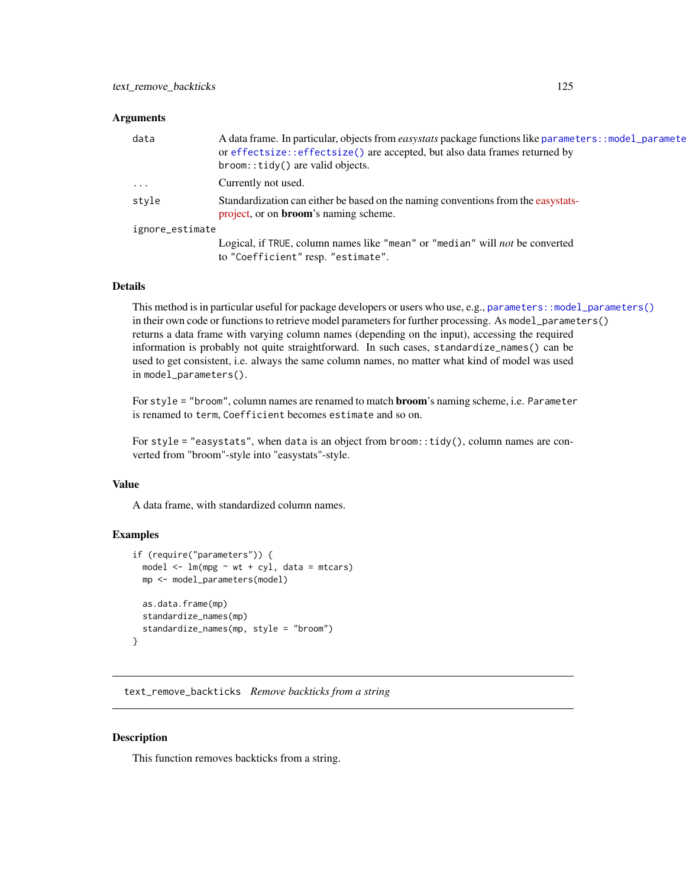### Arguments

| | |
|---|---|
| `data` | A data frame. In particular, objects from *easystats* package functions like `parameters::model_paramete` or `effectsize::effectsize()` are accepted, but also data frames returned by `broom::tidy()` are valid objects. |
| `...` | Currently not used. |
| `style` | Standardization can either be based on the naming conventions from the easystats-project, or on **broom**'s naming scheme. |
| `ignore_estimate` | Logical, if `TRUE`, column names like `"mean"` or `"median"` will *not* be converted to `"Coefficient"` resp. `"estimate"`. |

### Details

This method is in particular useful for package developers or users who use, e.g., `parameters::model_parameters()` in their own code or functions to retrieve model parameters for further processing. As `model_parameters()` returns a data frame with varying column names (depending on the input), accessing the required information is probably not quite straightforward. In such cases, `standardize_names()` can be used to get consistent, i.e. always the same column names, no matter what kind of model was used in `model_parameters()`.

For `style = "broom"`, column names are renamed to match **broom**'s naming scheme, i.e. `Parameter` is renamed to `term`, `Coefficient` becomes `estimate` and so on.

For `style = "easystats"`, when `data` is an object from `broom::tidy()`, column names are converted from "broom"-style into "easystats"-style.

### Value

A data frame, with standardized column names.

### Examples

```
if (require("parameters")) {
  model <- lm(mpg ~ wt + cyl, data = mtcars)
  mp <- model_parameters(model)

  as.data.frame(mp)
  standardize_names(mp)
  standardize_names(mp, style = "broom")
}
```

---

## `text_remove_backticks` *Remove backticks from a string*

---

### Description

This function removes backticks from a string.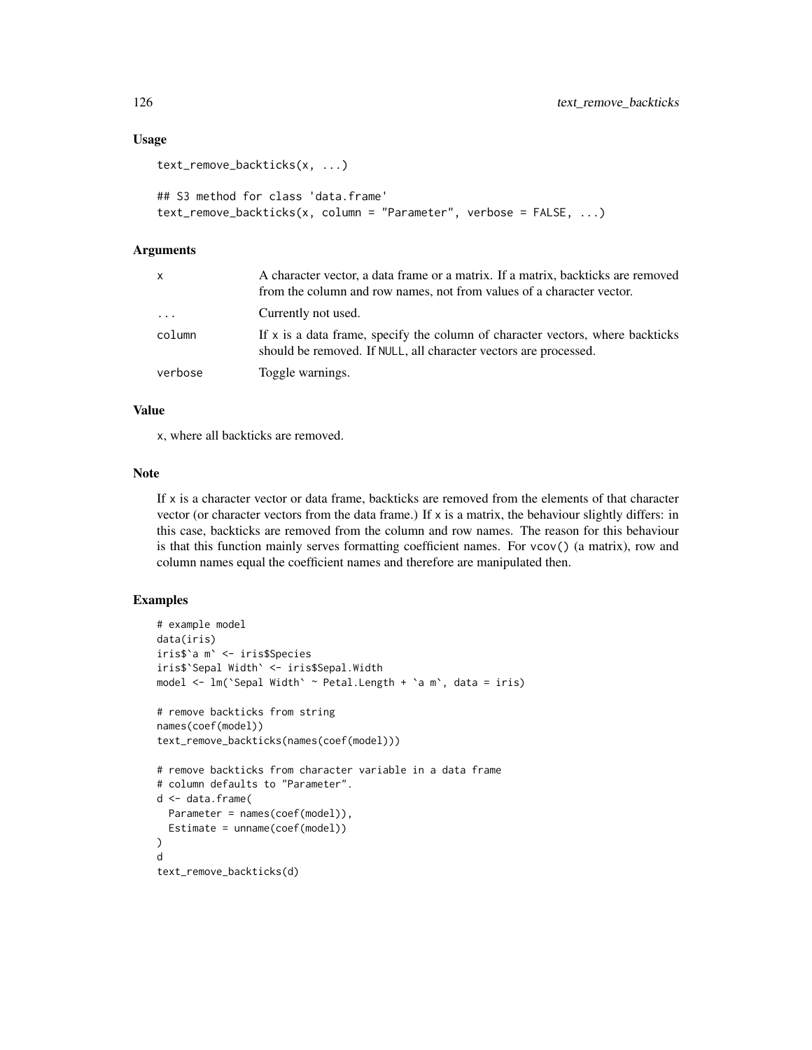### Usage

```
text_remove_backticks(x, ...)

## S3 method for class 'data.frame'
text_remove_backticks(x, column = "Parameter", verbose = FALSE, ...)
```

### Arguments

| | |
|---|---|
| x | A character vector, a data frame or a matrix. If a matrix, backticks are removed from the column and row names, not from values of a character vector. |
| ... | Currently not used. |
| column | If x is a data frame, specify the column of character vectors, where backticks should be removed. If NULL, all character vectors are processed. |
| verbose | Toggle warnings. |

### Value

x, where all backticks are removed.

### Note

If x is a character vector or data frame, backticks are removed from the elements of that character vector (or character vectors from the data frame.) If x is a matrix, the behaviour slightly differs: in this case, backticks are removed from the column and row names. The reason for this behaviour is that this function mainly serves formatting coefficient names. For vcov() (a matrix), row and column names equal the coefficient names and therefore are manipulated then.

### Examples

```
# example model
data(iris)
iris$`a m` <- iris$Species
iris$`Sepal Width` <- iris$Sepal.Width
model <- lm(`Sepal Width` ~ Petal.Length + `a m`, data = iris)

# remove backticks from string
names(coef(model))
text_remove_backticks(names(coef(model)))

# remove backticks from character variable in a data frame
# column defaults to "Parameter".
d <- data.frame(
  Parameter = names(coef(model)),
  Estimate = unname(coef(model))
)
d
text_remove_backticks(d)
```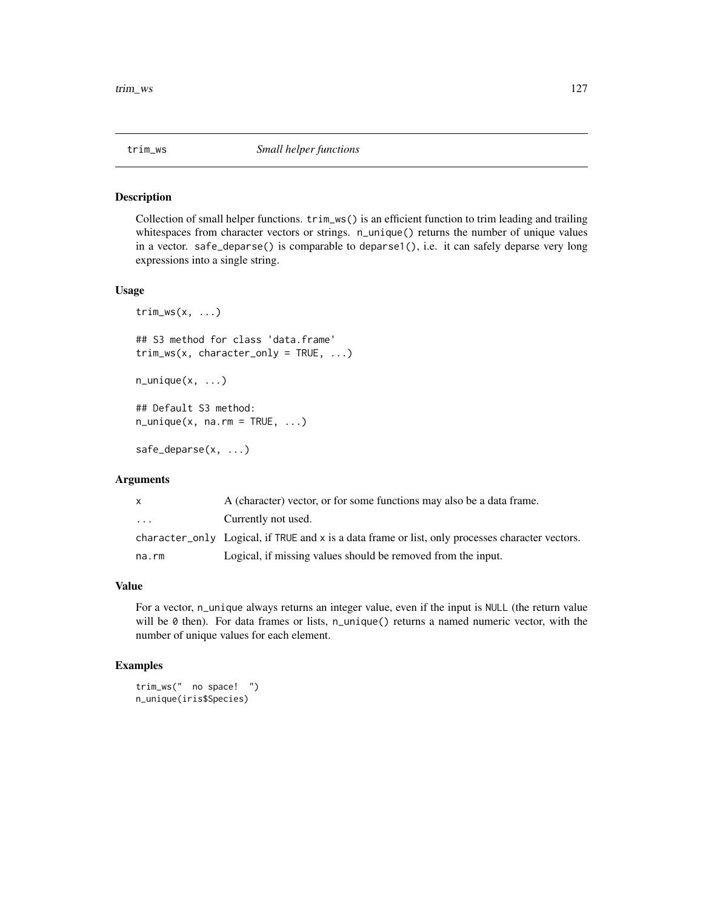## trim_ws *Small helper functions*

### Description

Collection of small helper functions. `trim_ws()` is an efficient function to trim leading and trailing whitespaces from character vectors or strings. `n_unique()` returns the number of unique values in a vector. `safe_deparse()` is comparable to `deparse1()`, i.e. it can safely deparse very long expressions into a single string.

### Usage

```
trim_ws(x, ...)

## S3 method for class 'data.frame'
trim_ws(x, character_only = TRUE, ...)

n_unique(x, ...)

## Default S3 method:
n_unique(x, na.rm = TRUE, ...)

safe_deparse(x, ...)
```

### Arguments

| | |
|---|---|
| `x` | A (character) vector, or for some functions may also be a data frame. |
| `...` | Currently not used. |
| `character_only` | Logical, if `TRUE` and `x` is a data frame or list, only processes character vectors. |
| `na.rm` | Logical, if missing values should be removed from the input. |

### Value

For a vector, `n_unique` always returns an integer value, even if the input is `NULL` (the return value will be `0` then). For data frames or lists, `n_unique()` returns a named numeric vector, with the number of unique values for each element.

### Examples

```
trim_ws("  no space!  ")
n_unique(iris$Species)
```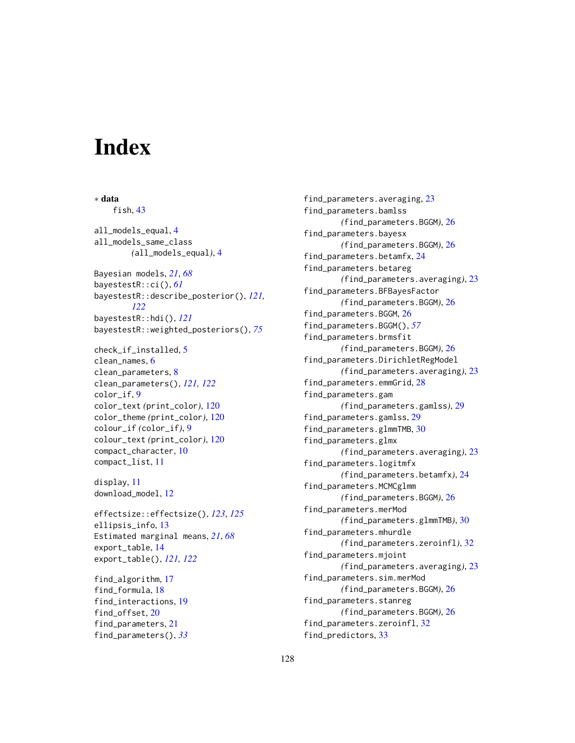# Index

∗ **data**

fish, 43

all_models_equal, 4
all_models_same_class (all_models_equal), 4

Bayesian models, *21*, *68*
bayestestR::ci(), *61*
bayestestR::describe_posterior(), *121, 122*
bayestestR::hdi(), *121*
bayestestR::weighted_posteriors(), *75*

check_if_installed, 5
clean_names, 6
clean_parameters, 8
clean_parameters(), *121, 122*
color_if, 9
color_text (print_color), 120
color_theme (print_color), 120
colour_if (color_if), 9
colour_text (print_color), 120
compact_character, 10
compact_list, 11

display, 11
download_model, 12

effectsize::effectsize(), *123*, *125*
ellipsis_info, 13
Estimated marginal means, *21*, *68*
export_table, 14
export_table(), *121, 122*

find_algorithm, 17
find_formula, 18
find_interactions, 19
find_offset, 20
find_parameters, 21
find_parameters(), *33*
find_parameters.averaging, 23
find_parameters.bamlss (find_parameters.BGGM), 26
find_parameters.bayesx (find_parameters.BGGM), 26
find_parameters.betamfx, 24
find_parameters.betareg (find_parameters.averaging), 23
find_parameters.BFBayesFactor (find_parameters.BGGM), 26
find_parameters.BGGM, 26
find_parameters.BGGM(), *57*
find_parameters.brmsfit (find_parameters.BGGM), 26
find_parameters.DirichletRegModel (find_parameters.averaging), 23
find_parameters.emmGrid, 28
find_parameters.gam (find_parameters.gamlss), 29
find_parameters.gamlss, 29
find_parameters.glmmTMB, 30
find_parameters.glmx (find_parameters.averaging), 23
find_parameters.logitmfx (find_parameters.betamfx), 24
find_parameters.MCMCglmm (find_parameters.BGGM), 26
find_parameters.merMod (find_parameters.glmmTMB), 30
find_parameters.mhurdle (find_parameters.zeroinfl), 32
find_parameters.mjoint (find_parameters.averaging), 23
find_parameters.sim.merMod (find_parameters.BGGM), 26
find_parameters.stanreg (find_parameters.BGGM), 26
find_parameters.zeroinfl, 32
find_predictors, 33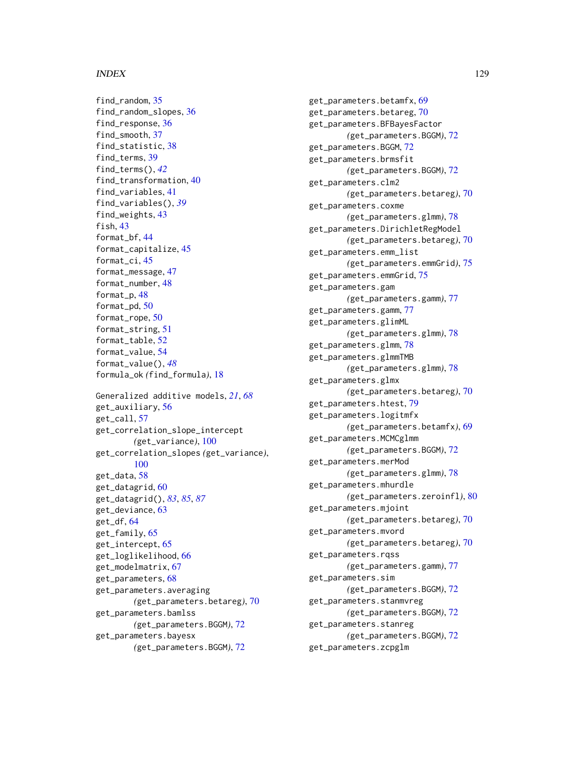find_random, 35
find_random_slopes, 36
find_response, 36
find_smooth, 37
find_statistic, 38
find_terms, 39
find_terms(), *42*
find_transformation, 40
find_variables, 41
find_variables(), *39*
find_weights, 43
fish, 43
format_bf, 44
format_capitalize, 45
format_ci, 45
format_message, 47
format_number, 48
format_p, 48
format_pd, 50
format_rope, 50
format_string, 51
format_table, 52
format_value, 54
format_value(), *48*
formula_ok *(*find_formula*)*, 18

Generalized additive models, *21*, *68*
get_auxiliary, 56
get_call, 57
get_correlation_slope_intercept *(*get_variance*)*, 100
get_correlation_slopes *(*get_variance*)*, 100
get_data, 58
get_datagrid, 60
get_datagrid(), *83*, *85*, *87*
get_deviance, 63
get_df, 64
get_family, 65
get_intercept, 65
get_loglikelihood, 66
get_modelmatrix, 67
get_parameters, 68
get_parameters.averaging *(*get_parameters.betareg*)*, 70
get_parameters.bamlss *(*get_parameters.BGGM*)*, 72
get_parameters.bayesx *(*get_parameters.BGGM*)*, 72
get_parameters.betamfx, 69
get_parameters.betareg, 70
get_parameters.BFBayesFactor *(*get_parameters.BGGM*)*, 72
get_parameters.BGGM, 72
get_parameters.brmsfit *(*get_parameters.BGGM*)*, 72
get_parameters.clm2 *(*get_parameters.betareg*)*, 70
get_parameters.coxme *(*get_parameters.glmm*)*, 78
get_parameters.DirichletRegModel *(*get_parameters.betareg*)*, 70
get_parameters.emm_list *(*get_parameters.emmGrid*)*, 75
get_parameters.emmGrid, 75
get_parameters.gam *(*get_parameters.gamm*)*, 77
get_parameters.gamm, 77
get_parameters.glimML *(*get_parameters.glmm*)*, 78
get_parameters.glmm, 78
get_parameters.glmmTMB *(*get_parameters.glmm*)*, 78
get_parameters.glmx *(*get_parameters.betareg*)*, 70
get_parameters.htest, 79
get_parameters.logitmfx *(*get_parameters.betamfx*)*, 69
get_parameters.MCMCglmm *(*get_parameters.BGGM*)*, 72
get_parameters.merMod *(*get_parameters.glmm*)*, 78
get_parameters.mhurdle *(*get_parameters.zeroinfl*)*, 80
get_parameters.mjoint *(*get_parameters.betareg*)*, 70
get_parameters.mvord *(*get_parameters.betareg*)*, 70
get_parameters.rqss *(*get_parameters.gamm*)*, 77
get_parameters.sim *(*get_parameters.BGGM*)*, 72
get_parameters.stanmvreg *(*get_parameters.BGGM*)*, 72
get_parameters.stanreg *(*get_parameters.BGGM*)*, 72
get_parameters.zcpglm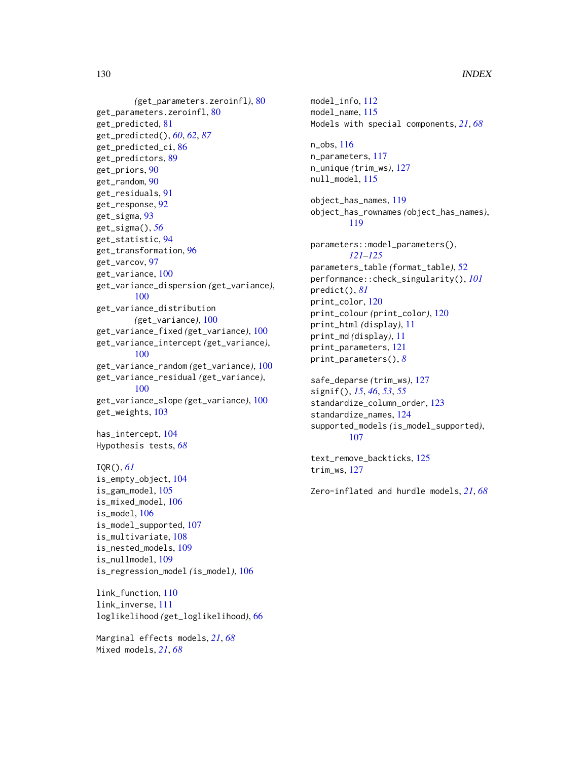(get_parameters.zeroinfl), 80
get_parameters.zeroinfl, 80
get_predicted, 81
get_predicted(), *60*, *62*, *87*
get_predicted_ci, 86
get_predictors, 89
get_priors, 90
get_random, 90
get_residuals, 91
get_response, 92
get_sigma, 93
get_sigma(), *56*
get_statistic, 94
get_transformation, 96
get_varcov, 97
get_variance, 100
get_variance_dispersion *(*get_variance*)*, 100
get_variance_distribution *(*get_variance*)*, 100
get_variance_fixed *(*get_variance*)*, 100
get_variance_intercept *(*get_variance*)*, 100
get_variance_random *(*get_variance*)*, 100
get_variance_residual *(*get_variance*)*, 100
get_variance_slope *(*get_variance*)*, 100
get_weights, 103

has_intercept, 104
Hypothesis tests, *68*

IQR(), *61*
is_empty_object, 104
is_gam_model, 105
is_mixed_model, 106
is_model, 106
is_model_supported, 107
is_multivariate, 108
is_nested_models, 109
is_nullmodel, 109
is_regression_model *(*is_model*)*, 106

link_function, 110
link_inverse, 111
loglikelihood *(*get_loglikelihood*)*, 66

Marginal effects models, *21*, *68*
Mixed models, *21*, *68*
model_info, 112
model_name, 115
Models with special components, *21*, *68*

n_obs, 116
n_parameters, 117
n_unique *(*trim_ws*)*, 127
null_model, 115

object_has_names, 119
object_has_rownames *(*object_has_names*)*, 119

parameters::model_parameters(), *121–125*
parameters_table *(*format_table*)*, 52
performance::check_singularity(), *101*
predict(), *81*
print_color, 120
print_colour *(*print_color*)*, 120
print_html *(*display*)*, 11
print_md *(*display*)*, 11
print_parameters, 121
print_parameters(), *8*

safe_deparse *(*trim_ws*)*, 127
signif(), *15*, *46*, *53*, *55*
standardize_column_order, 123
standardize_names, 124
supported_models *(*is_model_supported*)*, 107

text_remove_backticks, 125
trim_ws, 127

Zero-inflated and hurdle models, *21*, *68*